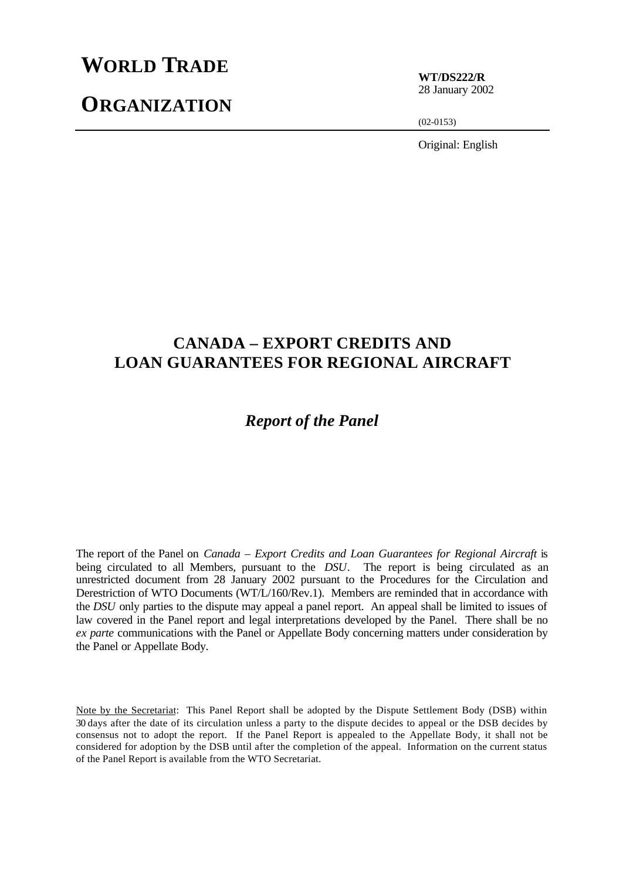# WORLD TRADE ORGANIZATION

**WT/DS222/R**
28 January 2002

(02-0153)

Original: English

## CANADA – EXPORT CREDITS AND LOAN GUARANTEES FOR REGIONAL AIRCRAFT

### *Report of the Panel*

The report of the Panel on *Canada – Export Credits and Loan Guarantees for Regional Aircraft* is being circulated to all Members, pursuant to the *DSU*. The report is being circulated as an unrestricted document from 28 January 2002 pursuant to the Procedures for the Circulation and Derestriction of WTO Documents (WT/L/160/Rev.1). Members are reminded that in accordance with the *DSU* only parties to the dispute may appeal a panel report. An appeal shall be limited to issues of law covered in the Panel report and legal interpretations developed by the Panel. There shall be no *ex parte* communications with the Panel or Appellate Body concerning matters under consideration by the Panel or Appellate Body.

Note by the Secretariat: This Panel Report shall be adopted by the Dispute Settlement Body (DSB) within 30 days after the date of its circulation unless a party to the dispute decides to appeal or the DSB decides by consensus not to adopt the report. If the Panel Report is appealed to the Appellate Body, it shall not be considered for adoption by the DSB until after the completion of the appeal. Information on the current status of the Panel Report is available from the WTO Secretariat.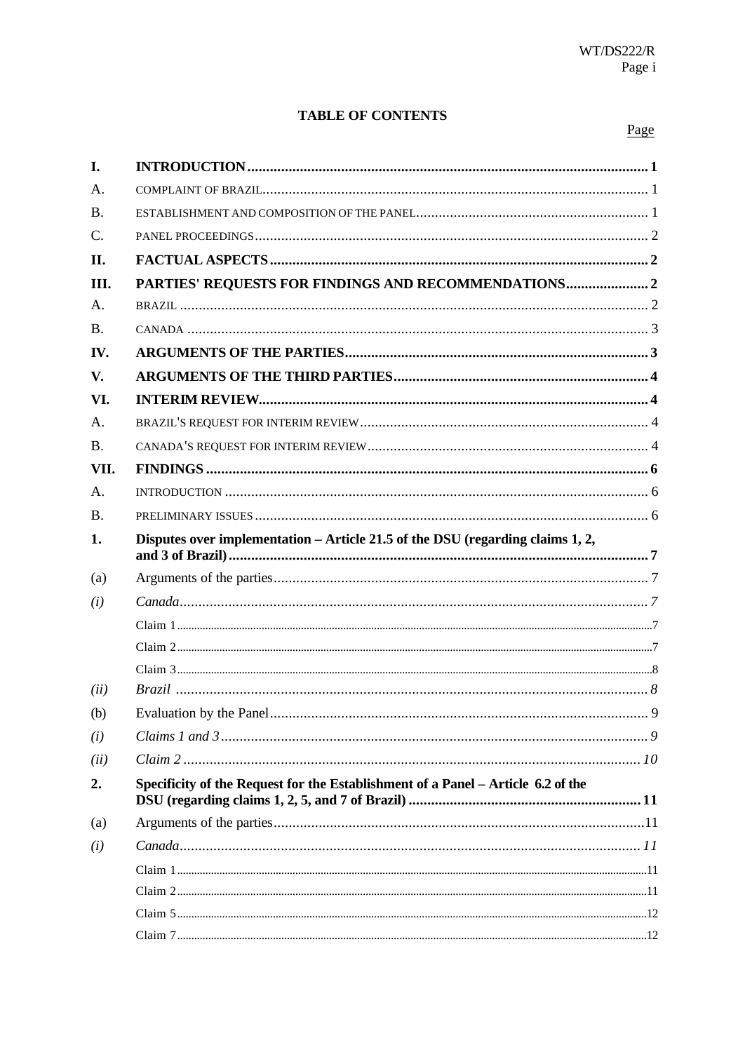## TABLE OF CONTENTS

| | | Page |
|---|---|---|
| **I.** | **INTRODUCTION** | **1** |
| A. | COMPLAINT OF BRAZIL | 1 |
| B. | ESTABLISHMENT AND COMPOSITION OF THE PANEL | 1 |
| C. | PANEL PROCEEDINGS | 2 |
| **II.** | **FACTUAL ASPECTS** | **2** |
| **III.** | **PARTIES' REQUESTS FOR FINDINGS AND RECOMMENDATIONS** | **2** |
| A. | BRAZIL | 2 |
| B. | CANADA | 3 |
| **IV.** | **ARGUMENTS OF THE PARTIES** | **3** |
| **V.** | **ARGUMENTS OF THE THIRD PARTIES** | **4** |
| **VI.** | **INTERIM REVIEW** | **4** |
| A. | BRAZIL'S REQUEST FOR INTERIM REVIEW | 4 |
| B. | CANADA'S REQUEST FOR INTERIM REVIEW | 4 |
| **VII.** | **FINDINGS** | **6** |
| A. | INTRODUCTION | 6 |
| B. | PRELIMINARY ISSUES | 6 |
| **1.** | **Disputes over implementation – Article 21.5 of the DSU (regarding claims 1, 2, and 3 of Brazil)** | **7** |
| (a) | Arguments of the parties | 7 |
| *(i)* | *Canada* | *7* |
| | Claim 1 | 7 |
| | Claim 2 | 7 |
| | Claim 3 | 8 |
| *(ii)* | *Brazil* | *8* |
| (b) | Evaluation by the Panel | 9 |
| *(i)* | *Claims 1 and 3* | *9* |
| *(ii)* | *Claim 2* | *10* |
| **2.** | **Specificity of the Request for the Establishment of a Panel – Article 6.2 of the DSU (regarding claims 1, 2, 5, and 7 of Brazil)** | **11** |
| (a) | Arguments of the parties | 11 |
| *(i)* | *Canada* | *11* |
| | Claim 1 | 11 |
| | Claim 2 | 11 |
| | Claim 5 | 12 |
| | Claim 7 | 12 |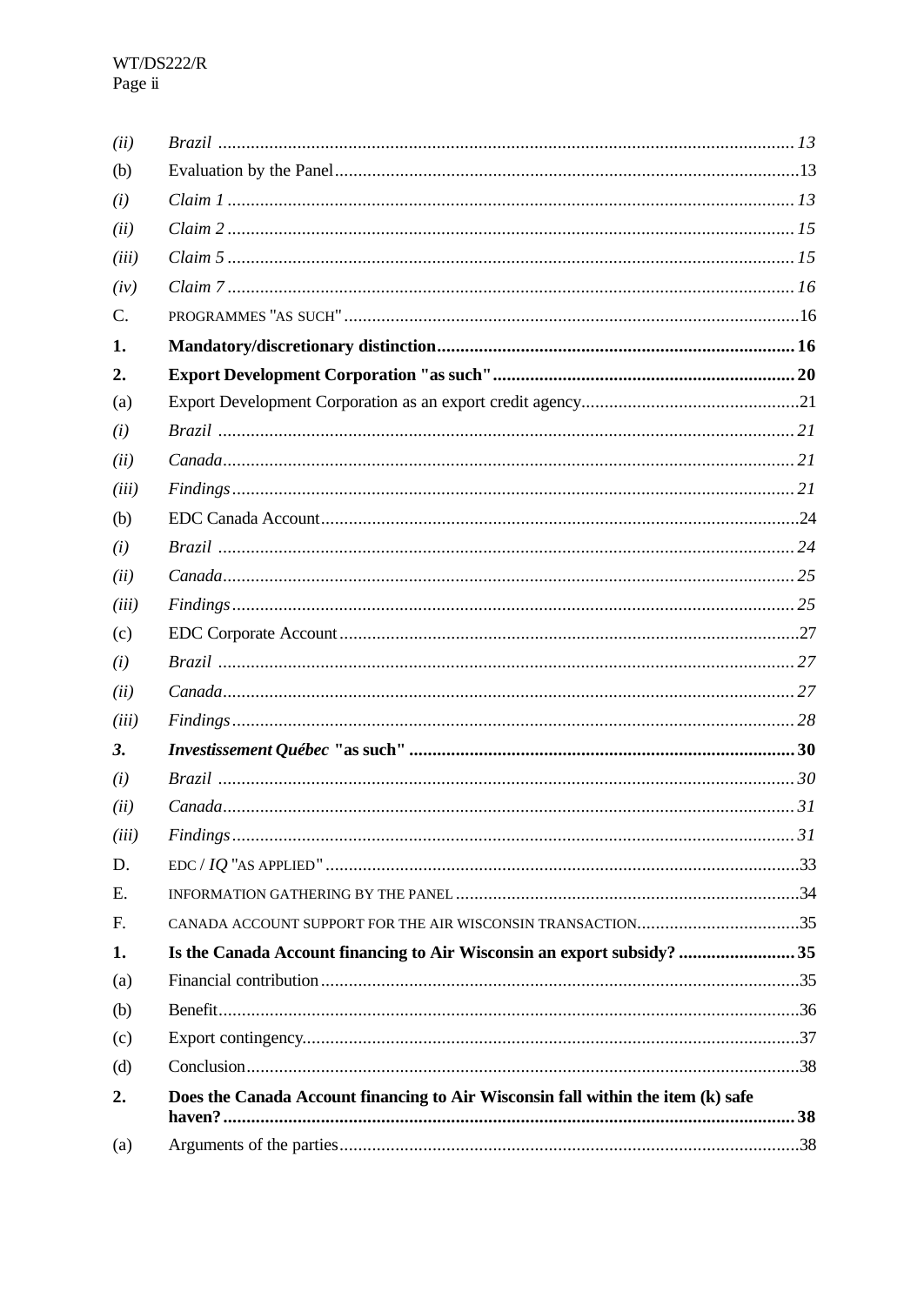| | | |
|---|---|---|
| *(ii)* | *Brazil* | *13* |
| (b) | Evaluation by the Panel | 13 |
| *(i)* | *Claim 1* | *13* |
| *(ii)* | *Claim 2* | *15* |
| *(iii)* | *Claim 5* | *15* |
| *(iv)* | *Claim 7* | *16* |
| C. | PROGRAMMES "AS SUCH" | 16 |
| **1.** | **Mandatory/discretionary distinction** | **16** |
| **2.** | **Export Development Corporation "as such"** | **20** |
| (a) | Export Development Corporation as an export credit agency | 21 |
| *(i)* | *Brazil* | *21* |
| *(ii)* | *Canada* | *21* |
| *(iii)* | *Findings* | *21* |
| (b) | EDC Canada Account | 24 |
| *(i)* | *Brazil* | *24* |
| *(ii)* | *Canada* | *25* |
| *(iii)* | *Findings* | *25* |
| (c) | EDC Corporate Account | 27 |
| *(i)* | *Brazil* | *27* |
| *(ii)* | *Canada* | *27* |
| *(iii)* | *Findings* | *28* |
| ***3.*** | ***Investissement Québec* "as such"** | **30** |
| *(i)* | *Brazil* | *30* |
| *(ii)* | *Canada* | *31* |
| *(iii)* | *Findings* | *31* |
| D. | EDC / *IQ* "AS APPLIED" | 33 |
| E. | INFORMATION GATHERING BY THE PANEL | 34 |
| F. | CANADA ACCOUNT SUPPORT FOR THE AIR WISCONSIN TRANSACTION | 35 |
| **1.** | **Is the Canada Account financing to Air Wisconsin an export subsidy?** | **35** |
| (a) | Financial contribution | 35 |
| (b) | Benefit | 36 |
| (c) | Export contingency | 37 |
| (d) | Conclusion | 38 |
| **2.** | **Does the Canada Account financing to Air Wisconsin fall within the item (k) safe haven?** | **38** |
| (a) | Arguments of the parties | 38 |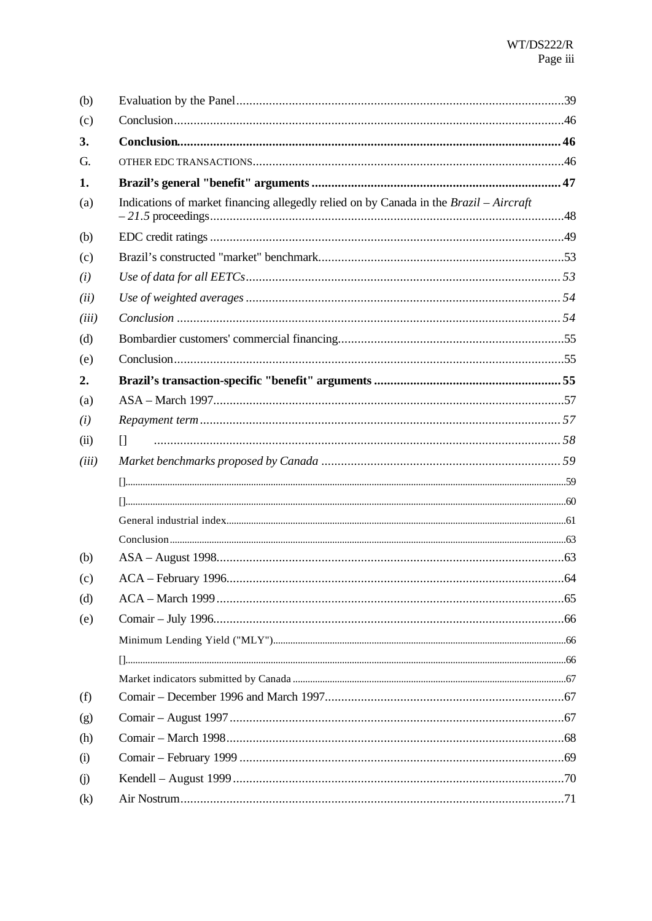| | | |
|---|---|---|
| (b) | Evaluation by the Panel | 39 |
| (c) | Conclusion | 46 |
| **3.** | **Conclusion** | **46** |
| G. | OTHER EDC TRANSACTIONS | 46 |
| **1.** | **Brazil's general "benefit" arguments** | **47** |
| (a) | Indications of market financing allegedly relied on by Canada in the *Brazil – Aircraft – 21.5* proceedings | 48 |
| (b) | EDC credit ratings | 49 |
| (c) | Brazil's constructed "market" benchmark | 53 |
| *(i)* | *Use of data for all EETCs* | *53* |
| *(ii)* | *Use of weighted averages* | *54* |
| *(iii)* | *Conclusion* | *54* |
| (d) | Bombardier customers' commercial financing | 55 |
| (e) | Conclusion | 55 |
| **2.** | **Brazil's transaction-specific "benefit" arguments** | **55** |
| (a) | ASA – March 1997 | 57 |
| *(i)* | *Repayment term* | *57* |
| (ii) | [] | *58* |
| *(iii)* | *Market benchmarks proposed by Canada* | *59* |
| | [] | 59 |
| | [] | 60 |
| | General industrial index | 61 |
| | Conclusion | 63 |
| (b) | ASA – August 1998 | 63 |
| (c) | ACA – February 1996 | 64 |
| (d) | ACA – March 1999 | 65 |
| (e) | Comair – July 1996 | 66 |
| | Minimum Lending Yield ("MLY") | 66 |
| | [] | 66 |
| | Market indicators submitted by Canada | 67 |
| (f) | Comair – December 1996 and March 1997 | 67 |
| (g) | Comair – August 1997 | 67 |
| (h) | Comair – March 1998 | 68 |
| (i) | Comair – February 1999 | 69 |
| (j) | Kendell – August 1999 | 70 |
| (k) | Air Nostrum | 71 |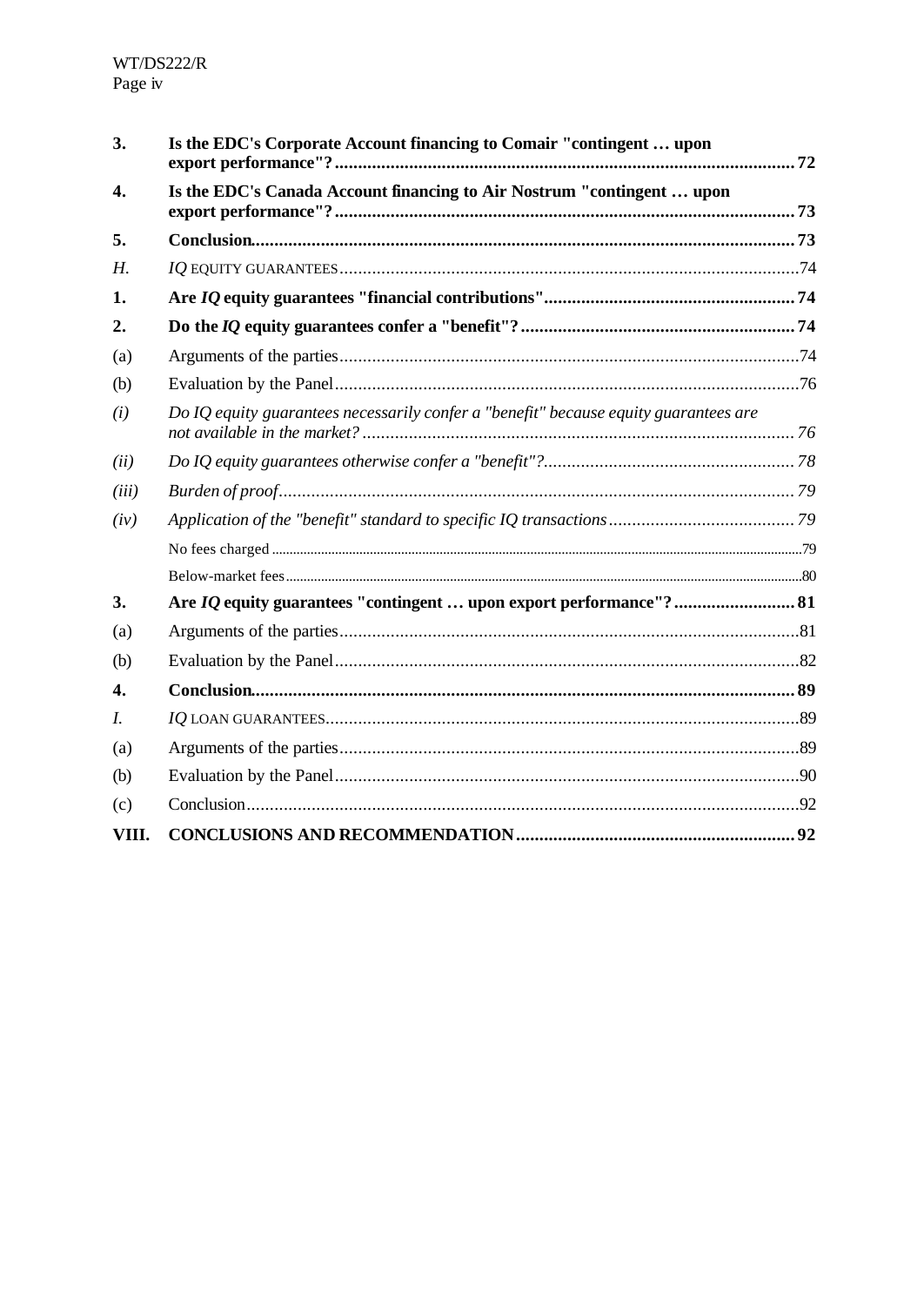| | | |
|---|---|---|
| **3.** | **Is the EDC's Corporate Account financing to Comair "contingent … upon export performance"?** | **72** |
| **4.** | **Is the EDC's Canada Account financing to Air Nostrum "contingent … upon export performance"?** | **73** |
| **5.** | **Conclusion** | **73** |
| *H.* | *IQ* EQUITY GUARANTEES | 74 |
| **1.** | **Are *IQ* equity guarantees "financial contributions"** | **74** |
| **2.** | **Do the *IQ* equity guarantees confer a "benefit"?** | **74** |
| (a) | Arguments of the parties | 74 |
| (b) | Evaluation by the Panel | 76 |
| *(i)* | *Do IQ equity guarantees necessarily confer a "benefit" because equity guarantees are not available in the market?* | *76* |
| *(ii)* | *Do IQ equity guarantees otherwise confer a "benefit"?* | *78* |
| *(iii)* | *Burden of proof* | *79* |
| *(iv)* | *Application of the "benefit" standard to specific IQ transactions* | *79* |
| | No fees charged | 79 |
| | Below-market fees | 80 |
| **3.** | **Are *IQ* equity guarantees "contingent … upon export performance"?** | **81** |
| (a) | Arguments of the parties | 81 |
| (b) | Evaluation by the Panel | 82 |
| **4.** | **Conclusion** | **89** |
| *I.* | *IQ* LOAN GUARANTEES | 89 |
| (a) | Arguments of the parties | 89 |
| (b) | Evaluation by the Panel | 90 |
| (c) | Conclusion | 92 |
| **VIII.** | **CONCLUSIONS AND RECOMMENDATION** | **92** |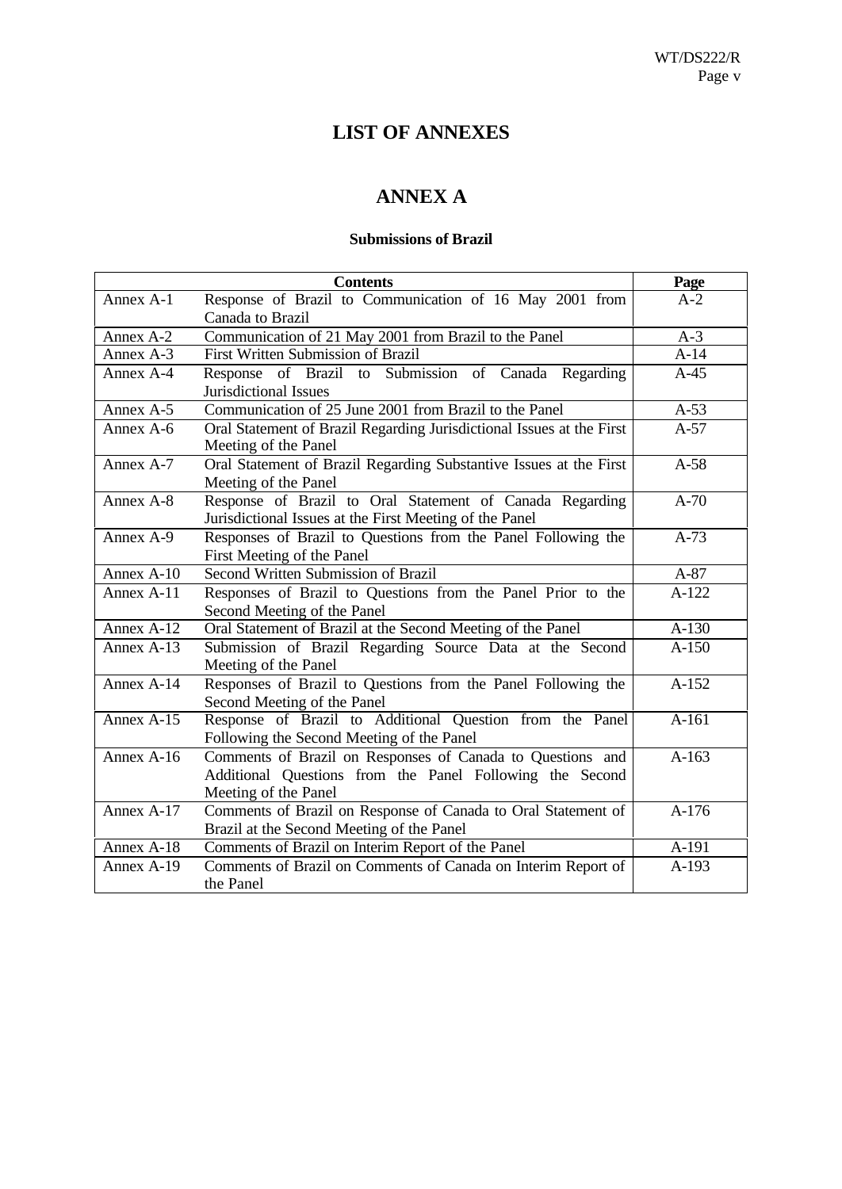# LIST OF ANNEXES

## ANNEX A

### Submissions of Brazil

| Contents | | Page |
|---|---|---|
| Annex A-1 | Response of Brazil to Communication of 16 May 2001 from Canada to Brazil | A-2 |
| Annex A-2 | Communication of 21 May 2001 from Brazil to the Panel | A-3 |
| Annex A-3 | First Written Submission of Brazil | A-14 |
| Annex A-4 | Response of Brazil to Submission of Canada Regarding Jurisdictional Issues | A-45 |
| Annex A-5 | Communication of 25 June 2001 from Brazil to the Panel | A-53 |
| Annex A-6 | Oral Statement of Brazil Regarding Jurisdictional Issues at the First Meeting of the Panel | A-57 |
| Annex A-7 | Oral Statement of Brazil Regarding Substantive Issues at the First Meeting of the Panel | A-58 |
| Annex A-8 | Response of Brazil to Oral Statement of Canada Regarding Jurisdictional Issues at the First Meeting of the Panel | A-70 |
| Annex A-9 | Responses of Brazil to Questions from the Panel Following the First Meeting of the Panel | A-73 |
| Annex A-10 | Second Written Submission of Brazil | A-87 |
| Annex A-11 | Responses of Brazil to Questions from the Panel Prior to the Second Meeting of the Panel | A-122 |
| Annex A-12 | Oral Statement of Brazil at the Second Meeting of the Panel | A-130 |
| Annex A-13 | Submission of Brazil Regarding Source Data at the Second Meeting of the Panel | A-150 |
| Annex A-14 | Responses of Brazil to Questions from the Panel Following the Second Meeting of the Panel | A-152 |
| Annex A-15 | Response of Brazil to Additional Question from the Panel Following the Second Meeting of the Panel | A-161 |
| Annex A-16 | Comments of Brazil on Responses of Canada to Questions and Additional Questions from the Panel Following the Second Meeting of the Panel | A-163 |
| Annex A-17 | Comments of Brazil on Response of Canada to Oral Statement of Brazil at the Second Meeting of the Panel | A-176 |
| Annex A-18 | Comments of Brazil on Interim Report of the Panel | A-191 |
| Annex A-19 | Comments of Brazil on Comments of Canada on Interim Report of the Panel | A-193 |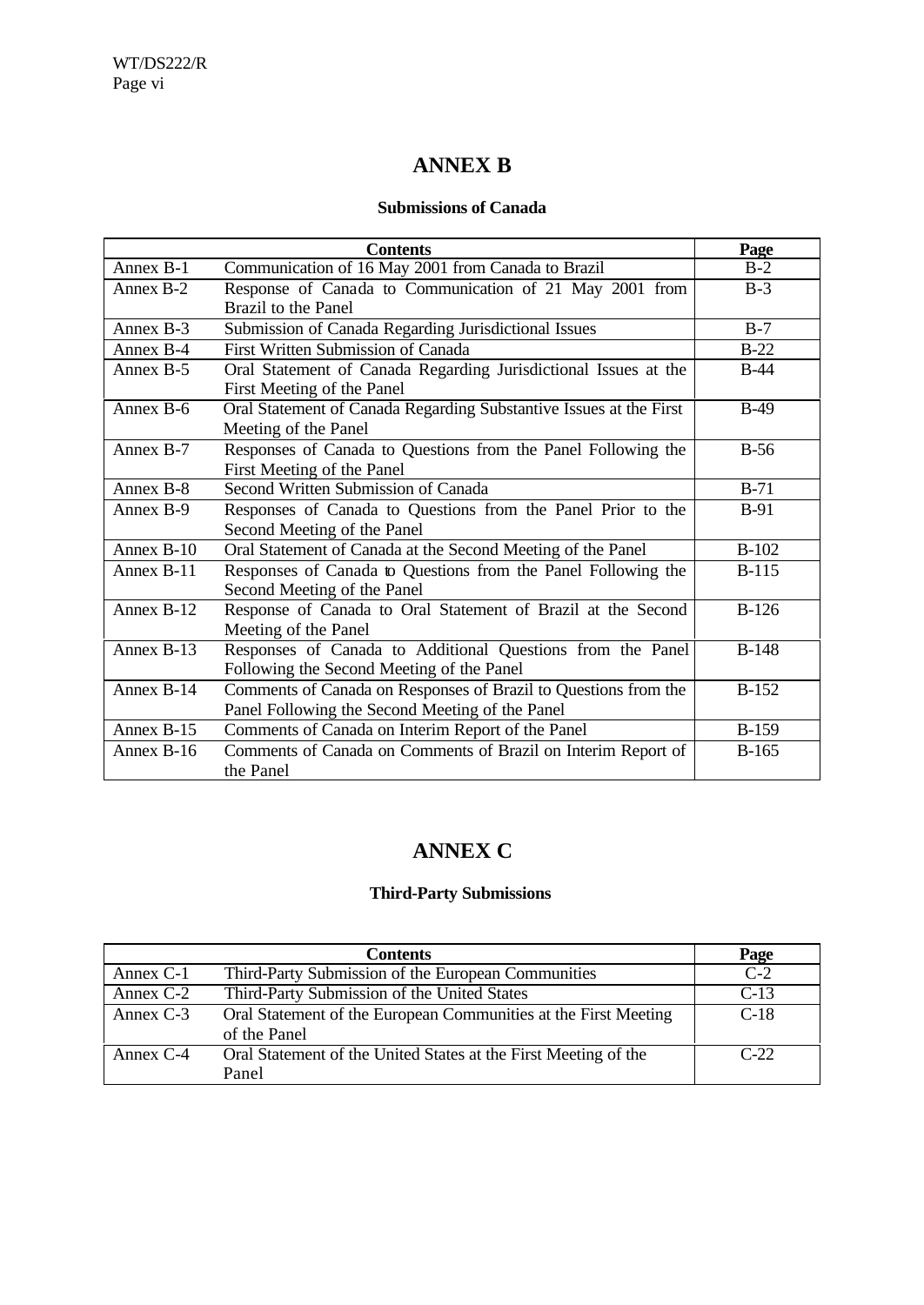# ANNEX B

### Submissions of Canada

| Contents | | Page |
|---|---|---|
| Annex B-1 | Communication of 16 May 2001 from Canada to Brazil | B-2 |
| Annex B-2 | Response of Canada to Communication of 21 May 2001 from Brazil to the Panel | B-3 |
| Annex B-3 | Submission of Canada Regarding Jurisdictional Issues | B-7 |
| Annex B-4 | First Written Submission of Canada | B-22 |
| Annex B-5 | Oral Statement of Canada Regarding Jurisdictional Issues at the First Meeting of the Panel | B-44 |
| Annex B-6 | Oral Statement of Canada Regarding Substantive Issues at the First Meeting of the Panel | B-49 |
| Annex B-7 | Responses of Canada to Questions from the Panel Following the First Meeting of the Panel | B-56 |
| Annex B-8 | Second Written Submission of Canada | B-71 |
| Annex B-9 | Responses of Canada to Questions from the Panel Prior to the Second Meeting of the Panel | B-91 |
| Annex B-10 | Oral Statement of Canada at the Second Meeting of the Panel | B-102 |
| Annex B-11 | Responses of Canada to Questions from the Panel Following the Second Meeting of the Panel | B-115 |
| Annex B-12 | Response of Canada to Oral Statement of Brazil at the Second Meeting of the Panel | B-126 |
| Annex B-13 | Responses of Canada to Additional Questions from the Panel Following the Second Meeting of the Panel | B-148 |
| Annex B-14 | Comments of Canada on Responses of Brazil to Questions from the Panel Following the Second Meeting of the Panel | B-152 |
| Annex B-15 | Comments of Canada on Interim Report of the Panel | B-159 |
| Annex B-16 | Comments of Canada on Comments of Brazil on Interim Report of the Panel | B-165 |

# ANNEX C

### Third-Party Submissions

| Contents | | Page |
|---|---|---|
| Annex C-1 | Third-Party Submission of the European Communities | C-2 |
| Annex C-2 | Third-Party Submission of the United States | C-13 |
| Annex C-3 | Oral Statement of the European Communities at the First Meeting of the Panel | C-18 |
| Annex C-4 | Oral Statement of the United States at the First Meeting of the Panel | C-22 |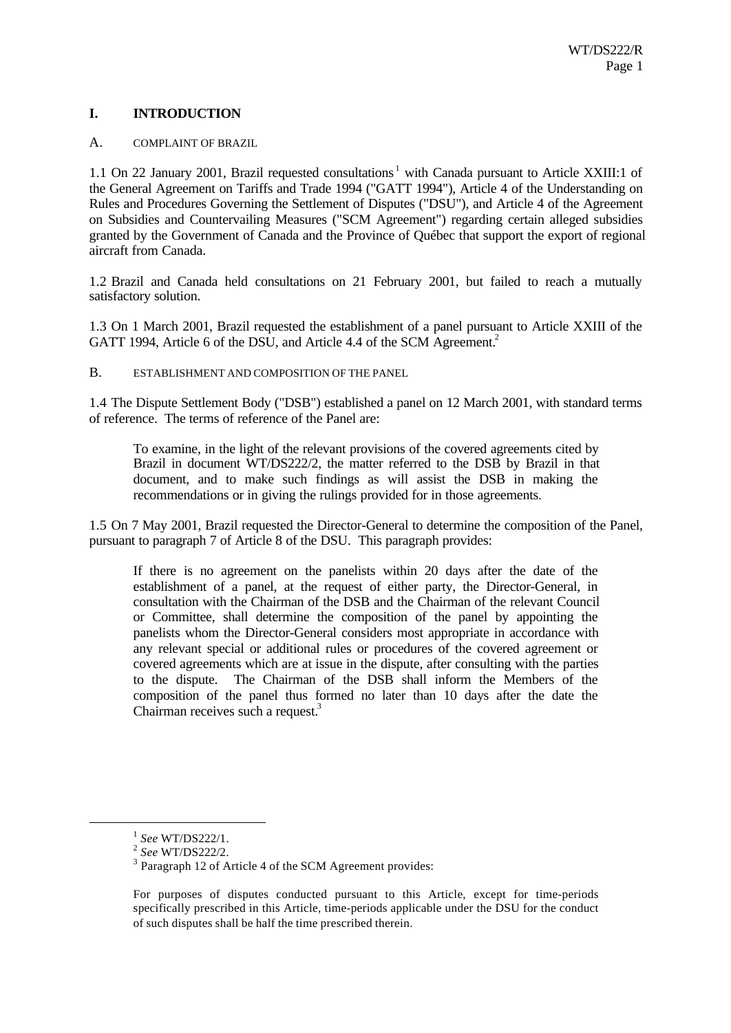# I. INTRODUCTION

## A. COMPLAINT OF BRAZIL

1.1 On 22 January 2001, Brazil requested consultations[1] with Canada pursuant to Article XXIII:1 of the General Agreement on Tariffs and Trade 1994 ("GATT 1994"), Article 4 of the Understanding on Rules and Procedures Governing the Settlement of Disputes ("DSU"), and Article 4 of the Agreement on Subsidies and Countervailing Measures ("SCM Agreement") regarding certain alleged subsidies granted by the Government of Canada and the Province of Québec that support the export of regional aircraft from Canada.

1.2 Brazil and Canada held consultations on 21 February 2001, but failed to reach a mutually satisfactory solution.

1.3 On 1 March 2001, Brazil requested the establishment of a panel pursuant to Article XXIII of the GATT 1994, Article 6 of the DSU, and Article 4.4 of the SCM Agreement.[2]

## B. ESTABLISHMENT AND COMPOSITION OF THE PANEL

1.4 The Dispute Settlement Body ("DSB") established a panel on 12 March 2001, with standard terms of reference. The terms of reference of the Panel are:

> To examine, in the light of the relevant provisions of the covered agreements cited by Brazil in document WT/DS222/2, the matter referred to the DSB by Brazil in that document, and to make such findings as will assist the DSB in making the recommendations or in giving the rulings provided for in those agreements.

1.5 On 7 May 2001, Brazil requested the Director-General to determine the composition of the Panel, pursuant to paragraph 7 of Article 8 of the DSU. This paragraph provides:

> If there is no agreement on the panelists within 20 days after the date of the establishment of a panel, at the request of either party, the Director-General, in consultation with the Chairman of the DSB and the Chairman of the relevant Council or Committee, shall determine the composition of the panel by appointing the panelists whom the Director-General considers most appropriate in accordance with any relevant special or additional rules or procedures of the covered agreement or covered agreements which are at issue in the dispute, after consulting with the parties to the dispute. The Chairman of the DSB shall inform the Members of the composition of the panel thus formed no later than 10 days after the date the Chairman receives such a request.[3]

---

[1] *See* WT/DS222/1.

[2] *See* WT/DS222/2.

[3] Paragraph 12 of Article 4 of the SCM Agreement provides:

> For purposes of disputes conducted pursuant to this Article, except for time-periods specifically prescribed in this Article, time-periods applicable under the DSU for the conduct of such disputes shall be half the time prescribed therein.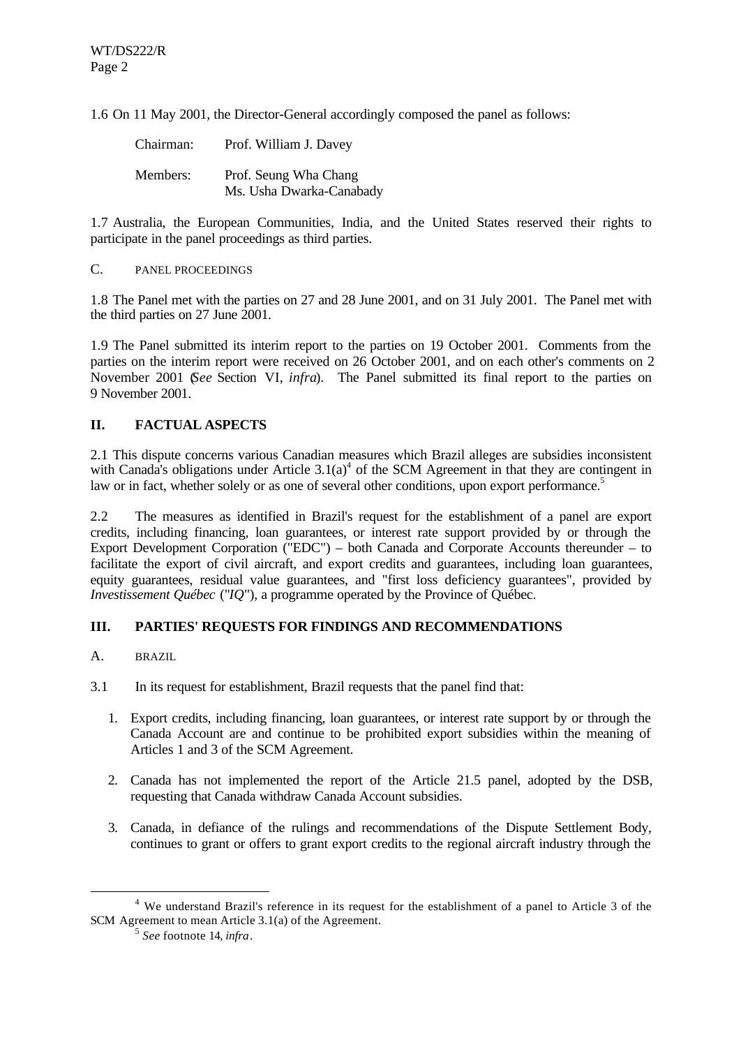1.6 On 11 May 2001, the Director-General accordingly composed the panel as follows:

Chairman: Prof. William J. Davey

Members: Prof. Seung Wha Chang
Ms. Usha Dwarka-Canabady

1.7 Australia, the European Communities, India, and the United States reserved their rights to participate in the panel proceedings as third parties.

### C. PANEL PROCEEDINGS

1.8 The Panel met with the parties on 27 and 28 June 2001, and on 31 July 2001. The Panel met with the third parties on 27 June 2001.

1.9 The Panel submitted its interim report to the parties on 19 October 2001. Comments from the parties on the interim report were received on 26 October 2001, and on each other's comments on 2 November 2001 (*See* Section VI, *infra*). The Panel submitted its final report to the parties on 9 November 2001.

## II. FACTUAL ASPECTS

2.1 This dispute concerns various Canadian measures which Brazil alleges are subsidies inconsistent with Canada's obligations under Article 3.1(a)[4] of the SCM Agreement in that they are contingent in law or in fact, whether solely or as one of several other conditions, upon export performance.[5]

2.2 The measures as identified in Brazil's request for the establishment of a panel are export credits, including financing, loan guarantees, or interest rate support provided by or through the Export Development Corporation ("EDC") – both Canada and Corporate Accounts thereunder – to facilitate the export of civil aircraft, and export credits and guarantees, including loan guarantees, equity guarantees, residual value guarantees, and "first loss deficiency guarantees", provided by *Investissement Québec* ("*IQ*"), a programme operated by the Province of Québec.

## III. PARTIES' REQUESTS FOR FINDINGS AND RECOMMENDATIONS

### A. BRAZIL

3.1 In its request for establishment, Brazil requests that the panel find that:

1. Export credits, including financing, loan guarantees, or interest rate support by or through the Canada Account are and continue to be prohibited export subsidies within the meaning of Articles 1 and 3 of the SCM Agreement.

2. Canada has not implemented the report of the Article 21.5 panel, adopted by the DSB, requesting that Canada withdraw Canada Account subsidies.

3. Canada, in defiance of the rulings and recommendations of the Dispute Settlement Body, continues to grant or offers to grant export credits to the regional aircraft industry through the

---

[4] We understand Brazil's reference in its request for the establishment of a panel to Article 3 of the SCM Agreement to mean Article 3.1(a) of the Agreement.

[5] *See* footnote 14, *infra*.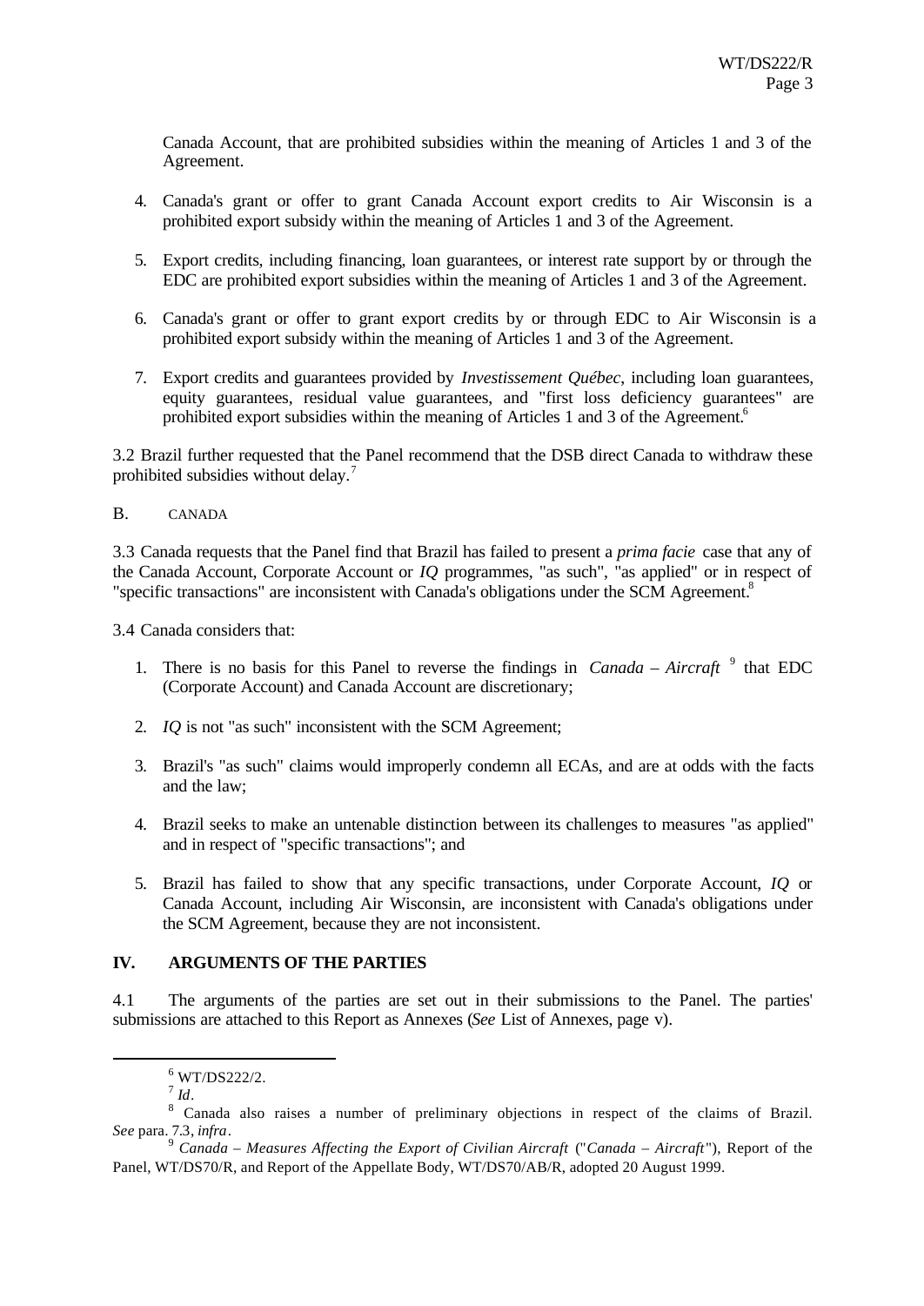Canada Account, that are prohibited subsidies within the meaning of Articles 1 and 3 of the Agreement.

4. Canada's grant or offer to grant Canada Account export credits to Air Wisconsin is a prohibited export subsidy within the meaning of Articles 1 and 3 of the Agreement.

5. Export credits, including financing, loan guarantees, or interest rate support by or through the EDC are prohibited export subsidies within the meaning of Articles 1 and 3 of the Agreement.

6. Canada's grant or offer to grant export credits by or through EDC to Air Wisconsin is a prohibited export subsidy within the meaning of Articles 1 and 3 of the Agreement.

7. Export credits and guarantees provided by *Investissement Québec*, including loan guarantees, equity guarantees, residual value guarantees, and "first loss deficiency guarantees" are prohibited export subsidies within the meaning of Articles 1 and 3 of the Agreement.[6]

3.2 Brazil further requested that the Panel recommend that the DSB direct Canada to withdraw these prohibited subsidies without delay.[7]

## B. CANADA

3.3 Canada requests that the Panel find that Brazil has failed to present a *prima facie* case that any of the Canada Account, Corporate Account or *IQ* programmes, "as such", "as applied" or in respect of "specific transactions" are inconsistent with Canada's obligations under the SCM Agreement.[8]

3.4 Canada considers that:

1. There is no basis for this Panel to reverse the findings in *Canada – Aircraft* [9] that EDC (Corporate Account) and Canada Account are discretionary;

2. *IQ* is not "as such" inconsistent with the SCM Agreement;

3. Brazil's "as such" claims would improperly condemn all ECAs, and are at odds with the facts and the law;

4. Brazil seeks to make an untenable distinction between its challenges to measures "as applied" and in respect of "specific transactions"; and

5. Brazil has failed to show that any specific transactions, under Corporate Account, *IQ* or Canada Account, including Air Wisconsin, are inconsistent with Canada's obligations under the SCM Agreement, because they are not inconsistent.

# IV. ARGUMENTS OF THE PARTIES

4.1 The arguments of the parties are set out in their submissions to the Panel. The parties' submissions are attached to this Report as Annexes (*See* List of Annexes, page v).

---

[6] WT/DS222/2.

[7] *Id*.

[8] Canada also raises a number of preliminary objections in respect of the claims of Brazil. *See* para. 7.3, *infra*.

[9] *Canada – Measures Affecting the Export of Civilian Aircraft* ("*Canada – Aircraft*"), Report of the Panel, WT/DS70/R, and Report of the Appellate Body, WT/DS70/AB/R, adopted 20 August 1999.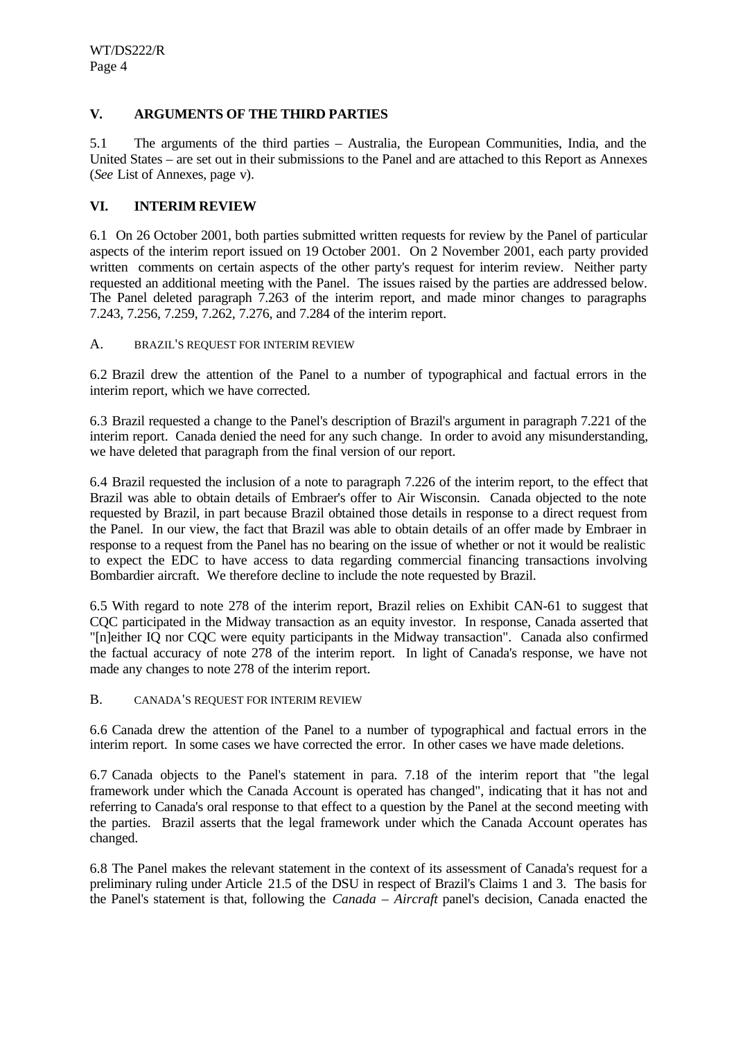## V. ARGUMENTS OF THE THIRD PARTIES

5.1 The arguments of the third parties – Australia, the European Communities, India, and the United States – are set out in their submissions to the Panel and are attached to this Report as Annexes (*See* List of Annexes, page v).

## VI. INTERIM REVIEW

6.1 On 26 October 2001, both parties submitted written requests for review by the Panel of particular aspects of the interim report issued on 19 October 2001. On 2 November 2001, each party provided written comments on certain aspects of the other party's request for interim review. Neither party requested an additional meeting with the Panel. The issues raised by the parties are addressed below. The Panel deleted paragraph 7.263 of the interim report, and made minor changes to paragraphs 7.243, 7.256, 7.259, 7.262, 7.276, and 7.284 of the interim report.

### A. BRAZIL'S REQUEST FOR INTERIM REVIEW

6.2 Brazil drew the attention of the Panel to a number of typographical and factual errors in the interim report, which we have corrected.

6.3 Brazil requested a change to the Panel's description of Brazil's argument in paragraph 7.221 of the interim report. Canada denied the need for any such change. In order to avoid any misunderstanding, we have deleted that paragraph from the final version of our report.

6.4 Brazil requested the inclusion of a note to paragraph 7.226 of the interim report, to the effect that Brazil was able to obtain details of Embraer's offer to Air Wisconsin. Canada objected to the note requested by Brazil, in part because Brazil obtained those details in response to a direct request from the Panel. In our view, the fact that Brazil was able to obtain details of an offer made by Embraer in response to a request from the Panel has no bearing on the issue of whether or not it would be realistic to expect the EDC to have access to data regarding commercial financing transactions involving Bombardier aircraft. We therefore decline to include the note requested by Brazil.

6.5 With regard to note 278 of the interim report, Brazil relies on Exhibit CAN-61 to suggest that CQC participated in the Midway transaction as an equity investor. In response, Canada asserted that "[n]either IQ nor CQC were equity participants in the Midway transaction". Canada also confirmed the factual accuracy of note 278 of the interim report. In light of Canada's response, we have not made any changes to note 278 of the interim report.

### B. CANADA'S REQUEST FOR INTERIM REVIEW

6.6 Canada drew the attention of the Panel to a number of typographical and factual errors in the interim report. In some cases we have corrected the error. In other cases we have made deletions.

6.7 Canada objects to the Panel's statement in para. 7.18 of the interim report that "the legal framework under which the Canada Account is operated has changed", indicating that it has not and referring to Canada's oral response to that effect to a question by the Panel at the second meeting with the parties. Brazil asserts that the legal framework under which the Canada Account operates has changed.

6.8 The Panel makes the relevant statement in the context of its assessment of Canada's request for a preliminary ruling under Article 21.5 of the DSU in respect of Brazil's Claims 1 and 3. The basis for the Panel's statement is that, following the *Canada – Aircraft* panel's decision, Canada enacted the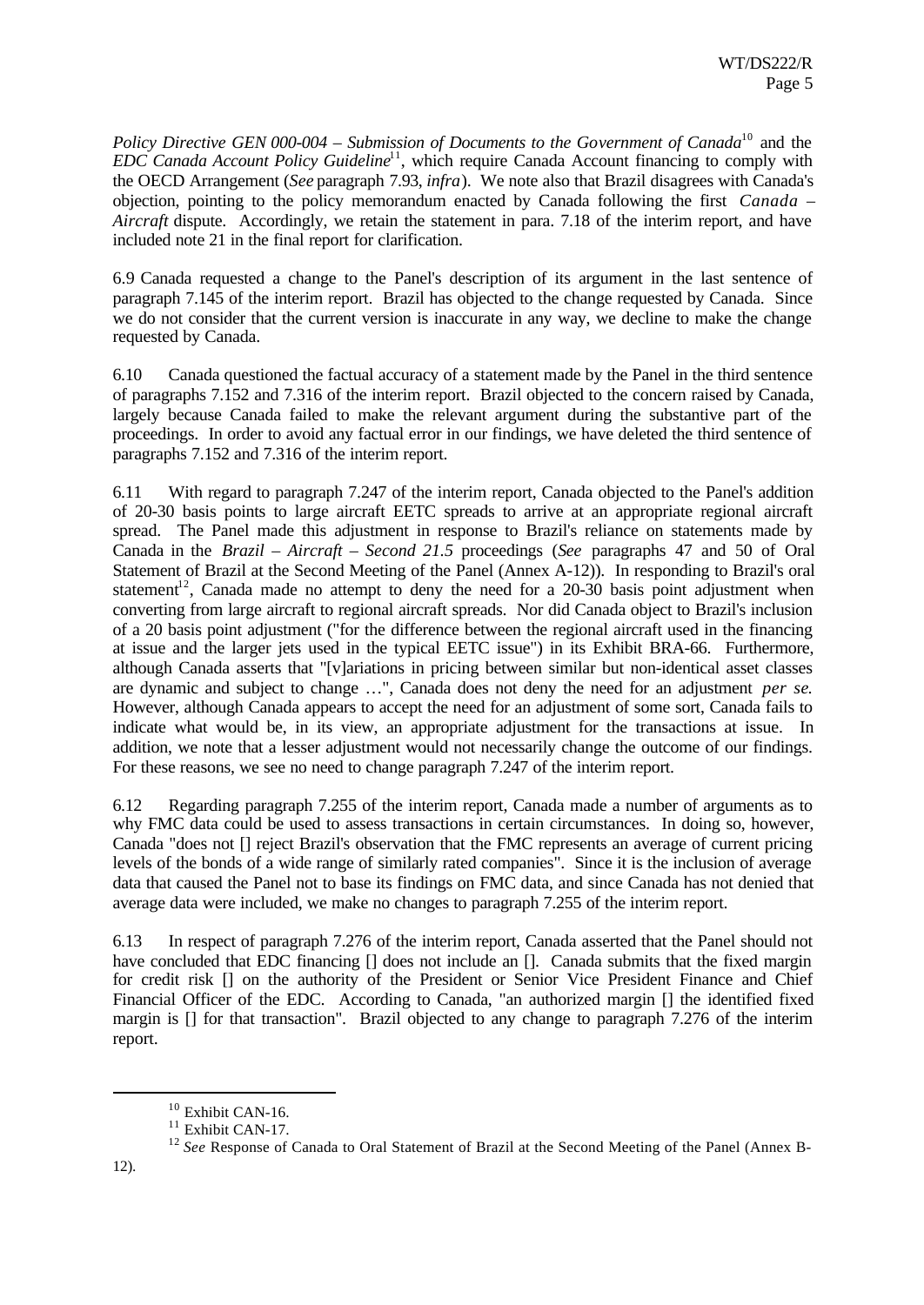*Policy Directive GEN 000-004 – Submission of Documents to the Government of Canada*[10] and the *EDC Canada Account Policy Guideline*[11], which require Canada Account financing to comply with the OECD Arrangement (*See* paragraph 7.93, *infra*). We note also that Brazil disagrees with Canada's objection, pointing to the policy memorandum enacted by Canada following the first *Canada – Aircraft* dispute. Accordingly, we retain the statement in para. 7.18 of the interim report, and have included note 21 in the final report for clarification.

6.9 Canada requested a change to the Panel's description of its argument in the last sentence of paragraph 7.145 of the interim report. Brazil has objected to the change requested by Canada. Since we do not consider that the current version is inaccurate in any way, we decline to make the change requested by Canada.

6.10 Canada questioned the factual accuracy of a statement made by the Panel in the third sentence of paragraphs 7.152 and 7.316 of the interim report. Brazil objected to the concern raised by Canada, largely because Canada failed to make the relevant argument during the substantive part of the proceedings. In order to avoid any factual error in our findings, we have deleted the third sentence of paragraphs 7.152 and 7.316 of the interim report.

6.11 With regard to paragraph 7.247 of the interim report, Canada objected to the Panel's addition of 20-30 basis points to large aircraft EETC spreads to arrive at an appropriate regional aircraft spread. The Panel made this adjustment in response to Brazil's reliance on statements made by Canada in the *Brazil – Aircraft – Second 21.5* proceedings (*See* paragraphs 47 and 50 of Oral Statement of Brazil at the Second Meeting of the Panel (Annex A-12)). In responding to Brazil's oral statement[12], Canada made no attempt to deny the need for a 20-30 basis point adjustment when converting from large aircraft to regional aircraft spreads. Nor did Canada object to Brazil's inclusion of a 20 basis point adjustment ("for the difference between the regional aircraft used in the financing at issue and the larger jets used in the typical EETC issue") in its Exhibit BRA-66. Furthermore, although Canada asserts that "[v]ariations in pricing between similar but non-identical asset classes are dynamic and subject to change …", Canada does not deny the need for an adjustment *per se.* However, although Canada appears to accept the need for an adjustment of some sort, Canada fails to indicate what would be, in its view, an appropriate adjustment for the transactions at issue. In addition, we note that a lesser adjustment would not necessarily change the outcome of our findings. For these reasons, we see no need to change paragraph 7.247 of the interim report.

6.12 Regarding paragraph 7.255 of the interim report, Canada made a number of arguments as to why FMC data could be used to assess transactions in certain circumstances. In doing so, however, Canada "does not [] reject Brazil's observation that the FMC represents an average of current pricing levels of the bonds of a wide range of similarly rated companies". Since it is the inclusion of average data that caused the Panel not to base its findings on FMC data, and since Canada has not denied that average data were included, we make no changes to paragraph 7.255 of the interim report.

6.13 In respect of paragraph 7.276 of the interim report, Canada asserted that the Panel should not have concluded that EDC financing [] does not include an []. Canada submits that the fixed margin for credit risk [] on the authority of the President or Senior Vice President Finance and Chief Financial Officer of the EDC. According to Canada, "an authorized margin [] the identified fixed margin is [] for that transaction". Brazil objected to any change to paragraph 7.276 of the interim report.

---

[10] Exhibit CAN-16.

[11] Exhibit CAN-17.

[12] *See* Response of Canada to Oral Statement of Brazil at the Second Meeting of the Panel (Annex B-12).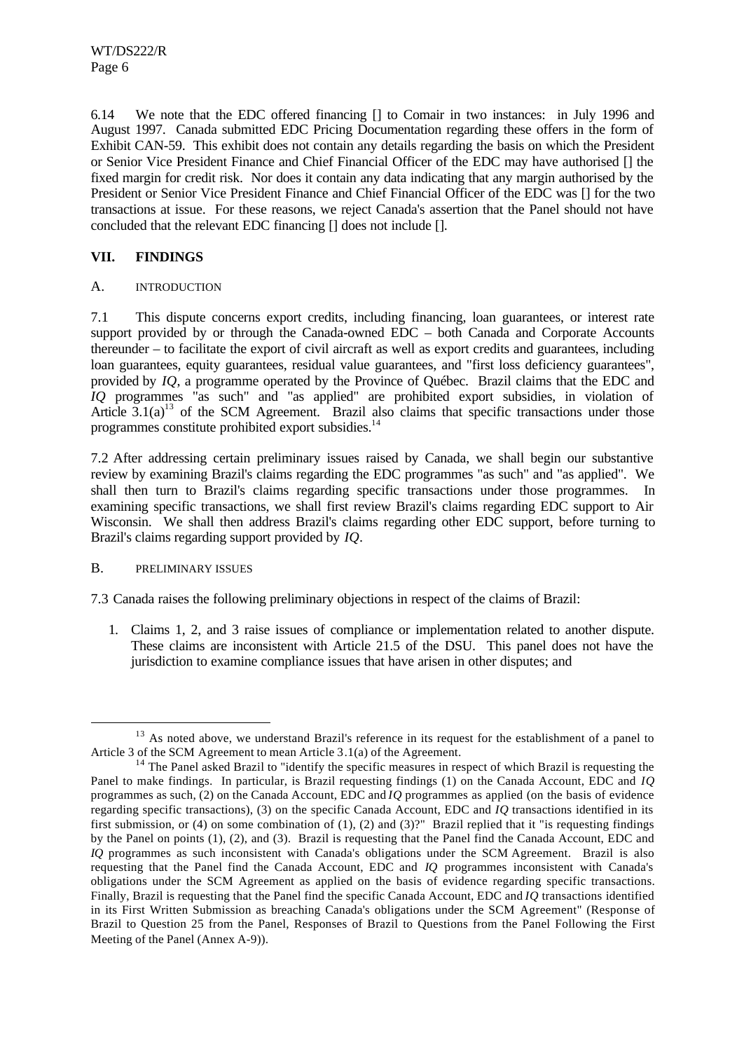6.14 We note that the EDC offered financing [] to Comair in two instances: in July 1996 and August 1997. Canada submitted EDC Pricing Documentation regarding these offers in the form of Exhibit CAN-59. This exhibit does not contain any details regarding the basis on which the President or Senior Vice President Finance and Chief Financial Officer of the EDC may have authorised [] the fixed margin for credit risk. Nor does it contain any data indicating that any margin authorised by the President or Senior Vice President Finance and Chief Financial Officer of the EDC was [] for the two transactions at issue. For these reasons, we reject Canada's assertion that the Panel should not have concluded that the relevant EDC financing [] does not include [].

## VII. FINDINGS

### A. INTRODUCTION

7.1 This dispute concerns export credits, including financing, loan guarantees, or interest rate support provided by or through the Canada-owned EDC – both Canada and Corporate Accounts thereunder – to facilitate the export of civil aircraft as well as export credits and guarantees, including loan guarantees, equity guarantees, residual value guarantees, and "first loss deficiency guarantees", provided by *IQ*, a programme operated by the Province of Québec. Brazil claims that the EDC and *IQ* programmes "as such" and "as applied" are prohibited export subsidies, in violation of Article 3.1(a)[13] of the SCM Agreement. Brazil also claims that specific transactions under those programmes constitute prohibited export subsidies.[14]

7.2 After addressing certain preliminary issues raised by Canada, we shall begin our substantive review by examining Brazil's claims regarding the EDC programmes "as such" and "as applied". We shall then turn to Brazil's claims regarding specific transactions under those programmes. In examining specific transactions, we shall first review Brazil's claims regarding EDC support to Air Wisconsin. We shall then address Brazil's claims regarding other EDC support, before turning to Brazil's claims regarding support provided by *IQ*.

### B. PRELIMINARY ISSUES

7.3 Canada raises the following preliminary objections in respect of the claims of Brazil:

1. Claims 1, 2, and 3 raise issues of compliance or implementation related to another dispute. These claims are inconsistent with Article 21.5 of the DSU. This panel does not have the jurisdiction to examine compliance issues that have arisen in other disputes; and

---

[13] As noted above, we understand Brazil's reference in its request for the establishment of a panel to Article 3 of the SCM Agreement to mean Article 3.1(a) of the Agreement.

[14] The Panel asked Brazil to "identify the specific measures in respect of which Brazil is requesting the Panel to make findings. In particular, is Brazil requesting findings (1) on the Canada Account, EDC and *IQ* programmes as such, (2) on the Canada Account, EDC and *IQ* programmes as applied (on the basis of evidence regarding specific transactions), (3) on the specific Canada Account, EDC and *IQ* transactions identified in its first submission, or (4) on some combination of (1), (2) and (3)?" Brazil replied that it "is requesting findings by the Panel on points (1), (2), and (3). Brazil is requesting that the Panel find the Canada Account, EDC and *IQ* programmes as such inconsistent with Canada's obligations under the SCM Agreement. Brazil is also requesting that the Panel find the Canada Account, EDC and *IQ* programmes inconsistent with Canada's obligations under the SCM Agreement as applied on the basis of evidence regarding specific transactions. Finally, Brazil is requesting that the Panel find the specific Canada Account, EDC and *IQ* transactions identified in its First Written Submission as breaching Canada's obligations under the SCM Agreement" (Response of Brazil to Question 25 from the Panel, Responses of Brazil to Questions from the Panel Following the First Meeting of the Panel (Annex A-9)).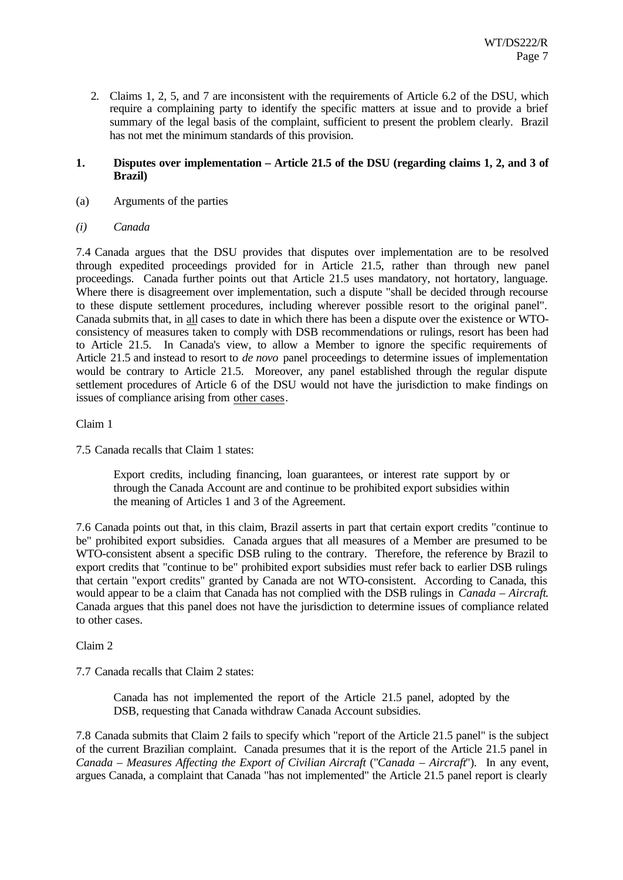2. Claims 1, 2, 5, and 7 are inconsistent with the requirements of Article 6.2 of the DSU, which require a complaining party to identify the specific matters at issue and to provide a brief summary of the legal basis of the complaint, sufficient to present the problem clearly. Brazil has not met the minimum standards of this provision.

### 1. Disputes over implementation – Article 21.5 of the DSU (regarding claims 1, 2, and 3 of Brazil)

(a) Arguments of the parties

*(i) Canada*

7.4 Canada argues that the DSU provides that disputes over implementation are to be resolved through expedited proceedings provided for in Article 21.5, rather than through new panel proceedings. Canada further points out that Article 21.5 uses mandatory, not hortatory, language. Where there is disagreement over implementation, such a dispute "shall be decided through recourse to these dispute settlement procedures, including wherever possible resort to the original panel". Canada submits that, in all cases to date in which there has been a dispute over the existence or WTO-consistency of measures taken to comply with DSB recommendations or rulings, resort has been had to Article 21.5. In Canada's view, to allow a Member to ignore the specific requirements of Article 21.5 and instead to resort to *de novo* panel proceedings to determine issues of implementation would be contrary to Article 21.5. Moreover, any panel established through the regular dispute settlement procedures of Article 6 of the DSU would not have the jurisdiction to make findings on issues of compliance arising from other cases.

Claim 1

7.5 Canada recalls that Claim 1 states:

> Export credits, including financing, loan guarantees, or interest rate support by or through the Canada Account are and continue to be prohibited export subsidies within the meaning of Articles 1 and 3 of the Agreement.

7.6 Canada points out that, in this claim, Brazil asserts in part that certain export credits "continue to be" prohibited export subsidies. Canada argues that all measures of a Member are presumed to be WTO-consistent absent a specific DSB ruling to the contrary. Therefore, the reference by Brazil to export credits that "continue to be" prohibited export subsidies must refer back to earlier DSB rulings that certain "export credits" granted by Canada are not WTO-consistent. According to Canada, this would appear to be a claim that Canada has not complied with the DSB rulings in *Canada – Aircraft*. Canada argues that this panel does not have the jurisdiction to determine issues of compliance related to other cases.

Claim 2

7.7 Canada recalls that Claim 2 states:

> Canada has not implemented the report of the Article 21.5 panel, adopted by the DSB, requesting that Canada withdraw Canada Account subsidies.

7.8 Canada submits that Claim 2 fails to specify which "report of the Article 21.5 panel" is the subject of the current Brazilian complaint. Canada presumes that it is the report of the Article 21.5 panel in *Canada – Measures Affecting the Export of Civilian Aircraft* ("*Canada – Aircraft*"). In any event, argues Canada, a complaint that Canada "has not implemented" the Article 21.5 panel report is clearly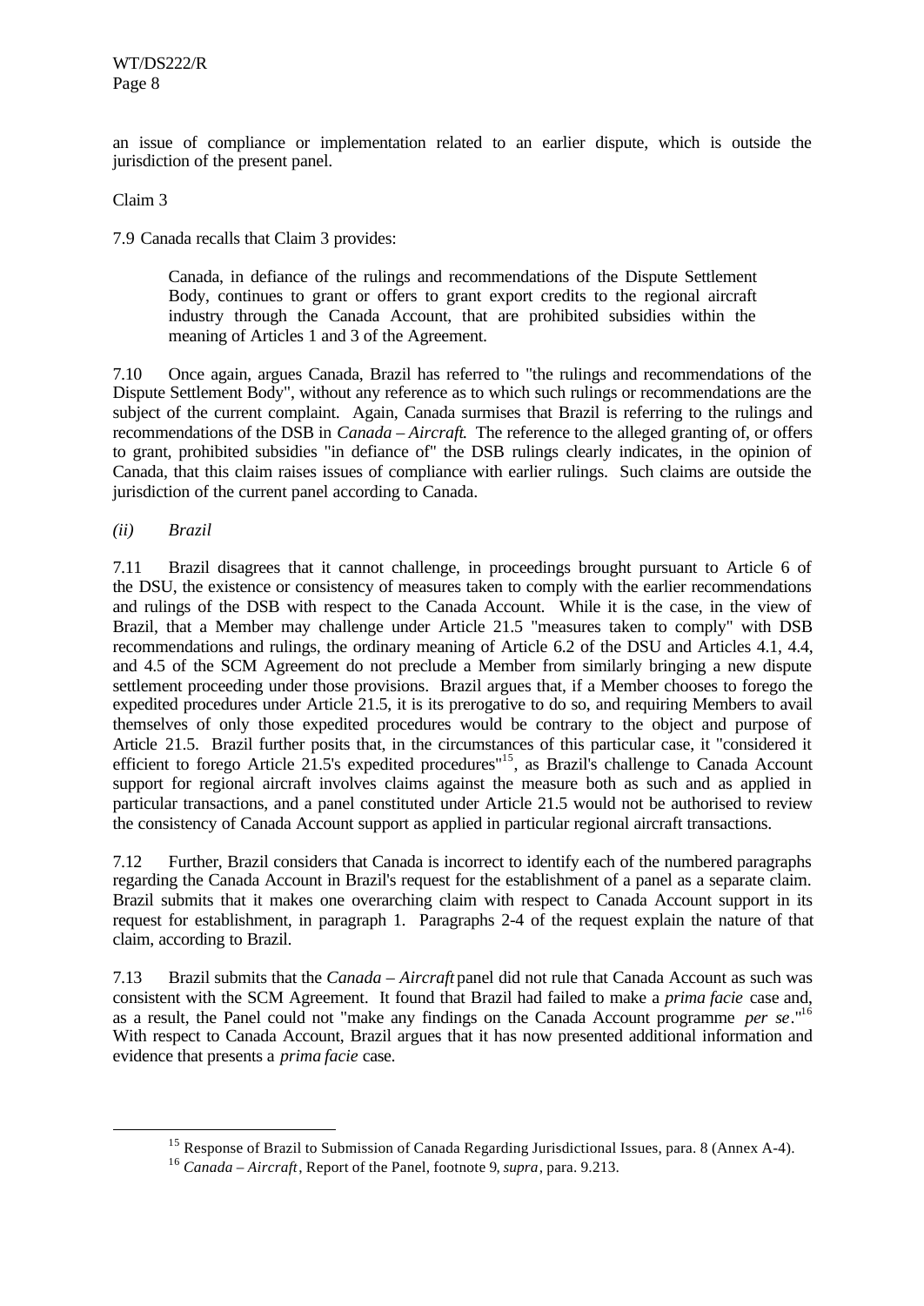an issue of compliance or implementation related to an earlier dispute, which is outside the jurisdiction of the present panel.

Claim 3

7.9 Canada recalls that Claim 3 provides:

> Canada, in defiance of the rulings and recommendations of the Dispute Settlement Body, continues to grant or offers to grant export credits to the regional aircraft industry through the Canada Account, that are prohibited subsidies within the meaning of Articles 1 and 3 of the Agreement.

7.10 Once again, argues Canada, Brazil has referred to "the rulings and recommendations of the Dispute Settlement Body", without any reference as to which such rulings or recommendations are the subject of the current complaint. Again, Canada surmises that Brazil is referring to the rulings and recommendations of the DSB in *Canada – Aircraft*. The reference to the alleged granting of, or offers to grant, prohibited subsidies "in defiance of" the DSB rulings clearly indicates, in the opinion of Canada, that this claim raises issues of compliance with earlier rulings. Such claims are outside the jurisdiction of the current panel according to Canada.

*(ii) Brazil*

7.11 Brazil disagrees that it cannot challenge, in proceedings brought pursuant to Article 6 of the DSU, the existence or consistency of measures taken to comply with the earlier recommendations and rulings of the DSB with respect to the Canada Account. While it is the case, in the view of Brazil, that a Member may challenge under Article 21.5 "measures taken to comply" with DSB recommendations and rulings, the ordinary meaning of Article 6.2 of the DSU and Articles 4.1, 4.4, and 4.5 of the SCM Agreement do not preclude a Member from similarly bringing a new dispute settlement proceeding under those provisions. Brazil argues that, if a Member chooses to forego the expedited procedures under Article 21.5, it is its prerogative to do so, and requiring Members to avail themselves of only those expedited procedures would be contrary to the object and purpose of Article 21.5. Brazil further posits that, in the circumstances of this particular case, it "considered it efficient to forego Article 21.5's expedited procedures"[15], as Brazil's challenge to Canada Account support for regional aircraft involves claims against the measure both as such and as applied in particular transactions, and a panel constituted under Article 21.5 would not be authorised to review the consistency of Canada Account support as applied in particular regional aircraft transactions.

7.12 Further, Brazil considers that Canada is incorrect to identify each of the numbered paragraphs regarding the Canada Account in Brazil's request for the establishment of a panel as a separate claim. Brazil submits that it makes one overarching claim with respect to Canada Account support in its request for establishment, in paragraph 1. Paragraphs 2-4 of the request explain the nature of that claim, according to Brazil.

7.13 Brazil submits that the *Canada – Aircraft* panel did not rule that Canada Account as such was consistent with the SCM Agreement. It found that Brazil had failed to make a *prima facie* case and, as a result, the Panel could not "make any findings on the Canada Account programme *per se*."[16] With respect to Canada Account, Brazil argues that it has now presented additional information and evidence that presents a *prima facie* case.

---

[15] Response of Brazil to Submission of Canada Regarding Jurisdictional Issues, para. 8 (Annex A-4).

[16] *Canada – Aircraft*, Report of the Panel, footnote 9, *supra*, para. 9.213.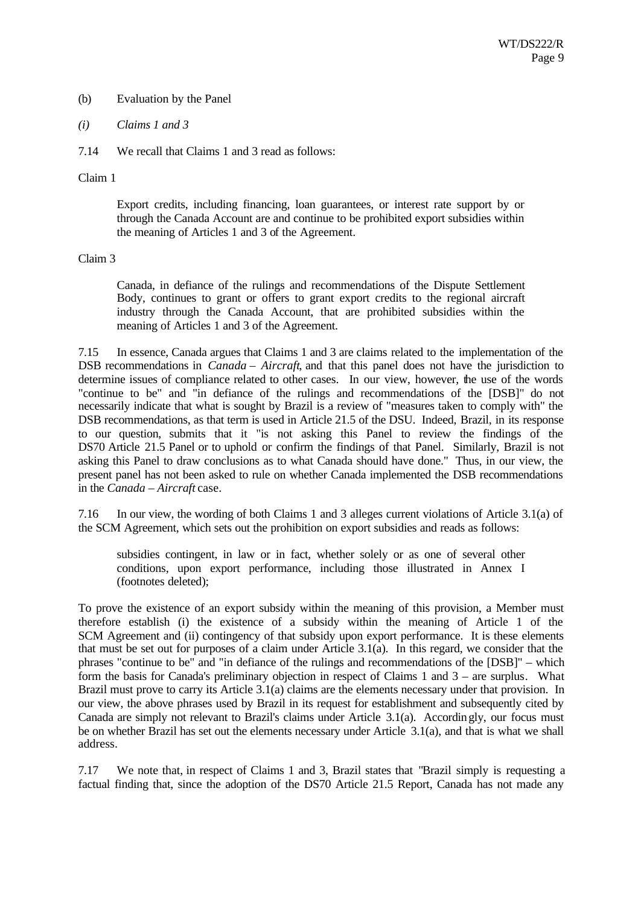(b) Evaluation by the Panel

*(i) Claims 1 and 3*

7.14 We recall that Claims 1 and 3 read as follows:

Claim 1

> Export credits, including financing, loan guarantees, or interest rate support by or through the Canada Account are and continue to be prohibited export subsidies within the meaning of Articles 1 and 3 of the Agreement.

Claim 3

> Canada, in defiance of the rulings and recommendations of the Dispute Settlement Body, continues to grant or offers to grant export credits to the regional aircraft industry through the Canada Account, that are prohibited subsidies within the meaning of Articles 1 and 3 of the Agreement.

7.15 In essence, Canada argues that Claims 1 and 3 are claims related to the implementation of the DSB recommendations in *Canada – Aircraft*, and that this panel does not have the jurisdiction to determine issues of compliance related to other cases. In our view, however, the use of the words "continue to be" and "in defiance of the rulings and recommendations of the [DSB]" do not necessarily indicate that what is sought by Brazil is a review of "measures taken to comply with" the DSB recommendations, as that term is used in Article 21.5 of the DSU. Indeed, Brazil, in its response to our question, submits that it "is not asking this Panel to review the findings of the DS70 Article 21.5 Panel or to uphold or confirm the findings of that Panel. Similarly, Brazil is not asking this Panel to draw conclusions as to what Canada should have done." Thus, in our view, the present panel has not been asked to rule on whether Canada implemented the DSB recommendations in the *Canada – Aircraft* case.

7.16 In our view, the wording of both Claims 1 and 3 alleges current violations of Article 3.1(a) of the SCM Agreement, which sets out the prohibition on export subsidies and reads as follows:

> subsidies contingent, in law or in fact, whether solely or as one of several other conditions, upon export performance, including those illustrated in Annex I (footnotes deleted);

To prove the existence of an export subsidy within the meaning of this provision, a Member must therefore establish (i) the existence of a subsidy within the meaning of Article 1 of the SCM Agreement and (ii) contingency of that subsidy upon export performance. It is these elements that must be set out for purposes of a claim under Article 3.1(a). In this regard, we consider that the phrases "continue to be" and "in defiance of the rulings and recommendations of the [DSB]" – which form the basis for Canada's preliminary objection in respect of Claims 1 and 3 – are surplus. What Brazil must prove to carry its Article 3.1(a) claims are the elements necessary under that provision. In our view, the above phrases used by Brazil in its request for establishment and subsequently cited by Canada are simply not relevant to Brazil's claims under Article 3.1(a). Accordingly, our focus must be on whether Brazil has set out the elements necessary under Article 3.1(a), and that is what we shall address.

7.17 We note that, in respect of Claims 1 and 3, Brazil states that "Brazil simply is requesting a factual finding that, since the adoption of the DS70 Article 21.5 Report, Canada has not made any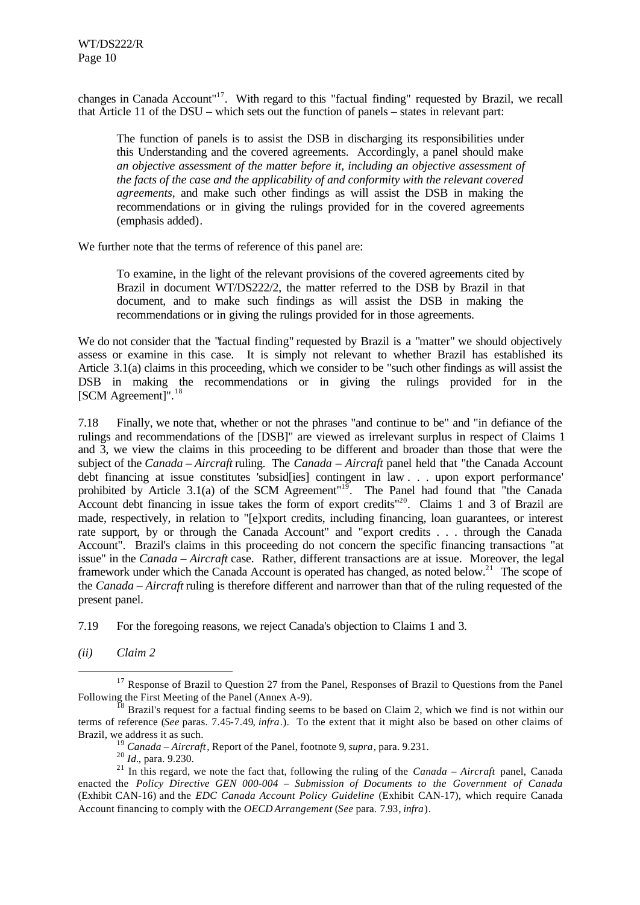changes in Canada Account"[17]. With regard to this "factual finding" requested by Brazil, we recall that Article 11 of the DSU – which sets out the function of panels – states in relevant part:

> The function of panels is to assist the DSB in discharging its responsibilities under this Understanding and the covered agreements. Accordingly, a panel should make *an objective assessment of the matter before it, including an objective assessment of the facts of the case and the applicability of and conformity with the relevant covered agreements*, and make such other findings as will assist the DSB in making the recommendations or in giving the rulings provided for in the covered agreements (emphasis added).

We further note that the terms of reference of this panel are:

> To examine, in the light of the relevant provisions of the covered agreements cited by Brazil in document WT/DS222/2, the matter referred to the DSB by Brazil in that document, and to make such findings as will assist the DSB in making the recommendations or in giving the rulings provided for in those agreements.

We do not consider that the "factual finding" requested by Brazil is a "matter" we should objectively assess or examine in this case. It is simply not relevant to whether Brazil has established its Article 3.1(a) claims in this proceeding, which we consider to be "such other findings as will assist the DSB in making the recommendations or in giving the rulings provided for in the [SCM Agreement]".[18]

7.18 Finally, we note that, whether or not the phrases "and continue to be" and "in defiance of the rulings and recommendations of the [DSB]" are viewed as irrelevant surplus in respect of Claims 1 and 3, we view the claims in this proceeding to be different and broader than those that were the subject of the *Canada – Aircraft* ruling. The *Canada – Aircraft* panel held that "the Canada Account debt financing at issue constitutes 'subsid[ies] contingent in law . . . upon export performance' prohibited by Article 3.1(a) of the SCM Agreement"[19]. The Panel had found that "the Canada Account debt financing in issue takes the form of export credits"[20]. Claims 1 and 3 of Brazil are made, respectively, in relation to "[e]xport credits, including financing, loan guarantees, or interest rate support, by or through the Canada Account" and "export credits . . . through the Canada Account". Brazil's claims in this proceeding do not concern the specific financing transactions "at issue" in the *Canada – Aircraft* case. Rather, different transactions are at issue. Moreover, the legal framework under which the Canada Account is operated has changed, as noted below.[21] The scope of the *Canada – Aircraft* ruling is therefore different and narrower than that of the ruling requested of the present panel.

7.19 For the foregoing reasons, we reject Canada's objection to Claims 1 and 3.

*(ii) Claim 2*

---

[17] Response of Brazil to Question 27 from the Panel, Responses of Brazil to Questions from the Panel Following the First Meeting of the Panel (Annex A-9).

[18] Brazil's request for a factual finding seems to be based on Claim 2, which we find is not within our terms of reference (*See* paras. 7.45-7.49, *infra*.). To the extent that it might also be based on other claims of Brazil, we address it as such.

[19] *Canada – Aircraft*, Report of the Panel, footnote 9, *supra*, para. 9.231.

[20] *Id*., para. 9.230.

[21] In this regard, we note the fact that, following the ruling of the *Canada – Aircraft* panel, Canada enacted the *Policy Directive GEN 000-004 – Submission of Documents to the Government of Canada* (Exhibit CAN-16) and the *EDC Canada Account Policy Guideline* (Exhibit CAN-17), which require Canada Account financing to comply with the *OECD Arrangement* (*See* para. 7.93, *infra*).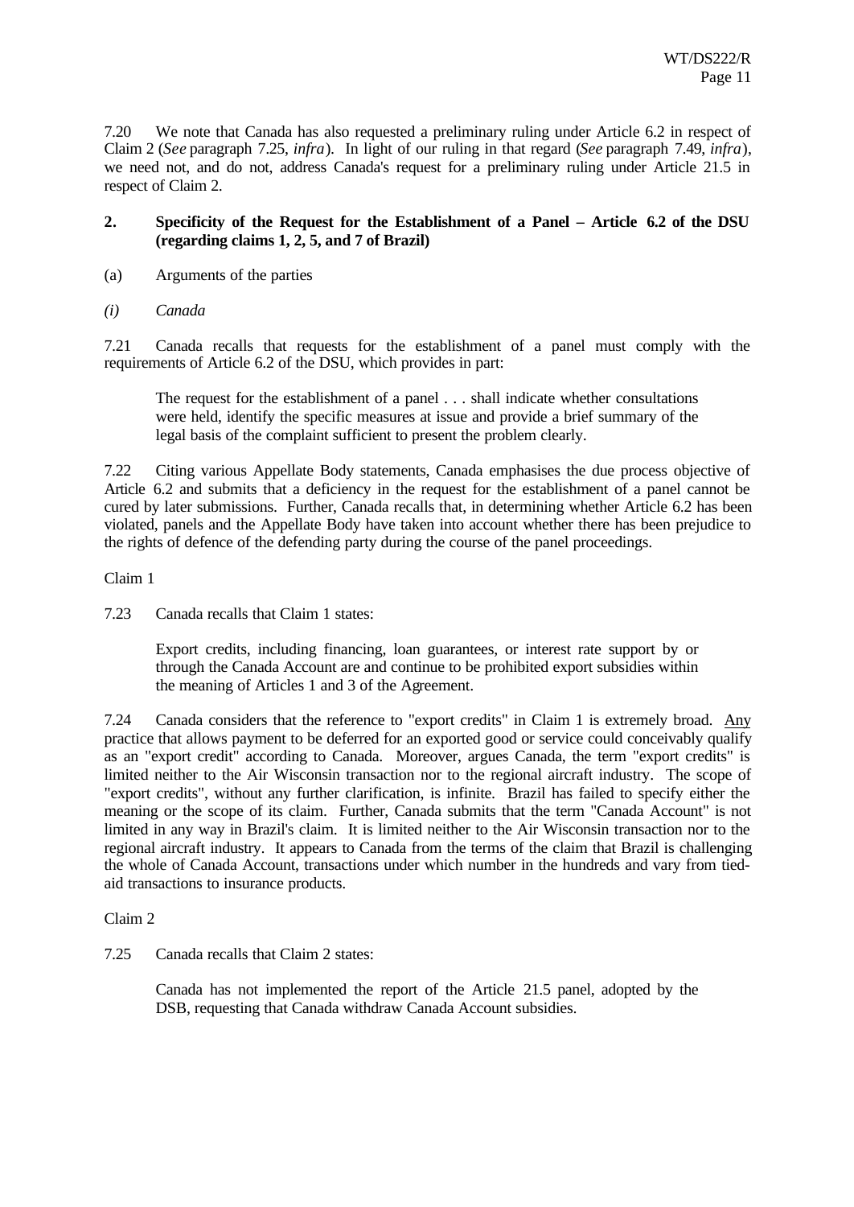7.20 We note that Canada has also requested a preliminary ruling under Article 6.2 in respect of Claim 2 (*See* paragraph 7.25, *infra*). In light of our ruling in that regard (*See* paragraph 7.49, *infra*), we need not, and do not, address Canada's request for a preliminary ruling under Article 21.5 in respect of Claim 2.

## 2. Specificity of the Request for the Establishment of a Panel – Article 6.2 of the DSU (regarding claims 1, 2, 5, and 7 of Brazil)

(a) Arguments of the parties

*(i) Canada*

7.21 Canada recalls that requests for the establishment of a panel must comply with the requirements of Article 6.2 of the DSU, which provides in part:

> The request for the establishment of a panel . . . shall indicate whether consultations were held, identify the specific measures at issue and provide a brief summary of the legal basis of the complaint sufficient to present the problem clearly.

7.22 Citing various Appellate Body statements, Canada emphasises the due process objective of Article 6.2 and submits that a deficiency in the request for the establishment of a panel cannot be cured by later submissions. Further, Canada recalls that, in determining whether Article 6.2 has been violated, panels and the Appellate Body have taken into account whether there has been prejudice to the rights of defence of the defending party during the course of the panel proceedings.

Claim 1

7.23 Canada recalls that Claim 1 states:

> Export credits, including financing, loan guarantees, or interest rate support by or through the Canada Account are and continue to be prohibited export subsidies within the meaning of Articles 1 and 3 of the Agreement.

7.24 Canada considers that the reference to "export credits" in Claim 1 is extremely broad. Any practice that allows payment to be deferred for an exported good or service could conceivably qualify as an "export credit" according to Canada. Moreover, argues Canada, the term "export credits" is limited neither to the Air Wisconsin transaction nor to the regional aircraft industry. The scope of "export credits", without any further clarification, is infinite. Brazil has failed to specify either the meaning or the scope of its claim. Further, Canada submits that the term "Canada Account" is not limited in any way in Brazil's claim. It is limited neither to the Air Wisconsin transaction nor to the regional aircraft industry. It appears to Canada from the terms of the claim that Brazil is challenging the whole of Canada Account, transactions under which number in the hundreds and vary from tied-aid transactions to insurance products.

Claim 2

7.25 Canada recalls that Claim 2 states:

> Canada has not implemented the report of the Article 21.5 panel, adopted by the DSB, requesting that Canada withdraw Canada Account subsidies.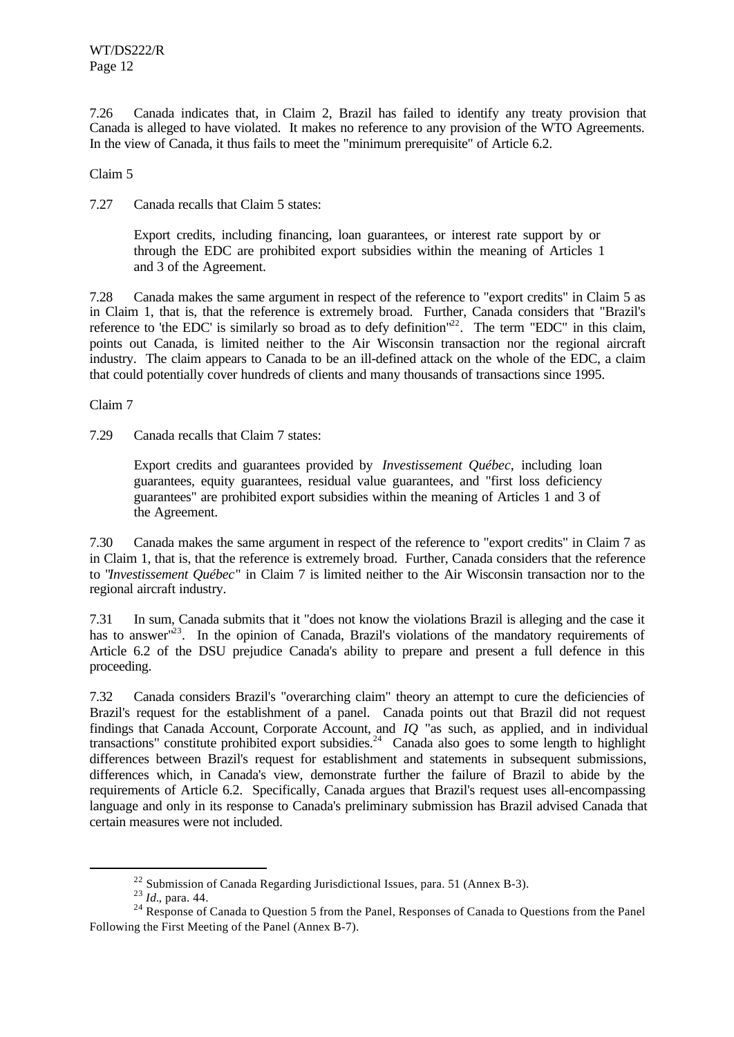7.26 Canada indicates that, in Claim 2, Brazil has failed to identify any treaty provision that Canada is alleged to have violated. It makes no reference to any provision of the WTO Agreements. In the view of Canada, it thus fails to meet the "minimum prerequisite" of Article 6.2.

Claim 5

7.27 Canada recalls that Claim 5 states:

> Export credits, including financing, loan guarantees, or interest rate support by or through the EDC are prohibited export subsidies within the meaning of Articles 1 and 3 of the Agreement.

7.28 Canada makes the same argument in respect of the reference to "export credits" in Claim 5 as in Claim 1, that is, that the reference is extremely broad. Further, Canada considers that "Brazil's reference to 'the EDC' is similarly so broad as to defy definition"[22]. The term "EDC" in this claim, points out Canada, is limited neither to the Air Wisconsin transaction nor the regional aircraft industry. The claim appears to Canada to be an ill-defined attack on the whole of the EDC, a claim that could potentially cover hundreds of clients and many thousands of transactions since 1995.

Claim 7

7.29 Canada recalls that Claim 7 states:

> Export credits and guarantees provided by *Investissement Québec*, including loan guarantees, equity guarantees, residual value guarantees, and "first loss deficiency guarantees" are prohibited export subsidies within the meaning of Articles 1 and 3 of the Agreement.

7.30 Canada makes the same argument in respect of the reference to "export credits" in Claim 7 as in Claim 1, that is, that the reference is extremely broad. Further, Canada considers that the reference to "*Investissement Québec*" in Claim 7 is limited neither to the Air Wisconsin transaction nor to the regional aircraft industry.

7.31 In sum, Canada submits that it "does not know the violations Brazil is alleging and the case it has to answer"[23]. In the opinion of Canada, Brazil's violations of the mandatory requirements of Article 6.2 of the DSU prejudice Canada's ability to prepare and present a full defence in this proceeding.

7.32 Canada considers Brazil's "overarching claim" theory an attempt to cure the deficiencies of Brazil's request for the establishment of a panel. Canada points out that Brazil did not request findings that Canada Account, Corporate Account, and *IQ* "as such, as applied, and in individual transactions" constitute prohibited export subsidies.[24] Canada also goes to some length to highlight differences between Brazil's request for establishment and statements in subsequent submissions, differences which, in Canada's view, demonstrate further the failure of Brazil to abide by the requirements of Article 6.2. Specifically, Canada argues that Brazil's request uses all-encompassing language and only in its response to Canada's preliminary submission has Brazil advised Canada that certain measures were not included.

---

[22] Submission of Canada Regarding Jurisdictional Issues, para. 51 (Annex B-3).

[23] *Id*., para. 44.

[24] Response of Canada to Question 5 from the Panel, Responses of Canada to Questions from the Panel Following the First Meeting of the Panel (Annex B-7).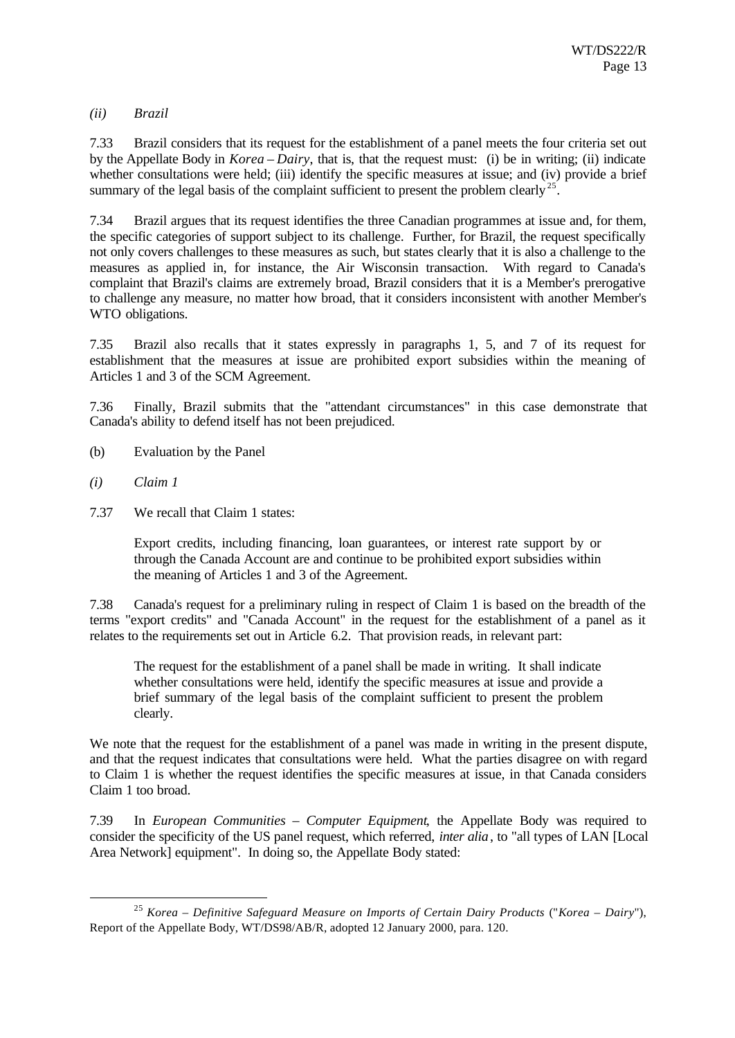*(ii) Brazil*

7.33 Brazil considers that its request for the establishment of a panel meets the four criteria set out by the Appellate Body in *Korea – Dairy*, that is, that the request must: (i) be in writing; (ii) indicate whether consultations were held; (iii) identify the specific measures at issue; and (iv) provide a brief summary of the legal basis of the complaint sufficient to present the problem clearly[25].

7.34 Brazil argues that its request identifies the three Canadian programmes at issue and, for them, the specific categories of support subject to its challenge. Further, for Brazil, the request specifically not only covers challenges to these measures as such, but states clearly that it is also a challenge to the measures as applied in, for instance, the Air Wisconsin transaction. With regard to Canada's complaint that Brazil's claims are extremely broad, Brazil considers that it is a Member's prerogative to challenge any measure, no matter how broad, that it considers inconsistent with another Member's WTO obligations.

7.35 Brazil also recalls that it states expressly in paragraphs 1, 5, and 7 of its request for establishment that the measures at issue are prohibited export subsidies within the meaning of Articles 1 and 3 of the SCM Agreement.

7.36 Finally, Brazil submits that the "attendant circumstances" in this case demonstrate that Canada's ability to defend itself has not been prejudiced.

(b) Evaluation by the Panel

*(i) Claim 1*

7.37 We recall that Claim 1 states:

> Export credits, including financing, loan guarantees, or interest rate support by or through the Canada Account are and continue to be prohibited export subsidies within the meaning of Articles 1 and 3 of the Agreement.

7.38 Canada's request for a preliminary ruling in respect of Claim 1 is based on the breadth of the terms "export credits" and "Canada Account" in the request for the establishment of a panel as it relates to the requirements set out in Article 6.2. That provision reads, in relevant part:

> The request for the establishment of a panel shall be made in writing. It shall indicate whether consultations were held, identify the specific measures at issue and provide a brief summary of the legal basis of the complaint sufficient to present the problem clearly.

We note that the request for the establishment of a panel was made in writing in the present dispute, and that the request indicates that consultations were held. What the parties disagree on with regard to Claim 1 is whether the request identifies the specific measures at issue, in that Canada considers Claim 1 too broad.

7.39 In *European Communities – Computer Equipment*, the Appellate Body was required to consider the specificity of the US panel request, which referred, *inter alia*, to "all types of LAN [Local Area Network] equipment". In doing so, the Appellate Body stated:

[25] *Korea – Definitive Safeguard Measure on Imports of Certain Dairy Products* ("*Korea – Dairy*"), Report of the Appellate Body, WT/DS98/AB/R, adopted 12 January 2000, para. 120.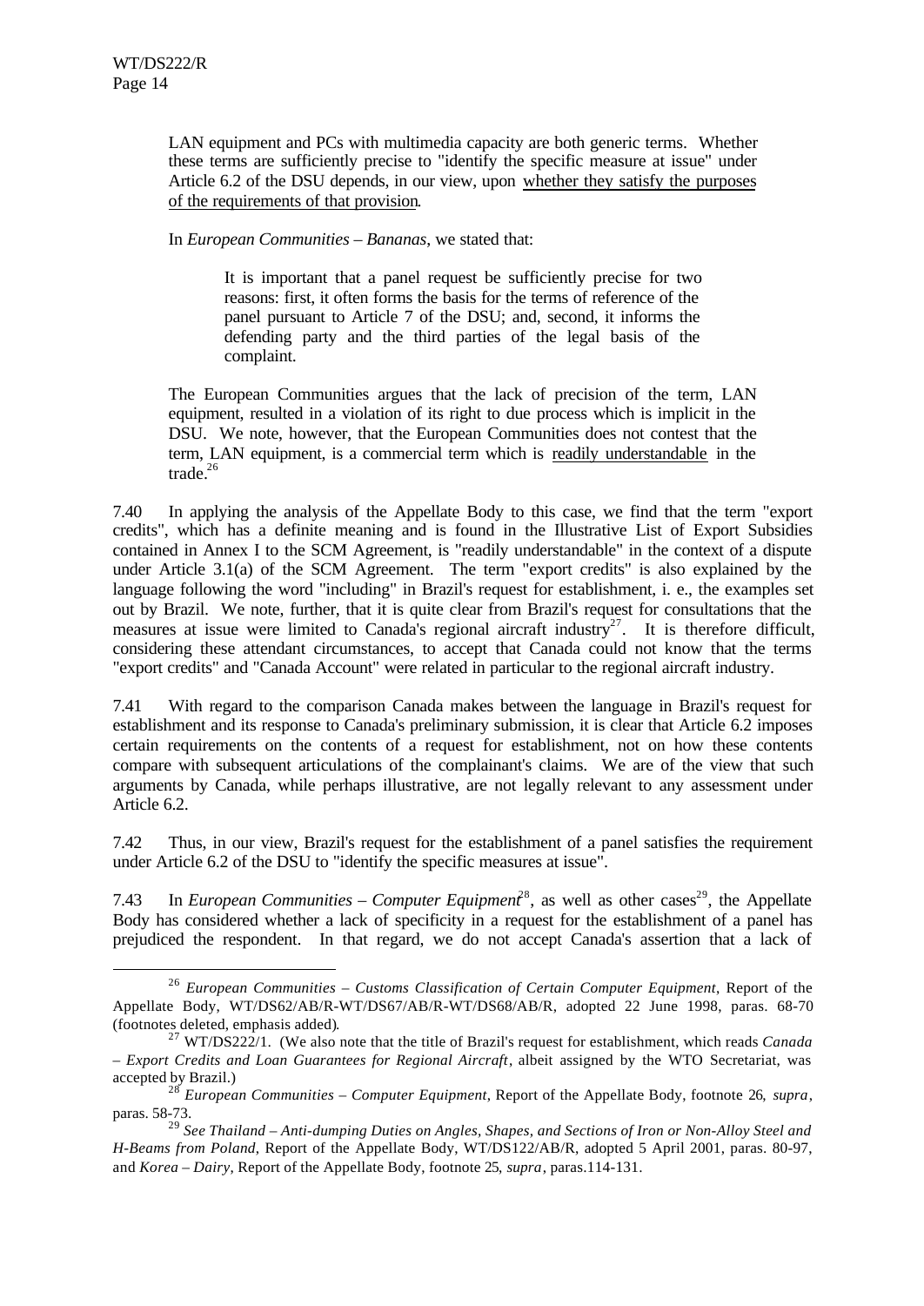> LAN equipment and PCs with multimedia capacity are both generic terms. Whether these terms are sufficiently precise to "identify the specific measure at issue" under Article 6.2 of the DSU depends, in our view, upon whether they satisfy the purposes of the requirements of that provision.
>
> In *European Communities – Bananas*, we stated that:
>
> > It is important that a panel request be sufficiently precise for two reasons: first, it often forms the basis for the terms of reference of the panel pursuant to Article 7 of the DSU; and, second, it informs the defending party and the third parties of the legal basis of the complaint.
>
> The European Communities argues that the lack of precision of the term, LAN equipment, resulted in a violation of its right to due process which is implicit in the DSU. We note, however, that the European Communities does not contest that the term, LAN equipment, is a commercial term which is readily understandable in the trade.[26]

7.40 In applying the analysis of the Appellate Body to this case, we find that the term "export credits", which has a definite meaning and is found in the Illustrative List of Export Subsidies contained in Annex I to the SCM Agreement, is "readily understandable" in the context of a dispute under Article 3.1(a) of the SCM Agreement. The term "export credits" is also explained by the language following the word "including" in Brazil's request for establishment, i. e., the examples set out by Brazil. We note, further, that it is quite clear from Brazil's request for consultations that the measures at issue were limited to Canada's regional aircraft industry[27]. It is therefore difficult, considering these attendant circumstances, to accept that Canada could not know that the terms "export credits" and "Canada Account" were related in particular to the regional aircraft industry.

7.41 With regard to the comparison Canada makes between the language in Brazil's request for establishment and its response to Canada's preliminary submission, it is clear that Article 6.2 imposes certain requirements on the contents of a request for establishment, not on how these contents compare with subsequent articulations of the complainant's claims. We are of the view that such arguments by Canada, while perhaps illustrative, are not legally relevant to any assessment under Article 6.2.

7.42 Thus, in our view, Brazil's request for the establishment of a panel satisfies the requirement under Article 6.2 of the DSU to "identify the specific measures at issue".

7.43 In *European Communities – Computer Equipment*[28], as well as other cases[29], the Appellate Body has considered whether a lack of specificity in a request for the establishment of a panel has prejudiced the respondent. In that regard, we do not accept Canada's assertion that a lack of

---

[26] *European Communities – Customs Classification of Certain Computer Equipment*, Report of the Appellate Body, WT/DS62/AB/R-WT/DS67/AB/R-WT/DS68/AB/R, adopted 22 June 1998, paras. 68-70 (footnotes deleted, emphasis added).

[27] WT/DS222/1. (We also note that the title of Brazil's request for establishment, which reads *Canada – Export Credits and Loan Guarantees for Regional Aircraft*, albeit assigned by the WTO Secretariat, was accepted by Brazil.)

[28] *European Communities – Computer Equipment*, Report of the Appellate Body, footnote 26, *supra*, paras. 58-73.

[29] *See Thailand – Anti-dumping Duties on Angles, Shapes, and Sections of Iron or Non-Alloy Steel and H-Beams from Poland*, Report of the Appellate Body, WT/DS122/AB/R, adopted 5 April 2001, paras. 80-97, and *Korea – Dairy*, Report of the Appellate Body, footnote 25, *supra*, paras.114-131.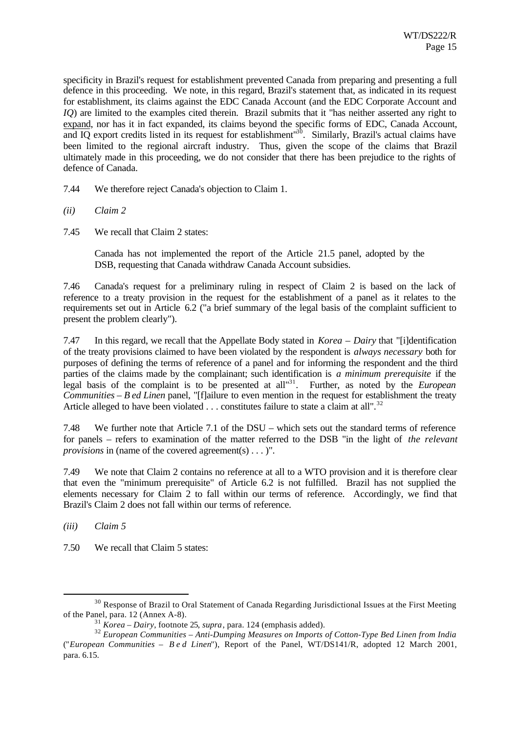specificity in Brazil's request for establishment prevented Canada from preparing and presenting a full defence in this proceeding. We note, in this regard, Brazil's statement that, as indicated in its request for establishment, its claims against the EDC Canada Account (and the EDC Corporate Account and *IQ*) are limited to the examples cited therein. Brazil submits that it "has neither asserted any right to expand, nor has it in fact expanded, its claims beyond the specific forms of EDC, Canada Account, and IQ export credits listed in its request for establishment"[30]. Similarly, Brazil's actual claims have been limited to the regional aircraft industry. Thus, given the scope of the claims that Brazil ultimately made in this proceeding, we do not consider that there has been prejudice to the rights of defence of Canada.

7.44 We therefore reject Canada's objection to Claim 1.

*(ii) Claim 2*

7.45 We recall that Claim 2 states:

> Canada has not implemented the report of the Article 21.5 panel, adopted by the DSB, requesting that Canada withdraw Canada Account subsidies.

7.46 Canada's request for a preliminary ruling in respect of Claim 2 is based on the lack of reference to a treaty provision in the request for the establishment of a panel as it relates to the requirements set out in Article 6.2 ("a brief summary of the legal basis of the complaint sufficient to present the problem clearly").

7.47 In this regard, we recall that the Appellate Body stated in *Korea – Dairy* that "[i]dentification of the treaty provisions claimed to have been violated by the respondent is *always necessary* both for purposes of defining the terms of reference of a panel and for informing the respondent and the third parties of the claims made by the complainant; such identification is *a minimum prerequisite* if the legal basis of the complaint is to be presented at all"[31]. Further, as noted by the *European Communities – Bed Linen* panel, "[f]ailure to even mention in the request for establishment the treaty Article alleged to have been violated . . . constitutes failure to state a claim at all".[32]

7.48 We further note that Article 7.1 of the DSU – which sets out the standard terms of reference for panels – refers to examination of the matter referred to the DSB "in the light of *the relevant provisions* in (name of the covered agreement(s) . . . )".

7.49 We note that Claim 2 contains no reference at all to a WTO provision and it is therefore clear that even the "minimum prerequisite" of Article 6.2 is not fulfilled. Brazil has not supplied the elements necessary for Claim 2 to fall within our terms of reference. Accordingly, we find that Brazil's Claim 2 does not fall within our terms of reference.

*(iii) Claim 5*

7.50 We recall that Claim 5 states:

---

[30] Response of Brazil to Oral Statement of Canada Regarding Jurisdictional Issues at the First Meeting of the Panel, para. 12 (Annex A-8).

[31] *Korea – Dairy*, footnote 25, *supra*, para. 124 (emphasis added).

[32] *European Communities – Anti-Dumping Measures on Imports of Cotton-Type Bed Linen from India* ("*European Communities – Bed Linen*"), Report of the Panel, WT/DS141/R, adopted 12 March 2001, para. 6.15.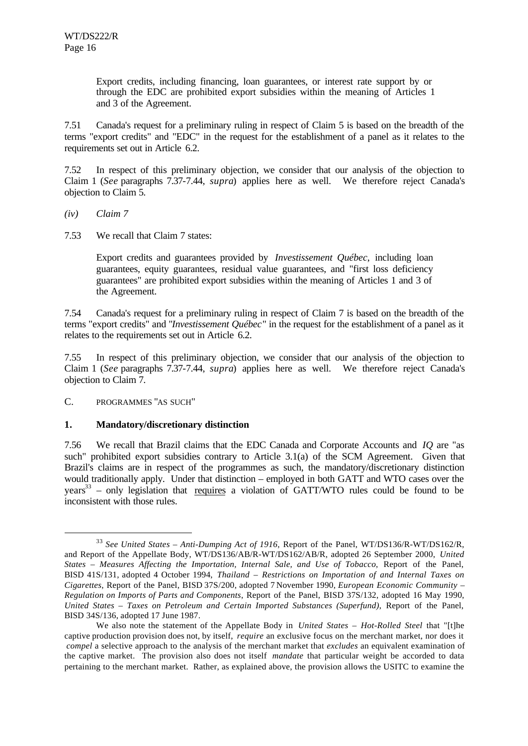> Export credits, including financing, loan guarantees, or interest rate support by or through the EDC are prohibited export subsidies within the meaning of Articles 1 and 3 of the Agreement.

7.51 Canada's request for a preliminary ruling in respect of Claim 5 is based on the breadth of the terms "export credits" and "EDC" in the request for the establishment of a panel as it relates to the requirements set out in Article 6.2.

7.52 In respect of this preliminary objection, we consider that our analysis of the objection to Claim 1 (*See* paragraphs 7.37-7.44, *supra*) applies here as well. We therefore reject Canada's objection to Claim 5.

*(iv) Claim 7*

7.53 We recall that Claim 7 states:

> Export credits and guarantees provided by *Investissement Québec*, including loan guarantees, equity guarantees, residual value guarantees, and "first loss deficiency guarantees" are prohibited export subsidies within the meaning of Articles 1 and 3 of the Agreement.

7.54 Canada's request for a preliminary ruling in respect of Claim 7 is based on the breadth of the terms "export credits" and "*Investissement Québec*" in the request for the establishment of a panel as it relates to the requirements set out in Article 6.2.

7.55 In respect of this preliminary objection, we consider that our analysis of the objection to Claim 1 (*See* paragraphs 7.37-7.44, *supra*) applies here as well. We therefore reject Canada's objection to Claim 7.

### C. PROGRAMMES "AS SUCH"

#### 1. Mandatory/discretionary distinction

7.56 We recall that Brazil claims that the EDC Canada and Corporate Accounts and *IQ* are "as such" prohibited export subsidies contrary to Article 3.1(a) of the SCM Agreement. Given that Brazil's claims are in respect of the programmes as such, the mandatory/discretionary distinction would traditionally apply. Under that distinction – employed in both GATT and WTO cases over the years[33] – only legislation that requires a violation of GATT/WTO rules could be found to be inconsistent with those rules.

---

[33] *See United States – Anti-Dumping Act of 1916*, Report of the Panel, WT/DS136/R-WT/DS162/R, and Report of the Appellate Body, WT/DS136/AB/R-WT/DS162/AB/R, adopted 26 September 2000, *United States – Measures Affecting the Importation, Internal Sale, and Use of Tobacco*, Report of the Panel, BISD 41S/131, adopted 4 October 1994, *Thailand – Restrictions on Importation of and Internal Taxes on Cigarettes*, Report of the Panel, BISD 37S/200, adopted 7 November 1990, *European Economic Community – Regulation on Imports of Parts and Components*, Report of the Panel, BISD 37S/132, adopted 16 May 1990, *United States – Taxes on Petroleum and Certain Imported Substances (Superfund)*, Report of the Panel, BISD 34S/136, adopted 17 June 1987.

We also note the statement of the Appellate Body in *United States – Hot-Rolled Steel* that "[t]he captive production provision does not, by itself, *require* an exclusive focus on the merchant market, nor does it *compel* a selective approach to the analysis of the merchant market that *excludes* an equivalent examination of the captive market. The provision also does not itself *mandate* that particular weight be accorded to data pertaining to the merchant market. Rather, as explained above, the provision allows the USITC to examine the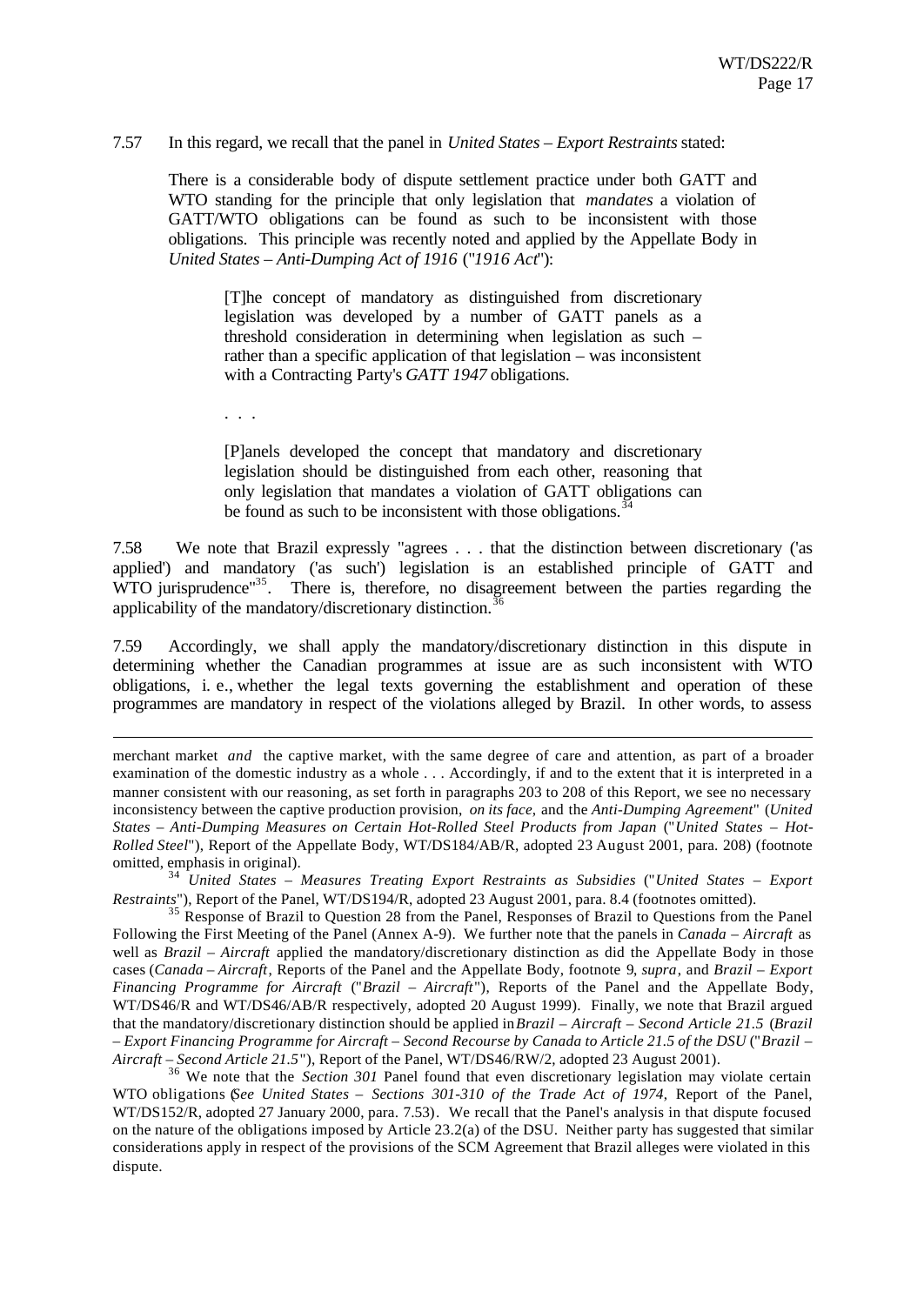7.57 In this regard, we recall that the panel in *United States – Export Restraints* stated:

> There is a considerable body of dispute settlement practice under both GATT and WTO standing for the principle that only legislation that *mandates* a violation of GATT/WTO obligations can be found as such to be inconsistent with those obligations. This principle was recently noted and applied by the Appellate Body in *United States – Anti-Dumping Act of 1916* ("*1916 Act*"):
>
> > [T]he concept of mandatory as distinguished from discretionary legislation was developed by a number of GATT panels as a threshold consideration in determining when legislation as such – rather than a specific application of that legislation – was inconsistent with a Contracting Party's *GATT 1947* obligations.
> >
> > . . .
> >
> > [P]anels developed the concept that mandatory and discretionary legislation should be distinguished from each other, reasoning that only legislation that mandates a violation of GATT obligations can be found as such to be inconsistent with those obligations.[34]

7.58 We note that Brazil expressly "agrees . . . that the distinction between discretionary ('as applied') and mandatory ('as such') legislation is an established principle of GATT and WTO jurisprudence"[35]. There is, therefore, no disagreement between the parties regarding the applicability of the mandatory/discretionary distinction.[36]

7.59 Accordingly, we shall apply the mandatory/discretionary distinction in this dispute in determining whether the Canadian programmes at issue are as such inconsistent with WTO obligations, i. e., whether the legal texts governing the establishment and operation of these programmes are mandatory in respect of the violations alleged by Brazil. In other words, to assess

---

merchant market *and* the captive market, with the same degree of care and attention, as part of a broader examination of the domestic industry as a whole . . . Accordingly, if and to the extent that it is interpreted in a manner consistent with our reasoning, as set forth in paragraphs 203 to 208 of this Report, we see no necessary inconsistency between the captive production provision, *on its face*, and the *Anti-Dumping Agreement*" (*United States – Anti-Dumping Measures on Certain Hot-Rolled Steel Products from Japan* ("*United States – Hot-Rolled Steel*"), Report of the Appellate Body, WT/DS184/AB/R, adopted 23 August 2001, para. 208) (footnote omitted, emphasis in original).

[34] *United States – Measures Treating Export Restraints as Subsidies* ("*United States – Export Restraints*"), Report of the Panel, WT/DS194/R, adopted 23 August 2001, para. 8.4 (footnotes omitted).

[35] Response of Brazil to Question 28 from the Panel, Responses of Brazil to Questions from the Panel Following the First Meeting of the Panel (Annex A-9). We further note that the panels in *Canada – Aircraft* as well as *Brazil – Aircraft* applied the mandatory/discretionary distinction as did the Appellate Body in those cases (*Canada – Aircraft*, Reports of the Panel and the Appellate Body, footnote 9, *supra*, and *Brazil – Export Financing Programme for Aircraft* ("*Brazil – Aircraft*"), Reports of the Panel and the Appellate Body, WT/DS46/R and WT/DS46/AB/R respectively, adopted 20 August 1999). Finally, we note that Brazil argued that the mandatory/discretionary distinction should be applied in *Brazil – Aircraft – Second Article 21.5* (*Brazil – Export Financing Programme for Aircraft – Second Recourse by Canada to Article 21.5 of the DSU* ("*Brazil – Aircraft – Second Article 21.5*"), Report of the Panel, WT/DS46/RW/2, adopted 23 August 2001).

[36] We note that the *Section 301* Panel found that even discretionary legislation may violate certain WTO obligations (*See United States – Sections 301-310 of the Trade Act of 1974*, Report of the Panel, WT/DS152/R, adopted 27 January 2000, para. 7.53). We recall that the Panel's analysis in that dispute focused on the nature of the obligations imposed by Article 23.2(a) of the DSU. Neither party has suggested that similar considerations apply in respect of the provisions of the SCM Agreement that Brazil alleges were violated in this dispute.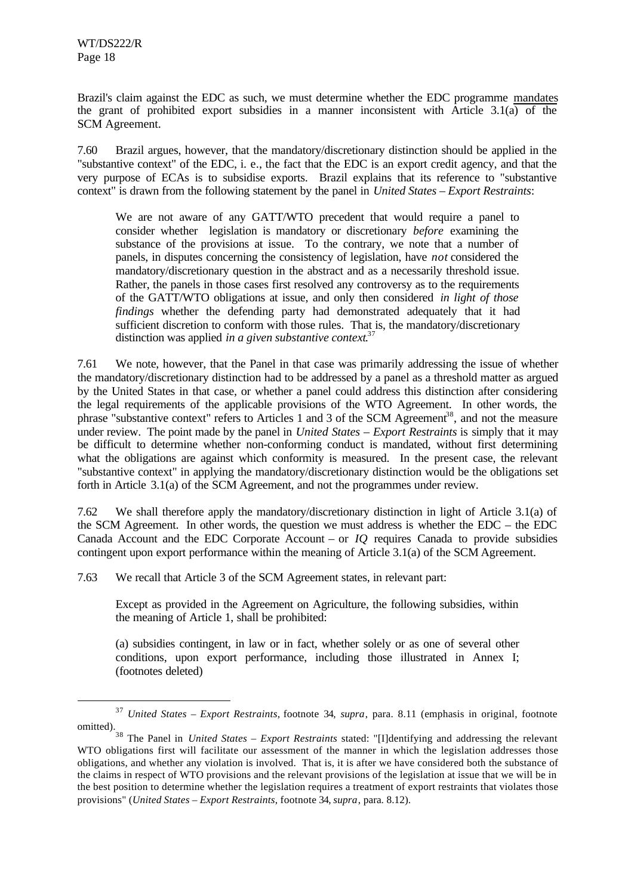Brazil's claim against the EDC as such, we must determine whether the EDC programme mandates the grant of prohibited export subsidies in a manner inconsistent with Article 3.1(a) of the SCM Agreement.

7.60 Brazil argues, however, that the mandatory/discretionary distinction should be applied in the "substantive context" of the EDC, i. e., the fact that the EDC is an export credit agency, and that the very purpose of ECAs is to subsidise exports. Brazil explains that its reference to "substantive context" is drawn from the following statement by the panel in *United States – Export Restraints*:

> We are not aware of any GATT/WTO precedent that would require a panel to consider whether legislation is mandatory or discretionary *before* examining the substance of the provisions at issue. To the contrary, we note that a number of panels, in disputes concerning the consistency of legislation, have *not* considered the mandatory/discretionary question in the abstract and as a necessarily threshold issue. Rather, the panels in those cases first resolved any controversy as to the requirements of the GATT/WTO obligations at issue, and only then considered *in light of those findings* whether the defending party had demonstrated adequately that it had sufficient discretion to conform with those rules. That is, the mandatory/discretionary distinction was applied *in a given substantive context*.[37]

7.61 We note, however, that the Panel in that case was primarily addressing the issue of whether the mandatory/discretionary distinction had to be addressed by a panel as a threshold matter as argued by the United States in that case, or whether a panel could address this distinction after considering the legal requirements of the applicable provisions of the WTO Agreement. In other words, the phrase "substantive context" refers to Articles 1 and 3 of the SCM Agreement[38], and not the measure under review. The point made by the panel in *United States – Export Restraints* is simply that it may be difficult to determine whether non-conforming conduct is mandated, without first determining what the obligations are against which conformity is measured. In the present case, the relevant "substantive context" in applying the mandatory/discretionary distinction would be the obligations set forth in Article 3.1(a) of the SCM Agreement, and not the programmes under review.

7.62 We shall therefore apply the mandatory/discretionary distinction in light of Article 3.1(a) of the SCM Agreement. In other words, the question we must address is whether the EDC – the EDC Canada Account and the EDC Corporate Account – or *IQ* requires Canada to provide subsidies contingent upon export performance within the meaning of Article 3.1(a) of the SCM Agreement.

7.63 We recall that Article 3 of the SCM Agreement states, in relevant part:

> Except as provided in the Agreement on Agriculture, the following subsidies, within the meaning of Article 1, shall be prohibited:
>
> (a) subsidies contingent, in law or in fact, whether solely or as one of several other conditions, upon export performance, including those illustrated in Annex I; (footnotes deleted)

---

[37] *United States – Export Restraints*, footnote 34, *supra*, para. 8.11 (emphasis in original, footnote omitted).

[38] The Panel in *United States – Export Restraints* stated: "[I]dentifying and addressing the relevant WTO obligations first will facilitate our assessment of the manner in which the legislation addresses those obligations, and whether any violation is involved. That is, it is after we have considered both the substance of the claims in respect of WTO provisions and the relevant provisions of the legislation at issue that we will be in the best position to determine whether the legislation requires a treatment of export restraints that violates those provisions" (*United States – Export Restraints*, footnote 34, *supra*, para. 8.12).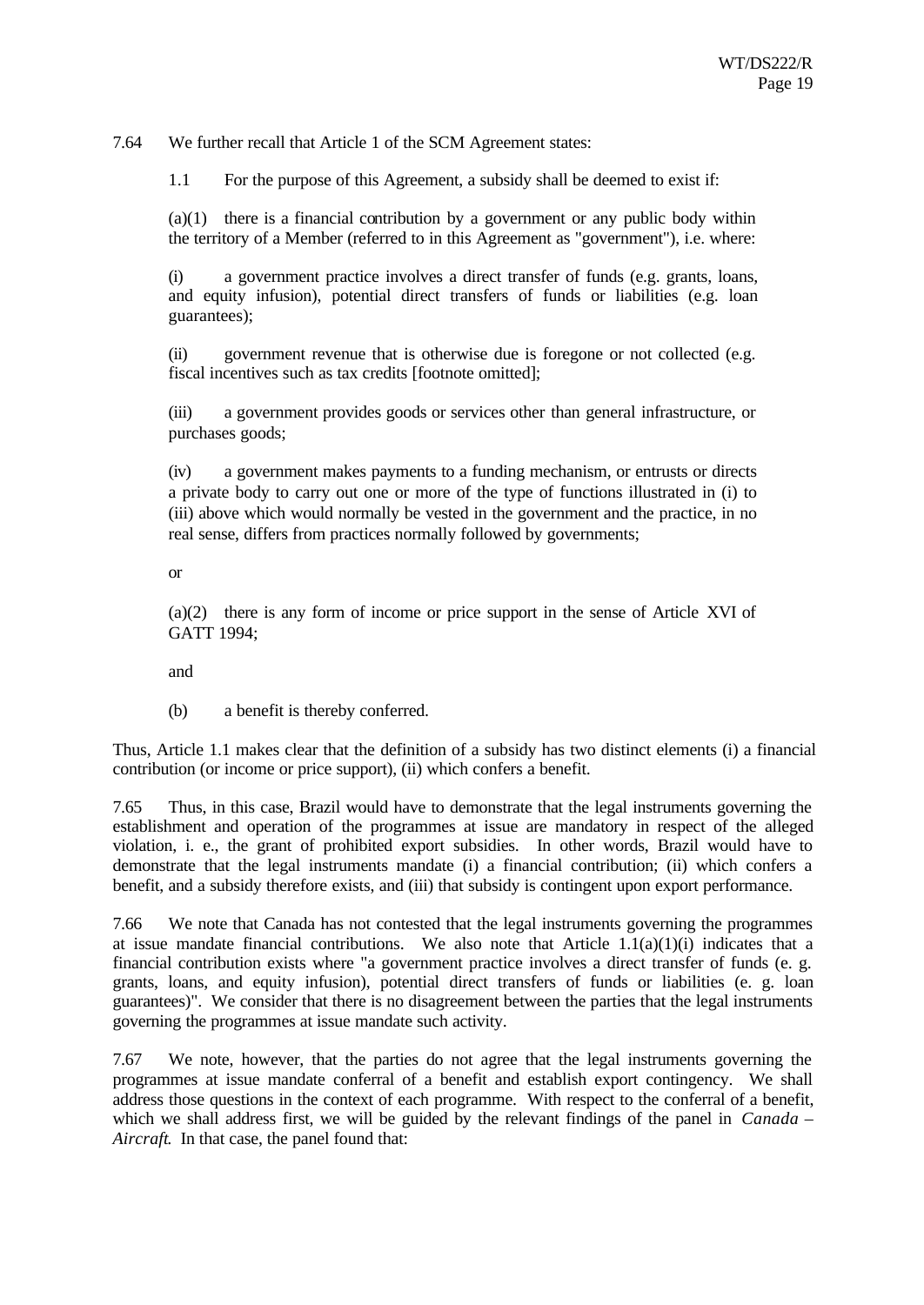7.64 We further recall that Article 1 of the SCM Agreement states:

> 1.1 For the purpose of this Agreement, a subsidy shall be deemed to exist if:
>
> (a)(1) there is a financial contribution by a government or any public body within the territory of a Member (referred to in this Agreement as "government"), i.e. where:
>
> (i) a government practice involves a direct transfer of funds (e.g. grants, loans, and equity infusion), potential direct transfers of funds or liabilities (e.g. loan guarantees);
>
> (ii) government revenue that is otherwise due is foregone or not collected (e.g. fiscal incentives such as tax credits [footnote omitted];
>
> (iii) a government provides goods or services other than general infrastructure, or purchases goods;
>
> (iv) a government makes payments to a funding mechanism, or entrusts or directs a private body to carry out one or more of the type of functions illustrated in (i) to (iii) above which would normally be vested in the government and the practice, in no real sense, differs from practices normally followed by governments;
>
> or
>
> (a)(2) there is any form of income or price support in the sense of Article XVI of GATT 1994;
>
> and
>
> (b) a benefit is thereby conferred.

Thus, Article 1.1 makes clear that the definition of a subsidy has two distinct elements (i) a financial contribution (or income or price support), (ii) which confers a benefit.

7.65 Thus, in this case, Brazil would have to demonstrate that the legal instruments governing the establishment and operation of the programmes at issue are mandatory in respect of the alleged violation, i. e., the grant of prohibited export subsidies. In other words, Brazil would have to demonstrate that the legal instruments mandate (i) a financial contribution; (ii) which confers a benefit, and a subsidy therefore exists, and (iii) that subsidy is contingent upon export performance.

7.66 We note that Canada has not contested that the legal instruments governing the programmes at issue mandate financial contributions. We also note that Article 1.1(a)(1)(i) indicates that a financial contribution exists where "a government practice involves a direct transfer of funds (e. g. grants, loans, and equity infusion), potential direct transfers of funds or liabilities (e. g. loan guarantees)". We consider that there is no disagreement between the parties that the legal instruments governing the programmes at issue mandate such activity.

7.67 We note, however, that the parties do not agree that the legal instruments governing the programmes at issue mandate conferral of a benefit and establish export contingency. We shall address those questions in the context of each programme. With respect to the conferral of a benefit, which we shall address first, we will be guided by the relevant findings of the panel in *Canada – Aircraft*. In that case, the panel found that: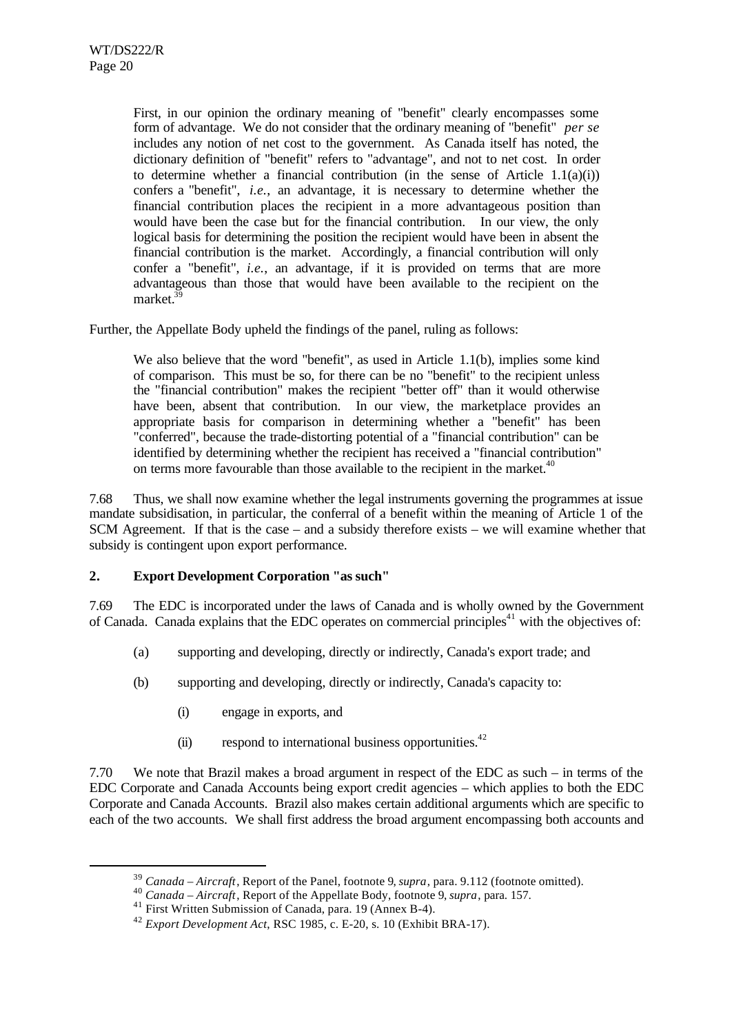> First, in our opinion the ordinary meaning of "benefit" clearly encompasses some form of advantage. We do not consider that the ordinary meaning of "benefit" *per se* includes any notion of net cost to the government. As Canada itself has noted, the dictionary definition of "benefit" refers to "advantage", and not to net cost. In order to determine whether a financial contribution (in the sense of Article 1.1(a)(i)) confers a "benefit", *i.e.*, an advantage, it is necessary to determine whether the financial contribution places the recipient in a more advantageous position than would have been the case but for the financial contribution. In our view, the only logical basis for determining the position the recipient would have been in absent the financial contribution is the market. Accordingly, a financial contribution will only confer a "benefit", *i.e.*, an advantage, if it is provided on terms that are more advantageous than those that would have been available to the recipient on the market.[39]

Further, the Appellate Body upheld the findings of the panel, ruling as follows:

> We also believe that the word "benefit", as used in Article 1.1(b), implies some kind of comparison. This must be so, for there can be no "benefit" to the recipient unless the "financial contribution" makes the recipient "better off" than it would otherwise have been, absent that contribution. In our view, the marketplace provides an appropriate basis for comparison in determining whether a "benefit" has been "conferred", because the trade-distorting potential of a "financial contribution" can be identified by determining whether the recipient has received a "financial contribution" on terms more favourable than those available to the recipient in the market.[40]

7.68 Thus, we shall now examine whether the legal instruments governing the programmes at issue mandate subsidisation, in particular, the conferral of a benefit within the meaning of Article 1 of the SCM Agreement. If that is the case – and a subsidy therefore exists – we will examine whether that subsidy is contingent upon export performance.

## 2. Export Development Corporation "as such"

7.69 The EDC is incorporated under the laws of Canada and is wholly owned by the Government of Canada. Canada explains that the EDC operates on commercial principles[41] with the objectives of:

(a) supporting and developing, directly or indirectly, Canada's export trade; and

(b) supporting and developing, directly or indirectly, Canada's capacity to:

  (i) engage in exports, and

  (ii) respond to international business opportunities.[42]

7.70 We note that Brazil makes a broad argument in respect of the EDC as such – in terms of the EDC Corporate and Canada Accounts being export credit agencies – which applies to both the EDC Corporate and Canada Accounts. Brazil also makes certain additional arguments which are specific to each of the two accounts. We shall first address the broad argument encompassing both accounts and

---

[39] *Canada – Aircraft*, Report of the Panel, footnote 9, *supra*, para. 9.112 (footnote omitted).

[40] *Canada – Aircraft*, Report of the Appellate Body, footnote 9, *supra*, para. 157.

[41] First Written Submission of Canada, para. 19 (Annex B-4).

[42] *Export Development Act*, RSC 1985, c. E-20, s. 10 (Exhibit BRA-17).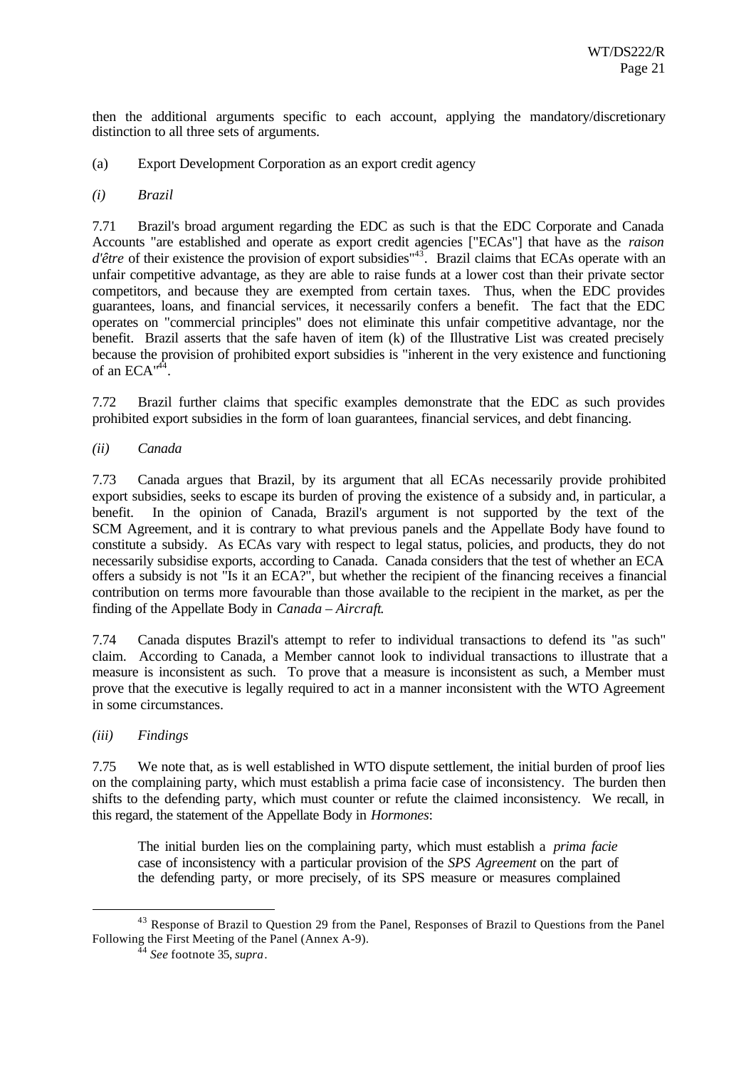then the additional arguments specific to each account, applying the mandatory/discretionary distinction to all three sets of arguments.

(a) Export Development Corporation as an export credit agency

*(i) Brazil*

7.71 Brazil's broad argument regarding the EDC as such is that the EDC Corporate and Canada Accounts "are established and operate as export credit agencies ["ECAs"] that have as the *raison d'être* of their existence the provision of export subsidies"[43]. Brazil claims that ECAs operate with an unfair competitive advantage, as they are able to raise funds at a lower cost than their private sector competitors, and because they are exempted from certain taxes. Thus, when the EDC provides guarantees, loans, and financial services, it necessarily confers a benefit. The fact that the EDC operates on "commercial principles" does not eliminate this unfair competitive advantage, nor the benefit. Brazil asserts that the safe haven of item (k) of the Illustrative List was created precisely because the provision of prohibited export subsidies is "inherent in the very existence and functioning of an ECA"[44].

7.72 Brazil further claims that specific examples demonstrate that the EDC as such provides prohibited export subsidies in the form of loan guarantees, financial services, and debt financing.

*(ii) Canada*

7.73 Canada argues that Brazil, by its argument that all ECAs necessarily provide prohibited export subsidies, seeks to escape its burden of proving the existence of a subsidy and, in particular, a benefit. In the opinion of Canada, Brazil's argument is not supported by the text of the SCM Agreement, and it is contrary to what previous panels and the Appellate Body have found to constitute a subsidy. As ECAs vary with respect to legal status, policies, and products, they do not necessarily subsidise exports, according to Canada. Canada considers that the test of whether an ECA offers a subsidy is not "Is it an ECA?", but whether the recipient of the financing receives a financial contribution on terms more favourable than those available to the recipient in the market, as per the finding of the Appellate Body in *Canada – Aircraft*.

7.74 Canada disputes Brazil's attempt to refer to individual transactions to defend its "as such" claim. According to Canada, a Member cannot look to individual transactions to illustrate that a measure is inconsistent as such. To prove that a measure is inconsistent as such, a Member must prove that the executive is legally required to act in a manner inconsistent with the WTO Agreement in some circumstances.

*(iii) Findings*

7.75 We note that, as is well established in WTO dispute settlement, the initial burden of proof lies on the complaining party, which must establish a prima facie case of inconsistency. The burden then shifts to the defending party, which must counter or refute the claimed inconsistency. We recall, in this regard, the statement of the Appellate Body in *Hormones*:

> The initial burden lies on the complaining party, which must establish a *prima facie* case of inconsistency with a particular provision of the *SPS Agreement* on the part of the defending party, or more precisely, of its SPS measure or measures complained

---

[43] Response of Brazil to Question 29 from the Panel, Responses of Brazil to Questions from the Panel Following the First Meeting of the Panel (Annex A-9).

[44] *See* footnote 35, *supra*.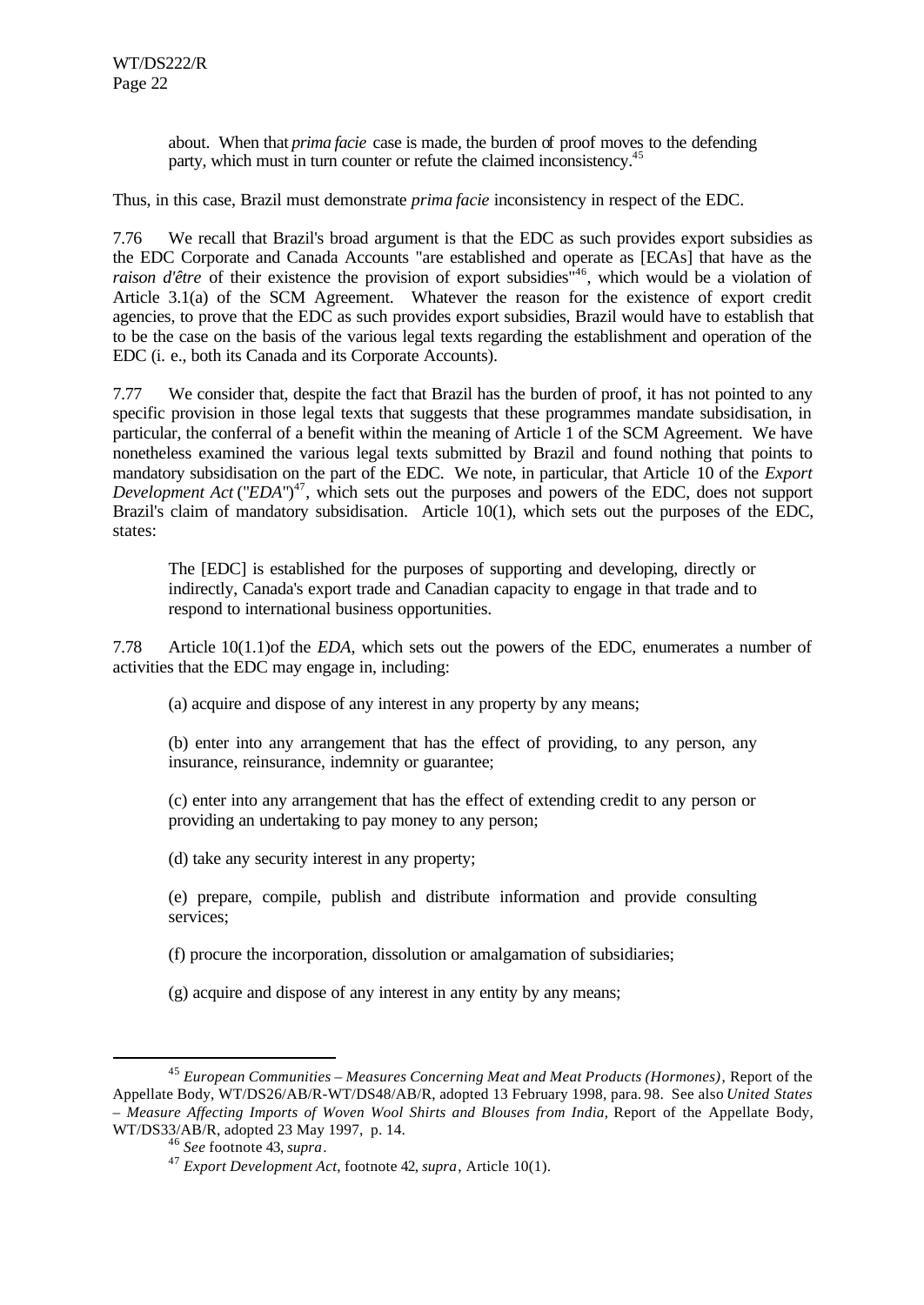about. When that *prima facie* case is made, the burden of proof moves to the defending party, which must in turn counter or refute the claimed inconsistency.[45]

Thus, in this case, Brazil must demonstrate *prima facie* inconsistency in respect of the EDC.

7.76 We recall that Brazil's broad argument is that the EDC as such provides export subsidies as the EDC Corporate and Canada Accounts "are established and operate as [ECAs] that have as the *raison d'être* of their existence the provision of export subsidies"[46], which would be a violation of Article 3.1(a) of the SCM Agreement. Whatever the reason for the existence of export credit agencies, to prove that the EDC as such provides export subsidies, Brazil would have to establish that to be the case on the basis of the various legal texts regarding the establishment and operation of the EDC (i. e., both its Canada and its Corporate Accounts).

7.77 We consider that, despite the fact that Brazil has the burden of proof, it has not pointed to any specific provision in those legal texts that suggests that these programmes mandate subsidisation, in particular, the conferral of a benefit within the meaning of Article 1 of the SCM Agreement. We have nonetheless examined the various legal texts submitted by Brazil and found nothing that points to mandatory subsidisation on the part of the EDC. We note, in particular, that Article 10 of the *Export Development Act* ("*EDA*")[47], which sets out the purposes and powers of the EDC, does not support Brazil's claim of mandatory subsidisation. Article 10(1), which sets out the purposes of the EDC, states:

> The [EDC] is established for the purposes of supporting and developing, directly or indirectly, Canada's export trade and Canadian capacity to engage in that trade and to respond to international business opportunities.

7.78 Article 10(1.1)of the *EDA*, which sets out the powers of the EDC, enumerates a number of activities that the EDC may engage in, including:

> (a) acquire and dispose of any interest in any property by any means;
>
> (b) enter into any arrangement that has the effect of providing, to any person, any insurance, reinsurance, indemnity or guarantee;
>
> (c) enter into any arrangement that has the effect of extending credit to any person or providing an undertaking to pay money to any person;
>
> (d) take any security interest in any property;
>
> (e) prepare, compile, publish and distribute information and provide consulting services;
>
> (f) procure the incorporation, dissolution or amalgamation of subsidiaries;
>
> (g) acquire and dispose of any interest in any entity by any means;

---

[45] *European Communities – Measures Concerning Meat and Meat Products (Hormones)*, Report of the Appellate Body, WT/DS26/AB/R-WT/DS48/AB/R, adopted 13 February 1998, para. 98. See also *United States – Measure Affecting Imports of Woven Wool Shirts and Blouses from India*, Report of the Appellate Body, WT/DS33/AB/R, adopted 23 May 1997, p. 14.

[46] *See* footnote 43, *supra*.

[47] *Export Development Act*, footnote 42, *supra*, Article 10(1).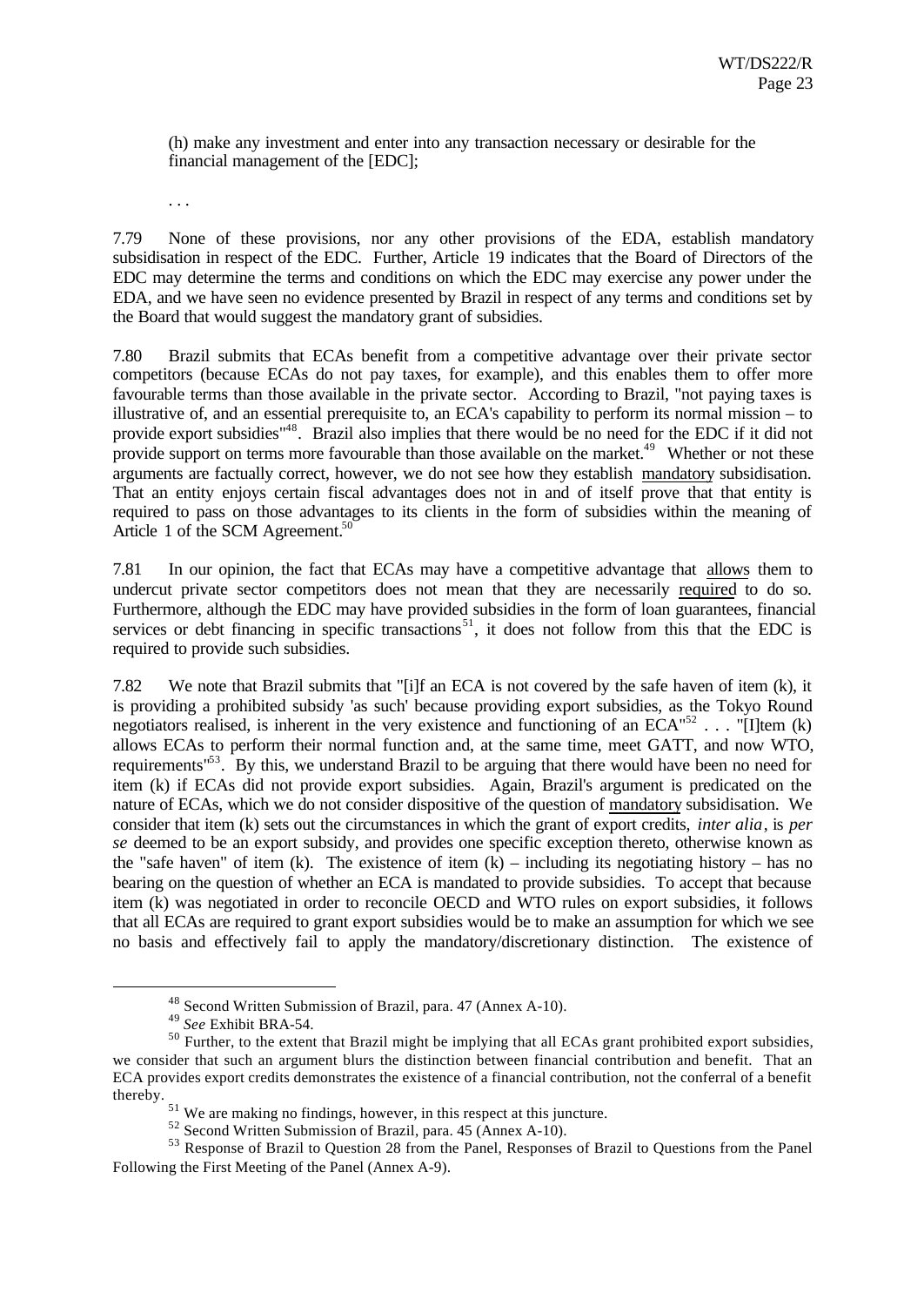(h) make any investment and enter into any transaction necessary or desirable for the financial management of the [EDC];

. . .

7.79 None of these provisions, nor any other provisions of the EDA, establish mandatory subsidisation in respect of the EDC. Further, Article 19 indicates that the Board of Directors of the EDC may determine the terms and conditions on which the EDC may exercise any power under the EDA, and we have seen no evidence presented by Brazil in respect of any terms and conditions set by the Board that would suggest the mandatory grant of subsidies.

7.80 Brazil submits that ECAs benefit from a competitive advantage over their private sector competitors (because ECAs do not pay taxes, for example), and this enables them to offer more favourable terms than those available in the private sector. According to Brazil, "not paying taxes is illustrative of, and an essential prerequisite to, an ECA's capability to perform its normal mission – to provide export subsidies"[48]. Brazil also implies that there would be no need for the EDC if it did not provide support on terms more favourable than those available on the market.[49] Whether or not these arguments are factually correct, however, we do not see how they establish mandatory subsidisation. That an entity enjoys certain fiscal advantages does not in and of itself prove that that entity is required to pass on those advantages to its clients in the form of subsidies within the meaning of Article 1 of the SCM Agreement.[50]

7.81 In our opinion, the fact that ECAs may have a competitive advantage that allows them to undercut private sector competitors does not mean that they are necessarily required to do so. Furthermore, although the EDC may have provided subsidies in the form of loan guarantees, financial services or debt financing in specific transactions[51], it does not follow from this that the EDC is required to provide such subsidies.

7.82 We note that Brazil submits that "[i]f an ECA is not covered by the safe haven of item (k), it is providing a prohibited subsidy 'as such' because providing export subsidies, as the Tokyo Round negotiators realised, is inherent in the very existence and functioning of an ECA"[52] . . . "[I]tem (k) allows ECAs to perform their normal function and, at the same time, meet GATT, and now WTO, requirements"[53]. By this, we understand Brazil to be arguing that there would have been no need for item (k) if ECAs did not provide export subsidies. Again, Brazil's argument is predicated on the nature of ECAs, which we do not consider dispositive of the question of mandatory subsidisation. We consider that item (k) sets out the circumstances in which the grant of export credits, *inter alia*, is *per se* deemed to be an export subsidy, and provides one specific exception thereto, otherwise known as the "safe haven" of item (k). The existence of item (k) – including its negotiating history – has no bearing on the question of whether an ECA is mandated to provide subsidies. To accept that because item (k) was negotiated in order to reconcile OECD and WTO rules on export subsidies, it follows that all ECAs are required to grant export subsidies would be to make an assumption for which we see no basis and effectively fail to apply the mandatory/discretionary distinction. The existence of

---

[48] Second Written Submission of Brazil, para. 47 (Annex A-10).

[49] *See* Exhibit BRA-54.

[50] Further, to the extent that Brazil might be implying that all ECAs grant prohibited export subsidies, we consider that such an argument blurs the distinction between financial contribution and benefit. That an ECA provides export credits demonstrates the existence of a financial contribution, not the conferral of a benefit thereby.

[51] We are making no findings, however, in this respect at this juncture.

[52] Second Written Submission of Brazil, para. 45 (Annex A-10).

[53] Response of Brazil to Question 28 from the Panel, Responses of Brazil to Questions from the Panel Following the First Meeting of the Panel (Annex A-9).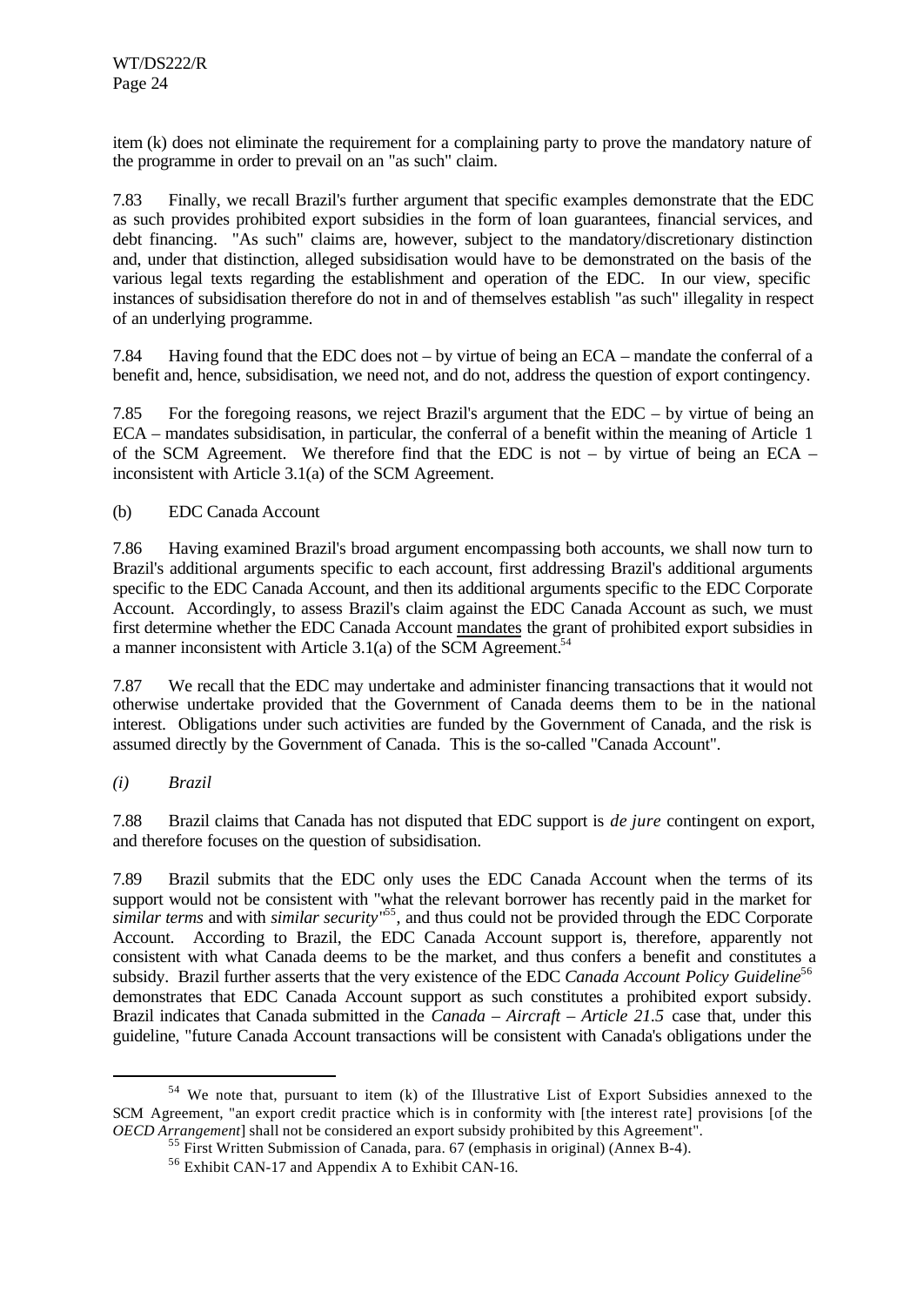item (k) does not eliminate the requirement for a complaining party to prove the mandatory nature of the programme in order to prevail on an "as such" claim.

7.83 Finally, we recall Brazil's further argument that specific examples demonstrate that the EDC as such provides prohibited export subsidies in the form of loan guarantees, financial services, and debt financing. "As such" claims are, however, subject to the mandatory/discretionary distinction and, under that distinction, alleged subsidisation would have to be demonstrated on the basis of the various legal texts regarding the establishment and operation of the EDC. In our view, specific instances of subsidisation therefore do not in and of themselves establish "as such" illegality in respect of an underlying programme.

7.84 Having found that the EDC does not – by virtue of being an ECA – mandate the conferral of a benefit and, hence, subsidisation, we need not, and do not, address the question of export contingency.

7.85 For the foregoing reasons, we reject Brazil's argument that the EDC – by virtue of being an ECA – mandates subsidisation, in particular, the conferral of a benefit within the meaning of Article 1 of the SCM Agreement. We therefore find that the EDC is not – by virtue of being an ECA – inconsistent with Article 3.1(a) of the SCM Agreement.

(b) EDC Canada Account

7.86 Having examined Brazil's broad argument encompassing both accounts, we shall now turn to Brazil's additional arguments specific to each account, first addressing Brazil's additional arguments specific to the EDC Canada Account, and then its additional arguments specific to the EDC Corporate Account. Accordingly, to assess Brazil's claim against the EDC Canada Account as such, we must first determine whether the EDC Canada Account mandates the grant of prohibited export subsidies in a manner inconsistent with Article 3.1(a) of the SCM Agreement.[54]

7.87 We recall that the EDC may undertake and administer financing transactions that it would not otherwise undertake provided that the Government of Canada deems them to be in the national interest. Obligations under such activities are funded by the Government of Canada, and the risk is assumed directly by the Government of Canada. This is the so-called "Canada Account".

*(i) Brazil*

7.88 Brazil claims that Canada has not disputed that EDC support is *de jure* contingent on export, and therefore focuses on the question of subsidisation.

7.89 Brazil submits that the EDC only uses the EDC Canada Account when the terms of its support would not be consistent with "what the relevant borrower has recently paid in the market for *similar terms* and with *similar security*"[55], and thus could not be provided through the EDC Corporate Account. According to Brazil, the EDC Canada Account support is, therefore, apparently not consistent with what Canada deems to be the market, and thus confers a benefit and constitutes a subsidy. Brazil further asserts that the very existence of the EDC *Canada Account Policy Guideline*[56] demonstrates that EDC Canada Account support as such constitutes a prohibited export subsidy. Brazil indicates that Canada submitted in the *Canada – Aircraft – Article 21.5* case that, under this guideline, "future Canada Account transactions will be consistent with Canada's obligations under the

---

[54] We note that, pursuant to item (k) of the Illustrative List of Export Subsidies annexed to the SCM Agreement, "an export credit practice which is in conformity with [the interest rate] provisions [of the *OECD Arrangement*] shall not be considered an export subsidy prohibited by this Agreement".

[55] First Written Submission of Canada, para. 67 (emphasis in original) (Annex B-4).

[56] Exhibit CAN-17 and Appendix A to Exhibit CAN-16.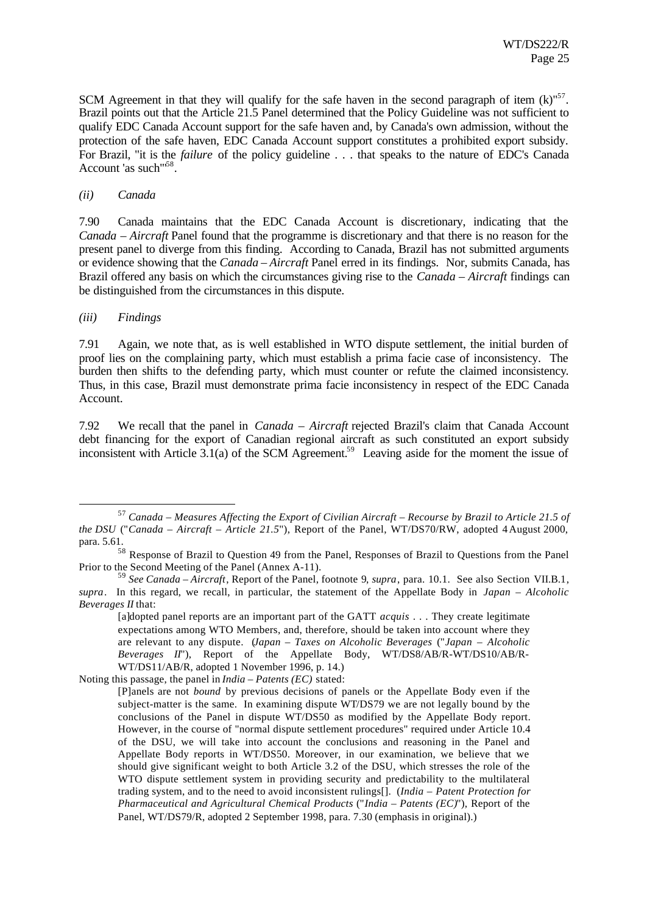SCM Agreement in that they will qualify for the safe haven in the second paragraph of item (k)"[57]. Brazil points out that the Article 21.5 Panel determined that the Policy Guideline was not sufficient to qualify EDC Canada Account support for the safe haven and, by Canada's own admission, without the protection of the safe haven, EDC Canada Account support constitutes a prohibited export subsidy. For Brazil, "it is the *failure* of the policy guideline . . . that speaks to the nature of EDC's Canada Account 'as such'"[58].

*(ii) Canada*

7.90 Canada maintains that the EDC Canada Account is discretionary, indicating that the *Canada – Aircraft* Panel found that the programme is discretionary and that there is no reason for the present panel to diverge from this finding. According to Canada, Brazil has not submitted arguments or evidence showing that the *Canada – Aircraft* Panel erred in its findings. Nor, submits Canada, has Brazil offered any basis on which the circumstances giving rise to the *Canada – Aircraft* findings can be distinguished from the circumstances in this dispute.

*(iii) Findings*

7.91 Again, we note that, as is well established in WTO dispute settlement, the initial burden of proof lies on the complaining party, which must establish a prima facie case of inconsistency. The burden then shifts to the defending party, which must counter or refute the claimed inconsistency. Thus, in this case, Brazil must demonstrate prima facie inconsistency in respect of the EDC Canada Account.

7.92 We recall that the panel in *Canada – Aircraft* rejected Brazil's claim that Canada Account debt financing for the export of Canadian regional aircraft as such constituted an export subsidy inconsistent with Article 3.1(a) of the SCM Agreement.[59] Leaving aside for the moment the issue of

---

[57] *Canada – Measures Affecting the Export of Civilian Aircraft – Recourse by Brazil to Article 21.5 of the DSU* ("*Canada – Aircraft – Article 21.5*"), Report of the Panel, WT/DS70/RW, adopted 4 August 2000, para. 5.61.

[58] Response of Brazil to Question 49 from the Panel, Responses of Brazil to Questions from the Panel Prior to the Second Meeting of the Panel (Annex A-11).

[59] *See Canada – Aircraft*, Report of the Panel, footnote 9, *supra*, para. 10.1. See also Section VII.B.1, *supra*. In this regard, we recall, in particular, the statement of the Appellate Body in *Japan – Alcoholic Beverages II* that:

> [a]dopted panel reports are an important part of the GATT *acquis* . . . They create legitimate expectations among WTO Members, and, therefore, should be taken into account where they are relevant to any dispute. (*Japan – Taxes on Alcoholic Beverages* ("*Japan – Alcoholic Beverages II*"), Report of the Appellate Body, WT/DS8/AB/R-WT/DS10/AB/R-WT/DS11/AB/R, adopted 1 November 1996, p. 14.)

Noting this passage, the panel in *India – Patents (EC)* stated:

> [P]anels are not *bound* by previous decisions of panels or the Appellate Body even if the subject-matter is the same. In examining dispute WT/DS79 we are not legally bound by the conclusions of the Panel in dispute WT/DS50 as modified by the Appellate Body report. However, in the course of "normal dispute settlement procedures" required under Article 10.4 of the DSU, we will take into account the conclusions and reasoning in the Panel and Appellate Body reports in WT/DS50. Moreover, in our examination, we believe that we should give significant weight to both Article 3.2 of the DSU, which stresses the role of the WTO dispute settlement system in providing security and predictability to the multilateral trading system, and to the need to avoid inconsistent rulings[]. (*India – Patent Protection for Pharmaceutical and Agricultural Chemical Products* ("*India – Patents (EC)*"), Report of the Panel, WT/DS79/R, adopted 2 September 1998, para. 7.30 (emphasis in original).)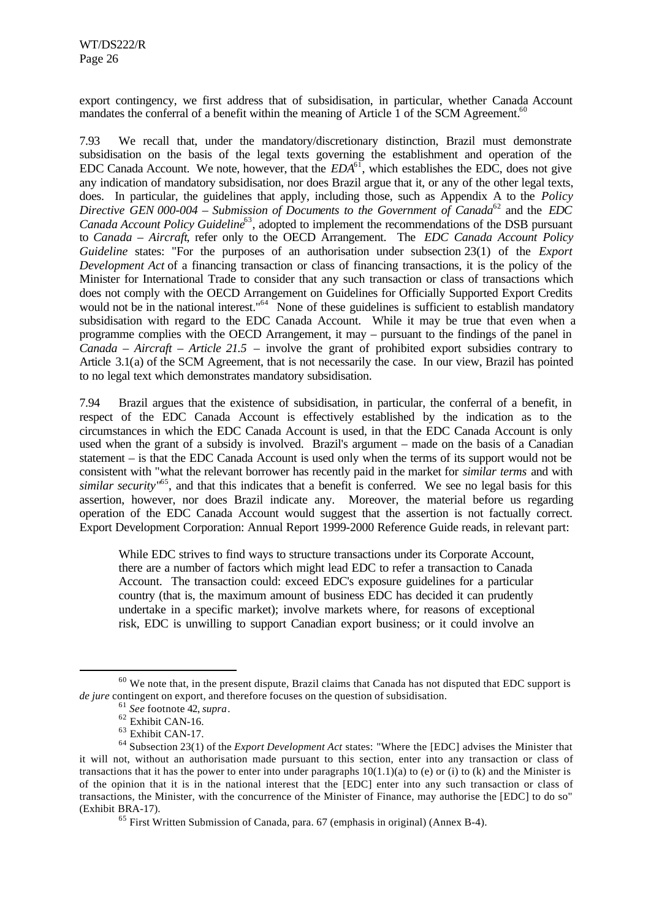export contingency, we first address that of subsidisation, in particular, whether Canada Account mandates the conferral of a benefit within the meaning of Article 1 of the SCM Agreement.[60]

7.93 We recall that, under the mandatory/discretionary distinction, Brazil must demonstrate subsidisation on the basis of the legal texts governing the establishment and operation of the EDC Canada Account. We note, however, that the *EDA*[61], which establishes the EDC, does not give any indication of mandatory subsidisation, nor does Brazil argue that it, or any of the other legal texts, does. In particular, the guidelines that apply, including those, such as Appendix A to the *Policy Directive GEN 000-004 – Submission of Documents to the Government of Canada*[62] and the *EDC Canada Account Policy Guideline*[63], adopted to implement the recommendations of the DSB pursuant to *Canada – Aircraft*, refer only to the OECD Arrangement. The *EDC Canada Account Policy Guideline* states: "For the purposes of an authorisation under subsection 23(1) of the *Export Development Act* of a financing transaction or class of financing transactions, it is the policy of the Minister for International Trade to consider that any such transaction or class of transactions which does not comply with the OECD Arrangement on Guidelines for Officially Supported Export Credits would not be in the national interest."[64] None of these guidelines is sufficient to establish mandatory subsidisation with regard to the EDC Canada Account. While it may be true that even when a programme complies with the OECD Arrangement, it may – pursuant to the findings of the panel in *Canada – Aircraft – Article 21.5* – involve the grant of prohibited export subsidies contrary to Article 3.1(a) of the SCM Agreement, that is not necessarily the case. In our view, Brazil has pointed to no legal text which demonstrates mandatory subsidisation.

7.94 Brazil argues that the existence of subsidisation, in particular, the conferral of a benefit, in respect of the EDC Canada Account is effectively established by the indication as to the circumstances in which the EDC Canada Account is used, in that the EDC Canada Account is only used when the grant of a subsidy is involved. Brazil's argument – made on the basis of a Canadian statement – is that the EDC Canada Account is used only when the terms of its support would not be consistent with "what the relevant borrower has recently paid in the market for *similar terms* and with *similar security*"[65], and that this indicates that a benefit is conferred. We see no legal basis for this assertion, however, nor does Brazil indicate any. Moreover, the material before us regarding operation of the EDC Canada Account would suggest that the assertion is not factually correct. Export Development Corporation: Annual Report 1999-2000 Reference Guide reads, in relevant part:

> While EDC strives to find ways to structure transactions under its Corporate Account, there are a number of factors which might lead EDC to refer a transaction to Canada Account. The transaction could: exceed EDC's exposure guidelines for a particular country (that is, the maximum amount of business EDC has decided it can prudently undertake in a specific market); involve markets where, for reasons of exceptional risk, EDC is unwilling to support Canadian export business; or it could involve an

---

[60] We note that, in the present dispute, Brazil claims that Canada has not disputed that EDC support is *de jure* contingent on export, and therefore focuses on the question of subsidisation.

[61] *See* footnote 42, *supra*.

[62] Exhibit CAN-16.

[63] Exhibit CAN-17.

[64] Subsection 23(1) of the *Export Development Act* states: "Where the [EDC] advises the Minister that it will not, without an authorisation made pursuant to this section, enter into any transaction or class of transactions that it has the power to enter into under paragraphs 10(1.1)(a) to (e) or (i) to (k) and the Minister is of the opinion that it is in the national interest that the [EDC] enter into any such transaction or class of transactions, the Minister, with the concurrence of the Minister of Finance, may authorise the [EDC] to do so" (Exhibit BRA-17).

[65] First Written Submission of Canada, para. 67 (emphasis in original) (Annex B-4).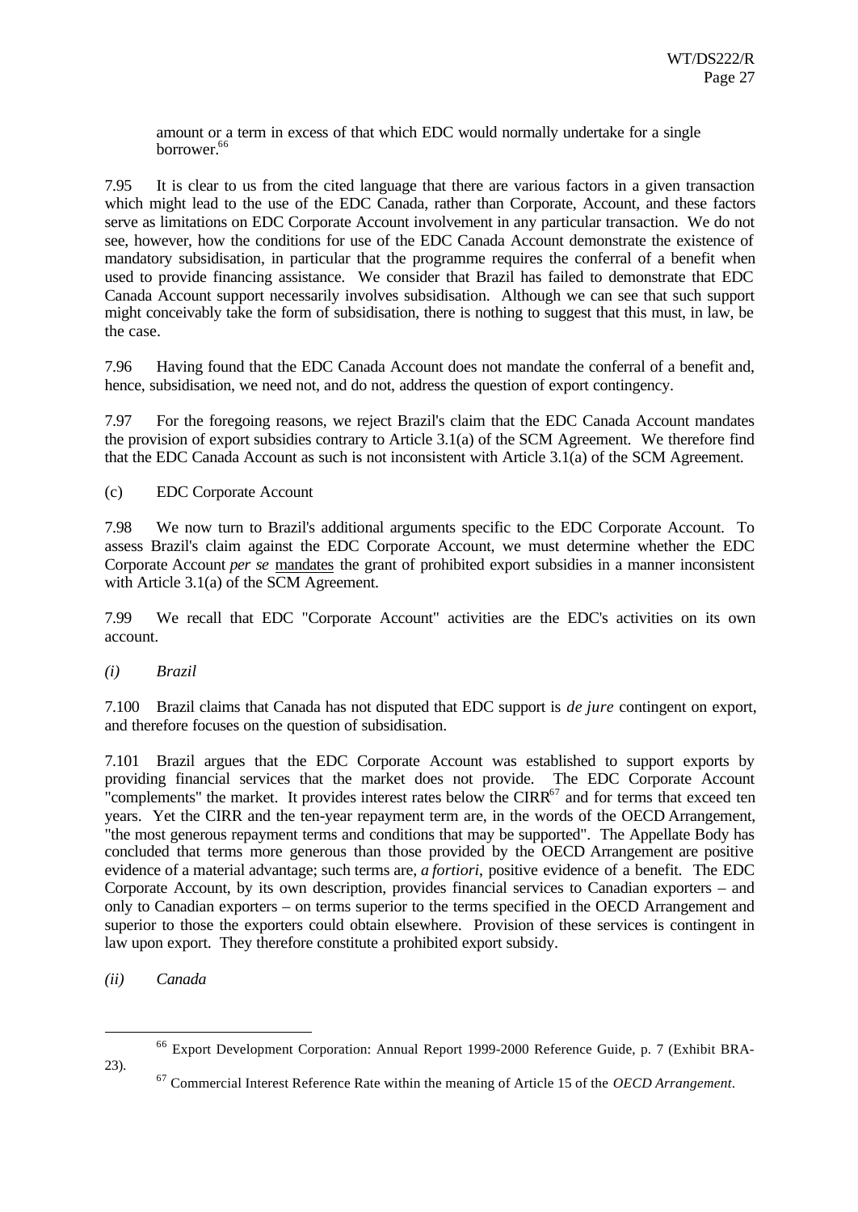amount or a term in excess of that which EDC would normally undertake for a single borrower.[66]

7.95 It is clear to us from the cited language that there are various factors in a given transaction which might lead to the use of the EDC Canada, rather than Corporate, Account, and these factors serve as limitations on EDC Corporate Account involvement in any particular transaction. We do not see, however, how the conditions for use of the EDC Canada Account demonstrate the existence of mandatory subsidisation, in particular that the programme requires the conferral of a benefit when used to provide financing assistance. We consider that Brazil has failed to demonstrate that EDC Canada Account support necessarily involves subsidisation. Although we can see that such support might conceivably take the form of subsidisation, there is nothing to suggest that this must, in law, be the case.

7.96 Having found that the EDC Canada Account does not mandate the conferral of a benefit and, hence, subsidisation, we need not, and do not, address the question of export contingency.

7.97 For the foregoing reasons, we reject Brazil's claim that the EDC Canada Account mandates the provision of export subsidies contrary to Article 3.1(a) of the SCM Agreement. We therefore find that the EDC Canada Account as such is not inconsistent with Article 3.1(a) of the SCM Agreement.

(c) EDC Corporate Account

7.98 We now turn to Brazil's additional arguments specific to the EDC Corporate Account. To assess Brazil's claim against the EDC Corporate Account, we must determine whether the EDC Corporate Account *per se* <u>mandates</u> the grant of prohibited export subsidies in a manner inconsistent with Article 3.1(a) of the SCM Agreement.

7.99 We recall that EDC "Corporate Account" activities are the EDC's activities on its own account.

*(i) Brazil*

7.100 Brazil claims that Canada has not disputed that EDC support is *de jure* contingent on export, and therefore focuses on the question of subsidisation.

7.101 Brazil argues that the EDC Corporate Account was established to support exports by providing financial services that the market does not provide. The EDC Corporate Account "complements" the market. It provides interest rates below the CIRR[67] and for terms that exceed ten years. Yet the CIRR and the ten-year repayment term are, in the words of the OECD Arrangement, "the most generous repayment terms and conditions that may be supported". The Appellate Body has concluded that terms more generous than those provided by the OECD Arrangement are positive evidence of a material advantage; such terms are, *a fortiori*, positive evidence of a benefit. The EDC Corporate Account, by its own description, provides financial services to Canadian exporters – and only to Canadian exporters – on terms superior to the terms specified in the OECD Arrangement and superior to those the exporters could obtain elsewhere. Provision of these services is contingent in law upon export. They therefore constitute a prohibited export subsidy.

*(ii) Canada*

---

[66] Export Development Corporation: Annual Report 1999-2000 Reference Guide, p. 7 (Exhibit BRA-23).

[67] Commercial Interest Reference Rate within the meaning of Article 15 of the *OECD Arrangement*.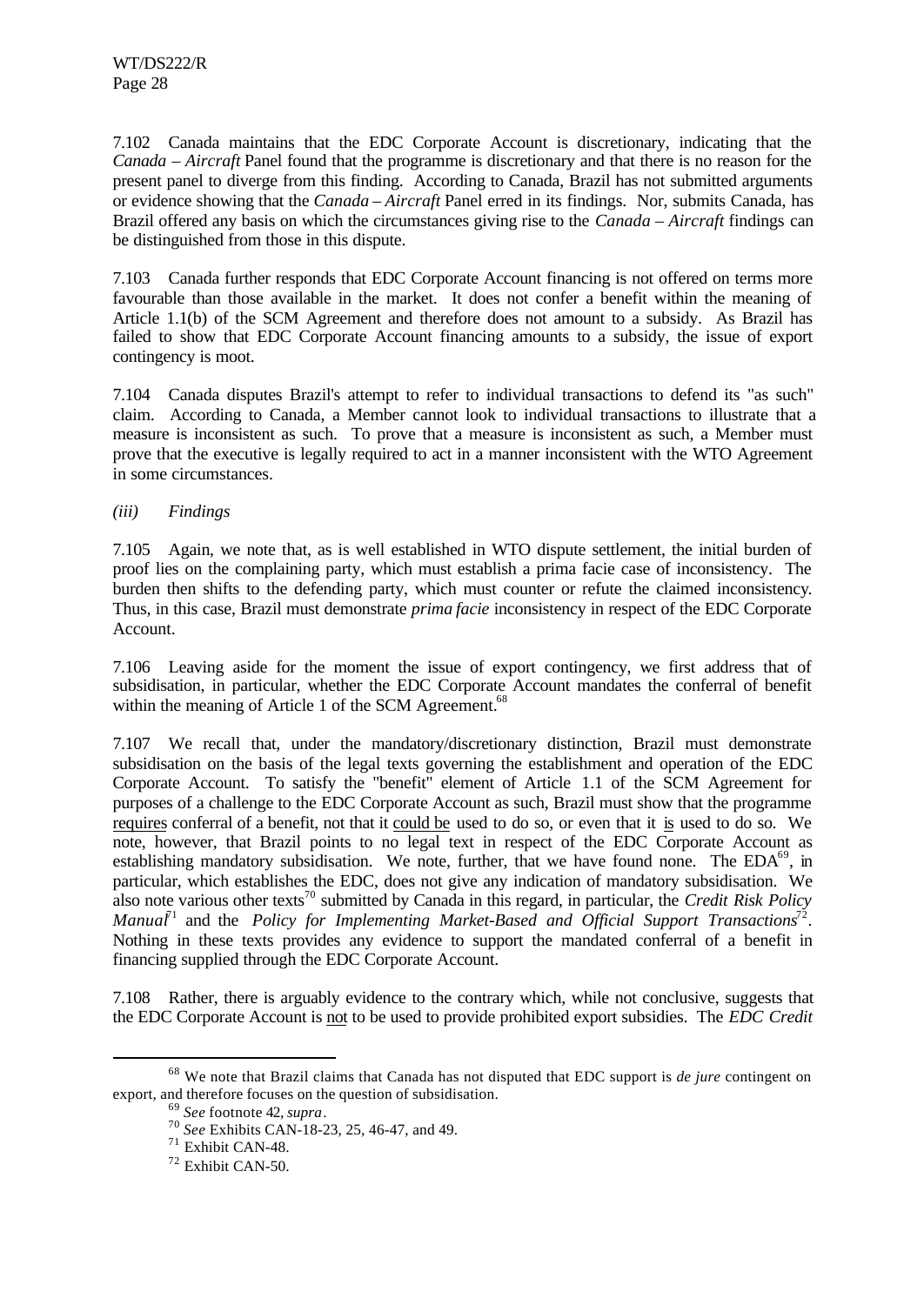7.102 Canada maintains that the EDC Corporate Account is discretionary, indicating that the *Canada – Aircraft* Panel found that the programme is discretionary and that there is no reason for the present panel to diverge from this finding. According to Canada, Brazil has not submitted arguments or evidence showing that the *Canada – Aircraft* Panel erred in its findings. Nor, submits Canada, has Brazil offered any basis on which the circumstances giving rise to the *Canada – Aircraft* findings can be distinguished from those in this dispute.

7.103 Canada further responds that EDC Corporate Account financing is not offered on terms more favourable than those available in the market. It does not confer a benefit within the meaning of Article 1.1(b) of the SCM Agreement and therefore does not amount to a subsidy. As Brazil has failed to show that EDC Corporate Account financing amounts to a subsidy, the issue of export contingency is moot.

7.104 Canada disputes Brazil's attempt to refer to individual transactions to defend its "as such" claim. According to Canada, a Member cannot look to individual transactions to illustrate that a measure is inconsistent as such. To prove that a measure is inconsistent as such, a Member must prove that the executive is legally required to act in a manner inconsistent with the WTO Agreement in some circumstances.

*(iii) Findings*

7.105 Again, we note that, as is well established in WTO dispute settlement, the initial burden of proof lies on the complaining party, which must establish a prima facie case of inconsistency. The burden then shifts to the defending party, which must counter or refute the claimed inconsistency. Thus, in this case, Brazil must demonstrate *prima facie* inconsistency in respect of the EDC Corporate Account.

7.106 Leaving aside for the moment the issue of export contingency, we first address that of subsidisation, in particular, whether the EDC Corporate Account mandates the conferral of benefit within the meaning of Article 1 of the SCM Agreement.[68]

7.107 We recall that, under the mandatory/discretionary distinction, Brazil must demonstrate subsidisation on the basis of the legal texts governing the establishment and operation of the EDC Corporate Account. To satisfy the "benefit" element of Article 1.1 of the SCM Agreement for purposes of a challenge to the EDC Corporate Account as such, Brazil must show that the programme requires conferral of a benefit, not that it could be used to do so, or even that it is used to do so. We note, however, that Brazil points to no legal text in respect of the EDC Corporate Account as establishing mandatory subsidisation. We note, further, that we have found none. The EDA[69], in particular, which establishes the EDC, does not give any indication of mandatory subsidisation. We also note various other texts[70] submitted by Canada in this regard, in particular, the *Credit Risk Policy Manual*[71] and the *Policy for Implementing Market-Based and Official Support Transactions*[72]. Nothing in these texts provides any evidence to support the mandated conferral of a benefit in financing supplied through the EDC Corporate Account.

7.108 Rather, there is arguably evidence to the contrary which, while not conclusive, suggests that the EDC Corporate Account is not to be used to provide prohibited export subsidies. The *EDC Credit*

---

[68] We note that Brazil claims that Canada has not disputed that EDC support is *de jure* contingent on export, and therefore focuses on the question of subsidisation.

[69] *See* footnote 42, *supra*.

[70] *See* Exhibits CAN-18-23, 25, 46-47, and 49.

[71] Exhibit CAN-48.

[72] Exhibit CAN-50.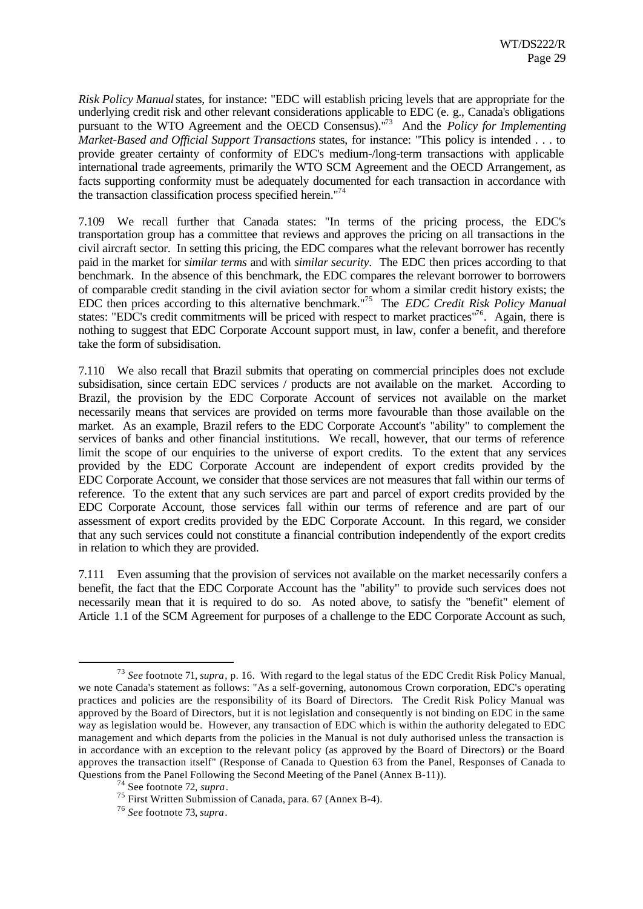*Risk Policy Manual* states, for instance: "EDC will establish pricing levels that are appropriate for the underlying credit risk and other relevant considerations applicable to EDC (e. g., Canada's obligations pursuant to the WTO Agreement and the OECD Consensus)."[73] And the *Policy for Implementing Market-Based and Official Support Transactions* states, for instance: "This policy is intended . . . to provide greater certainty of conformity of EDC's medium-/long-term transactions with applicable international trade agreements, primarily the WTO SCM Agreement and the OECD Arrangement, as facts supporting conformity must be adequately documented for each transaction in accordance with the transaction classification process specified herein."[74]

7.109 We recall further that Canada states: "In terms of the pricing process, the EDC's transportation group has a committee that reviews and approves the pricing on all transactions in the civil aircraft sector. In setting this pricing, the EDC compares what the relevant borrower has recently paid in the market for *similar terms* and with *similar security*. The EDC then prices according to that benchmark. In the absence of this benchmark, the EDC compares the relevant borrower to borrowers of comparable credit standing in the civil aviation sector for whom a similar credit history exists; the EDC then prices according to this alternative benchmark."[75] The *EDC Credit Risk Policy Manual* states: "EDC's credit commitments will be priced with respect to market practices"[76]. Again, there is nothing to suggest that EDC Corporate Account support must, in law, confer a benefit, and therefore take the form of subsidisation.

7.110 We also recall that Brazil submits that operating on commercial principles does not exclude subsidisation, since certain EDC services / products are not available on the market. According to Brazil, the provision by the EDC Corporate Account of services not available on the market necessarily means that services are provided on terms more favourable than those available on the market. As an example, Brazil refers to the EDC Corporate Account's "ability" to complement the services of banks and other financial institutions. We recall, however, that our terms of reference limit the scope of our enquiries to the universe of export credits. To the extent that any services provided by the EDC Corporate Account are independent of export credits provided by the EDC Corporate Account, we consider that those services are not measures that fall within our terms of reference. To the extent that any such services are part and parcel of export credits provided by the EDC Corporate Account, those services fall within our terms of reference and are part of our assessment of export credits provided by the EDC Corporate Account. In this regard, we consider that any such services could not constitute a financial contribution independently of the export credits in relation to which they are provided.

7.111 Even assuming that the provision of services not available on the market necessarily confers a benefit, the fact that the EDC Corporate Account has the "ability" to provide such services does not necessarily mean that it is required to do so. As noted above, to satisfy the "benefit" element of Article 1.1 of the SCM Agreement for purposes of a challenge to the EDC Corporate Account as such,

---

[73] *See* footnote 71, *supra*, p. 16. With regard to the legal status of the EDC Credit Risk Policy Manual, we note Canada's statement as follows: "As a self-governing, autonomous Crown corporation, EDC's operating practices and policies are the responsibility of its Board of Directors. The Credit Risk Policy Manual was approved by the Board of Directors, but it is not legislation and consequently is not binding on EDC in the same way as legislation would be. However, any transaction of EDC which is within the authority delegated to EDC management and which departs from the policies in the Manual is not duly authorised unless the transaction is in accordance with an exception to the relevant policy (as approved by the Board of Directors) or the Board approves the transaction itself" (Response of Canada to Question 63 from the Panel, Responses of Canada to Questions from the Panel Following the Second Meeting of the Panel (Annex B-11)).

[74] See footnote 72, *supra*.

[75] First Written Submission of Canada, para. 67 (Annex B-4).

[76] *See* footnote 73, *supra*.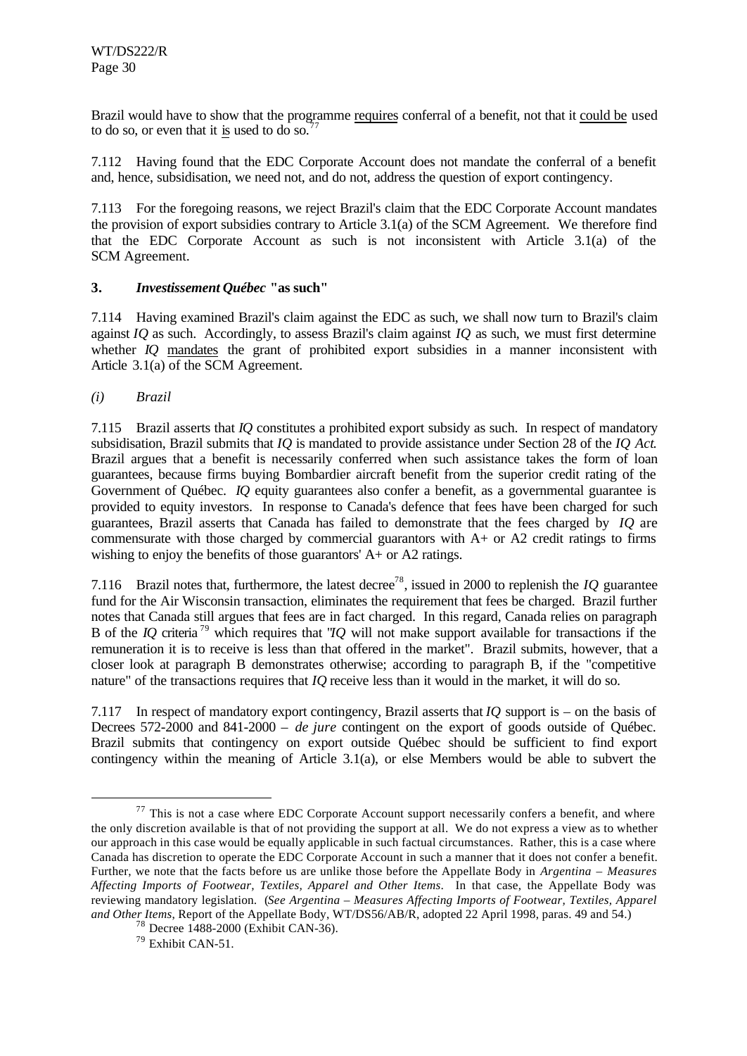Brazil would have to show that the programme requires conferral of a benefit, not that it could be used to do so, or even that it is used to do so.[77]

7.112 Having found that the EDC Corporate Account does not mandate the conferral of a benefit and, hence, subsidisation, we need not, and do not, address the question of export contingency.

7.113 For the foregoing reasons, we reject Brazil's claim that the EDC Corporate Account mandates the provision of export subsidies contrary to Article 3.1(a) of the SCM Agreement. We therefore find that the EDC Corporate Account as such is not inconsistent with Article 3.1(a) of the SCM Agreement.

### 3. *Investissement Québec* "as such"

7.114 Having examined Brazil's claim against the EDC as such, we shall now turn to Brazil's claim against *IQ* as such. Accordingly, to assess Brazil's claim against *IQ* as such, we must first determine whether *IQ* mandates the grant of prohibited export subsidies in a manner inconsistent with Article 3.1(a) of the SCM Agreement.

*(i) Brazil*

7.115 Brazil asserts that *IQ* constitutes a prohibited export subsidy as such. In respect of mandatory subsidisation, Brazil submits that *IQ* is mandated to provide assistance under Section 28 of the *IQ Act*. Brazil argues that a benefit is necessarily conferred when such assistance takes the form of loan guarantees, because firms buying Bombardier aircraft benefit from the superior credit rating of the Government of Québec. *IQ* equity guarantees also confer a benefit, as a governmental guarantee is provided to equity investors. In response to Canada's defence that fees have been charged for such guarantees, Brazil asserts that Canada has failed to demonstrate that the fees charged by *IQ* are commensurate with those charged by commercial guarantors with A+ or A2 credit ratings to firms wishing to enjoy the benefits of those guarantors' A+ or A2 ratings.

7.116 Brazil notes that, furthermore, the latest decree[78], issued in 2000 to replenish the *IQ* guarantee fund for the Air Wisconsin transaction, eliminates the requirement that fees be charged. Brazil further notes that Canada still argues that fees are in fact charged. In this regard, Canada relies on paragraph B of the *IQ* criteria[79] which requires that "*IQ* will not make support available for transactions if the remuneration it is to receive is less than that offered in the market". Brazil submits, however, that a closer look at paragraph B demonstrates otherwise; according to paragraph B, if the "competitive nature" of the transactions requires that *IQ* receive less than it would in the market, it will do so.

7.117 In respect of mandatory export contingency, Brazil asserts that *IQ* support is – on the basis of Decrees 572-2000 and 841-2000 – *de jure* contingent on the export of goods outside of Québec. Brazil submits that contingency on export outside Québec should be sufficient to find export contingency within the meaning of Article 3.1(a), or else Members would be able to subvert the

---

[77] This is not a case where EDC Corporate Account support necessarily confers a benefit, and where the only discretion available is that of not providing the support at all. We do not express a view as to whether our approach in this case would be equally applicable in such factual circumstances. Rather, this is a case where Canada has discretion to operate the EDC Corporate Account in such a manner that it does not confer a benefit. Further, we note that the facts before us are unlike those before the Appellate Body in *Argentina – Measures Affecting Imports of Footwear, Textiles, Apparel and Other Items*. In that case, the Appellate Body was reviewing mandatory legislation. (*See Argentina – Measures Affecting Imports of Footwear, Textiles, Apparel and Other Items*, Report of the Appellate Body, WT/DS56/AB/R, adopted 22 April 1998, paras. 49 and 54.)

[78] Decree 1488-2000 (Exhibit CAN-36).

[79] Exhibit CAN-51.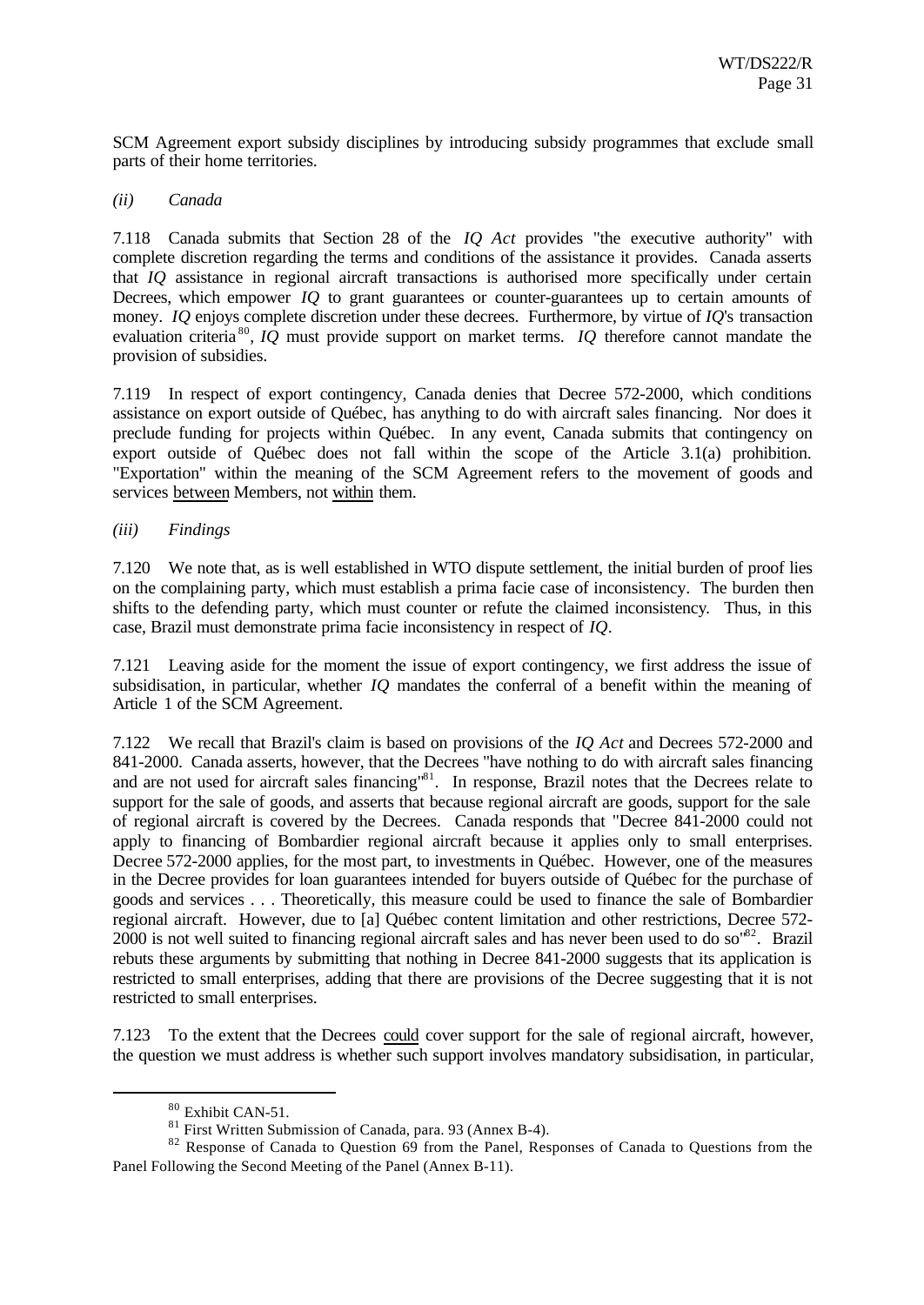SCM Agreement export subsidy disciplines by introducing subsidy programmes that exclude small parts of their home territories.

*(ii) Canada*

7.118 Canada submits that Section 28 of the *IQ Act* provides "the executive authority" with complete discretion regarding the terms and conditions of the assistance it provides. Canada asserts that *IQ* assistance in regional aircraft transactions is authorised more specifically under certain Decrees, which empower *IQ* to grant guarantees or counter-guarantees up to certain amounts of money. *IQ* enjoys complete discretion under these decrees. Furthermore, by virtue of *IQ*'s transaction evaluation criteria[80], *IQ* must provide support on market terms. *IQ* therefore cannot mandate the provision of subsidies.

7.119 In respect of export contingency, Canada denies that Decree 572-2000, which conditions assistance on export outside of Québec, has anything to do with aircraft sales financing. Nor does it preclude funding for projects within Québec. In any event, Canada submits that contingency on export outside of Québec does not fall within the scope of the Article 3.1(a) prohibition. "Exportation" within the meaning of the SCM Agreement refers to the movement of goods and services between Members, not within them.

*(iii) Findings*

7.120 We note that, as is well established in WTO dispute settlement, the initial burden of proof lies on the complaining party, which must establish a prima facie case of inconsistency. The burden then shifts to the defending party, which must counter or refute the claimed inconsistency. Thus, in this case, Brazil must demonstrate prima facie inconsistency in respect of *IQ*.

7.121 Leaving aside for the moment the issue of export contingency, we first address the issue of subsidisation, in particular, whether *IQ* mandates the conferral of a benefit within the meaning of Article 1 of the SCM Agreement.

7.122 We recall that Brazil's claim is based on provisions of the *IQ Act* and Decrees 572-2000 and 841-2000. Canada asserts, however, that the Decrees "have nothing to do with aircraft sales financing and are not used for aircraft sales financing"[81]. In response, Brazil notes that the Decrees relate to support for the sale of goods, and asserts that because regional aircraft are goods, support for the sale of regional aircraft is covered by the Decrees. Canada responds that "Decree 841-2000 could not apply to financing of Bombardier regional aircraft because it applies only to small enterprises. Decree 572-2000 applies, for the most part, to investments in Québec. However, one of the measures in the Decree provides for loan guarantees intended for buyers outside of Québec for the purchase of goods and services . . . Theoretically, this measure could be used to finance the sale of Bombardier regional aircraft. However, due to [a] Québec content limitation and other restrictions, Decree 572-2000 is not well suited to financing regional aircraft sales and has never been used to do so"[82]. Brazil rebuts these arguments by submitting that nothing in Decree 841-2000 suggests that its application is restricted to small enterprises, adding that there are provisions of the Decree suggesting that it is not restricted to small enterprises.

7.123 To the extent that the Decrees could cover support for the sale of regional aircraft, however, the question we must address is whether such support involves mandatory subsidisation, in particular,

---

[80] Exhibit CAN-51.

[81] First Written Submission of Canada, para. 93 (Annex B-4).

[82] Response of Canada to Question 69 from the Panel, Responses of Canada to Questions from the Panel Following the Second Meeting of the Panel (Annex B-11).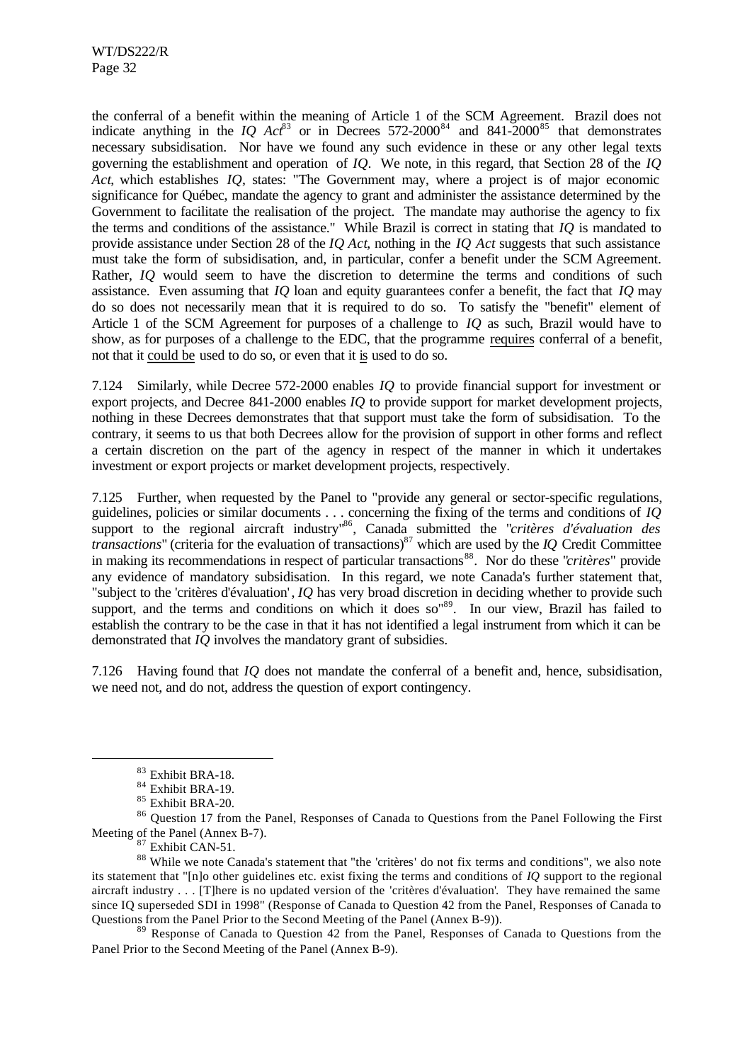the conferral of a benefit within the meaning of Article 1 of the SCM Agreement. Brazil does not indicate anything in the *IQ Act*[83] or in Decrees 572-2000[84] and 841-2000[85] that demonstrates necessary subsidisation. Nor have we found any such evidence in these or any other legal texts governing the establishment and operation of *IQ*. We note, in this regard, that Section 28 of the *IQ Act*, which establishes *IQ*, states: "The Government may, where a project is of major economic significance for Québec, mandate the agency to grant and administer the assistance determined by the Government to facilitate the realisation of the project. The mandate may authorise the agency to fix the terms and conditions of the assistance." While Brazil is correct in stating that *IQ* is mandated to provide assistance under Section 28 of the *IQ Act*, nothing in the *IQ Act* suggests that such assistance must take the form of subsidisation, and, in particular, confer a benefit under the SCM Agreement. Rather, *IQ* would seem to have the discretion to determine the terms and conditions of such assistance. Even assuming that *IQ* loan and equity guarantees confer a benefit, the fact that *IQ* may do so does not necessarily mean that it is required to do so. To satisfy the "benefit" element of Article 1 of the SCM Agreement for purposes of a challenge to *IQ* as such, Brazil would have to show, as for purposes of a challenge to the EDC, that the programme <u>requires</u> conferral of a benefit, not that it <u>could be</u> used to do so, or even that it <u>is</u> used to do so.

7.124 Similarly, while Decree 572-2000 enables *IQ* to provide financial support for investment or export projects, and Decree 841-2000 enables *IQ* to provide support for market development projects, nothing in these Decrees demonstrates that that support must take the form of subsidisation. To the contrary, it seems to us that both Decrees allow for the provision of support in other forms and reflect a certain discretion on the part of the agency in respect of the manner in which it undertakes investment or export projects or market development projects, respectively.

7.125 Further, when requested by the Panel to "provide any general or sector-specific regulations, guidelines, policies or similar documents . . . concerning the fixing of the terms and conditions of *IQ* support to the regional aircraft industry"[86], Canada submitted the "*critères d'évaluation des transactions*" (criteria for the evaluation of transactions)[87] which are used by the *IQ* Credit Committee in making its recommendations in respect of particular transactions[88]. Nor do these "*critères*" provide any evidence of mandatory subsidisation. In this regard, we note Canada's further statement that, "subject to the 'critères d'évaluation', *IQ* has very broad discretion in deciding whether to provide such support, and the terms and conditions on which it does so"[89]. In our view, Brazil has failed to establish the contrary to be the case in that it has not identified a legal instrument from which it can be demonstrated that *IQ* involves the mandatory grant of subsidies.

7.126 Having found that *IQ* does not mandate the conferral of a benefit and, hence, subsidisation, we need not, and do not, address the question of export contingency.

---

[83] Exhibit BRA-18.

[84] Exhibit BRA-19.

[85] Exhibit BRA-20.

[86] Question 17 from the Panel, Responses of Canada to Questions from the Panel Following the First Meeting of the Panel (Annex B-7).

[87] Exhibit CAN-51.

[88] While we note Canada's statement that "the 'critères' do not fix terms and conditions", we also note its statement that "[n]o other guidelines etc. exist fixing the terms and conditions of *IQ* support to the regional aircraft industry . . . [T]here is no updated version of the 'critères d'évaluation'. They have remained the same since IQ superseded SDI in 1998" (Response of Canada to Question 42 from the Panel, Responses of Canada to Questions from the Panel Prior to the Second Meeting of the Panel (Annex B-9)).

[89] Response of Canada to Question 42 from the Panel, Responses of Canada to Questions from the Panel Prior to the Second Meeting of the Panel (Annex B-9).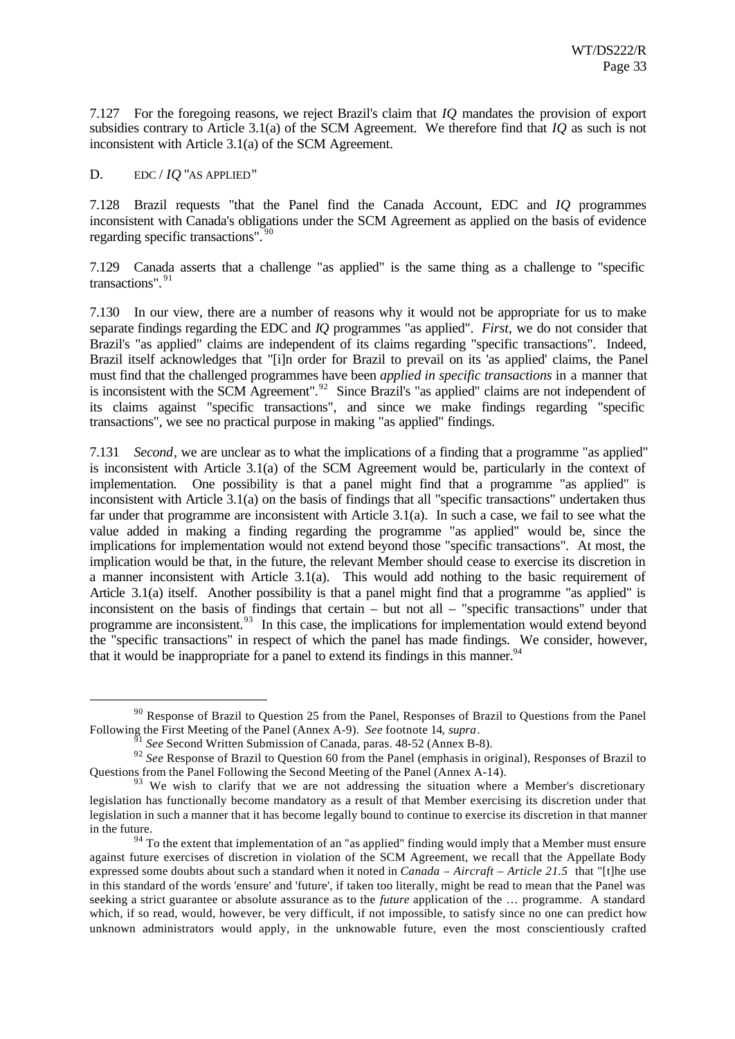7.127 For the foregoing reasons, we reject Brazil's claim that *IQ* mandates the provision of export subsidies contrary to Article 3.1(a) of the SCM Agreement. We therefore find that *IQ* as such is not inconsistent with Article 3.1(a) of the SCM Agreement.

### D. EDC / *IQ* "AS APPLIED"

7.128 Brazil requests "that the Panel find the Canada Account, EDC and *IQ* programmes inconsistent with Canada's obligations under the SCM Agreement as applied on the basis of evidence regarding specific transactions".[90]

7.129 Canada asserts that a challenge "as applied" is the same thing as a challenge to "specific transactions".[91]

7.130 In our view, there are a number of reasons why it would not be appropriate for us to make separate findings regarding the EDC and *IQ* programmes "as applied". *First*, we do not consider that Brazil's "as applied" claims are independent of its claims regarding "specific transactions". Indeed, Brazil itself acknowledges that "[i]n order for Brazil to prevail on its 'as applied' claims, the Panel must find that the challenged programmes have been *applied in specific transactions* in a manner that is inconsistent with the SCM Agreement".[92] Since Brazil's "as applied" claims are not independent of its claims against "specific transactions", and since we make findings regarding "specific transactions", we see no practical purpose in making "as applied" findings.

7.131 *Second*, we are unclear as to what the implications of a finding that a programme "as applied" is inconsistent with Article 3.1(a) of the SCM Agreement would be, particularly in the context of implementation. One possibility is that a panel might find that a programme "as applied" is inconsistent with Article 3.1(a) on the basis of findings that all "specific transactions" undertaken thus far under that programme are inconsistent with Article 3.1(a). In such a case, we fail to see what the value added in making a finding regarding the programme "as applied" would be, since the implications for implementation would not extend beyond those "specific transactions". At most, the implication would be that, in the future, the relevant Member should cease to exercise its discretion in a manner inconsistent with Article 3.1(a). This would add nothing to the basic requirement of Article 3.1(a) itself. Another possibility is that a panel might find that a programme "as applied" is inconsistent on the basis of findings that certain – but not all – "specific transactions" under that programme are inconsistent.[93] In this case, the implications for implementation would extend beyond the "specific transactions" in respect of which the panel has made findings. We consider, however, that it would be inappropriate for a panel to extend its findings in this manner.[94]

---

[90] Response of Brazil to Question 25 from the Panel, Responses of Brazil to Questions from the Panel Following the First Meeting of the Panel (Annex A-9). *See* footnote 14, *supra*.

[91] *See* Second Written Submission of Canada, paras. 48-52 (Annex B-8).

[92] *See* Response of Brazil to Question 60 from the Panel (emphasis in original), Responses of Brazil to Questions from the Panel Following the Second Meeting of the Panel (Annex A-14).

[93] We wish to clarify that we are not addressing the situation where a Member's discretionary legislation has functionally become mandatory as a result of that Member exercising its discretion under that legislation in such a manner that it has become legally bound to continue to exercise its discretion in that manner in the future.

[94] To the extent that implementation of an "as applied" finding would imply that a Member must ensure against future exercises of discretion in violation of the SCM Agreement, we recall that the Appellate Body expressed some doubts about such a standard when it noted in *Canada – Aircraft – Article 21.5* that "[t]he use in this standard of the words 'ensure' and 'future', if taken too literally, might be read to mean that the Panel was seeking a strict guarantee or absolute assurance as to the *future* application of the … programme. A standard which, if so read, would, however, be very difficult, if not impossible, to satisfy since no one can predict how unknown administrators would apply, in the unknowable future, even the most conscientiously crafted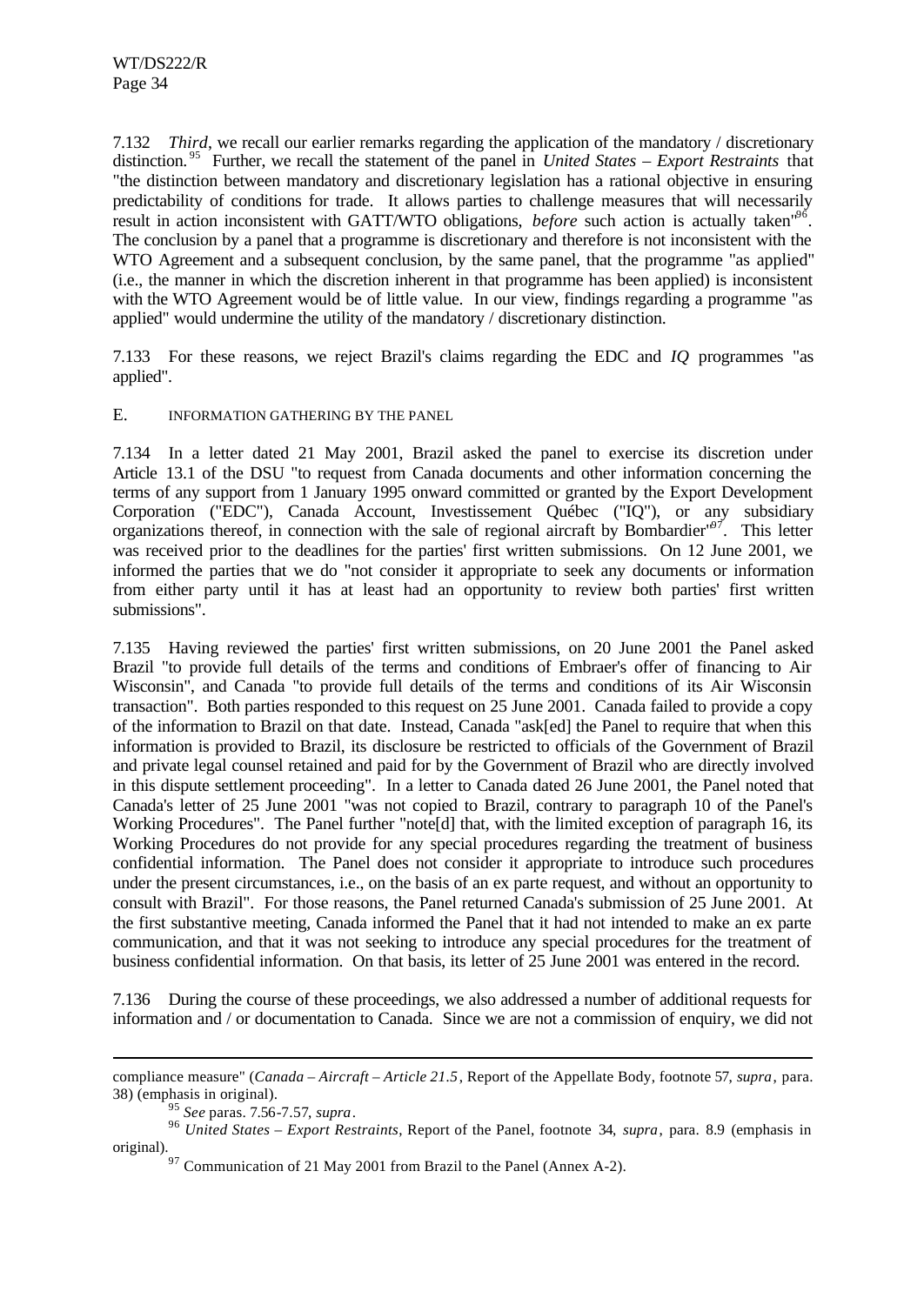7.132 *Third*, we recall our earlier remarks regarding the application of the mandatory / discretionary distinction.[95] Further, we recall the statement of the panel in *United States – Export Restraints* that "the distinction between mandatory and discretionary legislation has a rational objective in ensuring predictability of conditions for trade. It allows parties to challenge measures that will necessarily result in action inconsistent with GATT/WTO obligations, *before* such action is actually taken"[96]. The conclusion by a panel that a programme is discretionary and therefore is not inconsistent with the WTO Agreement and a subsequent conclusion, by the same panel, that the programme "as applied" (i.e., the manner in which the discretion inherent in that programme has been applied) is inconsistent with the WTO Agreement would be of little value. In our view, findings regarding a programme "as applied" would undermine the utility of the mandatory / discretionary distinction.

7.133 For these reasons, we reject Brazil's claims regarding the EDC and *IQ* programmes "as applied".

## E. INFORMATION GATHERING BY THE PANEL

7.134 In a letter dated 21 May 2001, Brazil asked the panel to exercise its discretion under Article 13.1 of the DSU "to request from Canada documents and other information concerning the terms of any support from 1 January 1995 onward committed or granted by the Export Development Corporation ("EDC"), Canada Account, Investissement Québec ("IQ"), or any subsidiary organizations thereof, in connection with the sale of regional aircraft by Bombardier"[97]. This letter was received prior to the deadlines for the parties' first written submissions. On 12 June 2001, we informed the parties that we do "not consider it appropriate to seek any documents or information from either party until it has at least had an opportunity to review both parties' first written submissions".

7.135 Having reviewed the parties' first written submissions, on 20 June 2001 the Panel asked Brazil "to provide full details of the terms and conditions of Embraer's offer of financing to Air Wisconsin", and Canada "to provide full details of the terms and conditions of its Air Wisconsin transaction". Both parties responded to this request on 25 June 2001. Canada failed to provide a copy of the information to Brazil on that date. Instead, Canada "ask[ed] the Panel to require that when this information is provided to Brazil, its disclosure be restricted to officials of the Government of Brazil and private legal counsel retained and paid for by the Government of Brazil who are directly involved in this dispute settlement proceeding". In a letter to Canada dated 26 June 2001, the Panel noted that Canada's letter of 25 June 2001 "was not copied to Brazil, contrary to paragraph 10 of the Panel's Working Procedures". The Panel further "note[d] that, with the limited exception of paragraph 16, its Working Procedures do not provide for any special procedures regarding the treatment of business confidential information. The Panel does not consider it appropriate to introduce such procedures under the present circumstances, i.e., on the basis of an ex parte request, and without an opportunity to consult with Brazil". For those reasons, the Panel returned Canada's submission of 25 June 2001. At the first substantive meeting, Canada informed the Panel that it had not intended to make an ex parte communication, and that it was not seeking to introduce any special procedures for the treatment of business confidential information. On that basis, its letter of 25 June 2001 was entered in the record.

7.136 During the course of these proceedings, we also addressed a number of additional requests for information and / or documentation to Canada. Since we are not a commission of enquiry, we did not

---

compliance measure" (*Canada – Aircraft – Article 21.5*, Report of the Appellate Body, footnote 57, *supra*, para. 38) (emphasis in original).

[95] *See* paras. 7.56-7.57, *supra*.

[96] *United States – Export Restraints*, Report of the Panel, footnote 34, *supra*, para. 8.9 (emphasis in original).

[97] Communication of 21 May 2001 from Brazil to the Panel (Annex A-2).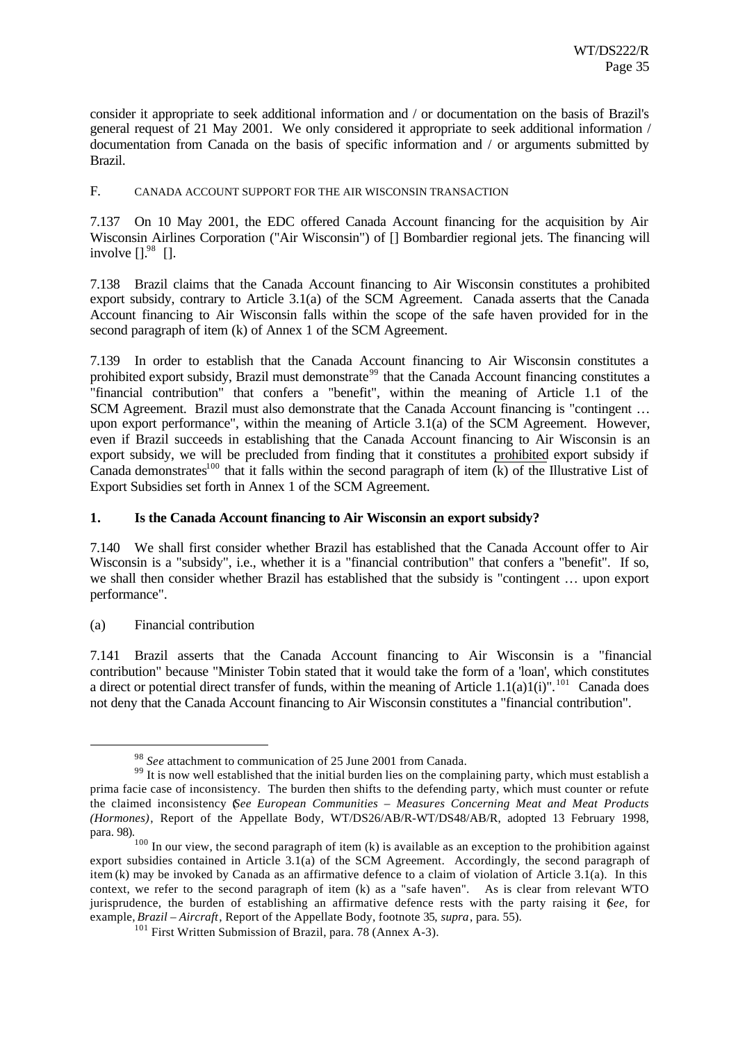consider it appropriate to seek additional information and / or documentation on the basis of Brazil's general request of 21 May 2001. We only considered it appropriate to seek additional information / documentation from Canada on the basis of specific information and / or arguments submitted by Brazil.

## F. CANADA ACCOUNT SUPPORT FOR THE AIR WISCONSIN TRANSACTION

7.137 On 10 May 2001, the EDC offered Canada Account financing for the acquisition by Air Wisconsin Airlines Corporation ("Air Wisconsin") of [] Bombardier regional jets. The financing will involve [].[98] [].

7.138 Brazil claims that the Canada Account financing to Air Wisconsin constitutes a prohibited export subsidy, contrary to Article 3.1(a) of the SCM Agreement. Canada asserts that the Canada Account financing to Air Wisconsin falls within the scope of the safe haven provided for in the second paragraph of item (k) of Annex 1 of the SCM Agreement.

7.139 In order to establish that the Canada Account financing to Air Wisconsin constitutes a prohibited export subsidy, Brazil must demonstrate[99] that the Canada Account financing constitutes a "financial contribution" that confers a "benefit", within the meaning of Article 1.1 of the SCM Agreement. Brazil must also demonstrate that the Canada Account financing is "contingent … upon export performance", within the meaning of Article 3.1(a) of the SCM Agreement. However, even if Brazil succeeds in establishing that the Canada Account financing to Air Wisconsin is an export subsidy, we will be precluded from finding that it constitutes a <u>prohibited</u> export subsidy if Canada demonstrates[100] that it falls within the second paragraph of item (k) of the Illustrative List of Export Subsidies set forth in Annex 1 of the SCM Agreement.

### 1. Is the Canada Account financing to Air Wisconsin an export subsidy?

7.140 We shall first consider whether Brazil has established that the Canada Account offer to Air Wisconsin is a "subsidy", i.e., whether it is a "financial contribution" that confers a "benefit". If so, we shall then consider whether Brazil has established that the subsidy is "contingent … upon export performance".

#### (a) Financial contribution

7.141 Brazil asserts that the Canada Account financing to Air Wisconsin is a "financial contribution" because "Minister Tobin stated that it would take the form of a 'loan', which constitutes a direct or potential direct transfer of funds, within the meaning of Article 1.1(a)1(i)".[101] Canada does not deny that the Canada Account financing to Air Wisconsin constitutes a "financial contribution".

---

[98] *See* attachment to communication of 25 June 2001 from Canada.

[99] It is now well established that the initial burden lies on the complaining party, which must establish a prima facie case of inconsistency. The burden then shifts to the defending party, which must counter or refute the claimed inconsistency (*See European Communities – Measures Concerning Meat and Meat Products (Hormones)*, Report of the Appellate Body, WT/DS26/AB/R-WT/DS48/AB/R, adopted 13 February 1998, para. 98).

[100] In our view, the second paragraph of item (k) is available as an exception to the prohibition against export subsidies contained in Article 3.1(a) of the SCM Agreement. Accordingly, the second paragraph of item (k) may be invoked by Canada as an affirmative defence to a claim of violation of Article 3.1(a). In this context, we refer to the second paragraph of item (k) as a "safe haven". As is clear from relevant WTO jurisprudence, the burden of establishing an affirmative defence rests with the party raising it (*See*, for example, *Brazil – Aircraft*, Report of the Appellate Body, footnote 35, *supra*, para. 55).

[101] First Written Submission of Brazil, para. 78 (Annex A-3).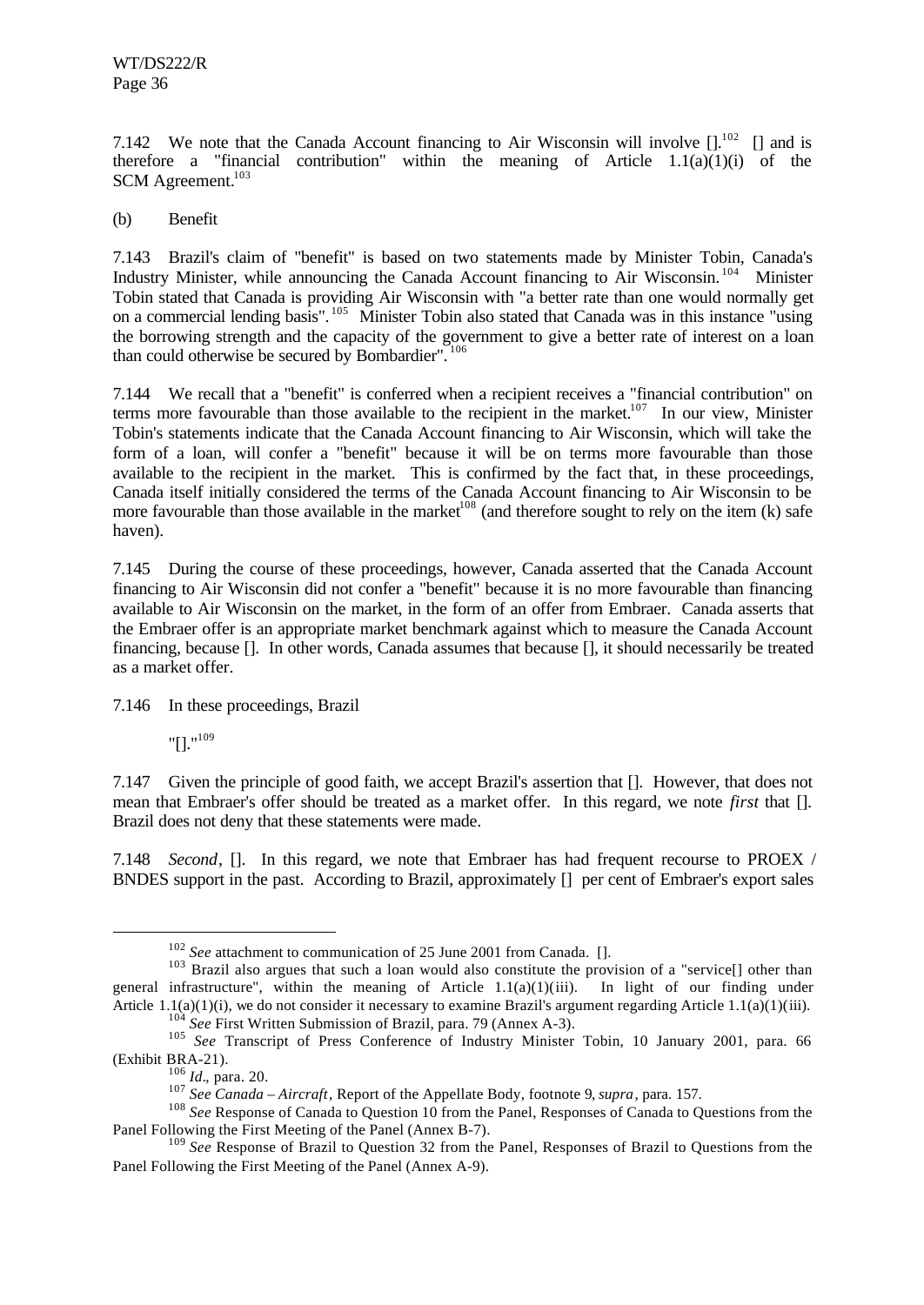7.142 We note that the Canada Account financing to Air Wisconsin will involve [].[102] [] and is therefore a "financial contribution" within the meaning of Article 1.1(a)(1)(i) of the SCM Agreement.[103]

(b) Benefit

7.143 Brazil's claim of "benefit" is based on two statements made by Minister Tobin, Canada's Industry Minister, while announcing the Canada Account financing to Air Wisconsin.[104] Minister Tobin stated that Canada is providing Air Wisconsin with "a better rate than one would normally get on a commercial lending basis".[105] Minister Tobin also stated that Canada was in this instance "using the borrowing strength and the capacity of the government to give a better rate of interest on a loan than could otherwise be secured by Bombardier".[106]

7.144 We recall that a "benefit" is conferred when a recipient receives a "financial contribution" on terms more favourable than those available to the recipient in the market.[107] In our view, Minister Tobin's statements indicate that the Canada Account financing to Air Wisconsin, which will take the form of a loan, will confer a "benefit" because it will be on terms more favourable than those available to the recipient in the market. This is confirmed by the fact that, in these proceedings, Canada itself initially considered the terms of the Canada Account financing to Air Wisconsin to be more favourable than those available in the market[108] (and therefore sought to rely on the item (k) safe haven).

7.145 During the course of these proceedings, however, Canada asserted that the Canada Account financing to Air Wisconsin did not confer a "benefit" because it is no more favourable than financing available to Air Wisconsin on the market, in the form of an offer from Embraer. Canada asserts that the Embraer offer is an appropriate market benchmark against which to measure the Canada Account financing, because []. In other words, Canada assumes that because [], it should necessarily be treated as a market offer.

7.146 In these proceedings, Brazil

> "[]."[109]

7.147 Given the principle of good faith, we accept Brazil's assertion that []. However, that does not mean that Embraer's offer should be treated as a market offer. In this regard, we note *first* that []. Brazil does not deny that these statements were made.

7.148 *Second*, []. In this regard, we note that Embraer has had frequent recourse to PROEX / BNDES support in the past. According to Brazil, approximately [] per cent of Embraer's export sales

---

[102] *See* attachment to communication of 25 June 2001 from Canada. [].

[103] Brazil also argues that such a loan would also constitute the provision of a "service[] other than general infrastructure", within the meaning of Article 1.1(a)(1)(iii). In light of our finding under Article 1.1(a)(1)(i), we do not consider it necessary to examine Brazil's argument regarding Article 1.1(a)(1)(iii).

[104] *See* First Written Submission of Brazil, para. 79 (Annex A-3).

[105] *See* Transcript of Press Conference of Industry Minister Tobin, 10 January 2001, para. 66 (Exhibit BRA-21).

[106] *Id*., para. 20.

[107] *See Canada – Aircraft*, Report of the Appellate Body, footnote 9, *supra*, para. 157.

[108] *See* Response of Canada to Question 10 from the Panel, Responses of Canada to Questions from the Panel Following the First Meeting of the Panel (Annex B-7).

[109] *See* Response of Brazil to Question 32 from the Panel, Responses of Brazil to Questions from the Panel Following the First Meeting of the Panel (Annex A-9).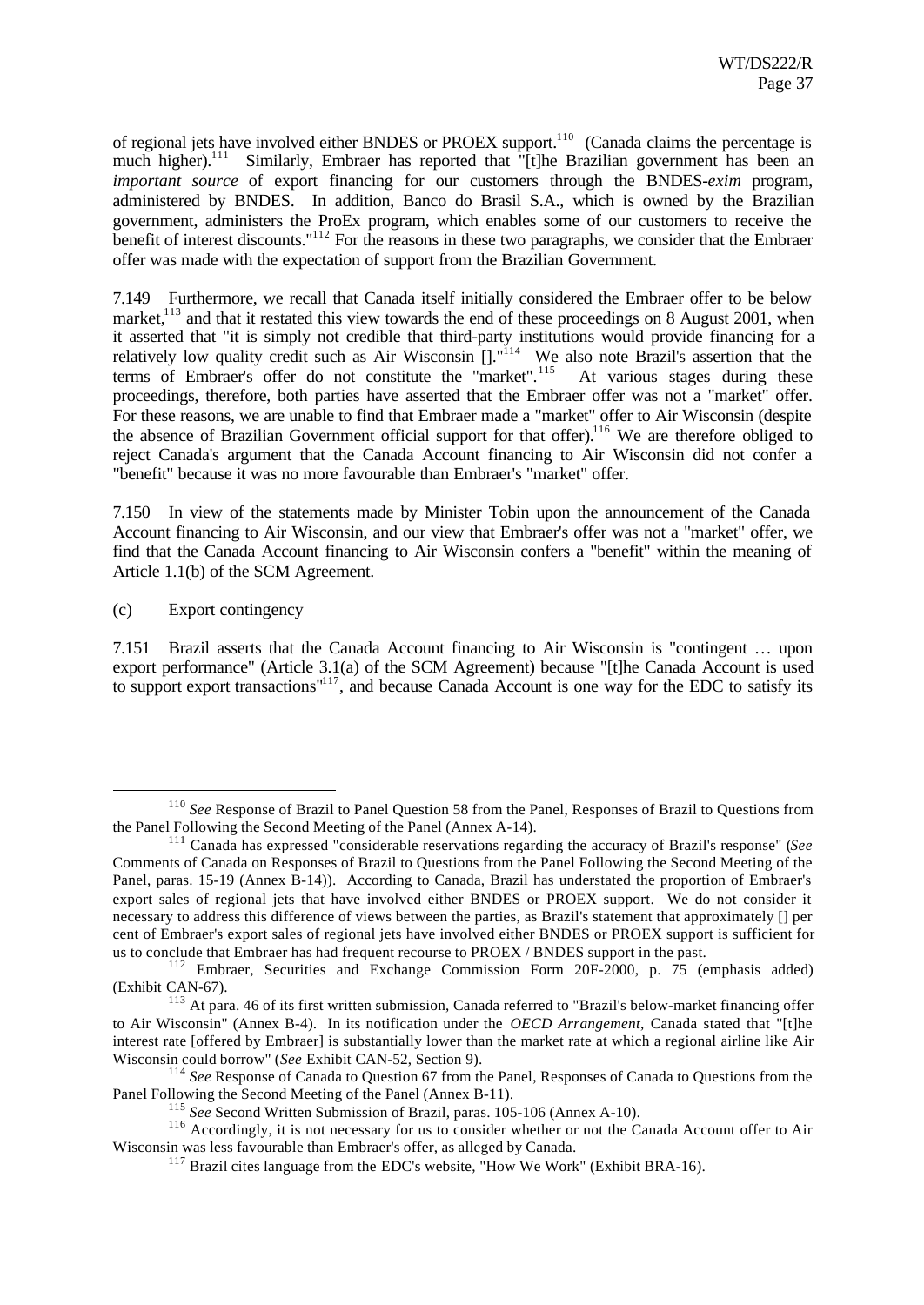of regional jets have involved either BNDES or PROEX support.[110] (Canada claims the percentage is much higher).[111] Similarly, Embraer has reported that "[t]he Brazilian government has been an *important source* of export financing for our customers through the BNDES-*exim* program, administered by BNDES. In addition, Banco do Brasil S.A., which is owned by the Brazilian government, administers the ProEx program, which enables some of our customers to receive the benefit of interest discounts."[112] For the reasons in these two paragraphs, we consider that the Embraer offer was made with the expectation of support from the Brazilian Government.

7.149 Furthermore, we recall that Canada itself initially considered the Embraer offer to be below market,[113] and that it restated this view towards the end of these proceedings on 8 August 2001, when it asserted that "it is simply not credible that third-party institutions would provide financing for a relatively low quality credit such as Air Wisconsin []."[114] We also note Brazil's assertion that the terms of Embraer's offer do not constitute the "market".[115] At various stages during these proceedings, therefore, both parties have asserted that the Embraer offer was not a "market" offer. For these reasons, we are unable to find that Embraer made a "market" offer to Air Wisconsin (despite the absence of Brazilian Government official support for that offer).[116] We are therefore obliged to reject Canada's argument that the Canada Account financing to Air Wisconsin did not confer a "benefit" because it was no more favourable than Embraer's "market" offer.

7.150 In view of the statements made by Minister Tobin upon the announcement of the Canada Account financing to Air Wisconsin, and our view that Embraer's offer was not a "market" offer, we find that the Canada Account financing to Air Wisconsin confers a "benefit" within the meaning of Article 1.1(b) of the SCM Agreement.

(c) Export contingency

7.151 Brazil asserts that the Canada Account financing to Air Wisconsin is "contingent … upon export performance" (Article 3.1(a) of the SCM Agreement) because "[t]he Canada Account is used to support export transactions"[117], and because Canada Account is one way for the EDC to satisfy its

---

[110] *See* Response of Brazil to Panel Question 58 from the Panel, Responses of Brazil to Questions from the Panel Following the Second Meeting of the Panel (Annex A-14).

[111] Canada has expressed "considerable reservations regarding the accuracy of Brazil's response" (*See* Comments of Canada on Responses of Brazil to Questions from the Panel Following the Second Meeting of the Panel, paras. 15-19 (Annex B-14)). According to Canada, Brazil has understated the proportion of Embraer's export sales of regional jets that have involved either BNDES or PROEX support. We do not consider it necessary to address this difference of views between the parties, as Brazil's statement that approximately [] per cent of Embraer's export sales of regional jets have involved either BNDES or PROEX support is sufficient for us to conclude that Embraer has had frequent recourse to PROEX / BNDES support in the past.

[112] Embraer, Securities and Exchange Commission Form 20F-2000, p. 75 (emphasis added) (Exhibit CAN-67).

[113] At para. 46 of its first written submission, Canada referred to "Brazil's below-market financing offer to Air Wisconsin" (Annex B-4). In its notification under the *OECD Arrangement*, Canada stated that "[t]he interest rate [offered by Embraer] is substantially lower than the market rate at which a regional airline like Air Wisconsin could borrow" (*See* Exhibit CAN-52, Section 9).

[114] *See* Response of Canada to Question 67 from the Panel, Responses of Canada to Questions from the Panel Following the Second Meeting of the Panel (Annex B-11).

[115] *See* Second Written Submission of Brazil, paras. 105-106 (Annex A-10).

[116] Accordingly, it is not necessary for us to consider whether or not the Canada Account offer to Air Wisconsin was less favourable than Embraer's offer, as alleged by Canada.

[117] Brazil cites language from the EDC's website, "How We Work" (Exhibit BRA-16).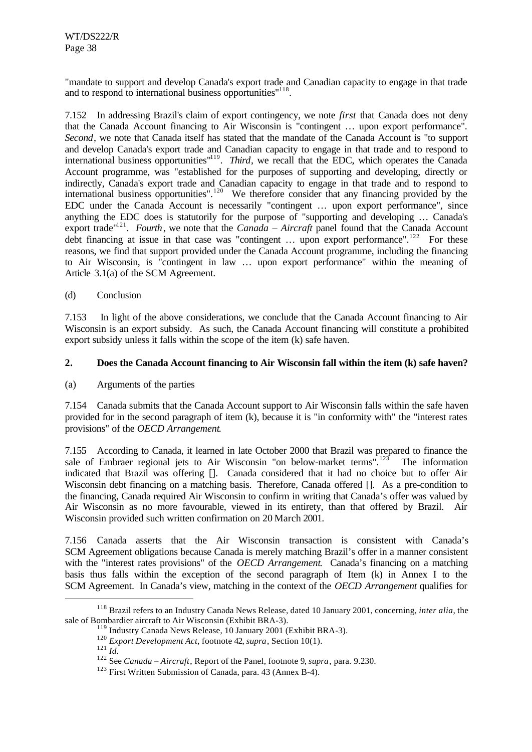"mandate to support and develop Canada's export trade and Canadian capacity to engage in that trade and to respond to international business opportunities"[118].

7.152 In addressing Brazil's claim of export contingency, we note *first* that Canada does not deny that the Canada Account financing to Air Wisconsin is "contingent … upon export performance". *Second*, we note that Canada itself has stated that the mandate of the Canada Account is "to support and develop Canada's export trade and Canadian capacity to engage in that trade and to respond to international business opportunities"[119]. *Third*, we recall that the EDC, which operates the Canada Account programme, was "established for the purposes of supporting and developing, directly or indirectly, Canada's export trade and Canadian capacity to engage in that trade and to respond to international business opportunities".[120] We therefore consider that any financing provided by the EDC under the Canada Account is necessarily "contingent … upon export performance", since anything the EDC does is statutorily for the purpose of "supporting and developing … Canada's export trade"[121]. *Fourth*, we note that the *Canada – Aircraft* panel found that the Canada Account debt financing at issue in that case was "contingent … upon export performance".[122] For these reasons, we find that support provided under the Canada Account programme, including the financing to Air Wisconsin, is "contingent in law … upon export performance" within the meaning of Article 3.1(a) of the SCM Agreement.

(d) Conclusion

7.153 In light of the above considerations, we conclude that the Canada Account financing to Air Wisconsin is an export subsidy. As such, the Canada Account financing will constitute a prohibited export subsidy unless it falls within the scope of the item (k) safe haven.

**2. Does the Canada Account financing to Air Wisconsin fall within the item (k) safe haven?**

(a) Arguments of the parties

7.154 Canada submits that the Canada Account support to Air Wisconsin falls within the safe haven provided for in the second paragraph of item (k), because it is "in conformity with" the "interest rates provisions" of the *OECD Arrangement*.

7.155 According to Canada, it learned in late October 2000 that Brazil was prepared to finance the sale of Embraer regional jets to Air Wisconsin "on below-market terms".[123] The information indicated that Brazil was offering []. Canada considered that it had no choice but to offer Air Wisconsin debt financing on a matching basis. Therefore, Canada offered []. As a pre-condition to the financing, Canada required Air Wisconsin to confirm in writing that Canada's offer was valued by Air Wisconsin as no more favourable, viewed in its entirety, than that offered by Brazil. Air Wisconsin provided such written confirmation on 20 March 2001.

7.156 Canada asserts that the Air Wisconsin transaction is consistent with Canada's SCM Agreement obligations because Canada is merely matching Brazil's offer in a manner consistent with the "interest rates provisions" of the *OECD Arrangement*. Canada's financing on a matching basis thus falls within the exception of the second paragraph of Item (k) in Annex I to the SCM Agreement. In Canada's view, matching in the context of the *OECD Arrangement* qualifies for

---

[118] Brazil refers to an Industry Canada News Release, dated 10 January 2001, concerning, *inter alia*, the sale of Bombardier aircraft to Air Wisconsin (Exhibit BRA-3).

[119] Industry Canada News Release, 10 January 2001 (Exhibit BRA-3).

[120] *Export Development Act*, footnote 42, *supra*, Section 10(1).

[121] *Id*.

[122] See *Canada – Aircraft*, Report of the Panel, footnote 9, *supra*, para. 9.230.

[123] First Written Submission of Canada, para. 43 (Annex B-4).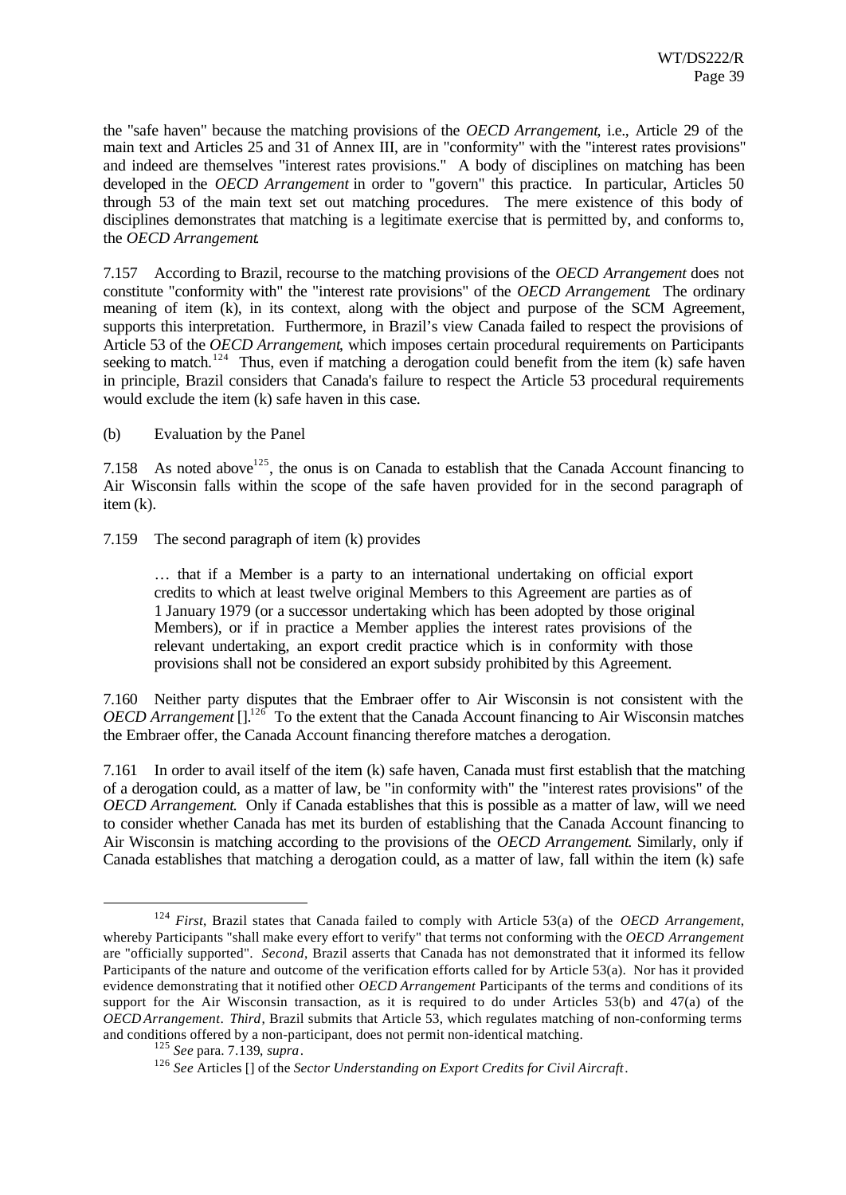the "safe haven" because the matching provisions of the *OECD Arrangement*, i.e., Article 29 of the main text and Articles 25 and 31 of Annex III, are in "conformity" with the "interest rates provisions" and indeed are themselves "interest rates provisions." A body of disciplines on matching has been developed in the *OECD Arrangement* in order to "govern" this practice. In particular, Articles 50 through 53 of the main text set out matching procedures. The mere existence of this body of disciplines demonstrates that matching is a legitimate exercise that is permitted by, and conforms to, the *OECD Arrangement*.

7.157 According to Brazil, recourse to the matching provisions of the *OECD Arrangement* does not constitute "conformity with" the "interest rate provisions" of the *OECD Arrangement*. The ordinary meaning of item (k), in its context, along with the object and purpose of the SCM Agreement, supports this interpretation. Furthermore, in Brazil's view Canada failed to respect the provisions of Article 53 of the *OECD Arrangement*, which imposes certain procedural requirements on Participants seeking to match.[124] Thus, even if matching a derogation could benefit from the item (k) safe haven in principle, Brazil considers that Canada's failure to respect the Article 53 procedural requirements would exclude the item (k) safe haven in this case.

(b) Evaluation by the Panel

7.158 As noted above[125], the onus is on Canada to establish that the Canada Account financing to Air Wisconsin falls within the scope of the safe haven provided for in the second paragraph of item (k).

7.159 The second paragraph of item (k) provides

> … that if a Member is a party to an international undertaking on official export credits to which at least twelve original Members to this Agreement are parties as of 1 January 1979 (or a successor undertaking which has been adopted by those original Members), or if in practice a Member applies the interest rates provisions of the relevant undertaking, an export credit practice which is in conformity with those provisions shall not be considered an export subsidy prohibited by this Agreement.

7.160 Neither party disputes that the Embraer offer to Air Wisconsin is not consistent with the *OECD Arrangement* [].[126] To the extent that the Canada Account financing to Air Wisconsin matches the Embraer offer, the Canada Account financing therefore matches a derogation.

7.161 In order to avail itself of the item (k) safe haven, Canada must first establish that the matching of a derogation could, as a matter of law, be "in conformity with" the "interest rates provisions" of the *OECD Arrangement*. Only if Canada establishes that this is possible as a matter of law, will we need to consider whether Canada has met its burden of establishing that the Canada Account financing to Air Wisconsin is matching according to the provisions of the *OECD Arrangement*. Similarly, only if Canada establishes that matching a derogation could, as a matter of law, fall within the item (k) safe

---

[124] *First*, Brazil states that Canada failed to comply with Article 53(a) of the *OECD Arrangement*, whereby Participants "shall make every effort to verify" that terms not conforming with the *OECD Arrangement* are "officially supported". *Second*, Brazil asserts that Canada has not demonstrated that it informed its fellow Participants of the nature and outcome of the verification efforts called for by Article 53(a). Nor has it provided evidence demonstrating that it notified other *OECD Arrangement* Participants of the terms and conditions of its support for the Air Wisconsin transaction, as it is required to do under Articles 53(b) and 47(a) of the *OECD Arrangement*. *Third*, Brazil submits that Article 53, which regulates matching of non-conforming terms and conditions offered by a non-participant, does not permit non-identical matching.

[125] *See* para. 7.139, *supra*.

[126] *See* Articles [] of the *Sector Understanding on Export Credits for Civil Aircraft*.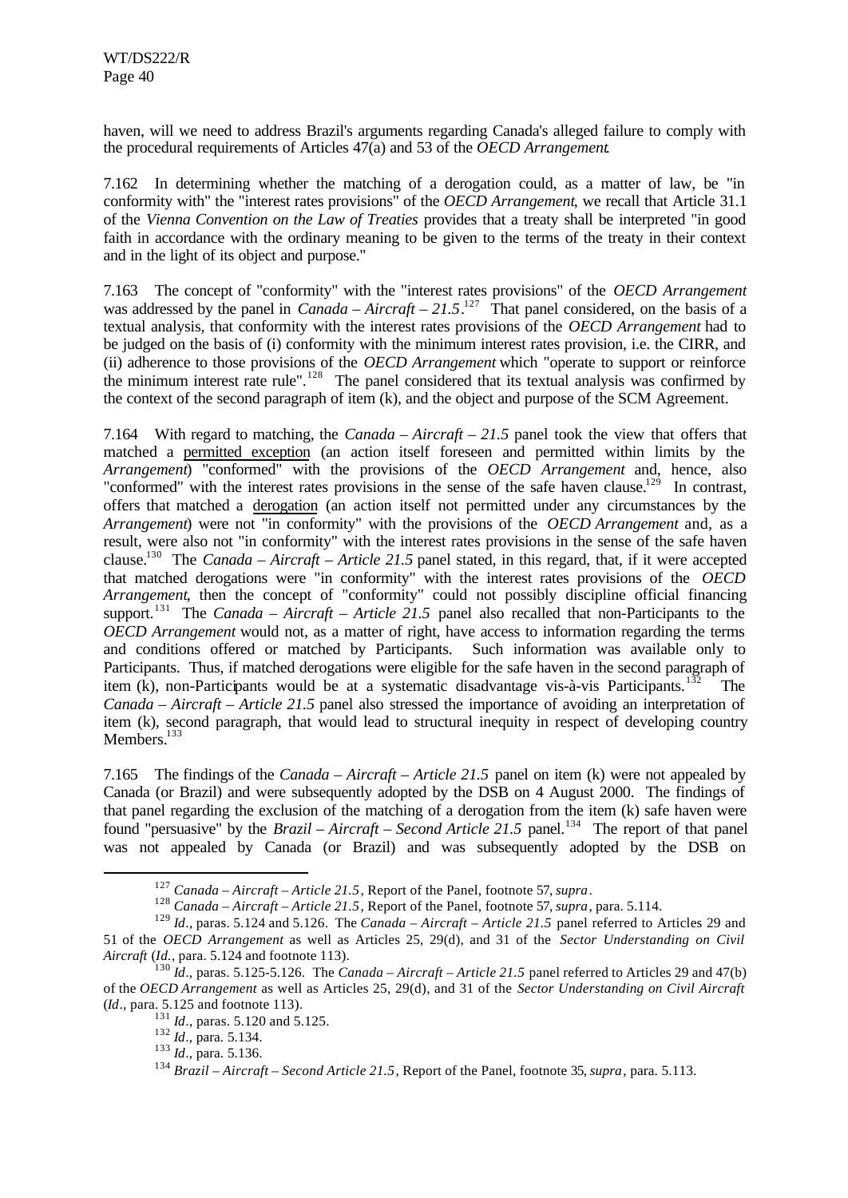haven, will we need to address Brazil's arguments regarding Canada's alleged failure to comply with the procedural requirements of Articles 47(a) and 53 of the *OECD Arrangement*.

7.162 In determining whether the matching of a derogation could, as a matter of law, be "in conformity with" the "interest rates provisions" of the *OECD Arrangement*, we recall that Article 31.1 of the *Vienna Convention on the Law of Treaties* provides that a treaty shall be interpreted "in good faith in accordance with the ordinary meaning to be given to the terms of the treaty in their context and in the light of its object and purpose."

7.163 The concept of "conformity" with the "interest rates provisions" of the *OECD Arrangement* was addressed by the panel in *Canada – Aircraft – 21.5*.[127] That panel considered, on the basis of a textual analysis, that conformity with the interest rates provisions of the *OECD Arrangement* had to be judged on the basis of (i) conformity with the minimum interest rates provision, i.e. the CIRR, and (ii) adherence to those provisions of the *OECD Arrangement* which "operate to support or reinforce the minimum interest rate rule".[128] The panel considered that its textual analysis was confirmed by the context of the second paragraph of item (k), and the object and purpose of the SCM Agreement.

7.164 With regard to matching, the *Canada – Aircraft – 21.5* panel took the view that offers that matched a permitted exception (an action itself foreseen and permitted within limits by the *Arrangement*) "conformed" with the provisions of the *OECD Arrangement* and, hence, also "conformed" with the interest rates provisions in the sense of the safe haven clause.[129] In contrast, offers that matched a derogation (an action itself not permitted under any circumstances by the *Arrangement*) were not "in conformity" with the provisions of the *OECD Arrangement* and, as a result, were also not "in conformity" with the interest rates provisions in the sense of the safe haven clause.[130] The *Canada – Aircraft – Article 21.5* panel stated, in this regard, that, if it were accepted that matched derogations were "in conformity" with the interest rates provisions of the *OECD Arrangement*, then the concept of "conformity" could not possibly discipline official financing support.[131] The *Canada – Aircraft – Article 21.5* panel also recalled that non-Participants to the *OECD Arrangement* would not, as a matter of right, have access to information regarding the terms and conditions offered or matched by Participants. Such information was available only to Participants. Thus, if matched derogations were eligible for the safe haven in the second paragraph of item (k), non-Participants would be at a systematic disadvantage vis-à-vis Participants.[132] The *Canada – Aircraft – Article 21.5* panel also stressed the importance of avoiding an interpretation of item (k), second paragraph, that would lead to structural inequity in respect of developing country Members.[133]

7.165 The findings of the *Canada – Aircraft – Article 21.5* panel on item (k) were not appealed by Canada (or Brazil) and were subsequently adopted by the DSB on 4 August 2000. The findings of that panel regarding the exclusion of the matching of a derogation from the item (k) safe haven were found "persuasive" by the *Brazil – Aircraft – Second Article 21.5* panel.[134] The report of that panel was not appealed by Canada (or Brazil) and was subsequently adopted by the DSB on

---

[127] *Canada – Aircraft – Article 21.5*, Report of the Panel, footnote 57, *supra*.

[128] *Canada – Aircraft – Article 21.5*, Report of the Panel, footnote 57, *supra*, para. 5.114.

[129] *Id*., paras. 5.124 and 5.126. The *Canada – Aircraft – Article 21.5* panel referred to Articles 29 and 51 of the *OECD Arrangement* as well as Articles 25, 29(d), and 31 of the *Sector Understanding on Civil Aircraft* (*Id.*, para. 5.124 and footnote 113).

[130] *Id*., paras. 5.125-5.126. The *Canada – Aircraft – Article 21.5* panel referred to Articles 29 and 47(b) of the *OECD Arrangement* as well as Articles 25, 29(d), and 31 of the *Sector Understanding on Civil Aircraft* (*Id*., para. 5.125 and footnote 113).

[131] *Id*., paras. 5.120 and 5.125.

[132] *Id*., para. 5.134.

[133] *Id*., para. 5.136.

[134] *Brazil – Aircraft – Second Article 21.5*, Report of the Panel, footnote 35, *supra*, para. 5.113.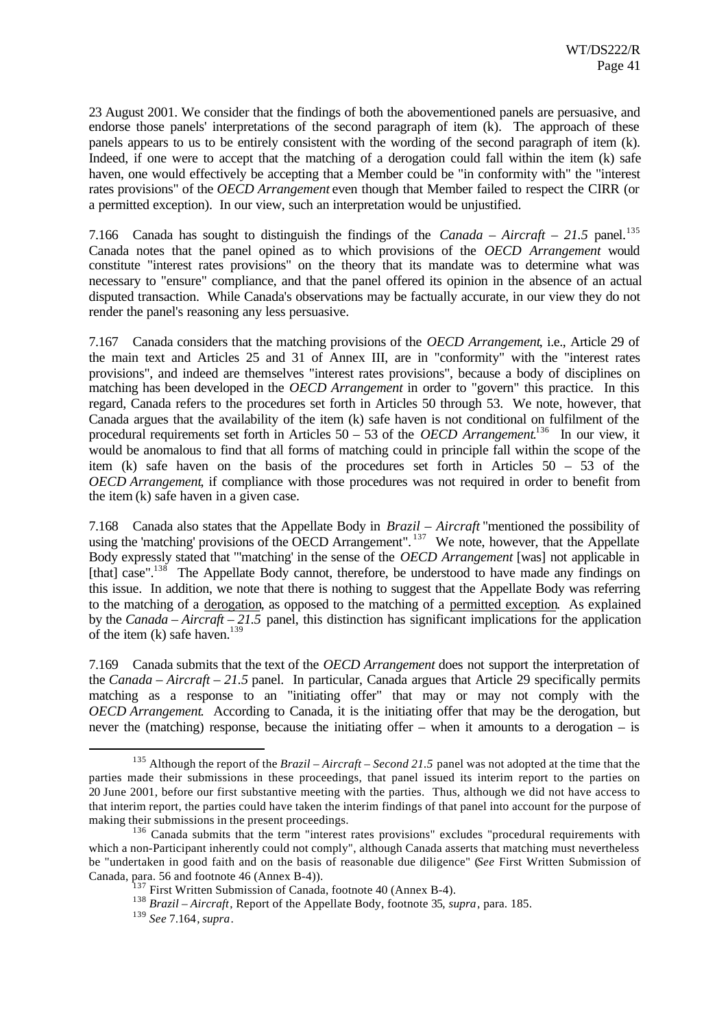23 August 2001. We consider that the findings of both the abovementioned panels are persuasive, and endorse those panels' interpretations of the second paragraph of item (k). The approach of these panels appears to us to be entirely consistent with the wording of the second paragraph of item (k). Indeed, if one were to accept that the matching of a derogation could fall within the item (k) safe haven, one would effectively be accepting that a Member could be "in conformity with" the "interest rates provisions" of the *OECD Arrangement* even though that Member failed to respect the CIRR (or a permitted exception). In our view, such an interpretation would be unjustified.

7.166 Canada has sought to distinguish the findings of the *Canada – Aircraft – 21.5* panel.[135] Canada notes that the panel opined as to which provisions of the *OECD Arrangement* would constitute "interest rates provisions" on the theory that its mandate was to determine what was necessary to "ensure" compliance, and that the panel offered its opinion in the absence of an actual disputed transaction. While Canada's observations may be factually accurate, in our view they do not render the panel's reasoning any less persuasive.

7.167 Canada considers that the matching provisions of the *OECD Arrangement*, i.e., Article 29 of the main text and Articles 25 and 31 of Annex III, are in "conformity" with the "interest rates provisions", and indeed are themselves "interest rates provisions", because a body of disciplines on matching has been developed in the *OECD Arrangement* in order to "govern" this practice. In this regard, Canada refers to the procedures set forth in Articles 50 through 53. We note, however, that Canada argues that the availability of the item (k) safe haven is not conditional on fulfilment of the procedural requirements set forth in Articles 50 – 53 of the *OECD Arrangement*.[136] In our view, it would be anomalous to find that all forms of matching could in principle fall within the scope of the item (k) safe haven on the basis of the procedures set forth in Articles 50 – 53 of the *OECD Arrangement*, if compliance with those procedures was not required in order to benefit from the item (k) safe haven in a given case.

7.168 Canada also states that the Appellate Body in *Brazil – Aircraft* "mentioned the possibility of using the 'matching' provisions of the OECD Arrangement".[137] We note, however, that the Appellate Body expressly stated that "'matching' in the sense of the *OECD Arrangement* [was] not applicable in [that] case".[138] The Appellate Body cannot, therefore, be understood to have made any findings on this issue. In addition, we note that there is nothing to suggest that the Appellate Body was referring to the matching of a <u>derogation</u>, as opposed to the matching of a <u>permitted exception</u>. As explained by the *Canada – Aircraft – 21.5* panel, this distinction has significant implications for the application of the item (k) safe haven.[139]

7.169 Canada submits that the text of the *OECD Arrangement* does not support the interpretation of the *Canada – Aircraft – 21.5* panel. In particular, Canada argues that Article 29 specifically permits matching as a response to an "initiating offer" that may or may not comply with the *OECD Arrangement*. According to Canada, it is the initiating offer that may be the derogation, but never the (matching) response, because the initiating offer – when it amounts to a derogation – is

---

[135] Although the report of the *Brazil – Aircraft – Second 21.5* panel was not adopted at the time that the parties made their submissions in these proceedings, that panel issued its interim report to the parties on 20 June 2001, before our first substantive meeting with the parties. Thus, although we did not have access to that interim report, the parties could have taken the interim findings of that panel into account for the purpose of making their submissions in the present proceedings.

[136] Canada submits that the term "interest rates provisions" excludes "procedural requirements with which a non-Participant inherently could not comply", although Canada asserts that matching must nevertheless be "undertaken in good faith and on the basis of reasonable due diligence" (*See* First Written Submission of Canada, para. 56 and footnote 46 (Annex B-4)).

[137] First Written Submission of Canada, footnote 40 (Annex B-4).

[138] *Brazil – Aircraft*, Report of the Appellate Body, footnote 35, *supra*, para. 185.

[139] *See* 7.164, *supra*.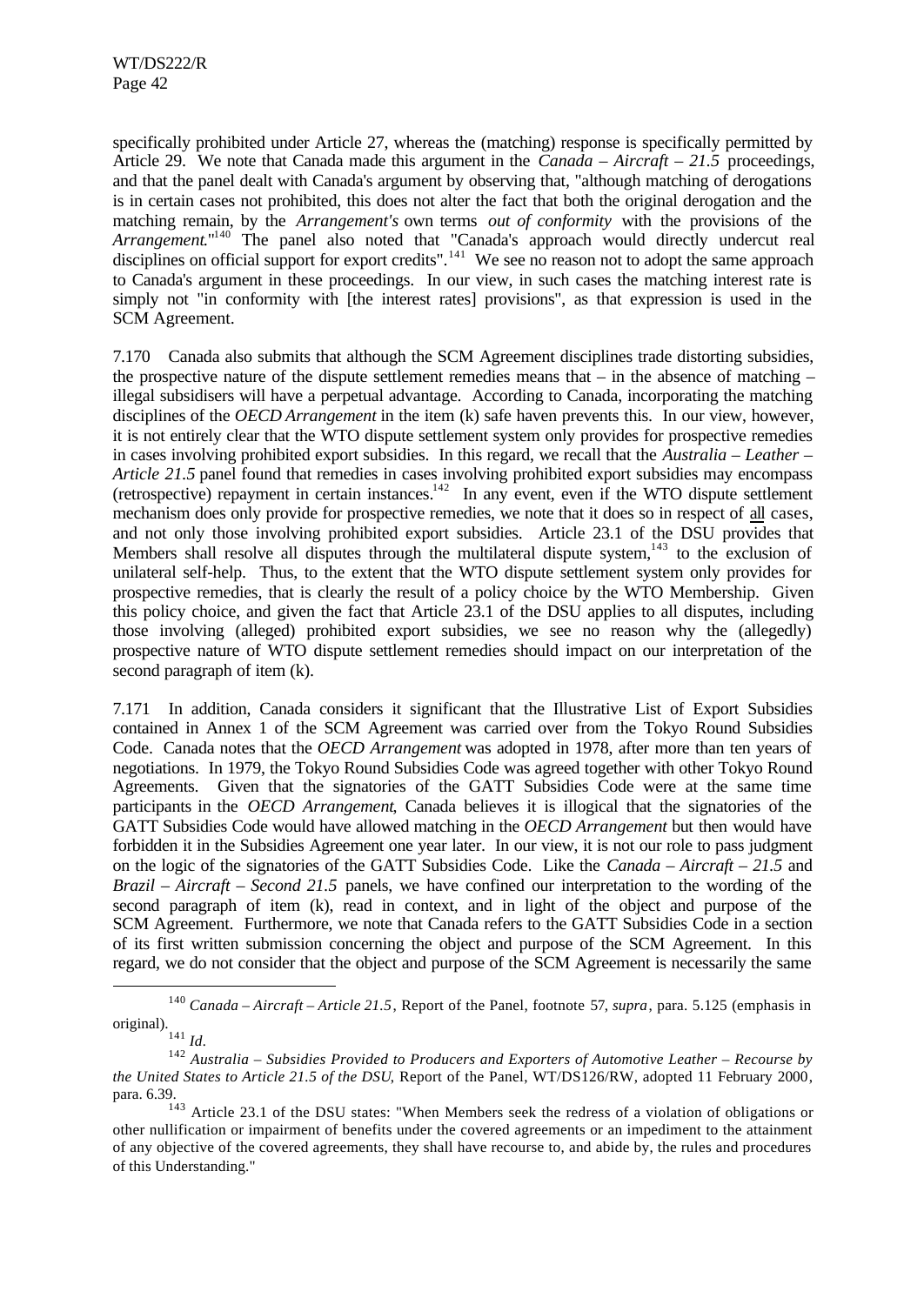specifically prohibited under Article 27, whereas the (matching) response is specifically permitted by Article 29. We note that Canada made this argument in the *Canada – Aircraft – 21.5* proceedings, and that the panel dealt with Canada's argument by observing that, "although matching of derogations is in certain cases not prohibited, this does not alter the fact that both the original derogation and the matching remain, by the *Arrangement's* own terms *out of conformity* with the provisions of the *Arrangement*."[140] The panel also noted that "Canada's approach would directly undercut real disciplines on official support for export credits".[141] We see no reason not to adopt the same approach to Canada's argument in these proceedings. In our view, in such cases the matching interest rate is simply not "in conformity with [the interest rates] provisions", as that expression is used in the SCM Agreement.

7.170 Canada also submits that although the SCM Agreement disciplines trade distorting subsidies, the prospective nature of the dispute settlement remedies means that – in the absence of matching – illegal subsidisers will have a perpetual advantage. According to Canada, incorporating the matching disciplines of the *OECD Arrangement* in the item (k) safe haven prevents this. In our view, however, it is not entirely clear that the WTO dispute settlement system only provides for prospective remedies in cases involving prohibited export subsidies. In this regard, we recall that the *Australia – Leather – Article 21.5* panel found that remedies in cases involving prohibited export subsidies may encompass (retrospective) repayment in certain instances.[142] In any event, even if the WTO dispute settlement mechanism does only provide for prospective remedies, we note that it does so in respect of <u>all</u> cases, and not only those involving prohibited export subsidies. Article 23.1 of the DSU provides that Members shall resolve all disputes through the multilateral dispute system,[143] to the exclusion of unilateral self-help. Thus, to the extent that the WTO dispute settlement system only provides for prospective remedies, that is clearly the result of a policy choice by the WTO Membership. Given this policy choice, and given the fact that Article 23.1 of the DSU applies to all disputes, including those involving (alleged) prohibited export subsidies, we see no reason why the (allegedly) prospective nature of WTO dispute settlement remedies should impact on our interpretation of the second paragraph of item (k).

7.171 In addition, Canada considers it significant that the Illustrative List of Export Subsidies contained in Annex 1 of the SCM Agreement was carried over from the Tokyo Round Subsidies Code. Canada notes that the *OECD Arrangement* was adopted in 1978, after more than ten years of negotiations. In 1979, the Tokyo Round Subsidies Code was agreed together with other Tokyo Round Agreements. Given that the signatories of the GATT Subsidies Code were at the same time participants in the *OECD Arrangement*, Canada believes it is illogical that the signatories of the GATT Subsidies Code would have allowed matching in the *OECD Arrangement* but then would have forbidden it in the Subsidies Agreement one year later. In our view, it is not our role to pass judgment on the logic of the signatories of the GATT Subsidies Code. Like the *Canada – Aircraft – 21.5* and *Brazil – Aircraft – Second 21.5* panels, we have confined our interpretation to the wording of the second paragraph of item (k), read in context, and in light of the object and purpose of the SCM Agreement. Furthermore, we note that Canada refers to the GATT Subsidies Code in a section of its first written submission concerning the object and purpose of the SCM Agreement. In this regard, we do not consider that the object and purpose of the SCM Agreement is necessarily the same

---

[140] *Canada – Aircraft – Article 21.5*, Report of the Panel, footnote 57, *supra*, para. 5.125 (emphasis in original).

[141] *Id*.

[142] *Australia – Subsidies Provided to Producers and Exporters of Automotive Leather – Recourse by the United States to Article 21.5 of the DSU*, Report of the Panel, WT/DS126/RW, adopted 11 February 2000, para. 6.39.

[143] Article 23.1 of the DSU states: "When Members seek the redress of a violation of obligations or other nullification or impairment of benefits under the covered agreements or an impediment to the attainment of any objective of the covered agreements, they shall have recourse to, and abide by, the rules and procedures of this Understanding."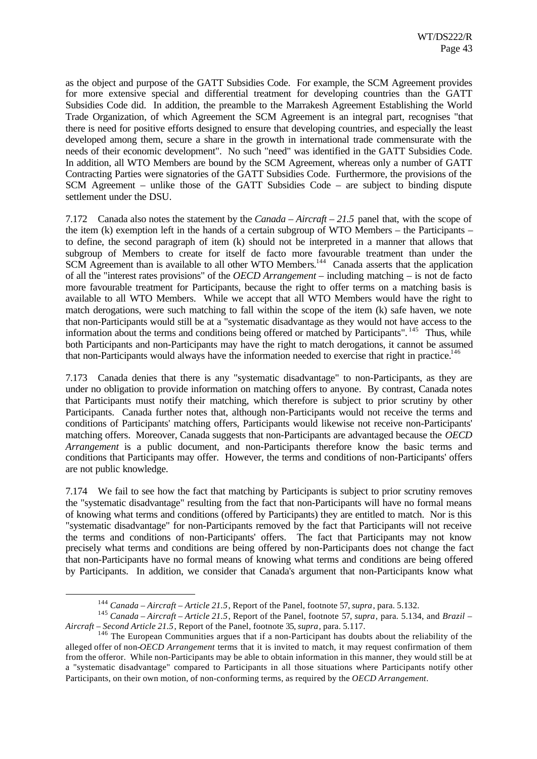as the object and purpose of the GATT Subsidies Code. For example, the SCM Agreement provides for more extensive special and differential treatment for developing countries than the GATT Subsidies Code did. In addition, the preamble to the Marrakesh Agreement Establishing the World Trade Organization, of which Agreement the SCM Agreement is an integral part, recognises "that there is need for positive efforts designed to ensure that developing countries, and especially the least developed among them, secure a share in the growth in international trade commensurate with the needs of their economic development". No such "need" was identified in the GATT Subsidies Code. In addition, all WTO Members are bound by the SCM Agreement, whereas only a number of GATT Contracting Parties were signatories of the GATT Subsidies Code. Furthermore, the provisions of the SCM Agreement – unlike those of the GATT Subsidies Code – are subject to binding dispute settlement under the DSU.

7.172 Canada also notes the statement by the *Canada – Aircraft – 21.5* panel that, with the scope of the item (k) exemption left in the hands of a certain subgroup of WTO Members – the Participants – to define, the second paragraph of item (k) should not be interpreted in a manner that allows that subgroup of Members to create for itself de facto more favourable treatment than under the SCM Agreement than is available to all other WTO Members.[144] Canada asserts that the application of all the "interest rates provisions" of the *OECD Arrangement* – including matching – is not de facto more favourable treatment for Participants, because the right to offer terms on a matching basis is available to all WTO Members. While we accept that all WTO Members would have the right to match derogations, were such matching to fall within the scope of the item (k) safe haven, we note that non-Participants would still be at a "systematic disadvantage as they would not have access to the information about the terms and conditions being offered or matched by Participants".[145] Thus, while both Participants and non-Participants may have the right to match derogations, it cannot be assumed that non-Participants would always have the information needed to exercise that right in practice.[146]

7.173 Canada denies that there is any "systematic disadvantage" to non-Participants, as they are under no obligation to provide information on matching offers to anyone. By contrast, Canada notes that Participants must notify their matching, which therefore is subject to prior scrutiny by other Participants. Canada further notes that, although non-Participants would not receive the terms and conditions of Participants' matching offers, Participants would likewise not receive non-Participants' matching offers. Moreover, Canada suggests that non-Participants are advantaged because the *OECD Arrangement* is a public document, and non-Participants therefore know the basic terms and conditions that Participants may offer. However, the terms and conditions of non-Participants' offers are not public knowledge.

7.174 We fail to see how the fact that matching by Participants is subject to prior scrutiny removes the "systematic disadvantage" resulting from the fact that non-Participants will have no formal means of knowing what terms and conditions (offered by Participants) they are entitled to match. Nor is this "systematic disadvantage" for non-Participants removed by the fact that Participants will not receive the terms and conditions of non-Participants' offers. The fact that Participants may not know precisely what terms and conditions are being offered by non-Participants does not change the fact that non-Participants have no formal means of knowing what terms and conditions are being offered by Participants. In addition, we consider that Canada's argument that non-Participants know what

---

[144] *Canada – Aircraft – Article 21.5*, Report of the Panel, footnote 57, *supra*, para. 5.132.

[145] *Canada – Aircraft – Article 21.5*, Report of the Panel, footnote 57, *supra*, para. 5.134, and *Brazil – Aircraft – Second Article 21.5*, Report of the Panel, footnote 35, *supra*, para. 5.117.

[146] The European Communities argues that if a non-Participant has doubts about the reliability of the alleged offer of non-*OECD Arrangement* terms that it is invited to match, it may request confirmation of them from the offeror. While non-Participants may be able to obtain information in this manner, they would still be at a "systematic disadvantage" compared to Participants in all those situations where Participants notify other Participants, on their own motion, of non-conforming terms, as required by the *OECD Arrangement*.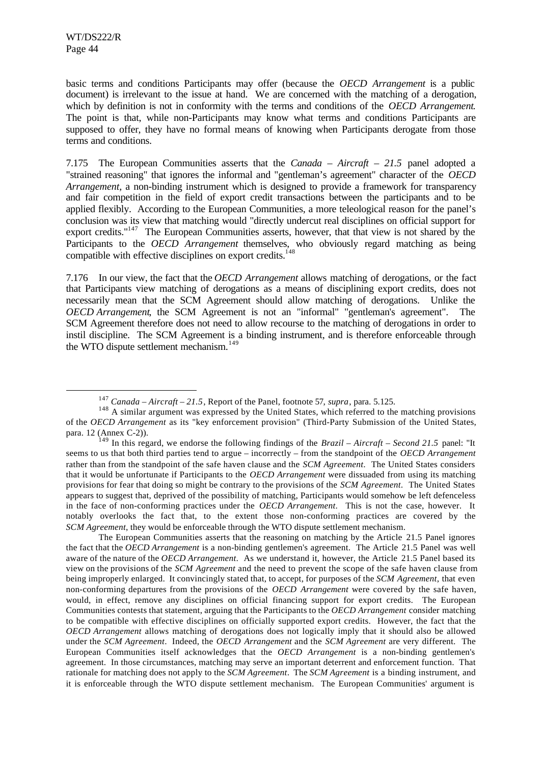basic terms and conditions Participants may offer (because the *OECD Arrangement* is a public document) is irrelevant to the issue at hand. We are concerned with the matching of a derogation, which by definition is not in conformity with the terms and conditions of the *OECD Arrangement*. The point is that, while non-Participants may know what terms and conditions Participants are supposed to offer, they have no formal means of knowing when Participants derogate from those terms and conditions.

7.175 The European Communities asserts that the *Canada – Aircraft – 21.5* panel adopted a "strained reasoning" that ignores the informal and "gentleman's agreement" character of the *OECD Arrangement*, a non-binding instrument which is designed to provide a framework for transparency and fair competition in the field of export credit transactions between the participants and to be applied flexibly. According to the European Communities, a more teleological reason for the panel's conclusion was its view that matching would "directly undercut real disciplines on official support for export credits."[147] The European Communities asserts, however, that that view is not shared by the Participants to the *OECD Arrangement* themselves, who obviously regard matching as being compatible with effective disciplines on export credits.[148]

7.176 In our view, the fact that the *OECD Arrangement* allows matching of derogations, or the fact that Participants view matching of derogations as a means of disciplining export credits, does not necessarily mean that the SCM Agreement should allow matching of derogations. Unlike the *OECD Arrangement*, the SCM Agreement is not an "informal" "gentleman's agreement". The SCM Agreement therefore does not need to allow recourse to the matching of derogations in order to instil discipline. The SCM Agreement is a binding instrument, and is therefore enforceable through the WTO dispute settlement mechanism.[149]

---

[147] *Canada – Aircraft – 21.5*, Report of the Panel, footnote 57, *supra*, para. 5.125.

[148] A similar argument was expressed by the United States, which referred to the matching provisions of the *OECD Arrangement* as its "key enforcement provision" (Third-Party Submission of the United States, para. 12 (Annex C-2)).

[149] In this regard, we endorse the following findings of the *Brazil – Aircraft – Second 21.5* panel: "It seems to us that both third parties tend to argue – incorrectly – from the standpoint of the *OECD Arrangement* rather than from the standpoint of the safe haven clause and the *SCM Agreement*. The United States considers that it would be unfortunate if Participants to the *OECD Arrangement* were dissuaded from using its matching provisions for fear that doing so might be contrary to the provisions of the *SCM Agreement*. The United States appears to suggest that, deprived of the possibility of matching, Participants would somehow be left defenceless in the face of non-conforming practices under the *OECD Arrangement*. This is not the case, however. It notably overlooks the fact that, to the extent those non-conforming practices are covered by the *SCM Agreement*, they would be enforceable through the WTO dispute settlement mechanism.

The European Communities asserts that the reasoning on matching by the Article 21.5 Panel ignores the fact that the *OECD Arrangement* is a non-binding gentlemen's agreement. The Article 21.5 Panel was well aware of the nature of the *OECD Arrangement*. As we understand it, however, the Article 21.5 Panel based its view on the provisions of the *SCM Agreement* and the need to prevent the scope of the safe haven clause from being improperly enlarged. It convincingly stated that, to accept, for purposes of the *SCM Agreement*, that even non-conforming departures from the provisions of the *OECD Arrangement* were covered by the safe haven, would, in effect, remove any disciplines on official financing support for export credits. The European Communities contests that statement, arguing that the Participants to the *OECD Arrangement* consider matching to be compatible with effective disciplines on officially supported export credits. However, the fact that the *OECD Arrangement* allows matching of derogations does not logically imply that it should also be allowed under the *SCM Agreement*. Indeed, the *OECD Arrangement* and the *SCM Agreement* are very different. The European Communities itself acknowledges that the *OECD Arrangement* is a non-binding gentlemen's agreement. In those circumstances, matching may serve an important deterrent and enforcement function. That rationale for matching does not apply to the *SCM Agreement*. The *SCM Agreement* is a binding instrument, and it is enforceable through the WTO dispute settlement mechanism. The European Communities' argument is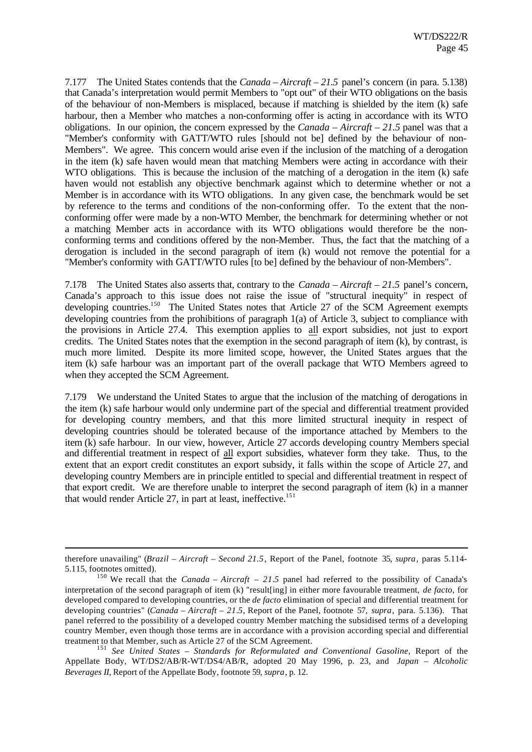7.177 The United States contends that the *Canada – Aircraft – 21.5* panel's concern (in para. 5.138) that Canada's interpretation would permit Members to "opt out" of their WTO obligations on the basis of the behaviour of non-Members is misplaced, because if matching is shielded by the item (k) safe harbour, then a Member who matches a non-conforming offer is acting in accordance with its WTO obligations. In our opinion, the concern expressed by the *Canada – Aircraft – 21.5* panel was that a "Member's conformity with GATT/WTO rules [should not be] defined by the behaviour of non-Members". We agree. This concern would arise even if the inclusion of the matching of a derogation in the item (k) safe haven would mean that matching Members were acting in accordance with their WTO obligations. This is because the inclusion of the matching of a derogation in the item (k) safe haven would not establish any objective benchmark against which to determine whether or not a Member is in accordance with its WTO obligations. In any given case, the benchmark would be set by reference to the terms and conditions of the non-conforming offer. To the extent that the non-conforming offer were made by a non-WTO Member, the benchmark for determining whether or not a matching Member acts in accordance with its WTO obligations would therefore be the non-conforming terms and conditions offered by the non-Member. Thus, the fact that the matching of a derogation is included in the second paragraph of item (k) would not remove the potential for a "Member's conformity with GATT/WTO rules [to be] defined by the behaviour of non-Members".

7.178 The United States also asserts that, contrary to the *Canada – Aircraft – 21.5* panel's concern, Canada's approach to this issue does not raise the issue of "structural inequity" in respect of developing countries.[150] The United States notes that Article 27 of the SCM Agreement exempts developing countries from the prohibitions of paragraph 1(a) of Article 3, subject to compliance with the provisions in Article 27.4. This exemption applies to all export subsidies, not just to export credits. The United States notes that the exemption in the second paragraph of item (k), by contrast, is much more limited. Despite its more limited scope, however, the United States argues that the item (k) safe harbour was an important part of the overall package that WTO Members agreed to when they accepted the SCM Agreement.

7.179 We understand the United States to argue that the inclusion of the matching of derogations in the item (k) safe harbour would only undermine part of the special and differential treatment provided for developing country members, and that this more limited structural inequity in respect of developing countries should be tolerated because of the importance attached by Members to the item (k) safe harbour. In our view, however, Article 27 accords developing country Members special and differential treatment in respect of all export subsidies, whatever form they take. Thus, to the extent that an export credit constitutes an export subsidy, it falls within the scope of Article 27, and developing country Members are in principle entitled to special and differential treatment in respect of that export credit. We are therefore unable to interpret the second paragraph of item (k) in a manner that would render Article 27, in part at least, ineffective.[151]

---

therefore unavailing" (*Brazil – Aircraft – Second 21.5*, Report of the Panel, footnote 35, *supra*, paras 5.114-5.115, footnotes omitted).

[150] We recall that the *Canada – Aircraft – 21.5* panel had referred to the possibility of Canada's interpretation of the second paragraph of item (k) "result[ing] in either more favourable treatment, *de facto*, for developed compared to developing countries, or the *de facto* elimination of special and differential treatment for developing countries" (*Canada – Aircraft – 21.5*, Report of the Panel, footnote 57, *supra*, para. 5.136). That panel referred to the possibility of a developed country Member matching the subsidised terms of a developing country Member, even though those terms are in accordance with a provision according special and differential treatment to that Member, such as Article 27 of the SCM Agreement.

[151] *See United States – Standards for Reformulated and Conventional Gasoline*, Report of the Appellate Body, WT/DS2/AB/R-WT/DS4/AB/R, adopted 20 May 1996, p. 23, and *Japan – Alcoholic Beverages II*, Report of the Appellate Body, footnote 59, *supra*, p. 12.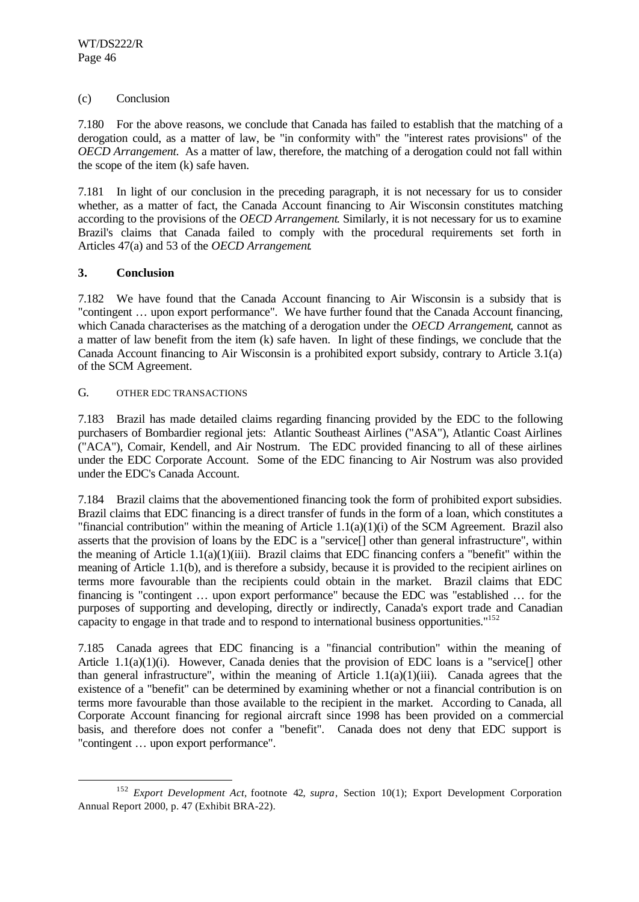(c) Conclusion

7.180 For the above reasons, we conclude that Canada has failed to establish that the matching of a derogation could, as a matter of law, be "in conformity with" the "interest rates provisions" of the *OECD Arrangement*. As a matter of law, therefore, the matching of a derogation could not fall within the scope of the item (k) safe haven.

7.181 In light of our conclusion in the preceding paragraph, it is not necessary for us to consider whether, as a matter of fact, the Canada Account financing to Air Wisconsin constitutes matching according to the provisions of the *OECD Arrangement*. Similarly, it is not necessary for us to examine Brazil's claims that Canada failed to comply with the procedural requirements set forth in Articles 47(a) and 53 of the *OECD Arrangement*.

### 3. Conclusion

7.182 We have found that the Canada Account financing to Air Wisconsin is a subsidy that is "contingent … upon export performance". We have further found that the Canada Account financing, which Canada characterises as the matching of a derogation under the *OECD Arrangement*, cannot as a matter of law benefit from the item (k) safe haven. In light of these findings, we conclude that the Canada Account financing to Air Wisconsin is a prohibited export subsidy, contrary to Article 3.1(a) of the SCM Agreement.

## G. OTHER EDC TRANSACTIONS

7.183 Brazil has made detailed claims regarding financing provided by the EDC to the following purchasers of Bombardier regional jets: Atlantic Southeast Airlines ("ASA"), Atlantic Coast Airlines ("ACA"), Comair, Kendell, and Air Nostrum. The EDC provided financing to all of these airlines under the EDC Corporate Account. Some of the EDC financing to Air Nostrum was also provided under the EDC's Canada Account.

7.184 Brazil claims that the abovementioned financing took the form of prohibited export subsidies. Brazil claims that EDC financing is a direct transfer of funds in the form of a loan, which constitutes a "financial contribution" within the meaning of Article 1.1(a)(1)(i) of the SCM Agreement. Brazil also asserts that the provision of loans by the EDC is a "service[] other than general infrastructure", within the meaning of Article 1.1(a)(1)(iii). Brazil claims that EDC financing confers a "benefit" within the meaning of Article 1.1(b), and is therefore a subsidy, because it is provided to the recipient airlines on terms more favourable than the recipients could obtain in the market. Brazil claims that EDC financing is "contingent … upon export performance" because the EDC was "established … for the purposes of supporting and developing, directly or indirectly, Canada's export trade and Canadian capacity to engage in that trade and to respond to international business opportunities."[152]

7.185 Canada agrees that EDC financing is a "financial contribution" within the meaning of Article 1.1(a)(1)(i). However, Canada denies that the provision of EDC loans is a "service[] other than general infrastructure", within the meaning of Article 1.1(a)(1)(iii). Canada agrees that the existence of a "benefit" can be determined by examining whether or not a financial contribution is on terms more favourable than those available to the recipient in the market. According to Canada, all Corporate Account financing for regional aircraft since 1998 has been provided on a commercial basis, and therefore does not confer a "benefit". Canada does not deny that EDC support is "contingent … upon export performance".

[152] *Export Development Act*, footnote 42, *supra*, Section 10(1); Export Development Corporation Annual Report 2000, p. 47 (Exhibit BRA-22).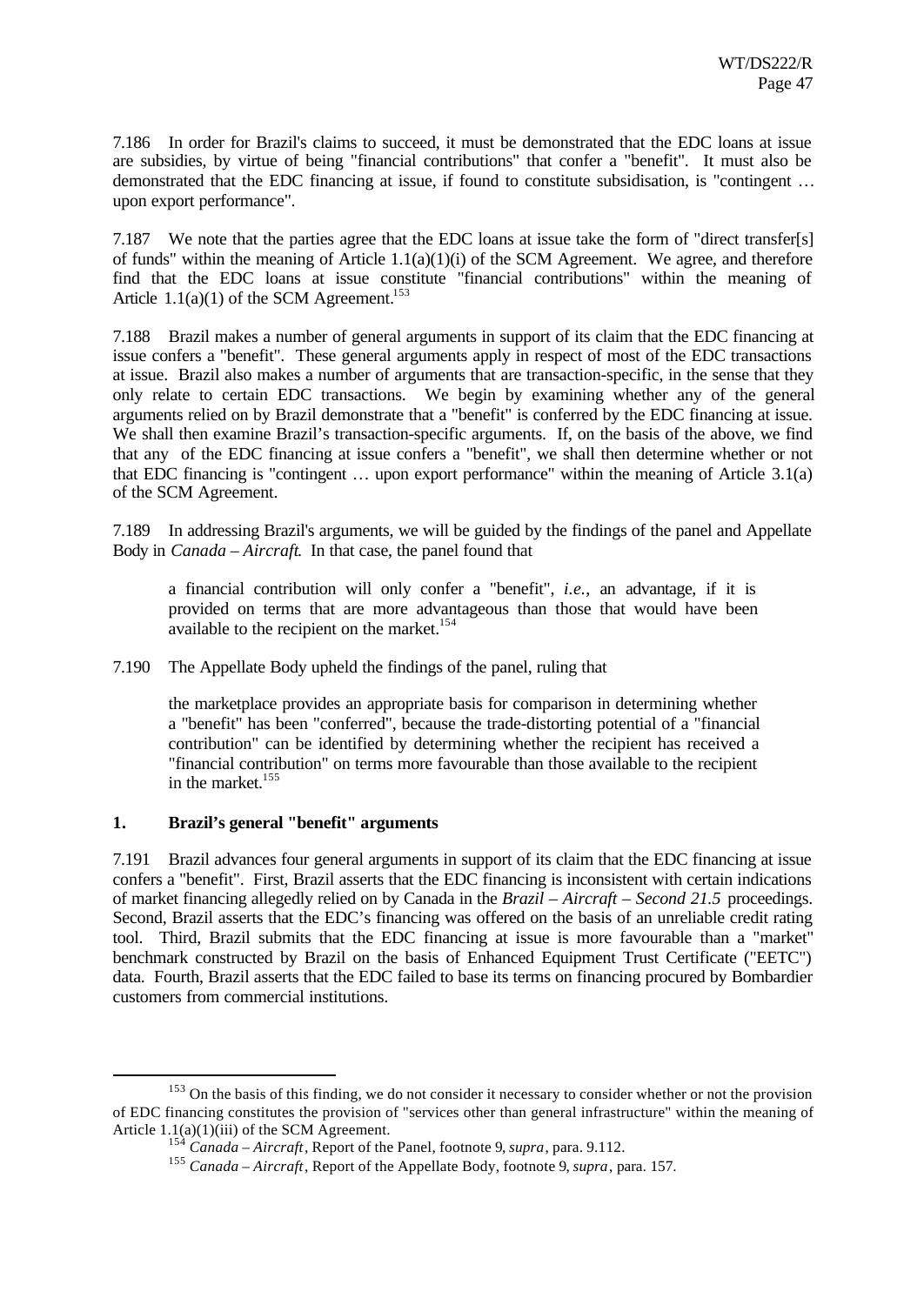7.186 In order for Brazil's claims to succeed, it must be demonstrated that the EDC loans at issue are subsidies, by virtue of being "financial contributions" that confer a "benefit". It must also be demonstrated that the EDC financing at issue, if found to constitute subsidisation, is "contingent … upon export performance".

7.187 We note that the parties agree that the EDC loans at issue take the form of "direct transfer[s] of funds" within the meaning of Article 1.1(a)(1)(i) of the SCM Agreement. We agree, and therefore find that the EDC loans at issue constitute "financial contributions" within the meaning of Article 1.1(a)(1) of the SCM Agreement.[153]

7.188 Brazil makes a number of general arguments in support of its claim that the EDC financing at issue confers a "benefit". These general arguments apply in respect of most of the EDC transactions at issue. Brazil also makes a number of arguments that are transaction-specific, in the sense that they only relate to certain EDC transactions. We begin by examining whether any of the general arguments relied on by Brazil demonstrate that a "benefit" is conferred by the EDC financing at issue. We shall then examine Brazil's transaction-specific arguments. If, on the basis of the above, we find that any of the EDC financing at issue confers a "benefit", we shall then determine whether or not that EDC financing is "contingent … upon export performance" within the meaning of Article 3.1(a) of the SCM Agreement.

7.189 In addressing Brazil's arguments, we will be guided by the findings of the panel and Appellate Body in *Canada – Aircraft*. In that case, the panel found that

> a financial contribution will only confer a "benefit", *i.e.*, an advantage, if it is provided on terms that are more advantageous than those that would have been available to the recipient on the market.[154]

7.190 The Appellate Body upheld the findings of the panel, ruling that

> the marketplace provides an appropriate basis for comparison in determining whether a "benefit" has been "conferred", because the trade-distorting potential of a "financial contribution" can be identified by determining whether the recipient has received a "financial contribution" on terms more favourable than those available to the recipient in the market.[155]

## 1. Brazil's general "benefit" arguments

7.191 Brazil advances four general arguments in support of its claim that the EDC financing at issue confers a "benefit". First, Brazil asserts that the EDC financing is inconsistent with certain indications of market financing allegedly relied on by Canada in the *Brazil – Aircraft – Second 21.5* proceedings. Second, Brazil asserts that the EDC's financing was offered on the basis of an unreliable credit rating tool. Third, Brazil submits that the EDC financing at issue is more favourable than a "market" benchmark constructed by Brazil on the basis of Enhanced Equipment Trust Certificate ("EETC") data. Fourth, Brazil asserts that the EDC failed to base its terms on financing procured by Bombardier customers from commercial institutions.

---

[153] On the basis of this finding, we do not consider it necessary to consider whether or not the provision of EDC financing constitutes the provision of "services other than general infrastructure" within the meaning of Article 1.1(a)(1)(iii) of the SCM Agreement.

[154] *Canada – Aircraft*, Report of the Panel, footnote 9, *supra*, para. 9.112.

[155] *Canada – Aircraft*, Report of the Appellate Body, footnote 9, *supra*, para. 157.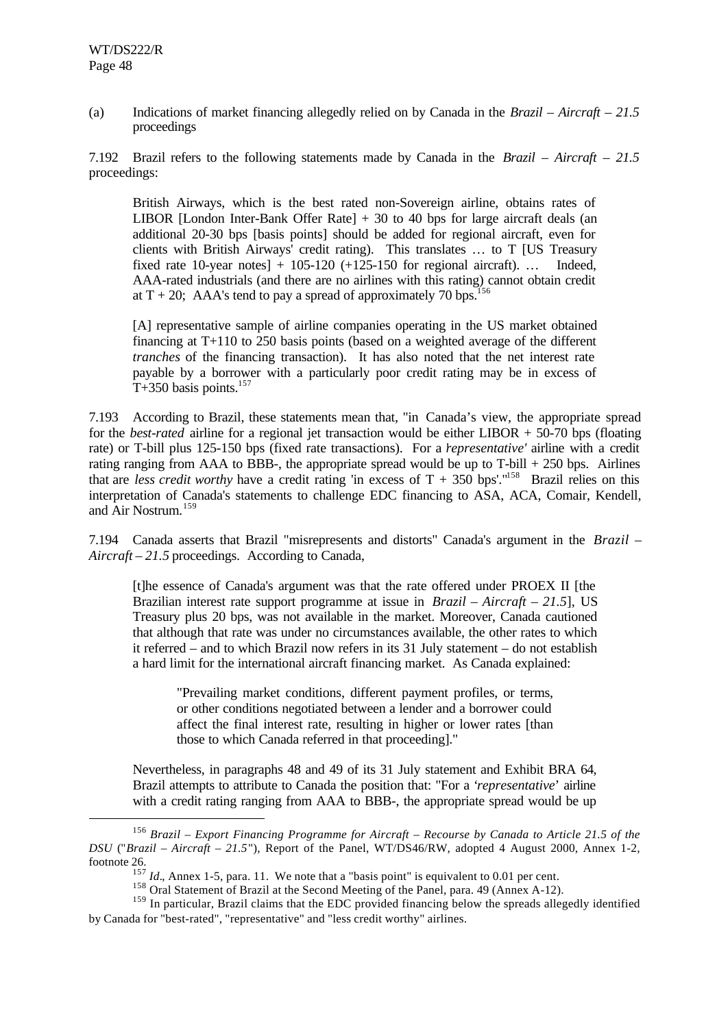(a) Indications of market financing allegedly relied on by Canada in the *Brazil – Aircraft – 21.5* proceedings

7.192 Brazil refers to the following statements made by Canada in the *Brazil – Aircraft – 21.5* proceedings:

> British Airways, which is the best rated non-Sovereign airline, obtains rates of LIBOR [London Inter-Bank Offer Rate] + 30 to 40 bps for large aircraft deals (an additional 20-30 bps [basis points] should be added for regional aircraft, even for clients with British Airways' credit rating). This translates … to T [US Treasury fixed rate 10-year notes] + 105-120 (+125-150 for regional aircraft). … Indeed, AAA-rated industrials (and there are no airlines with this rating) cannot obtain credit at T + 20; AAA's tend to pay a spread of approximately 70 bps.[156]
>
> [A] representative sample of airline companies operating in the US market obtained financing at T+110 to 250 basis points (based on a weighted average of the different *tranches* of the financing transaction). It has also noted that the net interest rate payable by a borrower with a particularly poor credit rating may be in excess of T+350 basis points.[157]

7.193 According to Brazil, these statements mean that, "in Canada's view, the appropriate spread for the *best-rated* airline for a regional jet transaction would be either LIBOR + 50-70 bps (floating rate) or T-bill plus 125-150 bps (fixed rate transactions). For a '*representative'* airline with a credit rating ranging from AAA to BBB-, the appropriate spread would be up to T-bill + 250 bps. Airlines that are *less credit worthy* have a credit rating 'in excess of T + 350 bps'."[158] Brazil relies on this interpretation of Canada's statements to challenge EDC financing to ASA, ACA, Comair, Kendell, and Air Nostrum.[159]

7.194 Canada asserts that Brazil "misrepresents and distorts" Canada's argument in the *Brazil – Aircraft – 21.5* proceedings. According to Canada,

> [t]he essence of Canada's argument was that the rate offered under PROEX II [the Brazilian interest rate support programme at issue in *Brazil – Aircraft – 21.5*], US Treasury plus 20 bps, was not available in the market. Moreover, Canada cautioned that although that rate was under no circumstances available, the other rates to which it referred – and to which Brazil now refers in its 31 July statement – do not establish a hard limit for the international aircraft financing market. As Canada explained:
>
> > "Prevailing market conditions, different payment profiles, or terms, or other conditions negotiated between a lender and a borrower could affect the final interest rate, resulting in higher or lower rates [than those to which Canada referred in that proceeding]."
>
> Nevertheless, in paragraphs 48 and 49 of its 31 July statement and Exhibit BRA 64, Brazil attempts to attribute to Canada the position that: "For a '*representative*' airline with a credit rating ranging from AAA to BBB-, the appropriate spread would be up

---

[156] *Brazil – Export Financing Programme for Aircraft – Recourse by Canada to Article 21.5 of the DSU* ("*Brazil – Aircraft – 21.5*"), Report of the Panel, WT/DS46/RW, adopted 4 August 2000, Annex 1-2, footnote 26.

[157] *Id*., Annex 1-5, para. 11. We note that a "basis point" is equivalent to 0.01 per cent.

[158] Oral Statement of Brazil at the Second Meeting of the Panel, para. 49 (Annex A-12).

[159] In particular, Brazil claims that the EDC provided financing below the spreads allegedly identified by Canada for "best-rated", "representative" and "less credit worthy" airlines.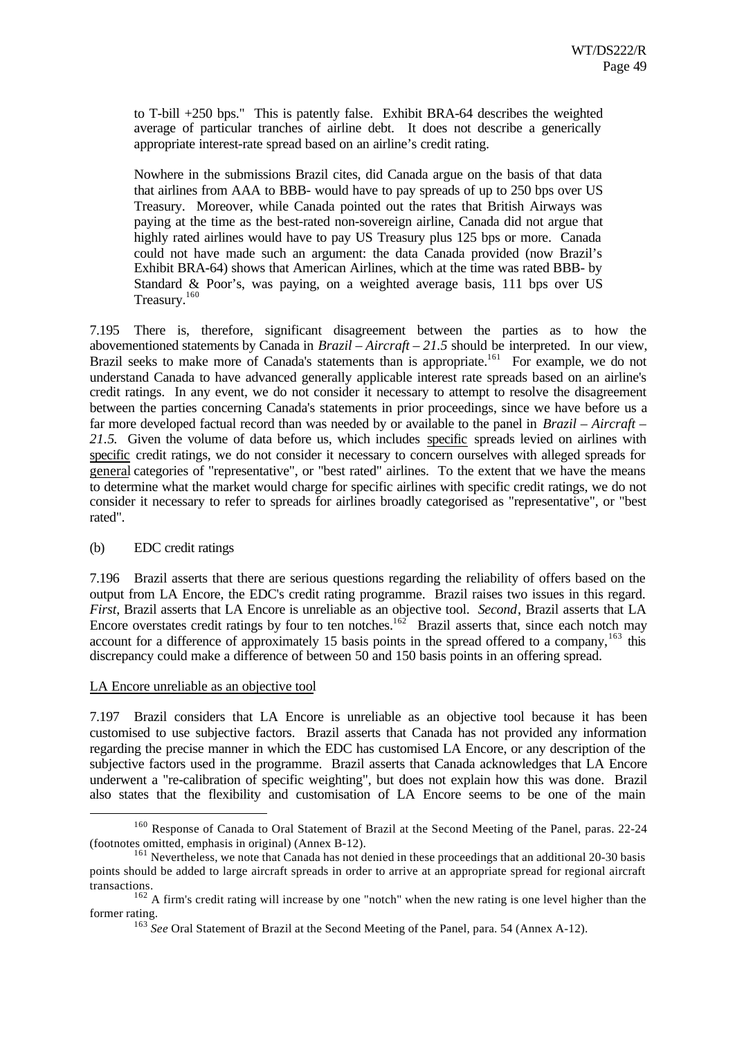> to T-bill +250 bps." This is patently false. Exhibit BRA-64 describes the weighted average of particular tranches of airline debt. It does not describe a generically appropriate interest-rate spread based on an airline's credit rating.
>
> Nowhere in the submissions Brazil cites, did Canada argue on the basis of that data that airlines from AAA to BBB- would have to pay spreads of up to 250 bps over US Treasury. Moreover, while Canada pointed out the rates that British Airways was paying at the time as the best-rated non-sovereign airline, Canada did not argue that highly rated airlines would have to pay US Treasury plus 125 bps or more. Canada could not have made such an argument: the data Canada provided (now Brazil's Exhibit BRA-64) shows that American Airlines, which at the time was rated BBB- by Standard & Poor's, was paying, on a weighted average basis, 111 bps over US Treasury.[160]

7.195 There is, therefore, significant disagreement between the parties as to how the abovementioned statements by Canada in *Brazil – Aircraft – 21.5* should be interpreted. In our view, Brazil seeks to make more of Canada's statements than is appropriate.[161] For example, we do not understand Canada to have advanced generally applicable interest rate spreads based on an airline's credit ratings. In any event, we do not consider it necessary to attempt to resolve the disagreement between the parties concerning Canada's statements in prior proceedings, since we have before us a far more developed factual record than was needed by or available to the panel in *Brazil – Aircraft – 21.5.* Given the volume of data before us, which includes specific spreads levied on airlines with specific credit ratings, we do not consider it necessary to concern ourselves with alleged spreads for general categories of "representative", or "best rated" airlines. To the extent that we have the means to determine what the market would charge for specific airlines with specific credit ratings, we do not consider it necessary to refer to spreads for airlines broadly categorised as "representative", or "best rated".

(b) EDC credit ratings

7.196 Brazil asserts that there are serious questions regarding the reliability of offers based on the output from LA Encore, the EDC's credit rating programme. Brazil raises two issues in this regard. *First*, Brazil asserts that LA Encore is unreliable as an objective tool. *Second*, Brazil asserts that LA Encore overstates credit ratings by four to ten notches.[162] Brazil asserts that, since each notch may account for a difference of approximately 15 basis points in the spread offered to a company,[163] this discrepancy could make a difference of between 50 and 150 basis points in an offering spread.

LA Encore unreliable as an objective tool

7.197 Brazil considers that LA Encore is unreliable as an objective tool because it has been customised to use subjective factors. Brazil asserts that Canada has not provided any information regarding the precise manner in which the EDC has customised LA Encore, or any description of the subjective factors used in the programme. Brazil asserts that Canada acknowledges that LA Encore underwent a "re-calibration of specific weighting", but does not explain how this was done. Brazil also states that the flexibility and customisation of LA Encore seems to be one of the main

---

[160] Response of Canada to Oral Statement of Brazil at the Second Meeting of the Panel, paras. 22-24 (footnotes omitted, emphasis in original) (Annex B-12).

[161] Nevertheless, we note that Canada has not denied in these proceedings that an additional 20-30 basis points should be added to large aircraft spreads in order to arrive at an appropriate spread for regional aircraft transactions.

[162] A firm's credit rating will increase by one "notch" when the new rating is one level higher than the former rating.

[163] *See* Oral Statement of Brazil at the Second Meeting of the Panel, para. 54 (Annex A-12).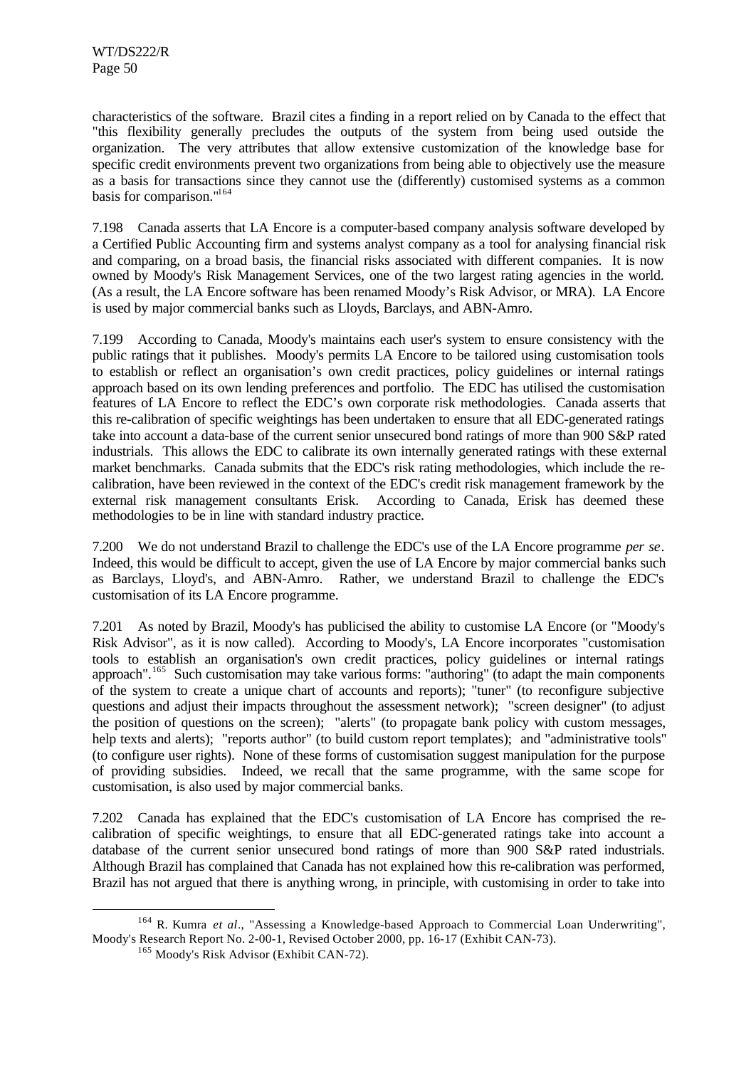characteristics of the software. Brazil cites a finding in a report relied on by Canada to the effect that "this flexibility generally precludes the outputs of the system from being used outside the organization. The very attributes that allow extensive customization of the knowledge base for specific credit environments prevent two organizations from being able to objectively use the measure as a basis for transactions since they cannot use the (differently) customised systems as a common basis for comparison."[164]

7.198 Canada asserts that LA Encore is a computer-based company analysis software developed by a Certified Public Accounting firm and systems analyst company as a tool for analysing financial risk and comparing, on a broad basis, the financial risks associated with different companies. It is now owned by Moody's Risk Management Services, one of the two largest rating agencies in the world. (As a result, the LA Encore software has been renamed Moody's Risk Advisor, or MRA). LA Encore is used by major commercial banks such as Lloyds, Barclays, and ABN-Amro.

7.199 According to Canada, Moody's maintains each user's system to ensure consistency with the public ratings that it publishes. Moody's permits LA Encore to be tailored using customisation tools to establish or reflect an organisation's own credit practices, policy guidelines or internal ratings approach based on its own lending preferences and portfolio. The EDC has utilised the customisation features of LA Encore to reflect the EDC's own corporate risk methodologies. Canada asserts that this re-calibration of specific weightings has been undertaken to ensure that all EDC-generated ratings take into account a data-base of the current senior unsecured bond ratings of more than 900 S&P rated industrials. This allows the EDC to calibrate its own internally generated ratings with these external market benchmarks. Canada submits that the EDC's risk rating methodologies, which include the re-calibration, have been reviewed in the context of the EDC's credit risk management framework by the external risk management consultants Erisk. According to Canada, Erisk has deemed these methodologies to be in line with standard industry practice.

7.200 We do not understand Brazil to challenge the EDC's use of the LA Encore programme *per se*. Indeed, this would be difficult to accept, given the use of LA Encore by major commercial banks such as Barclays, Lloyd's, and ABN-Amro. Rather, we understand Brazil to challenge the EDC's customisation of its LA Encore programme.

7.201 As noted by Brazil, Moody's has publicised the ability to customise LA Encore (or "Moody's Risk Advisor", as it is now called). According to Moody's, LA Encore incorporates "customisation tools to establish an organisation's own credit practices, policy guidelines or internal ratings approach".[165] Such customisation may take various forms: "authoring" (to adapt the main components of the system to create a unique chart of accounts and reports); "tuner" (to reconfigure subjective questions and adjust their impacts throughout the assessment network); "screen designer" (to adjust the position of questions on the screen); "alerts" (to propagate bank policy with custom messages, help texts and alerts); "reports author" (to build custom report templates); and "administrative tools" (to configure user rights). None of these forms of customisation suggest manipulation for the purpose of providing subsidies. Indeed, we recall that the same programme, with the same scope for customisation, is also used by major commercial banks.

7.202 Canada has explained that the EDC's customisation of LA Encore has comprised the re-calibration of specific weightings, to ensure that all EDC-generated ratings take into account a database of the current senior unsecured bond ratings of more than 900 S&P rated industrials. Although Brazil has complained that Canada has not explained how this re-calibration was performed, Brazil has not argued that there is anything wrong, in principle, with customising in order to take into

---

[164] R. Kumra *et al*., "Assessing a Knowledge-based Approach to Commercial Loan Underwriting", Moody's Research Report No. 2-00-1, Revised October 2000, pp. 16-17 (Exhibit CAN-73).

[165] Moody's Risk Advisor (Exhibit CAN-72).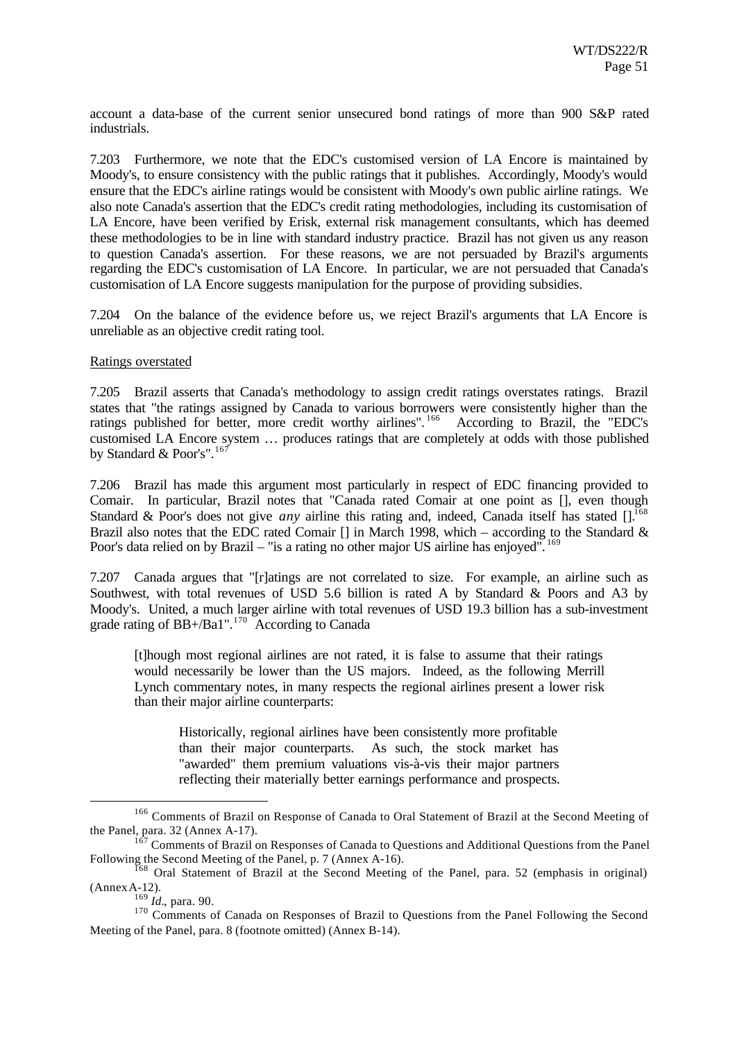account a data-base of the current senior unsecured bond ratings of more than 900 S&P rated industrials.

7.203 Furthermore, we note that the EDC's customised version of LA Encore is maintained by Moody's, to ensure consistency with the public ratings that it publishes. Accordingly, Moody's would ensure that the EDC's airline ratings would be consistent with Moody's own public airline ratings. We also note Canada's assertion that the EDC's credit rating methodologies, including its customisation of LA Encore, have been verified by Erisk, external risk management consultants, which has deemed these methodologies to be in line with standard industry practice. Brazil has not given us any reason to question Canada's assertion. For these reasons, we are not persuaded by Brazil's arguments regarding the EDC's customisation of LA Encore. In particular, we are not persuaded that Canada's customisation of LA Encore suggests manipulation for the purpose of providing subsidies.

7.204 On the balance of the evidence before us, we reject Brazil's arguments that LA Encore is unreliable as an objective credit rating tool.

Ratings overstated

7.205 Brazil asserts that Canada's methodology to assign credit ratings overstates ratings. Brazil states that "the ratings assigned by Canada to various borrowers were consistently higher than the ratings published for better, more credit worthy airlines".[166] According to Brazil, the "EDC's customised LA Encore system … produces ratings that are completely at odds with those published by Standard & Poor's".[167]

7.206 Brazil has made this argument most particularly in respect of EDC financing provided to Comair. In particular, Brazil notes that "Canada rated Comair at one point as [], even though Standard & Poor's does not give *any* airline this rating and, indeed, Canada itself has stated [].[168] Brazil also notes that the EDC rated Comair [] in March 1998, which – according to the Standard & Poor's data relied on by Brazil – "is a rating no other major US airline has enjoyed".[169]

7.207 Canada argues that "[r]atings are not correlated to size. For example, an airline such as Southwest, with total revenues of USD 5.6 billion is rated A by Standard & Poors and A3 by Moody's. United, a much larger airline with total revenues of USD 19.3 billion has a sub-investment grade rating of BB+/Ba1".[170] According to Canada

> [t]hough most regional airlines are not rated, it is false to assume that their ratings would necessarily be lower than the US majors. Indeed, as the following Merrill Lynch commentary notes, in many respects the regional airlines present a lower risk than their major airline counterparts:
>
> > Historically, regional airlines have been consistently more profitable than their major counterparts. As such, the stock market has "awarded" them premium valuations vis-à-vis their major partners reflecting their materially better earnings performance and prospects.

---

[166] Comments of Brazil on Response of Canada to Oral Statement of Brazil at the Second Meeting of the Panel, para. 32 (Annex A-17).

[167] Comments of Brazil on Responses of Canada to Questions and Additional Questions from the Panel Following the Second Meeting of the Panel, p. 7 (Annex A-16).

[168] Oral Statement of Brazil at the Second Meeting of the Panel, para. 52 (emphasis in original) (Annex A-12).

[169] *Id*., para. 90.

[170] Comments of Canada on Responses of Brazil to Questions from the Panel Following the Second Meeting of the Panel, para. 8 (footnote omitted) (Annex B-14).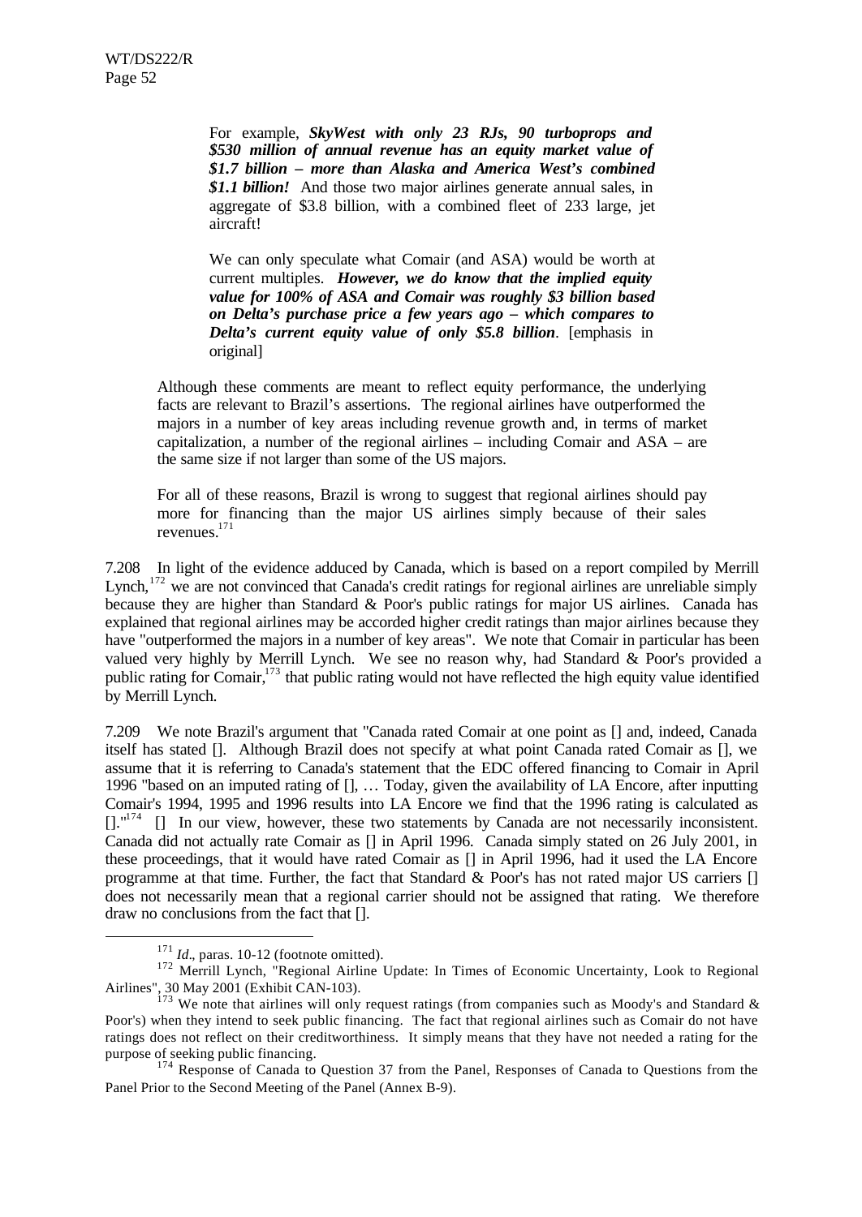> For example, ***SkyWest with only 23 RJs, 90 turboprops and $530 million of annual revenue has an equity market value of $1.7 billion – more than Alaska and America West's combined $1.1 billion!*** And those two major airlines generate annual sales, in aggregate of $3.8 billion, with a combined fleet of 233 large, jet aircraft!
>
> We can only speculate what Comair (and ASA) would be worth at current multiples. ***However, we do know that the implied equity value for 100% of ASA and Comair was roughly $3 billion based on Delta's purchase price a few years ago – which compares to Delta's current equity value of only $5.8 billion***. [emphasis in original]

Although these comments are meant to reflect equity performance, the underlying facts are relevant to Brazil's assertions. The regional airlines have outperformed the majors in a number of key areas including revenue growth and, in terms of market capitalization, a number of the regional airlines – including Comair and ASA – are the same size if not larger than some of the US majors.

For all of these reasons, Brazil is wrong to suggest that regional airlines should pay more for financing than the major US airlines simply because of their sales revenues.[171]

7.208 In light of the evidence adduced by Canada, which is based on a report compiled by Merrill Lynch,[172] we are not convinced that Canada's credit ratings for regional airlines are unreliable simply because they are higher than Standard & Poor's public ratings for major US airlines. Canada has explained that regional airlines may be accorded higher credit ratings than major airlines because they have "outperformed the majors in a number of key areas". We note that Comair in particular has been valued very highly by Merrill Lynch. We see no reason why, had Standard & Poor's provided a public rating for Comair,[173] that public rating would not have reflected the high equity value identified by Merrill Lynch.

7.209 We note Brazil's argument that "Canada rated Comair at one point as [] and, indeed, Canada itself has stated []. Although Brazil does not specify at what point Canada rated Comair as [], we assume that it is referring to Canada's statement that the EDC offered financing to Comair in April 1996 "based on an imputed rating of [], … Today, given the availability of LA Encore, after inputting Comair's 1994, 1995 and 1996 results into LA Encore we find that the 1996 rating is calculated as []."[174] [] In our view, however, these two statements by Canada are not necessarily inconsistent. Canada did not actually rate Comair as [] in April 1996. Canada simply stated on 26 July 2001, in these proceedings, that it would have rated Comair as [] in April 1996, had it used the LA Encore programme at that time. Further, the fact that Standard & Poor's has not rated major US carriers [] does not necessarily mean that a regional carrier should not be assigned that rating. We therefore draw no conclusions from the fact that [].

---

[171] *Id*., paras. 10-12 (footnote omitted).

[172] Merrill Lynch, "Regional Airline Update: In Times of Economic Uncertainty, Look to Regional Airlines", 30 May 2001 (Exhibit CAN-103).

[173] We note that airlines will only request ratings (from companies such as Moody's and Standard & Poor's) when they intend to seek public financing. The fact that regional airlines such as Comair do not have ratings does not reflect on their creditworthiness. It simply means that they have not needed a rating for the purpose of seeking public financing.

[174] Response of Canada to Question 37 from the Panel, Responses of Canada to Questions from the Panel Prior to the Second Meeting of the Panel (Annex B-9).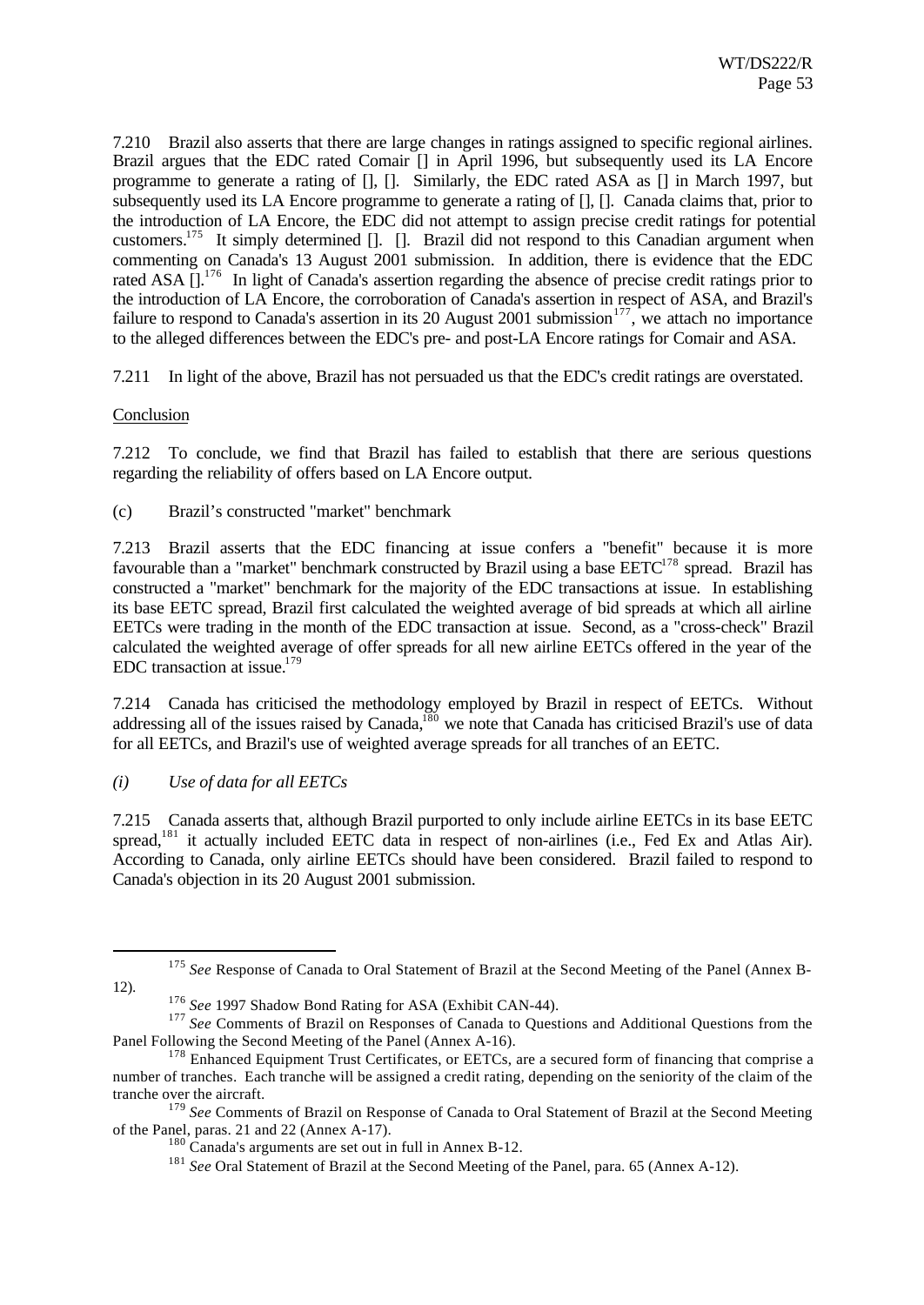7.210 Brazil also asserts that there are large changes in ratings assigned to specific regional airlines. Brazil argues that the EDC rated Comair [] in April 1996, but subsequently used its LA Encore programme to generate a rating of [], []. Similarly, the EDC rated ASA as [] in March 1997, but subsequently used its LA Encore programme to generate a rating of [], []. Canada claims that, prior to the introduction of LA Encore, the EDC did not attempt to assign precise credit ratings for potential customers.[175] It simply determined []. []. Brazil did not respond to this Canadian argument when commenting on Canada's 13 August 2001 submission. In addition, there is evidence that the EDC rated ASA [].[176] In light of Canada's assertion regarding the absence of precise credit ratings prior to the introduction of LA Encore, the corroboration of Canada's assertion in respect of ASA, and Brazil's failure to respond to Canada's assertion in its 20 August 2001 submission[177], we attach no importance to the alleged differences between the EDC's pre- and post-LA Encore ratings for Comair and ASA.

7.211 In light of the above, Brazil has not persuaded us that the EDC's credit ratings are overstated.

Conclusion

7.212 To conclude, we find that Brazil has failed to establish that there are serious questions regarding the reliability of offers based on LA Encore output.

(c) Brazil's constructed "market" benchmark

7.213 Brazil asserts that the EDC financing at issue confers a "benefit" because it is more favourable than a "market" benchmark constructed by Brazil using a base EETC[178] spread. Brazil has constructed a "market" benchmark for the majority of the EDC transactions at issue. In establishing its base EETC spread, Brazil first calculated the weighted average of bid spreads at which all airline EETCs were trading in the month of the EDC transaction at issue. Second, as a "cross-check" Brazil calculated the weighted average of offer spreads for all new airline EETCs offered in the year of the EDC transaction at issue.[179]

7.214 Canada has criticised the methodology employed by Brazil in respect of EETCs. Without addressing all of the issues raised by Canada,[180] we note that Canada has criticised Brazil's use of data for all EETCs, and Brazil's use of weighted average spreads for all tranches of an EETC.

*(i) Use of data for all EETCs*

7.215 Canada asserts that, although Brazil purported to only include airline EETCs in its base EETC spread,[181] it actually included EETC data in respect of non-airlines (i.e., Fed Ex and Atlas Air). According to Canada, only airline EETCs should have been considered. Brazil failed to respond to Canada's objection in its 20 August 2001 submission.

---

[175] *See* Response of Canada to Oral Statement of Brazil at the Second Meeting of the Panel (Annex B-12).

[176] *See* 1997 Shadow Bond Rating for ASA (Exhibit CAN-44).

[177] *See* Comments of Brazil on Responses of Canada to Questions and Additional Questions from the Panel Following the Second Meeting of the Panel (Annex A-16).

[178] Enhanced Equipment Trust Certificates, or EETCs, are a secured form of financing that comprise a number of tranches. Each tranche will be assigned a credit rating, depending on the seniority of the claim of the tranche over the aircraft.

[179] *See* Comments of Brazil on Response of Canada to Oral Statement of Brazil at the Second Meeting of the Panel, paras. 21 and 22 (Annex A-17).

[180] Canada's arguments are set out in full in Annex B-12.

[181] *See* Oral Statement of Brazil at the Second Meeting of the Panel, para. 65 (Annex A-12).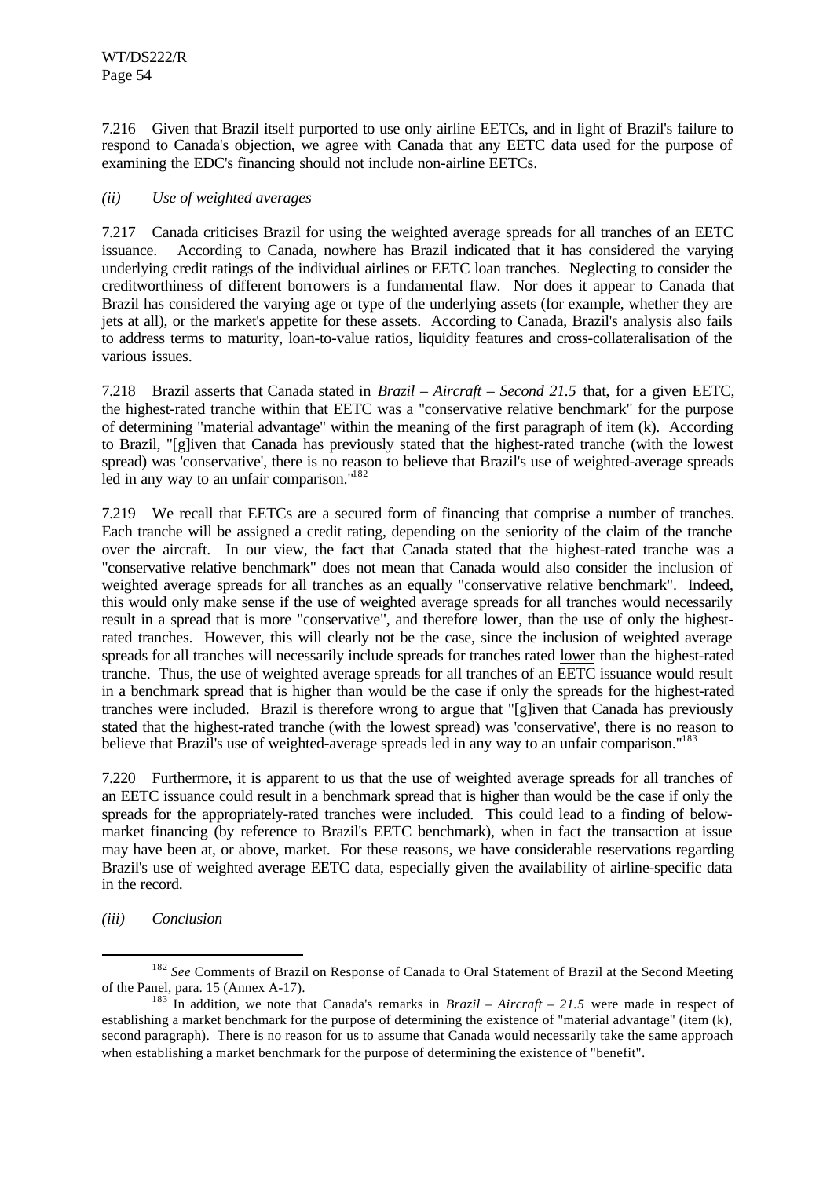7.216 Given that Brazil itself purported to use only airline EETCs, and in light of Brazil's failure to respond to Canada's objection, we agree with Canada that any EETC data used for the purpose of examining the EDC's financing should not include non-airline EETCs.

*(ii) Use of weighted averages*

7.217 Canada criticises Brazil for using the weighted average spreads for all tranches of an EETC issuance. According to Canada, nowhere has Brazil indicated that it has considered the varying underlying credit ratings of the individual airlines or EETC loan tranches. Neglecting to consider the creditworthiness of different borrowers is a fundamental flaw. Nor does it appear to Canada that Brazil has considered the varying age or type of the underlying assets (for example, whether they are jets at all), or the market's appetite for these assets. According to Canada, Brazil's analysis also fails to address terms to maturity, loan-to-value ratios, liquidity features and cross-collateralisation of the various issues.

7.218 Brazil asserts that Canada stated in *Brazil – Aircraft – Second 21.5* that, for a given EETC, the highest-rated tranche within that EETC was a "conservative relative benchmark" for the purpose of determining "material advantage" within the meaning of the first paragraph of item (k). According to Brazil, "[g]iven that Canada has previously stated that the highest-rated tranche (with the lowest spread) was 'conservative', there is no reason to believe that Brazil's use of weighted-average spreads led in any way to an unfair comparison."[182]

7.219 We recall that EETCs are a secured form of financing that comprise a number of tranches. Each tranche will be assigned a credit rating, depending on the seniority of the claim of the tranche over the aircraft. In our view, the fact that Canada stated that the highest-rated tranche was a "conservative relative benchmark" does not mean that Canada would also consider the inclusion of weighted average spreads for all tranches as an equally "conservative relative benchmark". Indeed, this would only make sense if the use of weighted average spreads for all tranches would necessarily result in a spread that is more "conservative", and therefore lower, than the use of only the highest-rated tranches. However, this will clearly not be the case, since the inclusion of weighted average spreads for all tranches will necessarily include spreads for tranches rated <u>lower</u> than the highest-rated tranche. Thus, the use of weighted average spreads for all tranches of an EETC issuance would result in a benchmark spread that is higher than would be the case if only the spreads for the highest-rated tranches were included. Brazil is therefore wrong to argue that "[g]iven that Canada has previously stated that the highest-rated tranche (with the lowest spread) was 'conservative', there is no reason to believe that Brazil's use of weighted-average spreads led in any way to an unfair comparison."[183]

7.220 Furthermore, it is apparent to us that the use of weighted average spreads for all tranches of an EETC issuance could result in a benchmark spread that is higher than would be the case if only the spreads for the appropriately-rated tranches were included. This could lead to a finding of below-market financing (by reference to Brazil's EETC benchmark), when in fact the transaction at issue may have been at, or above, market. For these reasons, we have considerable reservations regarding Brazil's use of weighted average EETC data, especially given the availability of airline-specific data in the record.

*(iii) Conclusion*

---

[182] *See* Comments of Brazil on Response of Canada to Oral Statement of Brazil at the Second Meeting of the Panel, para. 15 (Annex A-17).

[183] In addition, we note that Canada's remarks in *Brazil – Aircraft – 21.5* were made in respect of establishing a market benchmark for the purpose of determining the existence of "material advantage" (item (k), second paragraph). There is no reason for us to assume that Canada would necessarily take the same approach when establishing a market benchmark for the purpose of determining the existence of "benefit".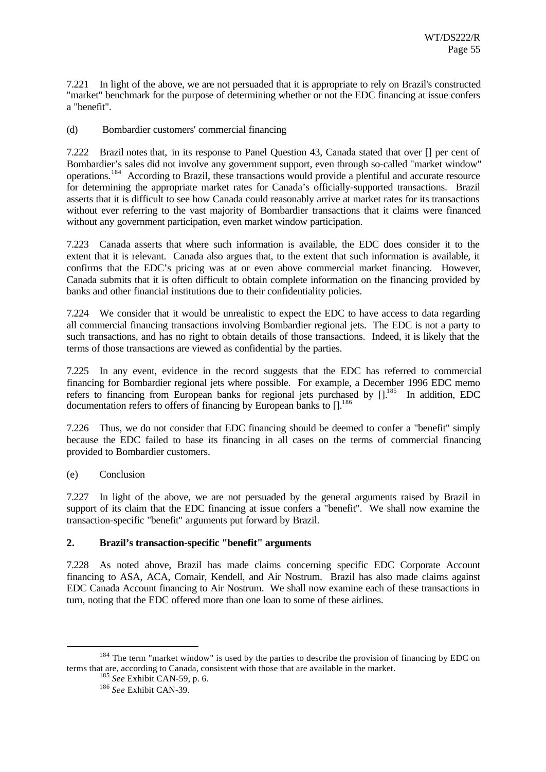7.221 In light of the above, we are not persuaded that it is appropriate to rely on Brazil's constructed "market" benchmark for the purpose of determining whether or not the EDC financing at issue confers a "benefit".

(d) Bombardier customers' commercial financing

7.222 Brazil notes that, in its response to Panel Question 43, Canada stated that over [] per cent of Bombardier's sales did not involve any government support, even through so-called "market window" operations.[184] According to Brazil, these transactions would provide a plentiful and accurate resource for determining the appropriate market rates for Canada's officially-supported transactions. Brazil asserts that it is difficult to see how Canada could reasonably arrive at market rates for its transactions without ever referring to the vast majority of Bombardier transactions that it claims were financed without any government participation, even market window participation.

7.223 Canada asserts that where such information is available, the EDC does consider it to the extent that it is relevant. Canada also argues that, to the extent that such information is available, it confirms that the EDC's pricing was at or even above commercial market financing. However, Canada submits that it is often difficult to obtain complete information on the financing provided by banks and other financial institutions due to their confidentiality policies.

7.224 We consider that it would be unrealistic to expect the EDC to have access to data regarding all commercial financing transactions involving Bombardier regional jets. The EDC is not a party to such transactions, and has no right to obtain details of those transactions. Indeed, it is likely that the terms of those transactions are viewed as confidential by the parties.

7.225 In any event, evidence in the record suggests that the EDC has referred to commercial financing for Bombardier regional jets where possible. For example, a December 1996 EDC memo refers to financing from European banks for regional jets purchased by [].[185] In addition, EDC documentation refers to offers of financing by European banks to [].[186]

7.226 Thus, we do not consider that EDC financing should be deemed to confer a "benefit" simply because the EDC failed to base its financing in all cases on the terms of commercial financing provided to Bombardier customers.

(e) Conclusion

7.227 In light of the above, we are not persuaded by the general arguments raised by Brazil in support of its claim that the EDC financing at issue confers a "benefit". We shall now examine the transaction-specific "benefit" arguments put forward by Brazil.

### 2. Brazil's transaction-specific "benefit" arguments

7.228 As noted above, Brazil has made claims concerning specific EDC Corporate Account financing to ASA, ACA, Comair, Kendell, and Air Nostrum. Brazil has also made claims against EDC Canada Account financing to Air Nostrum. We shall now examine each of these transactions in turn, noting that the EDC offered more than one loan to some of these airlines.

---

[184] The term "market window" is used by the parties to describe the provision of financing by EDC on terms that are, according to Canada, consistent with those that are available in the market.

[185] *See* Exhibit CAN-59, p. 6.

[186] *See* Exhibit CAN-39.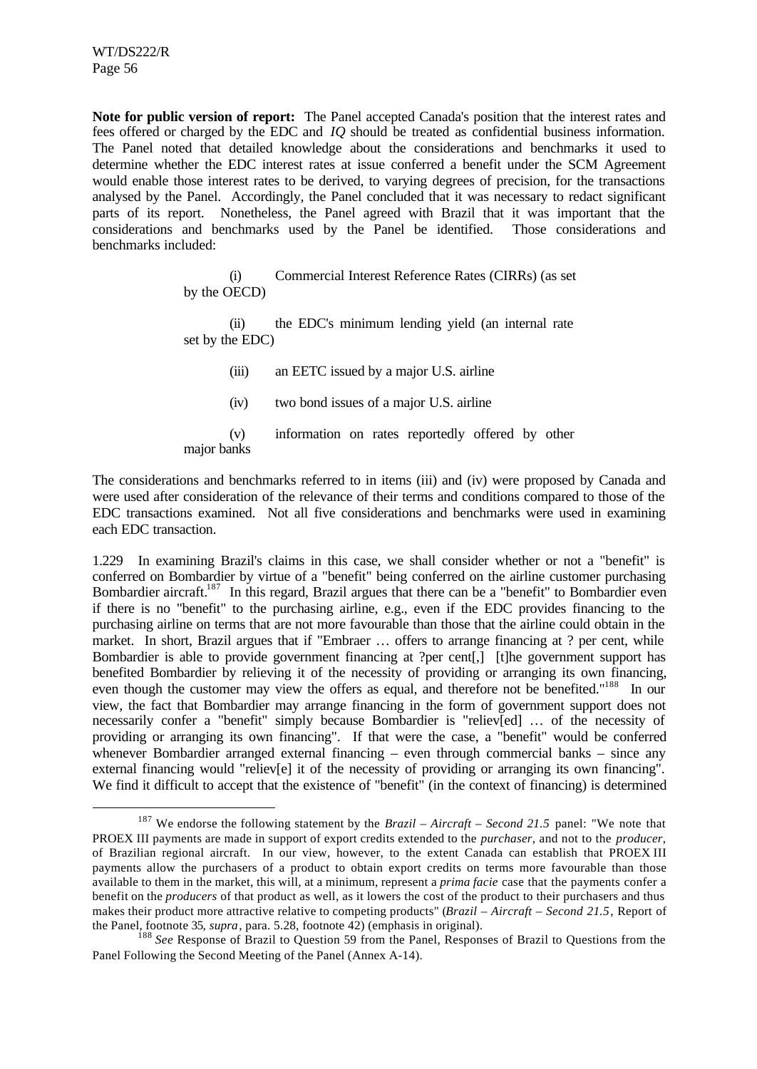**Note for public version of report:** The Panel accepted Canada's position that the interest rates and fees offered or charged by the EDC and *IQ* should be treated as confidential business information. The Panel noted that detailed knowledge about the considerations and benchmarks it used to determine whether the EDC interest rates at issue conferred a benefit under the SCM Agreement would enable those interest rates to be derived, to varying degrees of precision, for the transactions analysed by the Panel. Accordingly, the Panel concluded that it was necessary to redact significant parts of its report. Nonetheless, the Panel agreed with Brazil that it was important that the considerations and benchmarks used by the Panel be identified. Those considerations and benchmarks included:

(i) Commercial Interest Reference Rates (CIRRs) (as set by the OECD)

(ii) the EDC's minimum lending yield (an internal rate set by the EDC)

(iii) an EETC issued by a major U.S. airline

(iv) two bond issues of a major U.S. airline

(v) information on rates reportedly offered by other major banks

The considerations and benchmarks referred to in items (iii) and (iv) were proposed by Canada and were used after consideration of the relevance of their terms and conditions compared to those of the EDC transactions examined. Not all five considerations and benchmarks were used in examining each EDC transaction.

1.229 In examining Brazil's claims in this case, we shall consider whether or not a "benefit" is conferred on Bombardier by virtue of a "benefit" being conferred on the airline customer purchasing Bombardier aircraft.[187] In this regard, Brazil argues that there can be a "benefit" to Bombardier even if there is no "benefit" to the purchasing airline, e.g., even if the EDC provides financing to the purchasing airline on terms that are not more favourable than those that the airline could obtain in the market. In short, Brazil argues that if "Embraer … offers to arrange financing at ? per cent, while Bombardier is able to provide government financing at ?per cent[,] [t]he government support has benefited Bombardier by relieving it of the necessity of providing or arranging its own financing, even though the customer may view the offers as equal, and therefore not be benefited."[188] In our view, the fact that Bombardier may arrange financing in the form of government support does not necessarily confer a "benefit" simply because Bombardier is "reliev[ed] … of the necessity of providing or arranging its own financing". If that were the case, a "benefit" would be conferred whenever Bombardier arranged external financing – even through commercial banks – since any external financing would "reliev[e] it of the necessity of providing or arranging its own financing". We find it difficult to accept that the existence of "benefit" (in the context of financing) is determined

---

[187] We endorse the following statement by the *Brazil – Aircraft – Second 21.5* panel: "We note that PROEX III payments are made in support of export credits extended to the *purchaser*, and not to the *producer*, of Brazilian regional aircraft. In our view, however, to the extent Canada can establish that PROEX III payments allow the purchasers of a product to obtain export credits on terms more favourable than those available to them in the market, this will, at a minimum, represent a *prima facie* case that the payments confer a benefit on the *producers* of that product as well, as it lowers the cost of the product to their purchasers and thus makes their product more attractive relative to competing products" (*Brazil – Aircraft – Second 21.5*, Report of the Panel, footnote 35, *supra*, para. 5.28, footnote 42) (emphasis in original).

[188] *See* Response of Brazil to Question 59 from the Panel, Responses of Brazil to Questions from the Panel Following the Second Meeting of the Panel (Annex A-14).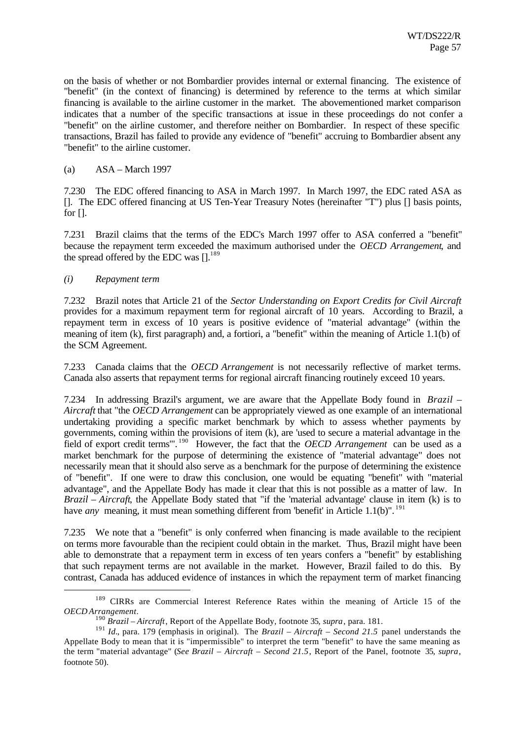on the basis of whether or not Bombardier provides internal or external financing. The existence of "benefit" (in the context of financing) is determined by reference to the terms at which similar financing is available to the airline customer in the market. The abovementioned market comparison indicates that a number of the specific transactions at issue in these proceedings do not confer a "benefit" on the airline customer, and therefore neither on Bombardier. In respect of these specific transactions, Brazil has failed to provide any evidence of "benefit" accruing to Bombardier absent any "benefit" to the airline customer.

(a) ASA – March 1997

7.230 The EDC offered financing to ASA in March 1997. In March 1997, the EDC rated ASA as []. The EDC offered financing at US Ten-Year Treasury Notes (hereinafter "T") plus [] basis points, for [].

7.231 Brazil claims that the terms of the EDC's March 1997 offer to ASA conferred a "benefit" because the repayment term exceeded the maximum authorised under the *OECD Arrangement*, and the spread offered by the EDC was [].[189]

*(i) Repayment term*

7.232 Brazil notes that Article 21 of the *Sector Understanding on Export Credits for Civil Aircraft* provides for a maximum repayment term for regional aircraft of 10 years. According to Brazil, a repayment term in excess of 10 years is positive evidence of "material advantage" (within the meaning of item (k), first paragraph) and, a fortiori, a "benefit" within the meaning of Article 1.1(b) of the SCM Agreement.

7.233 Canada claims that the *OECD Arrangement* is not necessarily reflective of market terms. Canada also asserts that repayment terms for regional aircraft financing routinely exceed 10 years.

7.234 In addressing Brazil's argument, we are aware that the Appellate Body found in *Brazil – Aircraft* that "the *OECD Arrangement* can be appropriately viewed as one example of an international undertaking providing a specific market benchmark by which to assess whether payments by governments, coming within the provisions of item (k), are 'used to secure a material advantage in the field of export credit terms'".[190] However, the fact that the *OECD Arrangement* can be used as a market benchmark for the purpose of determining the existence of "material advantage" does not necessarily mean that it should also serve as a benchmark for the purpose of determining the existence of "benefit". If one were to draw this conclusion, one would be equating "benefit" with "material advantage", and the Appellate Body has made it clear that this is not possible as a matter of law. In *Brazil – Aircraft*, the Appellate Body stated that "if the 'material advantage' clause in item (k) is to have *any* meaning, it must mean something different from 'benefit' in Article 1.1(b)".[191]

7.235 We note that a "benefit" is only conferred when financing is made available to the recipient on terms more favourable than the recipient could obtain in the market. Thus, Brazil might have been able to demonstrate that a repayment term in excess of ten years confers a "benefit" by establishing that such repayment terms are not available in the market. However, Brazil failed to do this. By contrast, Canada has adduced evidence of instances in which the repayment term of market financing

---

[189] CIRRs are Commercial Interest Reference Rates within the meaning of Article 15 of the *OECD Arrangement*.

[190] *Brazil – Aircraft*, Report of the Appellate Body, footnote 35, *supra*, para. 181.

[191] *Id*., para. 179 (emphasis in original). The *Brazil – Aircraft – Second 21.5* panel understands the Appellate Body to mean that it is "impermissible" to interpret the term "benefit" to have the same meaning as the term "material advantage" (*See Brazil – Aircraft – Second 21.5*, Report of the Panel, footnote 35, *supra*, footnote 50).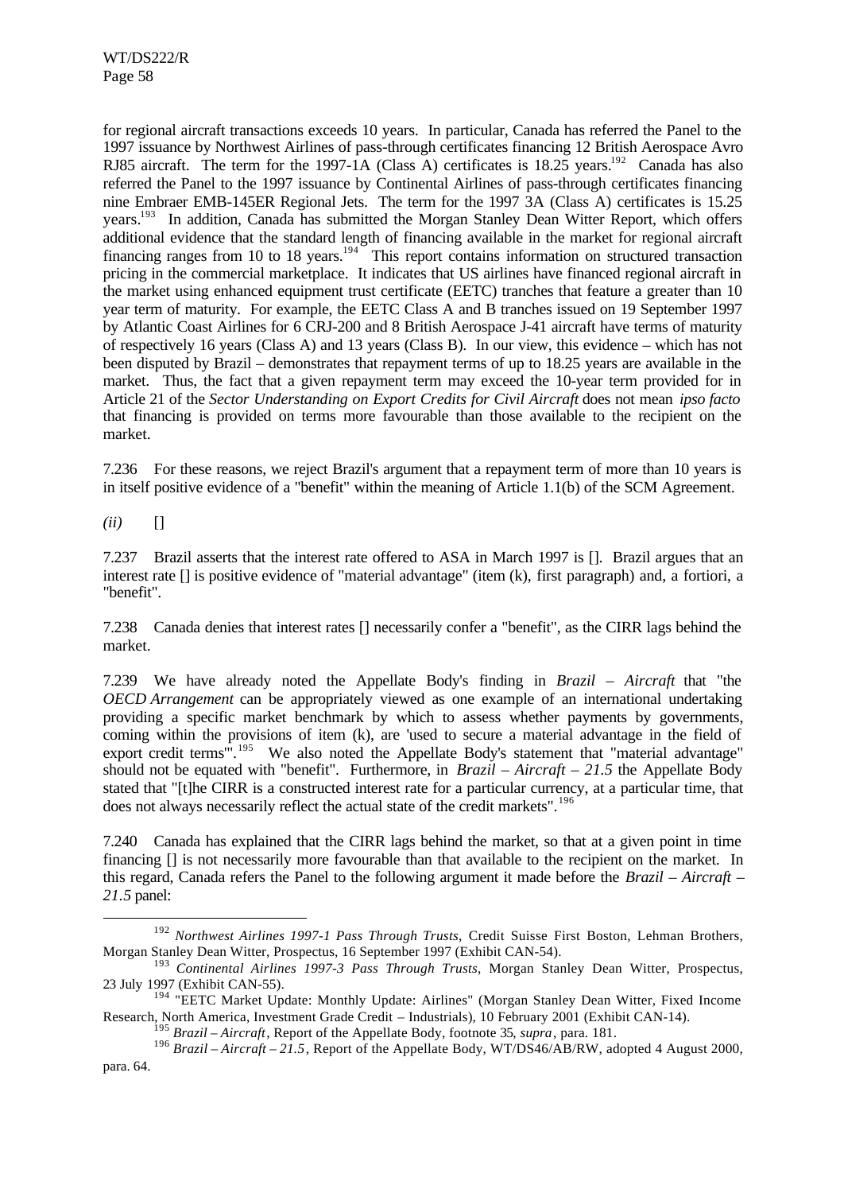for regional aircraft transactions exceeds 10 years. In particular, Canada has referred the Panel to the 1997 issuance by Northwest Airlines of pass-through certificates financing 12 British Aerospace Avro RJ85 aircraft. The term for the 1997-1A (Class A) certificates is 18.25 years.[192] Canada has also referred the Panel to the 1997 issuance by Continental Airlines of pass-through certificates financing nine Embraer EMB-145ER Regional Jets. The term for the 1997 3A (Class A) certificates is 15.25 years.[193] In addition, Canada has submitted the Morgan Stanley Dean Witter Report, which offers additional evidence that the standard length of financing available in the market for regional aircraft financing ranges from 10 to 18 years.[194] This report contains information on structured transaction pricing in the commercial marketplace. It indicates that US airlines have financed regional aircraft in the market using enhanced equipment trust certificate (EETC) tranches that feature a greater than 10 year term of maturity. For example, the EETC Class A and B tranches issued on 19 September 1997 by Atlantic Coast Airlines for 6 CRJ-200 and 8 British Aerospace J-41 aircraft have terms of maturity of respectively 16 years (Class A) and 13 years (Class B). In our view, this evidence – which has not been disputed by Brazil – demonstrates that repayment terms of up to 18.25 years are available in the market. Thus, the fact that a given repayment term may exceed the 10-year term provided for in Article 21 of the *Sector Understanding on Export Credits for Civil Aircraft* does not mean *ipso facto* that financing is provided on terms more favourable than those available to the recipient on the market.

7.236 For these reasons, we reject Brazil's argument that a repayment term of more than 10 years is in itself positive evidence of a "benefit" within the meaning of Article 1.1(b) of the SCM Agreement.

*(ii)* []

7.237 Brazil asserts that the interest rate offered to ASA in March 1997 is []. Brazil argues that an interest rate [] is positive evidence of "material advantage" (item (k), first paragraph) and, a fortiori, a "benefit".

7.238 Canada denies that interest rates [] necessarily confer a "benefit", as the CIRR lags behind the market.

7.239 We have already noted the Appellate Body's finding in *Brazil – Aircraft* that "the *OECD Arrangement* can be appropriately viewed as one example of an international undertaking providing a specific market benchmark by which to assess whether payments by governments, coming within the provisions of item (k), are 'used to secure a material advantage in the field of export credit terms'".[195] We also noted the Appellate Body's statement that "material advantage" should not be equated with "benefit". Furthermore, in *Brazil – Aircraft – 21.5* the Appellate Body stated that "[t]he CIRR is a constructed interest rate for a particular currency, at a particular time, that does not always necessarily reflect the actual state of the credit markets".[196]

7.240 Canada has explained that the CIRR lags behind the market, so that at a given point in time financing [] is not necessarily more favourable than that available to the recipient on the market. In this regard, Canada refers the Panel to the following argument it made before the *Brazil – Aircraft – 21.5* panel:

---

[192] *Northwest Airlines 1997-1 Pass Through Trusts*, Credit Suisse First Boston, Lehman Brothers, Morgan Stanley Dean Witter, Prospectus, 16 September 1997 (Exhibit CAN-54).

[193] *Continental Airlines 1997-3 Pass Through Trusts*, Morgan Stanley Dean Witter, Prospectus, 23 July 1997 (Exhibit CAN-55).

[194] "EETC Market Update: Monthly Update: Airlines" (Morgan Stanley Dean Witter, Fixed Income Research, North America, Investment Grade Credit – Industrials), 10 February 2001 (Exhibit CAN-14).

[195] *Brazil – Aircraft*, Report of the Appellate Body, footnote 35, *supra*, para. 181.

[196] *Brazil – Aircraft – 21.5*, Report of the Appellate Body, WT/DS46/AB/RW, adopted 4 August 2000, para. 64.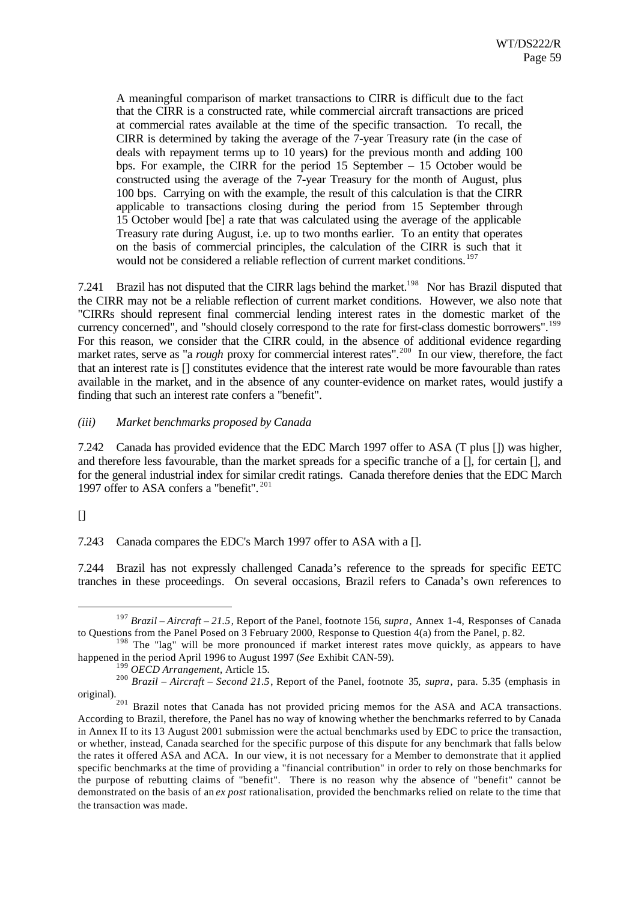> A meaningful comparison of market transactions to CIRR is difficult due to the fact that the CIRR is a constructed rate, while commercial aircraft transactions are priced at commercial rates available at the time of the specific transaction. To recall, the CIRR is determined by taking the average of the 7-year Treasury rate (in the case of deals with repayment terms up to 10 years) for the previous month and adding 100 bps. For example, the CIRR for the period 15 September – 15 October would be constructed using the average of the 7-year Treasury for the month of August, plus 100 bps. Carrying on with the example, the result of this calculation is that the CIRR applicable to transactions closing during the period from 15 September through 15 October would [be] a rate that was calculated using the average of the applicable Treasury rate during August, i.e. up to two months earlier. To an entity that operates on the basis of commercial principles, the calculation of the CIRR is such that it would not be considered a reliable reflection of current market conditions.[197]

7.241 Brazil has not disputed that the CIRR lags behind the market.[198] Nor has Brazil disputed that the CIRR may not be a reliable reflection of current market conditions. However, we also note that "CIRRs should represent final commercial lending interest rates in the domestic market of the currency concerned", and "should closely correspond to the rate for first-class domestic borrowers".[199] For this reason, we consider that the CIRR could, in the absence of additional evidence regarding market rates, serve as "a *rough* proxy for commercial interest rates".[200] In our view, therefore, the fact that an interest rate is [] constitutes evidence that the interest rate would be more favourable than rates available in the market, and in the absence of any counter-evidence on market rates, would justify a finding that such an interest rate confers a "benefit".

*(iii) Market benchmarks proposed by Canada*

7.242 Canada has provided evidence that the EDC March 1997 offer to ASA (T plus []) was higher, and therefore less favourable, than the market spreads for a specific tranche of a [], for certain [], and for the general industrial index for similar credit ratings. Canada therefore denies that the EDC March 1997 offer to ASA confers a "benefit".[201]

[]

7.243 Canada compares the EDC's March 1997 offer to ASA with a [].

7.244 Brazil has not expressly challenged Canada's reference to the spreads for specific EETC tranches in these proceedings. On several occasions, Brazil refers to Canada's own references to

---

[197] *Brazil – Aircraft – 21.5*, Report of the Panel, footnote 156, *supra*, Annex 1-4, Responses of Canada to Questions from the Panel Posed on 3 February 2000, Response to Question 4(a) from the Panel, p. 82.

[198] The "lag" will be more pronounced if market interest rates move quickly, as appears to have happened in the period April 1996 to August 1997 (*See* Exhibit CAN-59).

[199] *OECD Arrangement*, Article 15.

[200] *Brazil – Aircraft – Second 21.5*, Report of the Panel, footnote 35, *supra*, para. 5.35 (emphasis in original).

[201] Brazil notes that Canada has not provided pricing memos for the ASA and ACA transactions. According to Brazil, therefore, the Panel has no way of knowing whether the benchmarks referred to by Canada in Annex II to its 13 August 2001 submission were the actual benchmarks used by EDC to price the transaction, or whether, instead, Canada searched for the specific purpose of this dispute for any benchmark that falls below the rates it offered ASA and ACA. In our view, it is not necessary for a Member to demonstrate that it applied specific benchmarks at the time of providing a "financial contribution" in order to rely on those benchmarks for the purpose of rebutting claims of "benefit". There is no reason why the absence of "benefit" cannot be demonstrated on the basis of an *ex post* rationalisation, provided the benchmarks relied on relate to the time that the transaction was made.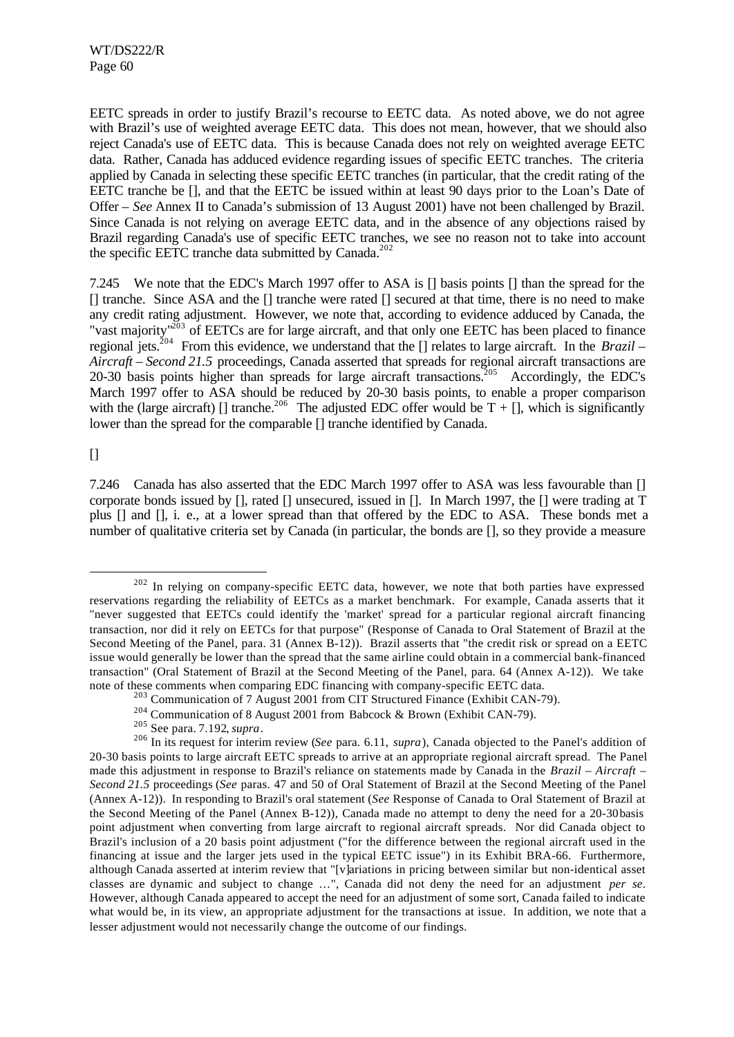EETC spreads in order to justify Brazil's recourse to EETC data. As noted above, we do not agree with Brazil's use of weighted average EETC data. This does not mean, however, that we should also reject Canada's use of EETC data. This is because Canada does not rely on weighted average EETC data. Rather, Canada has adduced evidence regarding issues of specific EETC tranches. The criteria applied by Canada in selecting these specific EETC tranches (in particular, that the credit rating of the EETC tranche be [], and that the EETC be issued within at least 90 days prior to the Loan's Date of Offer – *See* Annex II to Canada's submission of 13 August 2001) have not been challenged by Brazil. Since Canada is not relying on average EETC data, and in the absence of any objections raised by Brazil regarding Canada's use of specific EETC tranches, we see no reason not to take into account the specific EETC tranche data submitted by Canada.[202]

7.245 We note that the EDC's March 1997 offer to ASA is [] basis points [] than the spread for the [] tranche. Since ASA and the [] tranche were rated [] secured at that time, there is no need to make any credit rating adjustment. However, we note that, according to evidence adduced by Canada, the "vast majority"[203] of EETCs are for large aircraft, and that only one EETC has been placed to finance regional jets.[204] From this evidence, we understand that the [] relates to large aircraft. In the *Brazil – Aircraft – Second 21.5* proceedings, Canada asserted that spreads for regional aircraft transactions are 20-30 basis points higher than spreads for large aircraft transactions.[205] Accordingly, the EDC's March 1997 offer to ASA should be reduced by 20-30 basis points, to enable a proper comparison with the (large aircraft) [] tranche.[206] The adjusted EDC offer would be T + [], which is significantly lower than the spread for the comparable [] tranche identified by Canada.

[]

7.246 Canada has also asserted that the EDC March 1997 offer to ASA was less favourable than [] corporate bonds issued by [], rated [] unsecured, issued in []. In March 1997, the [] were trading at T plus [] and [], i. e., at a lower spread than that offered by the EDC to ASA. These bonds met a number of qualitative criteria set by Canada (in particular, the bonds are [], so they provide a measure

---

[202] In relying on company-specific EETC data, however, we note that both parties have expressed reservations regarding the reliability of EETCs as a market benchmark. For example, Canada asserts that it "never suggested that EETCs could identify the 'market' spread for a particular regional aircraft financing transaction, nor did it rely on EETCs for that purpose" (Response of Canada to Oral Statement of Brazil at the Second Meeting of the Panel, para. 31 (Annex B-12)). Brazil asserts that "the credit risk or spread on a EETC issue would generally be lower than the spread that the same airline could obtain in a commercial bank-financed transaction" (Oral Statement of Brazil at the Second Meeting of the Panel, para. 64 (Annex A-12)). We take note of these comments when comparing EDC financing with company-specific EETC data.

[203] Communication of 7 August 2001 from CIT Structured Finance (Exhibit CAN-79).

[204] Communication of 8 August 2001 from Babcock & Brown (Exhibit CAN-79).

[205] See para. 7.192, *supra*.

[206] In its request for interim review (*See* para. 6.11, *supra*), Canada objected to the Panel's addition of 20-30 basis points to large aircraft EETC spreads to arrive at an appropriate regional aircraft spread. The Panel made this adjustment in response to Brazil's reliance on statements made by Canada in the *Brazil – Aircraft – Second 21.5* proceedings (*See* paras. 47 and 50 of Oral Statement of Brazil at the Second Meeting of the Panel (Annex A-12)). In responding to Brazil's oral statement (*See* Response of Canada to Oral Statement of Brazil at the Second Meeting of the Panel (Annex B-12)), Canada made no attempt to deny the need for a 20-30 basis point adjustment when converting from large aircraft to regional aircraft spreads. Nor did Canada object to Brazil's inclusion of a 20 basis point adjustment ("for the difference between the regional aircraft used in the financing at issue and the larger jets used in the typical EETC issue") in its Exhibit BRA-66. Furthermore, although Canada asserted at interim review that "[v]ariations in pricing between similar but non-identical asset classes are dynamic and subject to change …", Canada did not deny the need for an adjustment *per se*. However, although Canada appeared to accept the need for an adjustment of some sort, Canada failed to indicate what would be, in its view, an appropriate adjustment for the transactions at issue. In addition, we note that a lesser adjustment would not necessarily change the outcome of our findings.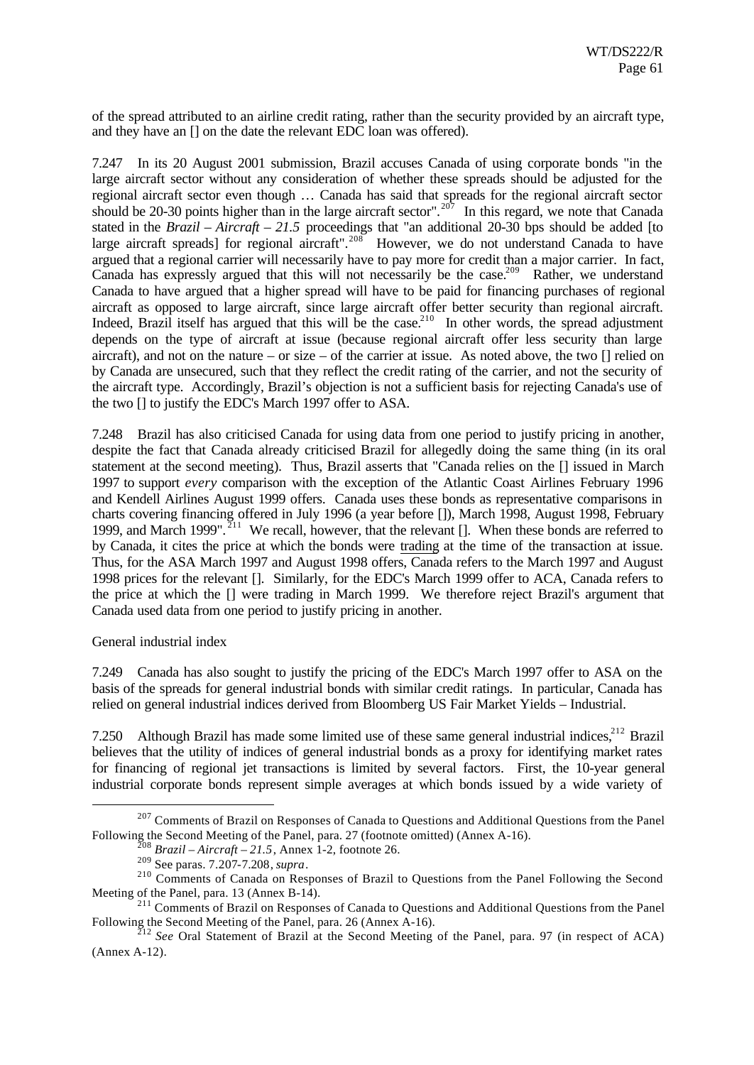of the spread attributed to an airline credit rating, rather than the security provided by an aircraft type, and they have an [] on the date the relevant EDC loan was offered).

7.247 In its 20 August 2001 submission, Brazil accuses Canada of using corporate bonds "in the large aircraft sector without any consideration of whether these spreads should be adjusted for the regional aircraft sector even though … Canada has said that spreads for the regional aircraft sector should be 20-30 points higher than in the large aircraft sector".[207] In this regard, we note that Canada stated in the *Brazil – Aircraft – 21.5* proceedings that "an additional 20-30 bps should be added [to large aircraft spreads] for regional aircraft".[208] However, we do not understand Canada to have argued that a regional carrier will necessarily have to pay more for credit than a major carrier. In fact, Canada has expressly argued that this will not necessarily be the case.[209] Rather, we understand Canada to have argued that a higher spread will have to be paid for financing purchases of regional aircraft as opposed to large aircraft, since large aircraft offer better security than regional aircraft. Indeed, Brazil itself has argued that this will be the case.[210] In other words, the spread adjustment depends on the type of aircraft at issue (because regional aircraft offer less security than large aircraft), and not on the nature – or size – of the carrier at issue. As noted above, the two [] relied on by Canada are unsecured, such that they reflect the credit rating of the carrier, and not the security of the aircraft type. Accordingly, Brazil's objection is not a sufficient basis for rejecting Canada's use of the two [] to justify the EDC's March 1997 offer to ASA.

7.248 Brazil has also criticised Canada for using data from one period to justify pricing in another, despite the fact that Canada already criticised Brazil for allegedly doing the same thing (in its oral statement at the second meeting). Thus, Brazil asserts that "Canada relies on the [] issued in March 1997 to support *every* comparison with the exception of the Atlantic Coast Airlines February 1996 and Kendell Airlines August 1999 offers. Canada uses these bonds as representative comparisons in charts covering financing offered in July 1996 (a year before []), March 1998, August 1998, February 1999, and March 1999".[211] We recall, however, that the relevant []. When these bonds are referred to by Canada, it cites the price at which the bonds were trading at the time of the transaction at issue. Thus, for the ASA March 1997 and August 1998 offers, Canada refers to the March 1997 and August 1998 prices for the relevant []. Similarly, for the EDC's March 1999 offer to ACA, Canada refers to the price at which the [] were trading in March 1999. We therefore reject Brazil's argument that Canada used data from one period to justify pricing in another.

General industrial index

7.249 Canada has also sought to justify the pricing of the EDC's March 1997 offer to ASA on the basis of the spreads for general industrial bonds with similar credit ratings. In particular, Canada has relied on general industrial indices derived from Bloomberg US Fair Market Yields – Industrial.

7.250 Although Brazil has made some limited use of these same general industrial indices,[212] Brazil believes that the utility of indices of general industrial bonds as a proxy for identifying market rates for financing of regional jet transactions is limited by several factors. First, the 10-year general industrial corporate bonds represent simple averages at which bonds issued by a wide variety of

---

[207] Comments of Brazil on Responses of Canada to Questions and Additional Questions from the Panel Following the Second Meeting of the Panel, para. 27 (footnote omitted) (Annex A-16).

[208] *Brazil – Aircraft – 21.5*, Annex 1-2, footnote 26.

[209] See paras. 7.207-7.208, *supra*.

[210] Comments of Canada on Responses of Brazil to Questions from the Panel Following the Second Meeting of the Panel, para. 13 (Annex B-14).

[211] Comments of Brazil on Responses of Canada to Questions and Additional Questions from the Panel Following the Second Meeting of the Panel, para. 26 (Annex A-16).

[212] *See* Oral Statement of Brazil at the Second Meeting of the Panel, para. 97 (in respect of ACA) (Annex A-12).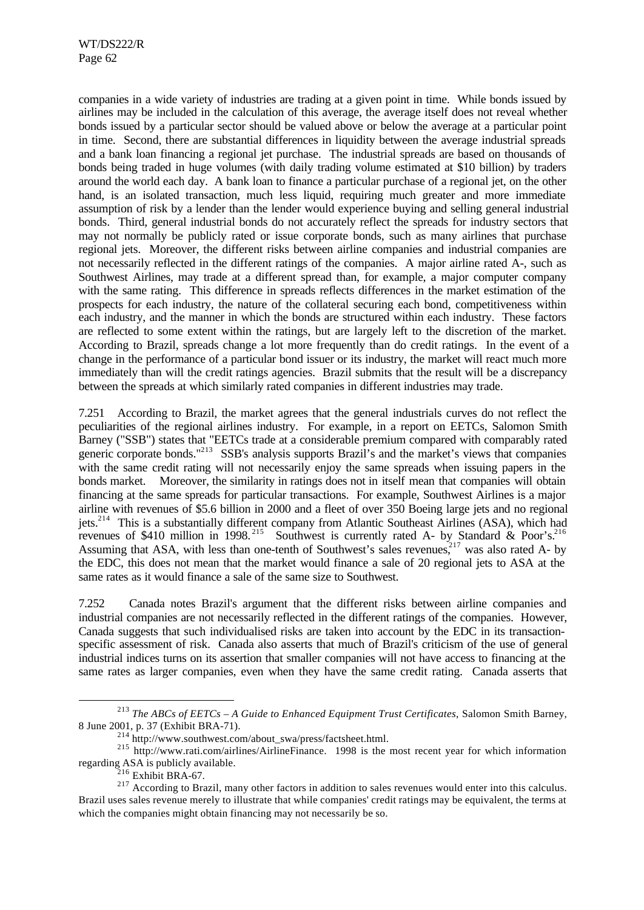companies in a wide variety of industries are trading at a given point in time. While bonds issued by airlines may be included in the calculation of this average, the average itself does not reveal whether bonds issued by a particular sector should be valued above or below the average at a particular point in time. Second, there are substantial differences in liquidity between the average industrial spreads and a bank loan financing a regional jet purchase. The industrial spreads are based on thousands of bonds being traded in huge volumes (with daily trading volume estimated at $10 billion) by traders around the world each day. A bank loan to finance a particular purchase of a regional jet, on the other hand, is an isolated transaction, much less liquid, requiring much greater and more immediate assumption of risk by a lender than the lender would experience buying and selling general industrial bonds. Third, general industrial bonds do not accurately reflect the spreads for industry sectors that may not normally be publicly rated or issue corporate bonds, such as many airlines that purchase regional jets. Moreover, the different risks between airline companies and industrial companies are not necessarily reflected in the different ratings of the companies. A major airline rated A-, such as Southwest Airlines, may trade at a different spread than, for example, a major computer company with the same rating. This difference in spreads reflects differences in the market estimation of the prospects for each industry, the nature of the collateral securing each bond, competitiveness within each industry, and the manner in which the bonds are structured within each industry. These factors are reflected to some extent within the ratings, but are largely left to the discretion of the market. According to Brazil, spreads change a lot more frequently than do credit ratings. In the event of a change in the performance of a particular bond issuer or its industry, the market will react much more immediately than will the credit ratings agencies. Brazil submits that the result will be a discrepancy between the spreads at which similarly rated companies in different industries may trade.

7.251 According to Brazil, the market agrees that the general industrials curves do not reflect the peculiarities of the regional airlines industry. For example, in a report on EETCs, Salomon Smith Barney ("SSB") states that "EETCs trade at a considerable premium compared with comparably rated generic corporate bonds."[213] SSB's analysis supports Brazil's and the market's views that companies with the same credit rating will not necessarily enjoy the same spreads when issuing papers in the bonds market. Moreover, the similarity in ratings does not in itself mean that companies will obtain financing at the same spreads for particular transactions. For example, Southwest Airlines is a major airline with revenues of $5.6 billion in 2000 and a fleet of over 350 Boeing large jets and no regional jets.[214] This is a substantially different company from Atlantic Southeast Airlines (ASA), which had revenues of $410 million in 1998.[215] Southwest is currently rated A- by Standard & Poor's.[216] Assuming that ASA, with less than one-tenth of Southwest's sales revenues,[217] was also rated A- by the EDC, this does not mean that the market would finance a sale of 20 regional jets to ASA at the same rates as it would finance a sale of the same size to Southwest.

7.252 Canada notes Brazil's argument that the different risks between airline companies and industrial companies are not necessarily reflected in the different ratings of the companies. However, Canada suggests that such individualised risks are taken into account by the EDC in its transaction-specific assessment of risk. Canada also asserts that much of Brazil's criticism of the use of general industrial indices turns on its assertion that smaller companies will not have access to financing at the same rates as larger companies, even when they have the same credit rating. Canada asserts that

---

[213] *The ABCs of EETCs – A Guide to Enhanced Equipment Trust Certificates*, Salomon Smith Barney, 8 June 2001, p. 37 (Exhibit BRA-71).

[214] http://www.southwest.com/about_swa/press/factsheet.html.

[215] http://www.rati.com/airlines/AirlineFinance. 1998 is the most recent year for which information regarding ASA is publicly available.

[216] Exhibit BRA-67.

[217] According to Brazil, many other factors in addition to sales revenues would enter into this calculus. Brazil uses sales revenue merely to illustrate that while companies' credit ratings may be equivalent, the terms at which the companies might obtain financing may not necessarily be so.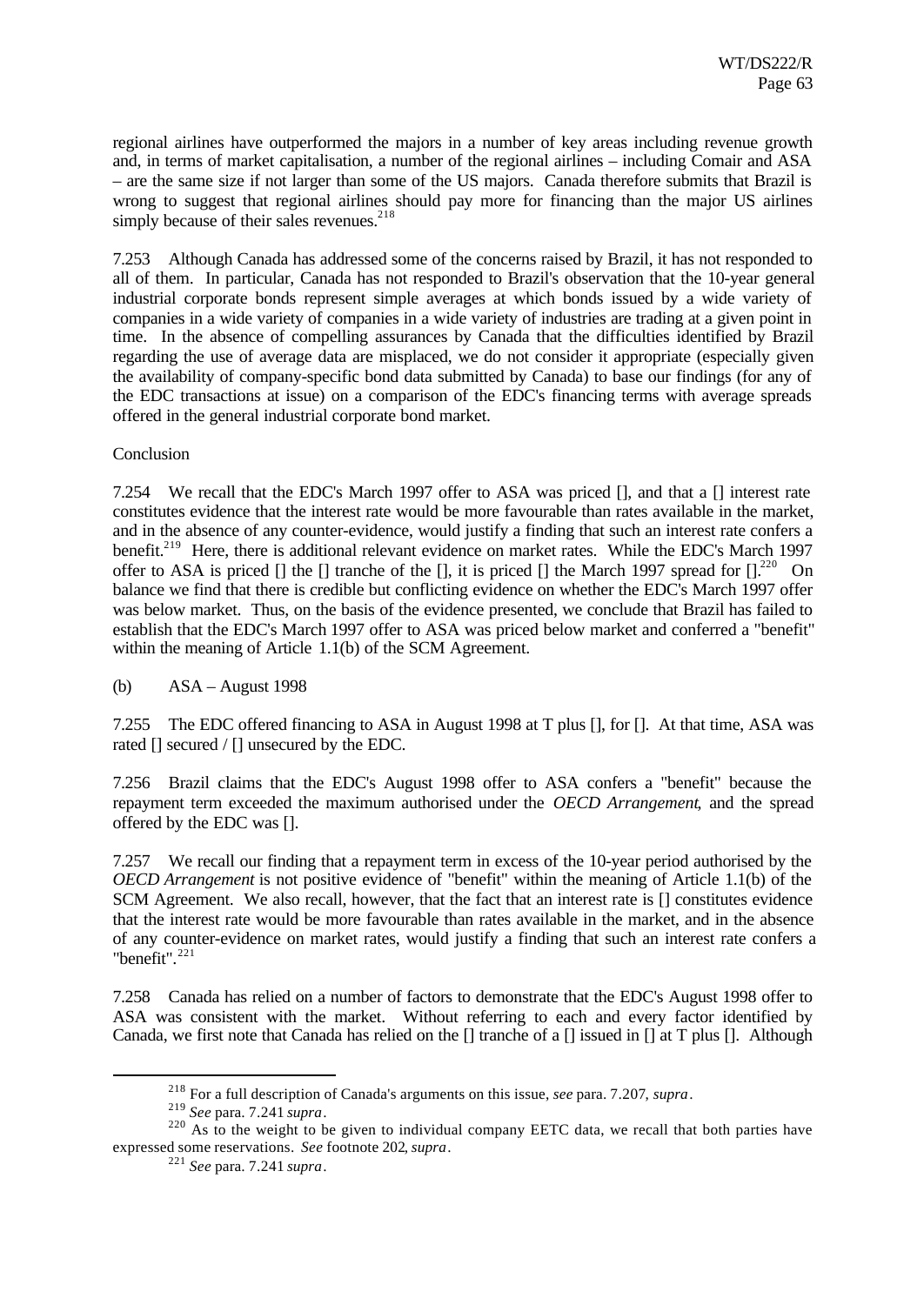regional airlines have outperformed the majors in a number of key areas including revenue growth and, in terms of market capitalisation, a number of the regional airlines – including Comair and ASA – are the same size if not larger than some of the US majors. Canada therefore submits that Brazil is wrong to suggest that regional airlines should pay more for financing than the major US airlines simply because of their sales revenues.[218]

7.253 Although Canada has addressed some of the concerns raised by Brazil, it has not responded to all of them. In particular, Canada has not responded to Brazil's observation that the 10-year general industrial corporate bonds represent simple averages at which bonds issued by a wide variety of companies in a wide variety of companies in a wide variety of industries are trading at a given point in time. In the absence of compelling assurances by Canada that the difficulties identified by Brazil regarding the use of average data are misplaced, we do not consider it appropriate (especially given the availability of company-specific bond data submitted by Canada) to base our findings (for any of the EDC transactions at issue) on a comparison of the EDC's financing terms with average spreads offered in the general industrial corporate bond market.

Conclusion

7.254 We recall that the EDC's March 1997 offer to ASA was priced [], and that a [] interest rate constitutes evidence that the interest rate would be more favourable than rates available in the market, and in the absence of any counter-evidence, would justify a finding that such an interest rate confers a benefit.[219] Here, there is additional relevant evidence on market rates. While the EDC's March 1997 offer to ASA is priced [] the [] tranche of the [], it is priced [] the March 1997 spread for [].[220] On balance we find that there is credible but conflicting evidence on whether the EDC's March 1997 offer was below market. Thus, on the basis of the evidence presented, we conclude that Brazil has failed to establish that the EDC's March 1997 offer to ASA was priced below market and conferred a "benefit" within the meaning of Article 1.1(b) of the SCM Agreement.

(b) ASA – August 1998

7.255 The EDC offered financing to ASA in August 1998 at T plus [], for []. At that time, ASA was rated [] secured / [] unsecured by the EDC.

7.256 Brazil claims that the EDC's August 1998 offer to ASA confers a "benefit" because the repayment term exceeded the maximum authorised under the *OECD Arrangement*, and the spread offered by the EDC was [].

7.257 We recall our finding that a repayment term in excess of the 10-year period authorised by the *OECD Arrangement* is not positive evidence of "benefit" within the meaning of Article 1.1(b) of the SCM Agreement. We also recall, however, that the fact that an interest rate is [] constitutes evidence that the interest rate would be more favourable than rates available in the market, and in the absence of any counter-evidence on market rates, would justify a finding that such an interest rate confers a "benefit".[221]

7.258 Canada has relied on a number of factors to demonstrate that the EDC's August 1998 offer to ASA was consistent with the market. Without referring to each and every factor identified by Canada, we first note that Canada has relied on the [] tranche of a [] issued in [] at T plus []. Although

---

[218] For a full description of Canada's arguments on this issue, *see* para. 7.207, *supra*.

[219] *See* para. 7.241 *supra*.

[220] As to the weight to be given to individual company EETC data, we recall that both parties have expressed some reservations. *See* footnote 202, *supra*.

[221] *See* para. 7.241 *supra*.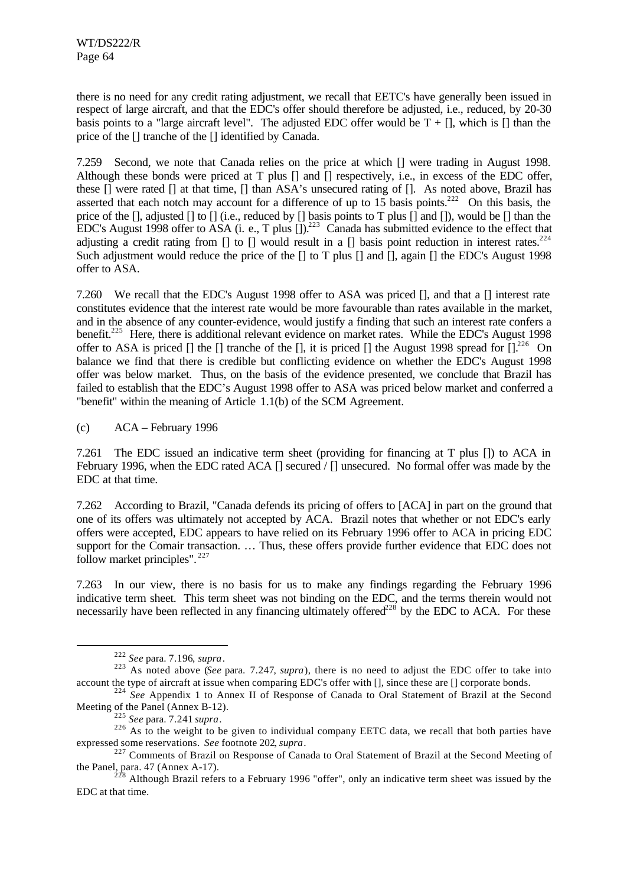there is no need for any credit rating adjustment, we recall that EETC's have generally been issued in respect of large aircraft, and that the EDC's offer should therefore be adjusted, i.e., reduced, by 20-30 basis points to a "large aircraft level". The adjusted EDC offer would be T + [], which is [] than the price of the [] tranche of the [] identified by Canada.

7.259 Second, we note that Canada relies on the price at which [] were trading in August 1998. Although these bonds were priced at T plus [] and [] respectively, i.e., in excess of the EDC offer, these [] were rated [] at that time, [] than ASA's unsecured rating of []. As noted above, Brazil has asserted that each notch may account for a difference of up to 15 basis points.[222] On this basis, the price of the [], adjusted [] to [] (i.e., reduced by [] basis points to T plus [] and []), would be [] than the EDC's August 1998 offer to ASA (i. e., T plus []).[223] Canada has submitted evidence to the effect that adjusting a credit rating from [] to [] would result in a [] basis point reduction in interest rates.[224] Such adjustment would reduce the price of the [] to T plus [] and [], again [] the EDC's August 1998 offer to ASA.

7.260 We recall that the EDC's August 1998 offer to ASA was priced [], and that a [] interest rate constitutes evidence that the interest rate would be more favourable than rates available in the market, and in the absence of any counter-evidence, would justify a finding that such an interest rate confers a benefit.[225] Here, there is additional relevant evidence on market rates. While the EDC's August 1998 offer to ASA is priced [] the [] tranche of the [], it is priced [] the August 1998 spread for [].[226] On balance we find that there is credible but conflicting evidence on whether the EDC's August 1998 offer was below market. Thus, on the basis of the evidence presented, we conclude that Brazil has failed to establish that the EDC's August 1998 offer to ASA was priced below market and conferred a "benefit" within the meaning of Article 1.1(b) of the SCM Agreement.

(c) ACA – February 1996

7.261 The EDC issued an indicative term sheet (providing for financing at T plus []) to ACA in February 1996, when the EDC rated ACA [] secured / [] unsecured. No formal offer was made by the EDC at that time.

7.262 According to Brazil, "Canada defends its pricing of offers to [ACA] in part on the ground that one of its offers was ultimately not accepted by ACA. Brazil notes that whether or not EDC's early offers were accepted, EDC appears to have relied on its February 1996 offer to ACA in pricing EDC support for the Comair transaction. … Thus, these offers provide further evidence that EDC does not follow market principles".[227]

7.263 In our view, there is no basis for us to make any findings regarding the February 1996 indicative term sheet. This term sheet was not binding on the EDC, and the terms therein would not necessarily have been reflected in any financing ultimately offered[228] by the EDC to ACA. For these

---

[222] *See* para. 7.196, *supra*.

[223] As noted above (*See* para. 7.247, *supra*), there is no need to adjust the EDC offer to take into account the type of aircraft at issue when comparing EDC's offer with [], since these are [] corporate bonds.

[224] *See* Appendix 1 to Annex II of Response of Canada to Oral Statement of Brazil at the Second Meeting of the Panel (Annex B-12).

[225] *See* para. 7.241 *supra*.

[226] As to the weight to be given to individual company EETC data, we recall that both parties have expressed some reservations. *See* footnote 202, *supra*.

[227] Comments of Brazil on Response of Canada to Oral Statement of Brazil at the Second Meeting of the Panel, para. 47 (Annex A-17).

[228] Although Brazil refers to a February 1996 "offer", only an indicative term sheet was issued by the EDC at that time.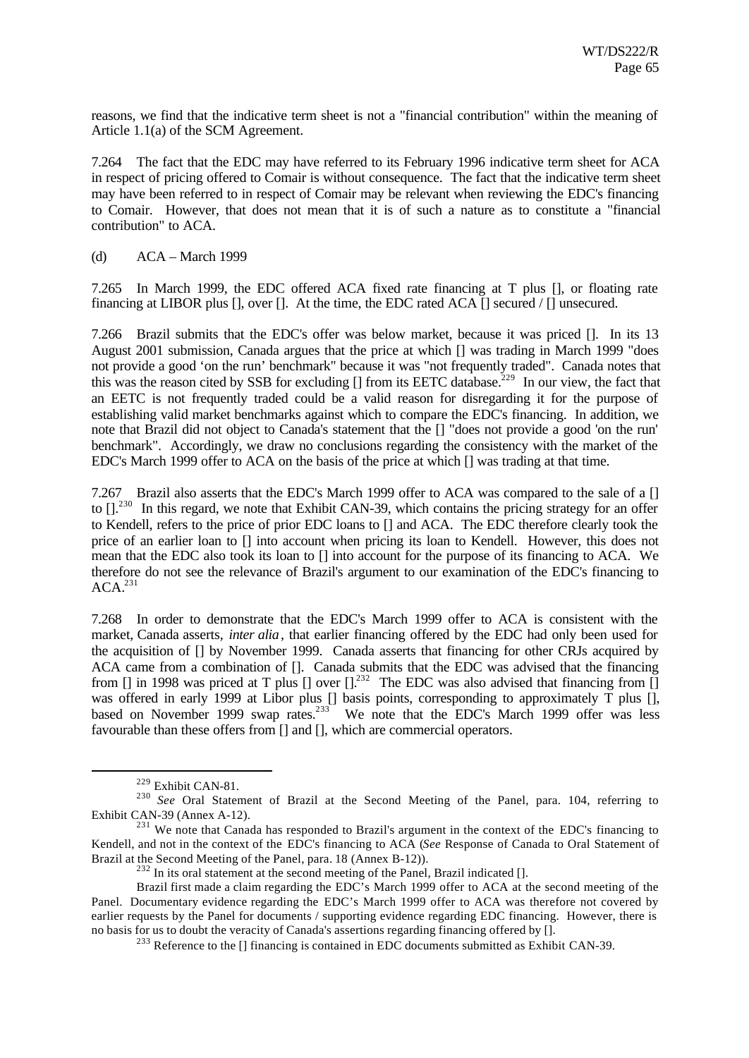reasons, we find that the indicative term sheet is not a "financial contribution" within the meaning of Article 1.1(a) of the SCM Agreement.

7.264 The fact that the EDC may have referred to its February 1996 indicative term sheet for ACA in respect of pricing offered to Comair is without consequence. The fact that the indicative term sheet may have been referred to in respect of Comair may be relevant when reviewing the EDC's financing to Comair. However, that does not mean that it is of such a nature as to constitute a "financial contribution" to ACA.

(d) ACA – March 1999

7.265 In March 1999, the EDC offered ACA fixed rate financing at T plus [], or floating rate financing at LIBOR plus [], over []. At the time, the EDC rated ACA [] secured / [] unsecured.

7.266 Brazil submits that the EDC's offer was below market, because it was priced []. In its 13 August 2001 submission, Canada argues that the price at which [] was trading in March 1999 "does not provide a good 'on the run' benchmark" because it was "not frequently traded". Canada notes that this was the reason cited by SSB for excluding [] from its EETC database.[229] In our view, the fact that an EETC is not frequently traded could be a valid reason for disregarding it for the purpose of establishing valid market benchmarks against which to compare the EDC's financing. In addition, we note that Brazil did not object to Canada's statement that the [] "does not provide a good 'on the run' benchmark". Accordingly, we draw no conclusions regarding the consistency with the market of the EDC's March 1999 offer to ACA on the basis of the price at which [] was trading at that time.

7.267 Brazil also asserts that the EDC's March 1999 offer to ACA was compared to the sale of a [] to [].[230] In this regard, we note that Exhibit CAN-39, which contains the pricing strategy for an offer to Kendell, refers to the price of prior EDC loans to [] and ACA. The EDC therefore clearly took the price of an earlier loan to [] into account when pricing its loan to Kendell. However, this does not mean that the EDC also took its loan to [] into account for the purpose of its financing to ACA. We therefore do not see the relevance of Brazil's argument to our examination of the EDC's financing to ACA.[231]

7.268 In order to demonstrate that the EDC's March 1999 offer to ACA is consistent with the market, Canada asserts, *inter alia*, that earlier financing offered by the EDC had only been used for the acquisition of [] by November 1999. Canada asserts that financing for other CRJs acquired by ACA came from a combination of []. Canada submits that the EDC was advised that the financing from [] in 1998 was priced at T plus [] over [].[232] The EDC was also advised that financing from [] was offered in early 1999 at Libor plus [] basis points, corresponding to approximately T plus [], based on November 1999 swap rates.[233] We note that the EDC's March 1999 offer was less favourable than these offers from [] and [], which are commercial operators.

---

[229] Exhibit CAN-81.

[230] *See* Oral Statement of Brazil at the Second Meeting of the Panel, para. 104, referring to Exhibit CAN-39 (Annex A-12).

[231] We note that Canada has responded to Brazil's argument in the context of the EDC's financing to Kendell, and not in the context of the EDC's financing to ACA (*See* Response of Canada to Oral Statement of Brazil at the Second Meeting of the Panel, para. 18 (Annex B-12)).

[232] In its oral statement at the second meeting of the Panel, Brazil indicated [].

Brazil first made a claim regarding the EDC's March 1999 offer to ACA at the second meeting of the Panel. Documentary evidence regarding the EDC's March 1999 offer to ACA was therefore not covered by earlier requests by the Panel for documents / supporting evidence regarding EDC financing. However, there is no basis for us to doubt the veracity of Canada's assertions regarding financing offered by [].

[233] Reference to the [] financing is contained in EDC documents submitted as Exhibit CAN-39.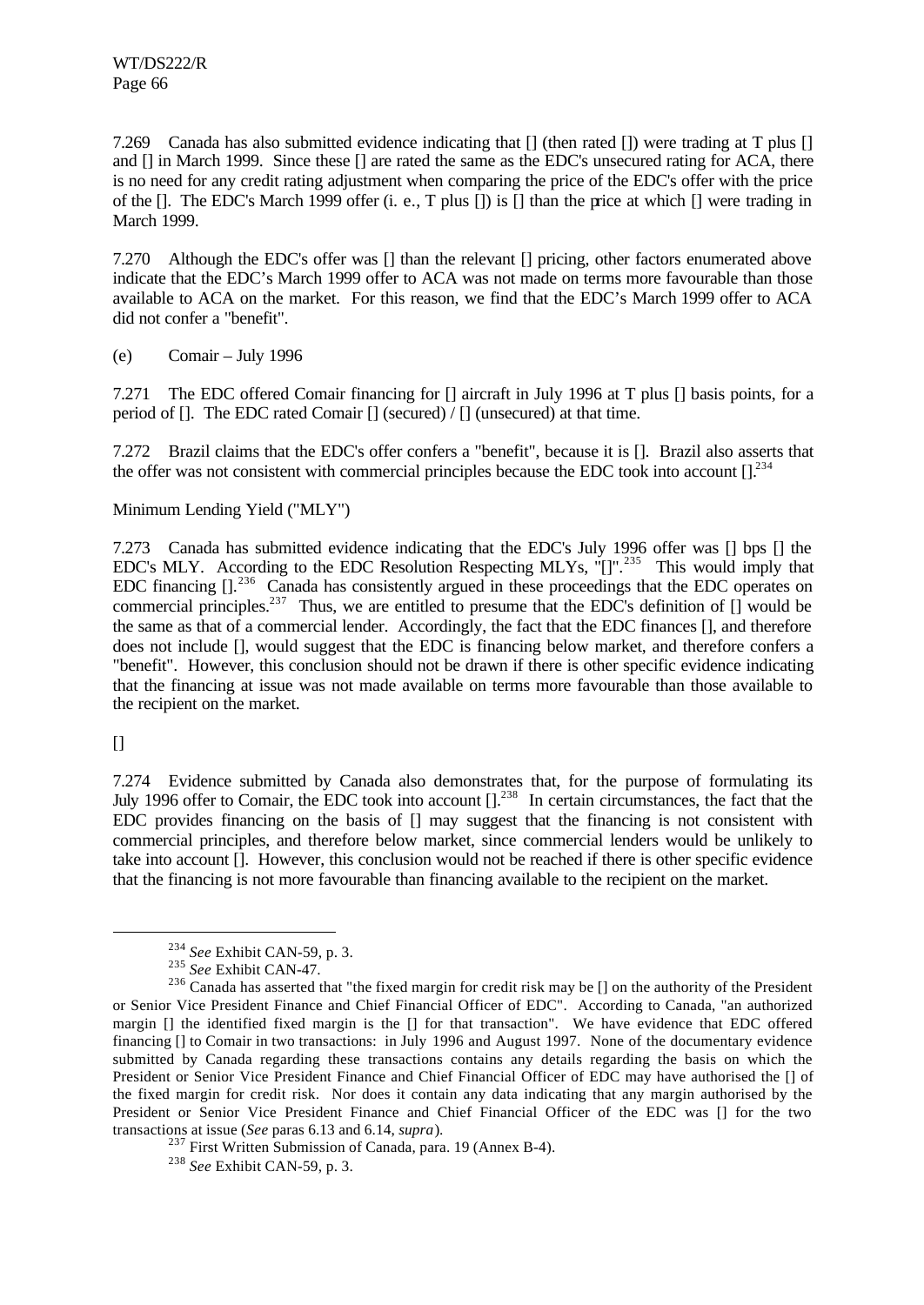7.269 Canada has also submitted evidence indicating that [] (then rated []) were trading at T plus [] and [] in March 1999. Since these [] are rated the same as the EDC's unsecured rating for ACA, there is no need for any credit rating adjustment when comparing the price of the EDC's offer with the price of the []. The EDC's March 1999 offer (i. e., T plus []) is [] than the price at which [] were trading in March 1999.

7.270 Although the EDC's offer was [] than the relevant [] pricing, other factors enumerated above indicate that the EDC's March 1999 offer to ACA was not made on terms more favourable than those available to ACA on the market. For this reason, we find that the EDC's March 1999 offer to ACA did not confer a "benefit".

(e) Comair – July 1996

7.271 The EDC offered Comair financing for [] aircraft in July 1996 at T plus [] basis points, for a period of []. The EDC rated Comair [] (secured) / [] (unsecured) at that time.

7.272 Brazil claims that the EDC's offer confers a "benefit", because it is []. Brazil also asserts that the offer was not consistent with commercial principles because the EDC took into account [].[234]

Minimum Lending Yield ("MLY")

7.273 Canada has submitted evidence indicating that the EDC's July 1996 offer was [] bps [] the EDC's MLY. According to the EDC Resolution Respecting MLYs, "[]".[235] This would imply that EDC financing [].[236] Canada has consistently argued in these proceedings that the EDC operates on commercial principles.[237] Thus, we are entitled to presume that the EDC's definition of [] would be the same as that of a commercial lender. Accordingly, the fact that the EDC finances [], and therefore does not include [], would suggest that the EDC is financing below market, and therefore confers a "benefit". However, this conclusion should not be drawn if there is other specific evidence indicating that the financing at issue was not made available on terms more favourable than those available to the recipient on the market.

[]

7.274 Evidence submitted by Canada also demonstrates that, for the purpose of formulating its July 1996 offer to Comair, the EDC took into account [].[238] In certain circumstances, the fact that the EDC provides financing on the basis of [] may suggest that the financing is not consistent with commercial principles, and therefore below market, since commercial lenders would be unlikely to take into account []. However, this conclusion would not be reached if there is other specific evidence that the financing is not more favourable than financing available to the recipient on the market.

---

[234] *See* Exhibit CAN-59, p. 3.

[235] *See* Exhibit CAN-47.

[236] Canada has asserted that "the fixed margin for credit risk may be [] on the authority of the President or Senior Vice President Finance and Chief Financial Officer of EDC". According to Canada, "an authorized margin [] the identified fixed margin is the [] for that transaction". We have evidence that EDC offered financing [] to Comair in two transactions: in July 1996 and August 1997. None of the documentary evidence submitted by Canada regarding these transactions contains any details regarding the basis on which the President or Senior Vice President Finance and Chief Financial Officer of EDC may have authorised the [] of the fixed margin for credit risk. Nor does it contain any data indicating that any margin authorised by the President or Senior Vice President Finance and Chief Financial Officer of the EDC was [] for the two transactions at issue (*See* paras 6.13 and 6.14, *supra*).

[237] First Written Submission of Canada, para. 19 (Annex B-4).

[238] *See* Exhibit CAN-59, p. 3.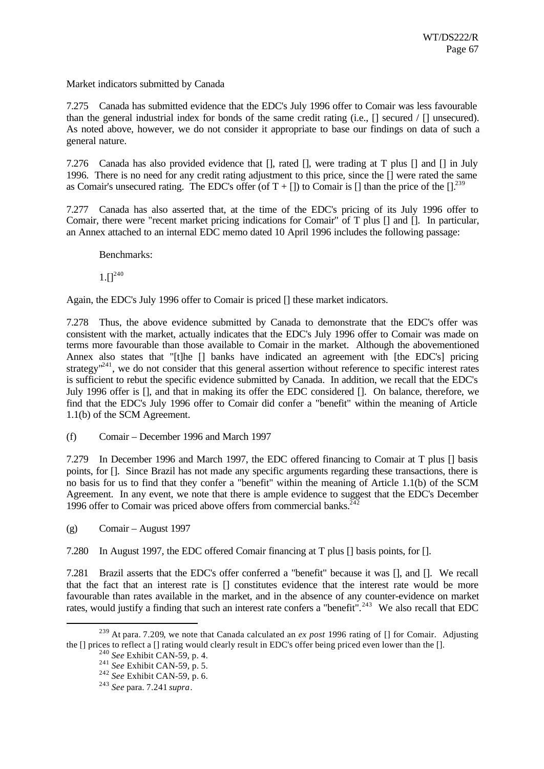Market indicators submitted by Canada

7.275 Canada has submitted evidence that the EDC's July 1996 offer to Comair was less favourable than the general industrial index for bonds of the same credit rating (i.e., [] secured / [] unsecured). As noted above, however, we do not consider it appropriate to base our findings on data of such a general nature.

7.276 Canada has also provided evidence that [], rated [], were trading at T plus [] and [] in July 1996. There is no need for any credit rating adjustment to this price, since the [] were rated the same as Comair's unsecured rating. The EDC's offer (of T + []) to Comair is [] than the price of the [].[239]

7.277 Canada has also asserted that, at the time of the EDC's pricing of its July 1996 offer to Comair, there were "recent market pricing indications for Comair" of T plus [] and []. In particular, an Annex attached to an internal EDC memo dated 10 April 1996 includes the following passage:

> Benchmarks:
>
> 1.[][240]

Again, the EDC's July 1996 offer to Comair is priced [] these market indicators.

7.278 Thus, the above evidence submitted by Canada to demonstrate that the EDC's offer was consistent with the market, actually indicates that the EDC's July 1996 offer to Comair was made on terms more favourable than those available to Comair in the market. Although the abovementioned Annex also states that "[t]he [] banks have indicated an agreement with [the EDC's] pricing strategy"[241], we do not consider that this general assertion without reference to specific interest rates is sufficient to rebut the specific evidence submitted by Canada. In addition, we recall that the EDC's July 1996 offer is [], and that in making its offer the EDC considered []. On balance, therefore, we find that the EDC's July 1996 offer to Comair did confer a "benefit" within the meaning of Article 1.1(b) of the SCM Agreement.

(f) Comair – December 1996 and March 1997

7.279 In December 1996 and March 1997, the EDC offered financing to Comair at T plus [] basis points, for []. Since Brazil has not made any specific arguments regarding these transactions, there is no basis for us to find that they confer a "benefit" within the meaning of Article 1.1(b) of the SCM Agreement. In any event, we note that there is ample evidence to suggest that the EDC's December 1996 offer to Comair was priced above offers from commercial banks.[242]

(g) Comair – August 1997

7.280 In August 1997, the EDC offered Comair financing at T plus [] basis points, for [].

7.281 Brazil asserts that the EDC's offer conferred a "benefit" because it was [], and []. We recall that the fact that an interest rate is [] constitutes evidence that the interest rate would be more favourable than rates available in the market, and in the absence of any counter-evidence on market rates, would justify a finding that such an interest rate confers a "benefit".[243] We also recall that EDC

---

[239] At para. 7.209, we note that Canada calculated an *ex post* 1996 rating of [] for Comair. Adjusting the [] prices to reflect a [] rating would clearly result in EDC's offer being priced even lower than the [].

[240] *See* Exhibit CAN-59, p. 4.

[241] *See* Exhibit CAN-59, p. 5.

[242] *See* Exhibit CAN-59, p. 6.

[243] *See* para. 7.241 *supra*.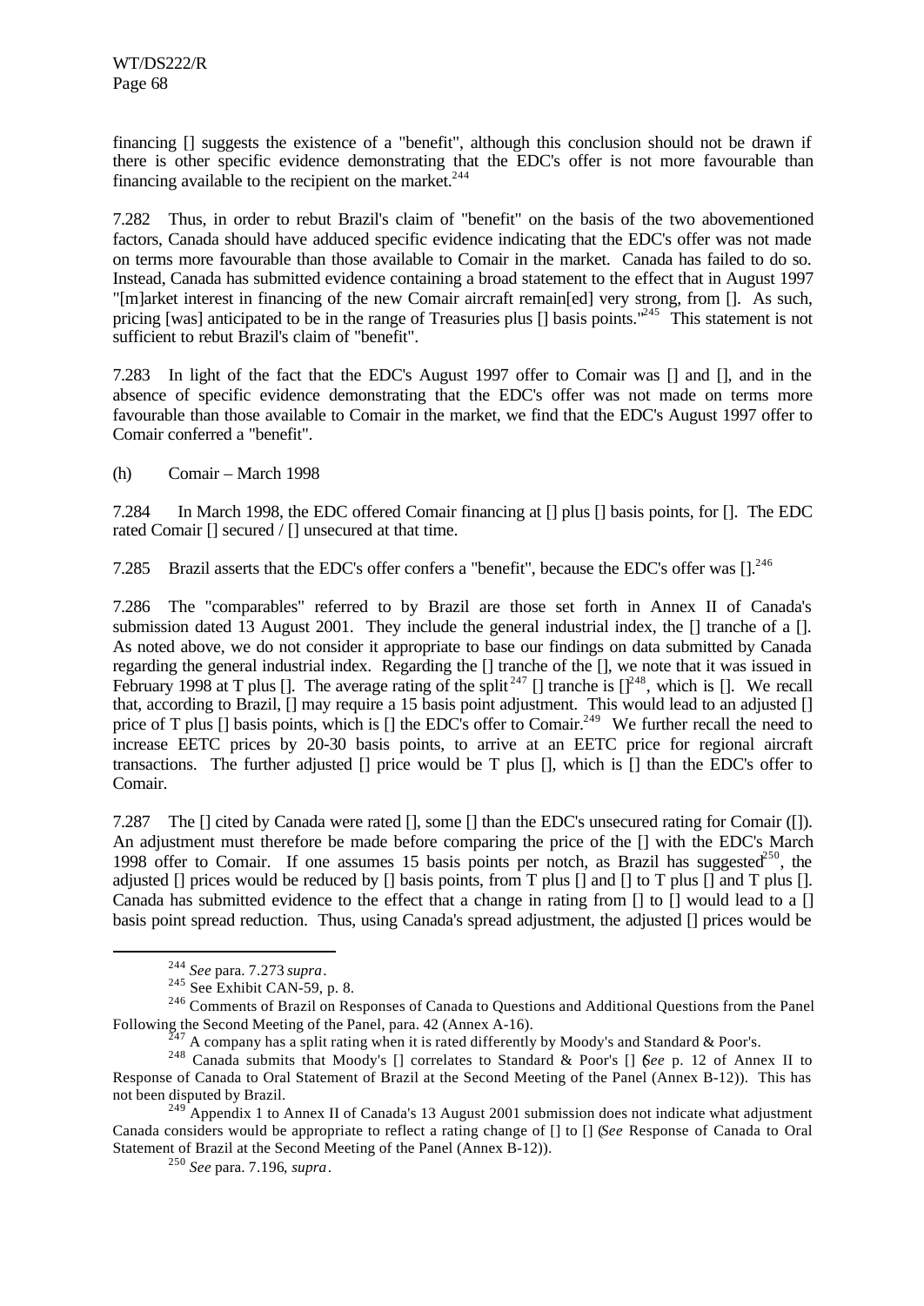financing [] suggests the existence of a "benefit", although this conclusion should not be drawn if there is other specific evidence demonstrating that the EDC's offer is not more favourable than financing available to the recipient on the market.[244]

7.282 Thus, in order to rebut Brazil's claim of "benefit" on the basis of the two abovementioned factors, Canada should have adduced specific evidence indicating that the EDC's offer was not made on terms more favourable than those available to Comair in the market. Canada has failed to do so. Instead, Canada has submitted evidence containing a broad statement to the effect that in August 1997 "[m]arket interest in financing of the new Comair aircraft remain[ed] very strong, from []. As such, pricing [was] anticipated to be in the range of Treasuries plus [] basis points."[245] This statement is not sufficient to rebut Brazil's claim of "benefit".

7.283 In light of the fact that the EDC's August 1997 offer to Comair was [] and [], and in the absence of specific evidence demonstrating that the EDC's offer was not made on terms more favourable than those available to Comair in the market, we find that the EDC's August 1997 offer to Comair conferred a "benefit".

(h) Comair – March 1998

7.284 In March 1998, the EDC offered Comair financing at [] plus [] basis points, for []. The EDC rated Comair [] secured / [] unsecured at that time.

7.285 Brazil asserts that the EDC's offer confers a "benefit", because the EDC's offer was [].[246]

7.286 The "comparables" referred to by Brazil are those set forth in Annex II of Canada's submission dated 13 August 2001. They include the general industrial index, the [] tranche of a []. As noted above, we do not consider it appropriate to base our findings on data submitted by Canada regarding the general industrial index. Regarding the [] tranche of the [], we note that it was issued in February 1998 at T plus []. The average rating of the split[247] [] tranche is [][248], which is []. We recall that, according to Brazil, [] may require a 15 basis point adjustment. This would lead to an adjusted [] price of T plus [] basis points, which is [] the EDC's offer to Comair.[249] We further recall the need to increase EETC prices by 20-30 basis points, to arrive at an EETC price for regional aircraft transactions. The further adjusted [] price would be T plus [], which is [] than the EDC's offer to Comair.

7.287 The [] cited by Canada were rated [], some [] than the EDC's unsecured rating for Comair ([]). An adjustment must therefore be made before comparing the price of the [] with the EDC's March 1998 offer to Comair. If one assumes 15 basis points per notch, as Brazil has suggested[250], the adjusted [] prices would be reduced by [] basis points, from T plus [] and [] to T plus [] and T plus []. Canada has submitted evidence to the effect that a change in rating from [] to [] would lead to a [] basis point spread reduction. Thus, using Canada's spread adjustment, the adjusted [] prices would be

---

[244] *See* para. 7.273 *supra*.

[245] See Exhibit CAN-59, p. 8.

[246] Comments of Brazil on Responses of Canada to Questions and Additional Questions from the Panel Following the Second Meeting of the Panel, para. 42 (Annex A-16).

[247] A company has a split rating when it is rated differently by Moody's and Standard & Poor's.

[248] Canada submits that Moody's [] correlates to Standard & Poor's [] (*See* p. 12 of Annex II to Response of Canada to Oral Statement of Brazil at the Second Meeting of the Panel (Annex B-12)). This has not been disputed by Brazil.

[249] Appendix 1 to Annex II of Canada's 13 August 2001 submission does not indicate what adjustment Canada considers would be appropriate to reflect a rating change of [] to [] (*See* Response of Canada to Oral Statement of Brazil at the Second Meeting of the Panel (Annex B-12)).

[250] *See* para. 7.196, *supra*.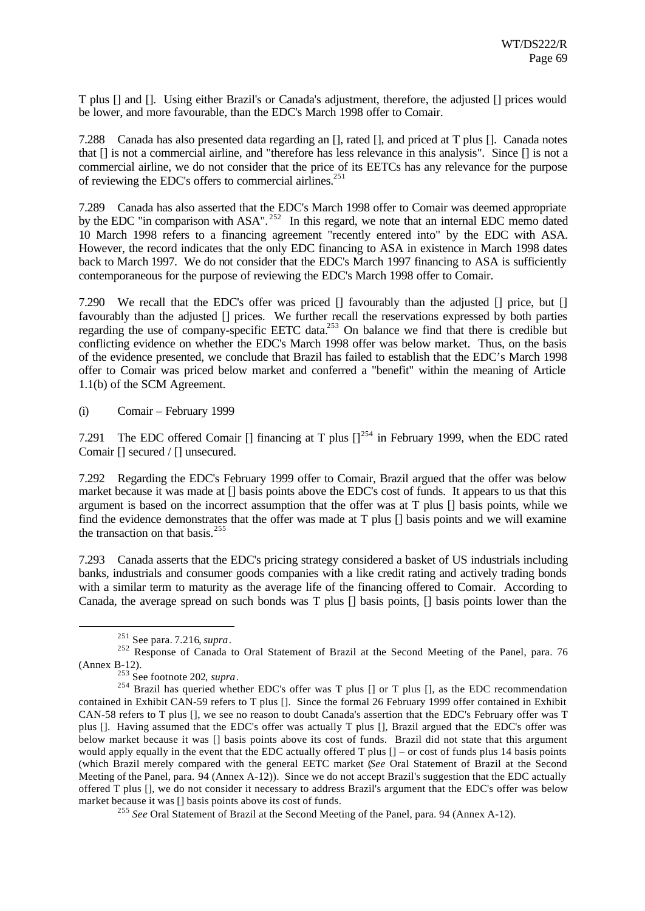T plus [] and []. Using either Brazil's or Canada's adjustment, therefore, the adjusted [] prices would be lower, and more favourable, than the EDC's March 1998 offer to Comair.

7.288 Canada has also presented data regarding an [], rated [], and priced at T plus []. Canada notes that [] is not a commercial airline, and "therefore has less relevance in this analysis". Since [] is not a commercial airline, we do not consider that the price of its EETCs has any relevance for the purpose of reviewing the EDC's offers to commercial airlines.[251]

7.289 Canada has also asserted that the EDC's March 1998 offer to Comair was deemed appropriate by the EDC "in comparison with ASA".[252] In this regard, we note that an internal EDC memo dated 10 March 1998 refers to a financing agreement "recently entered into" by the EDC with ASA. However, the record indicates that the only EDC financing to ASA in existence in March 1998 dates back to March 1997. We do not consider that the EDC's March 1997 financing to ASA is sufficiently contemporaneous for the purpose of reviewing the EDC's March 1998 offer to Comair.

7.290 We recall that the EDC's offer was priced [] favourably than the adjusted [] price, but [] favourably than the adjusted [] prices. We further recall the reservations expressed by both parties regarding the use of company-specific EETC data.[253] On balance we find that there is credible but conflicting evidence on whether the EDC's March 1998 offer was below market. Thus, on the basis of the evidence presented, we conclude that Brazil has failed to establish that the EDC's March 1998 offer to Comair was priced below market and conferred a "benefit" within the meaning of Article 1.1(b) of the SCM Agreement.

(i) Comair – February 1999

7.291 The EDC offered Comair [] financing at T plus [][254] in February 1999, when the EDC rated Comair [] secured / [] unsecured.

7.292 Regarding the EDC's February 1999 offer to Comair, Brazil argued that the offer was below market because it was made at [] basis points above the EDC's cost of funds. It appears to us that this argument is based on the incorrect assumption that the offer was at T plus [] basis points, while we find the evidence demonstrates that the offer was made at T plus [] basis points and we will examine the transaction on that basis.[255]

7.293 Canada asserts that the EDC's pricing strategy considered a basket of US industrials including banks, industrials and consumer goods companies with a like credit rating and actively trading bonds with a similar term to maturity as the average life of the financing offered to Comair. According to Canada, the average spread on such bonds was T plus [] basis points, [] basis points lower than the

---

[251] See para. 7.216, *supra*.

[252] Response of Canada to Oral Statement of Brazil at the Second Meeting of the Panel, para. 76 (Annex B-12).

[253] See footnote 202, *supra*.

[254] Brazil has queried whether EDC's offer was T plus [] or T plus [], as the EDC recommendation contained in Exhibit CAN-59 refers to T plus []. Since the formal 26 February 1999 offer contained in Exhibit CAN-58 refers to T plus [], we see no reason to doubt Canada's assertion that the EDC's February offer was T plus []. Having assumed that the EDC's offer was actually T plus [], Brazil argued that the EDC's offer was below market because it was [] basis points above its cost of funds. Brazil did not state that this argument would apply equally in the event that the EDC actually offered T plus [] – or cost of funds plus 14 basis points (which Brazil merely compared with the general EETC market (*See* Oral Statement of Brazil at the Second Meeting of the Panel, para. 94 (Annex A-12)). Since we do not accept Brazil's suggestion that the EDC actually offered T plus [], we do not consider it necessary to address Brazil's argument that the EDC's offer was below market because it was [] basis points above its cost of funds.

[255] *See* Oral Statement of Brazil at the Second Meeting of the Panel, para. 94 (Annex A-12).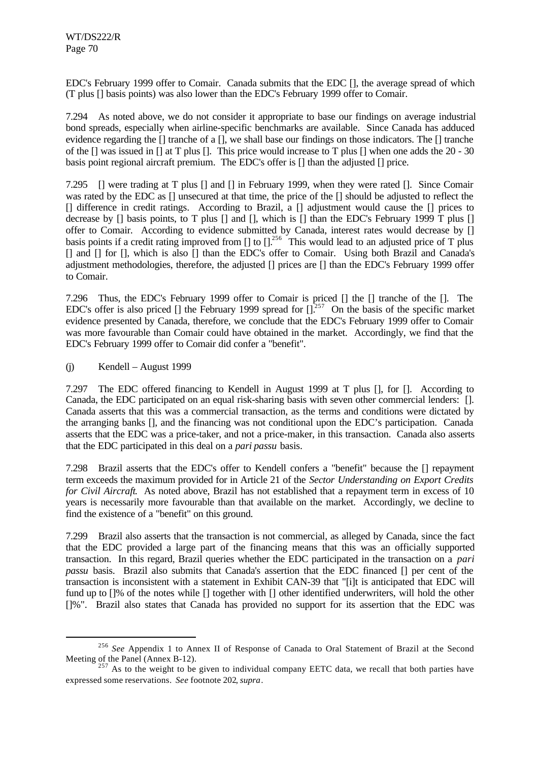EDC's February 1999 offer to Comair. Canada submits that the EDC [], the average spread of which (T plus [] basis points) was also lower than the EDC's February 1999 offer to Comair.

7.294 As noted above, we do not consider it appropriate to base our findings on average industrial bond spreads, especially when airline-specific benchmarks are available. Since Canada has adduced evidence regarding the [] tranche of a [], we shall base our findings on those indicators. The [] tranche of the [] was issued in [] at T plus []. This price would increase to T plus [] when one adds the 20 - 30 basis point regional aircraft premium. The EDC's offer is [] than the adjusted [] price.

7.295 [] were trading at T plus [] and [] in February 1999, when they were rated []. Since Comair was rated by the EDC as [] unsecured at that time, the price of the [] should be adjusted to reflect the [] difference in credit ratings. According to Brazil, a [] adjustment would cause the [] prices to decrease by [] basis points, to T plus [] and [], which is [] than the EDC's February 1999 T plus [] offer to Comair. According to evidence submitted by Canada, interest rates would decrease by [] basis points if a credit rating improved from [] to [].[256] This would lead to an adjusted price of T plus [] and [] for [], which is also [] than the EDC's offer to Comair. Using both Brazil and Canada's adjustment methodologies, therefore, the adjusted [] prices are [] than the EDC's February 1999 offer to Comair.

7.296 Thus, the EDC's February 1999 offer to Comair is priced [] the [] tranche of the []. The EDC's offer is also priced [] the February 1999 spread for [].[257] On the basis of the specific market evidence presented by Canada, therefore, we conclude that the EDC's February 1999 offer to Comair was more favourable than Comair could have obtained in the market. Accordingly, we find that the EDC's February 1999 offer to Comair did confer a "benefit".

(j) Kendell – August 1999

7.297 The EDC offered financing to Kendell in August 1999 at T plus [], for []. According to Canada, the EDC participated on an equal risk-sharing basis with seven other commercial lenders: []. Canada asserts that this was a commercial transaction, as the terms and conditions were dictated by the arranging banks [], and the financing was not conditional upon the EDC's participation. Canada asserts that the EDC was a price-taker, and not a price-maker, in this transaction. Canada also asserts that the EDC participated in this deal on a *pari passu* basis.

7.298 Brazil asserts that the EDC's offer to Kendell confers a "benefit" because the [] repayment term exceeds the maximum provided for in Article 21 of the *Sector Understanding on Export Credits for Civil Aircraft*. As noted above, Brazil has not established that a repayment term in excess of 10 years is necessarily more favourable than that available on the market. Accordingly, we decline to find the existence of a "benefit" on this ground.

7.299 Brazil also asserts that the transaction is not commercial, as alleged by Canada, since the fact that the EDC provided a large part of the financing means that this was an officially supported transaction. In this regard, Brazil queries whether the EDC participated in the transaction on a *pari passu* basis. Brazil also submits that Canada's assertion that the EDC financed [] per cent of the transaction is inconsistent with a statement in Exhibit CAN-39 that "[i]t is anticipated that EDC will fund up to []% of the notes while [] together with [] other identified underwriters, will hold the other []%". Brazil also states that Canada has provided no support for its assertion that the EDC was

---

[256] *See* Appendix 1 to Annex II of Response of Canada to Oral Statement of Brazil at the Second Meeting of the Panel (Annex B-12).

[257] As to the weight to be given to individual company EETC data, we recall that both parties have expressed some reservations. *See* footnote 202, *supra*.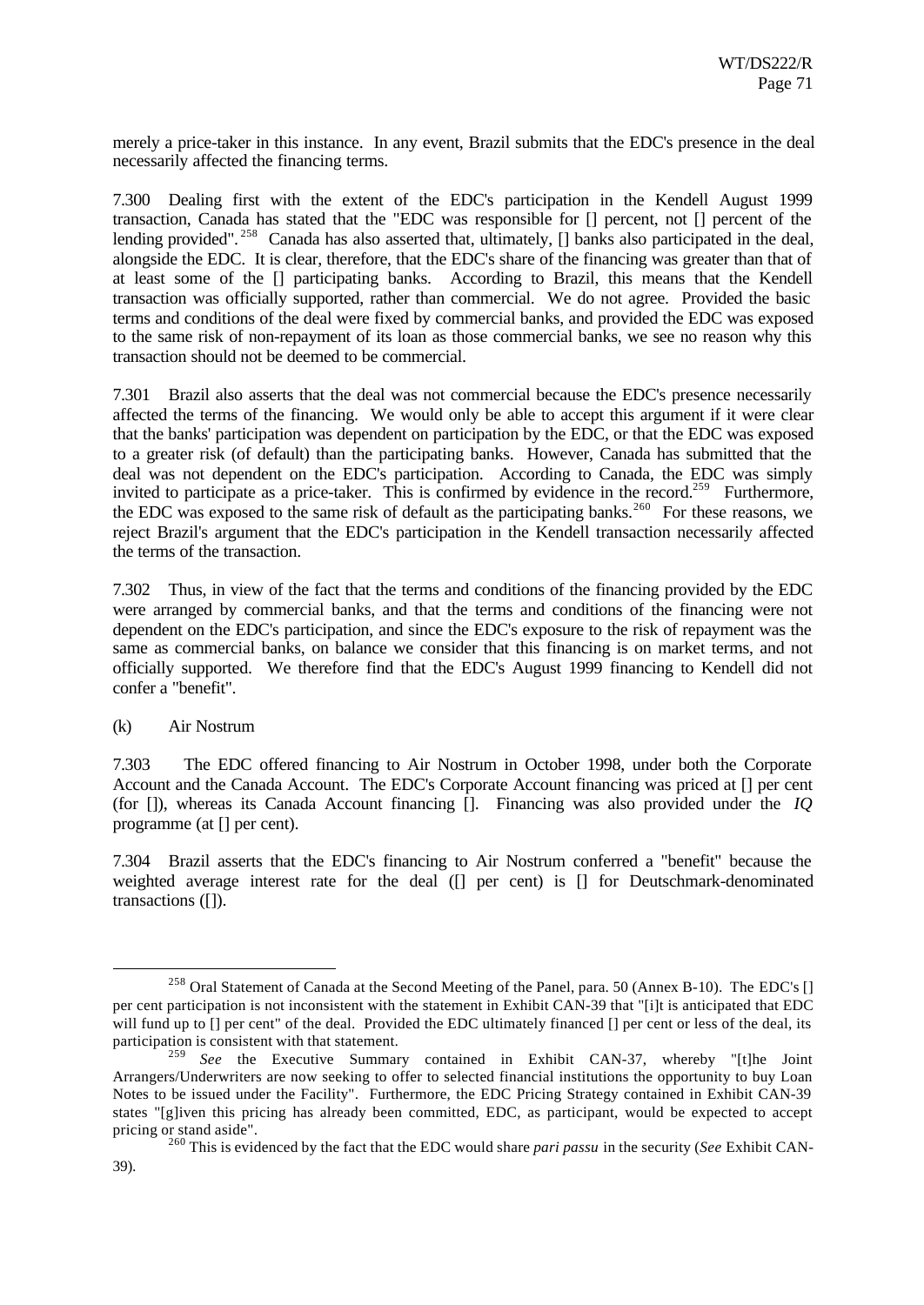merely a price-taker in this instance. In any event, Brazil submits that the EDC's presence in the deal necessarily affected the financing terms.

7.300 Dealing first with the extent of the EDC's participation in the Kendell August 1999 transaction, Canada has stated that the "EDC was responsible for [] percent, not [] percent of the lending provided".[258] Canada has also asserted that, ultimately, [] banks also participated in the deal, alongside the EDC. It is clear, therefore, that the EDC's share of the financing was greater than that of at least some of the [] participating banks. According to Brazil, this means that the Kendell transaction was officially supported, rather than commercial. We do not agree. Provided the basic terms and conditions of the deal were fixed by commercial banks, and provided the EDC was exposed to the same risk of non-repayment of its loan as those commercial banks, we see no reason why this transaction should not be deemed to be commercial.

7.301 Brazil also asserts that the deal was not commercial because the EDC's presence necessarily affected the terms of the financing. We would only be able to accept this argument if it were clear that the banks' participation was dependent on participation by the EDC, or that the EDC was exposed to a greater risk (of default) than the participating banks. However, Canada has submitted that the deal was not dependent on the EDC's participation. According to Canada, the EDC was simply invited to participate as a price-taker. This is confirmed by evidence in the record.[259] Furthermore, the EDC was exposed to the same risk of default as the participating banks.[260] For these reasons, we reject Brazil's argument that the EDC's participation in the Kendell transaction necessarily affected the terms of the transaction.

7.302 Thus, in view of the fact that the terms and conditions of the financing provided by the EDC were arranged by commercial banks, and that the terms and conditions of the financing were not dependent on the EDC's participation, and since the EDC's exposure to the risk of repayment was the same as commercial banks, on balance we consider that this financing is on market terms, and not officially supported. We therefore find that the EDC's August 1999 financing to Kendell did not confer a "benefit".

(k) Air Nostrum

7.303 The EDC offered financing to Air Nostrum in October 1998, under both the Corporate Account and the Canada Account. The EDC's Corporate Account financing was priced at [] per cent (for []), whereas its Canada Account financing []. Financing was also provided under the *IQ* programme (at [] per cent).

7.304 Brazil asserts that the EDC's financing to Air Nostrum conferred a "benefit" because the weighted average interest rate for the deal ([] per cent) is [] for Deutschmark-denominated transactions ([]).

---

[258] Oral Statement of Canada at the Second Meeting of the Panel, para. 50 (Annex B-10). The EDC's [] per cent participation is not inconsistent with the statement in Exhibit CAN-39 that "[i]t is anticipated that EDC will fund up to [] per cent" of the deal. Provided the EDC ultimately financed [] per cent or less of the deal, its participation is consistent with that statement.

[259] *See* the Executive Summary contained in Exhibit CAN-37, whereby "[t]he Joint Arrangers/Underwriters are now seeking to offer to selected financial institutions the opportunity to buy Loan Notes to be issued under the Facility". Furthermore, the EDC Pricing Strategy contained in Exhibit CAN-39 states "[g]iven this pricing has already been committed, EDC, as participant, would be expected to accept pricing or stand aside".

[260] This is evidenced by the fact that the EDC would share *pari passu* in the security (*See* Exhibit CAN-39).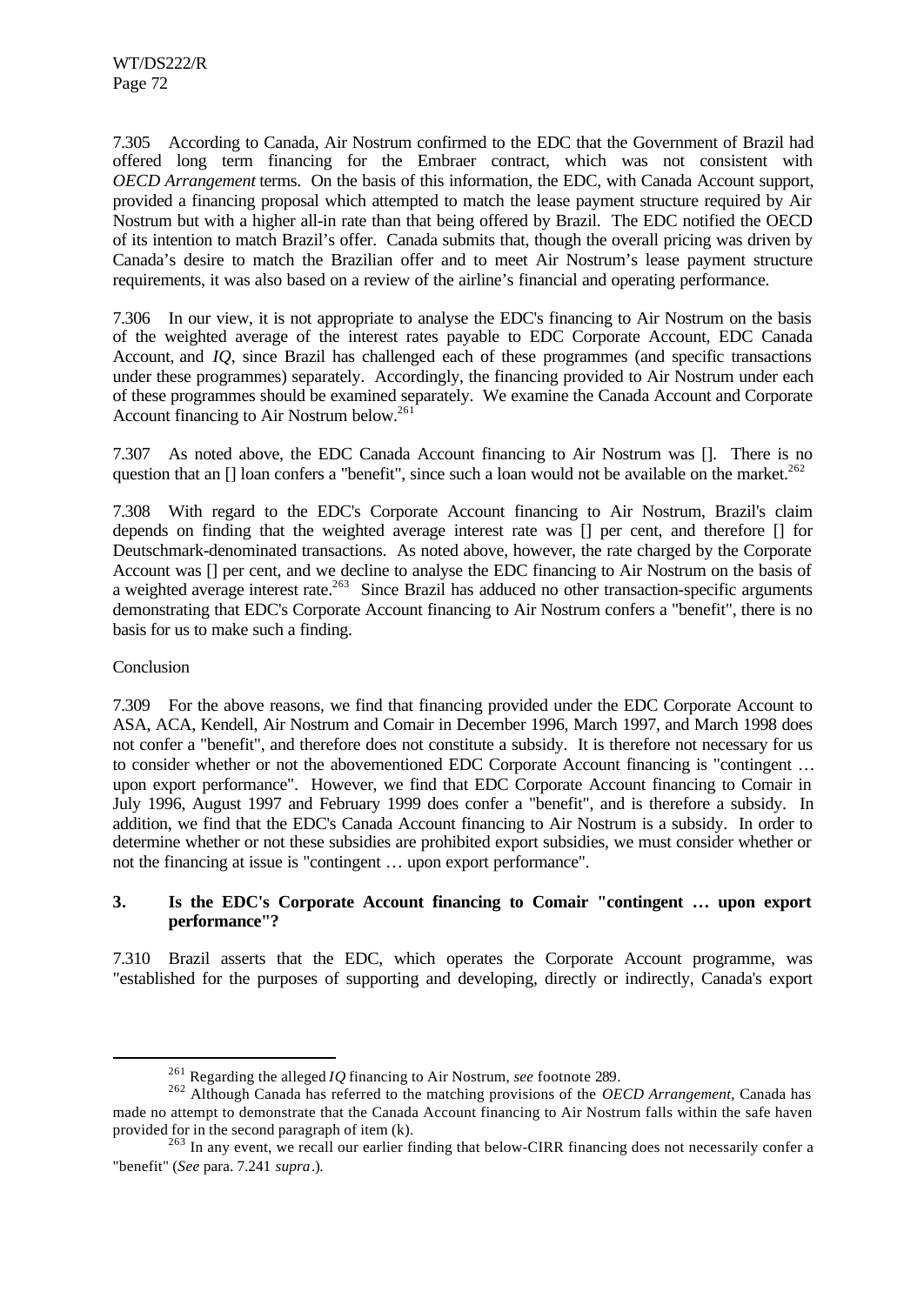7.305 According to Canada, Air Nostrum confirmed to the EDC that the Government of Brazil had offered long term financing for the Embraer contract, which was not consistent with *OECD Arrangement* terms. On the basis of this information, the EDC, with Canada Account support, provided a financing proposal which attempted to match the lease payment structure required by Air Nostrum but with a higher all-in rate than that being offered by Brazil. The EDC notified the OECD of its intention to match Brazil's offer. Canada submits that, though the overall pricing was driven by Canada's desire to match the Brazilian offer and to meet Air Nostrum's lease payment structure requirements, it was also based on a review of the airline's financial and operating performance.

7.306 In our view, it is not appropriate to analyse the EDC's financing to Air Nostrum on the basis of the weighted average of the interest rates payable to EDC Corporate Account, EDC Canada Account, and *IQ*, since Brazil has challenged each of these programmes (and specific transactions under these programmes) separately. Accordingly, the financing provided to Air Nostrum under each of these programmes should be examined separately. We examine the Canada Account and Corporate Account financing to Air Nostrum below.[261]

7.307 As noted above, the EDC Canada Account financing to Air Nostrum was []. There is no question that an [] loan confers a "benefit", since such a loan would not be available on the market.[262]

7.308 With regard to the EDC's Corporate Account financing to Air Nostrum, Brazil's claim depends on finding that the weighted average interest rate was [] per cent, and therefore [] for Deutschmark-denominated transactions. As noted above, however, the rate charged by the Corporate Account was [] per cent, and we decline to analyse the EDC financing to Air Nostrum on the basis of a weighted average interest rate.[263] Since Brazil has adduced no other transaction-specific arguments demonstrating that EDC's Corporate Account financing to Air Nostrum confers a "benefit", there is no basis for us to make such a finding.

Conclusion

7.309 For the above reasons, we find that financing provided under the EDC Corporate Account to ASA, ACA, Kendell, Air Nostrum and Comair in December 1996, March 1997, and March 1998 does not confer a "benefit", and therefore does not constitute a subsidy. It is therefore not necessary for us to consider whether or not the abovementioned EDC Corporate Account financing is "contingent … upon export performance". However, we find that EDC Corporate Account financing to Comair in July 1996, August 1997 and February 1999 does confer a "benefit", and is therefore a subsidy. In addition, we find that the EDC's Canada Account financing to Air Nostrum is a subsidy. In order to determine whether or not these subsidies are prohibited export subsidies, we must consider whether or not the financing at issue is "contingent … upon export performance".

### 3. Is the EDC's Corporate Account financing to Comair "contingent … upon export performance"?

7.310 Brazil asserts that the EDC, which operates the Corporate Account programme, was "established for the purposes of supporting and developing, directly or indirectly, Canada's export

---

[261] Regarding the alleged *IQ* financing to Air Nostrum, *see* footnote 289.

[262] Although Canada has referred to the matching provisions of the *OECD Arrangement*, Canada has made no attempt to demonstrate that the Canada Account financing to Air Nostrum falls within the safe haven provided for in the second paragraph of item (k).

[263] In any event, we recall our earlier finding that below-CIRR financing does not necessarily confer a "benefit" (*See* para. 7.241 *supra*.).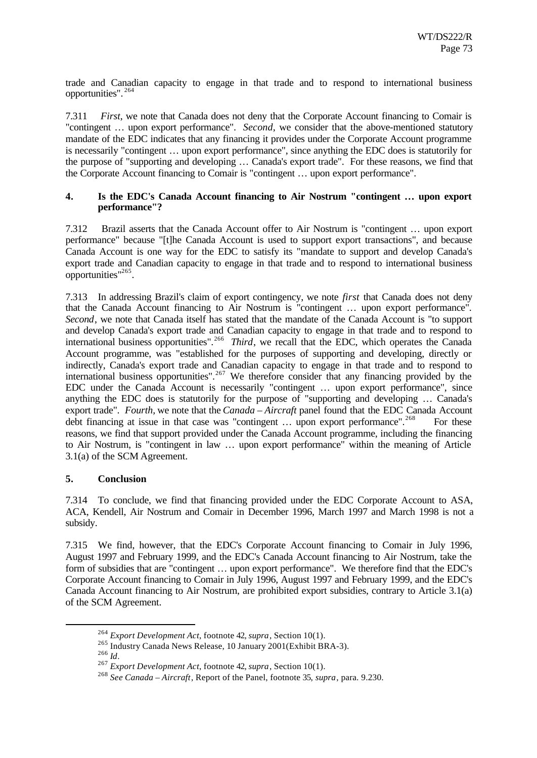trade and Canadian capacity to engage in that trade and to respond to international business opportunities".[264]

7.311 *First*, we note that Canada does not deny that the Corporate Account financing to Comair is "contingent … upon export performance". *Second*, we consider that the above-mentioned statutory mandate of the EDC indicates that any financing it provides under the Corporate Account programme is necessarily "contingent … upon export performance", since anything the EDC does is statutorily for the purpose of "supporting and developing … Canada's export trade". For these reasons, we find that the Corporate Account financing to Comair is "contingent … upon export performance".

#### 4. Is the EDC's Canada Account financing to Air Nostrum "contingent … upon export performance"?

7.312 Brazil asserts that the Canada Account offer to Air Nostrum is "contingent … upon export performance" because "[t]he Canada Account is used to support export transactions", and because Canada Account is one way for the EDC to satisfy its "mandate to support and develop Canada's export trade and Canadian capacity to engage in that trade and to respond to international business opportunities"[265].

7.313 In addressing Brazil's claim of export contingency, we note *first* that Canada does not deny that the Canada Account financing to Air Nostrum is "contingent … upon export performance". *Second*, we note that Canada itself has stated that the mandate of the Canada Account is "to support and develop Canada's export trade and Canadian capacity to engage in that trade and to respond to international business opportunities".[266] *Third*, we recall that the EDC, which operates the Canada Account programme, was "established for the purposes of supporting and developing, directly or indirectly, Canada's export trade and Canadian capacity to engage in that trade and to respond to international business opportunities".[267] We therefore consider that any financing provided by the EDC under the Canada Account is necessarily "contingent … upon export performance", since anything the EDC does is statutorily for the purpose of "supporting and developing … Canada's export trade". *Fourth,* we note that the *Canada – Aircraft* panel found that the EDC Canada Account debt financing at issue in that case was "contingent … upon export performance".[268] For these reasons, we find that support provided under the Canada Account programme, including the financing to Air Nostrum, is "contingent in law … upon export performance" within the meaning of Article 3.1(a) of the SCM Agreement.

#### 5. Conclusion

7.314 To conclude, we find that financing provided under the EDC Corporate Account to ASA, ACA, Kendell, Air Nostrum and Comair in December 1996, March 1997 and March 1998 is not a subsidy.

7.315 We find, however, that the EDC's Corporate Account financing to Comair in July 1996, August 1997 and February 1999, and the EDC's Canada Account financing to Air Nostrum, take the form of subsidies that are "contingent … upon export performance". We therefore find that the EDC's Corporate Account financing to Comair in July 1996, August 1997 and February 1999, and the EDC's Canada Account financing to Air Nostrum, are prohibited export subsidies, contrary to Article 3.1(a) of the SCM Agreement.

---

[264] *Export Development Act*, footnote 42, *supra*, Section 10(1).

[265] Industry Canada News Release, 10 January 2001(Exhibit BRA-3).

[266] *Id*.

[267] *Export Development Act*, footnote 42, *supra*, Section 10(1).

[268] *See Canada – Aircraft*, Report of the Panel, footnote 35, *supra*, para. 9.230.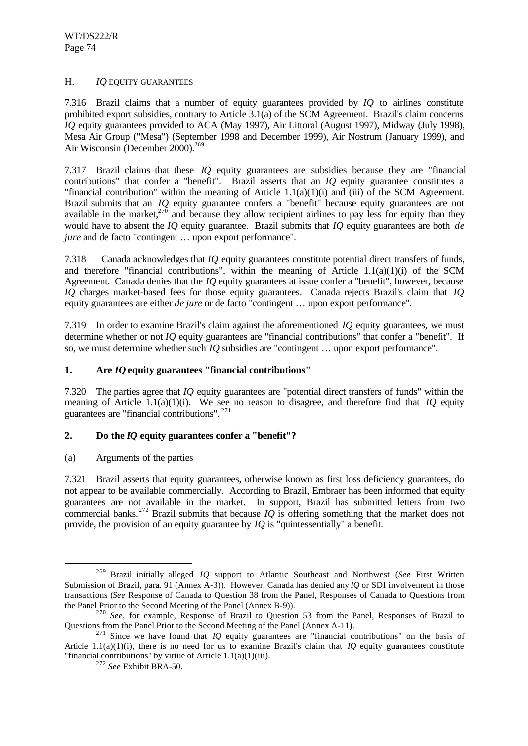## H. *IQ* EQUITY GUARANTEES

7.316 Brazil claims that a number of equity guarantees provided by *IQ* to airlines constitute prohibited export subsidies, contrary to Article 3.1(a) of the SCM Agreement. Brazil's claim concerns *IQ* equity guarantees provided to ACA (May 1997), Air Littoral (August 1997), Midway (July 1998), Mesa Air Group ("Mesa") (September 1998 and December 1999), Air Nostrum (January 1999), and Air Wisconsin (December 2000).[269]

7.317 Brazil claims that these *IQ* equity guarantees are subsidies because they are "financial contributions" that confer a "benefit". Brazil asserts that an *IQ* equity guarantee constitutes a "financial contribution" within the meaning of Article 1.1(a)(1)(i) and (iii) of the SCM Agreement. Brazil submits that an *IQ* equity guarantee confers a "benefit" because equity guarantees are not available in the market,[270] and because they allow recipient airlines to pay less for equity than they would have to absent the *IQ* equity guarantee. Brazil submits that *IQ* equity guarantees are both *de jure* and de facto "contingent … upon export performance".

7.318 Canada acknowledges that *IQ* equity guarantees constitute potential direct transfers of funds, and therefore "financial contributions", within the meaning of Article 1.1(a)(1)(i) of the SCM Agreement. Canada denies that the *IQ* equity guarantees at issue confer a "benefit", however, because *IQ* charges market-based fees for those equity guarantees. Canada rejects Brazil's claim that *IQ* equity guarantees are either *de jure* or de facto "contingent … upon export performance".

7.319 In order to examine Brazil's claim against the aforementioned *IQ* equity guarantees, we must determine whether or not *IQ* equity guarantees are "financial contributions" that confer a "benefit". If so, we must determine whether such *IQ* subsidies are "contingent … upon export performance".

### 1. Are *IQ* equity guarantees "financial contributions"

7.320 The parties agree that *IQ* equity guarantees are "potential direct transfers of funds" within the meaning of Article 1.1(a)(1)(i). We see no reason to disagree, and therefore find that *IQ* equity guarantees are "financial contributions".[271]

### 2. Do the *IQ* equity guarantees confer a "benefit"?

(a) Arguments of the parties

7.321 Brazil asserts that equity guarantees, otherwise known as first loss deficiency guarantees, do not appear to be available commercially. According to Brazil, Embraer has been informed that equity guarantees are not available in the market. In support, Brazil has submitted letters from two commercial banks.[272] Brazil submits that because *IQ* is offering something that the market does not provide, the provision of an equity guarantee by *IQ* is "quintessentially" a benefit.

---

[269] Brazil initially alleged *IQ* support to Atlantic Southeast and Northwest (*See* First Written Submission of Brazil, para. 91 (Annex A-3)). However, Canada has denied any *IQ* or SDI involvement in those transactions (*See* Response of Canada to Question 38 from the Panel, Responses of Canada to Questions from the Panel Prior to the Second Meeting of the Panel (Annex B-9)).

[270] *See*, for example, Response of Brazil to Question 53 from the Panel, Responses of Brazil to Questions from the Panel Prior to the Second Meeting of the Panel (Annex A-11).

[271] Since we have found that *IQ* equity guarantees are "financial contributions" on the basis of Article 1.1(a)(1)(i), there is no need for us to examine Brazil's claim that *IQ* equity guarantees constitute "financial contributions" by virtue of Article 1.1(a)(1)(iii).

[272] *See* Exhibit BRA-50.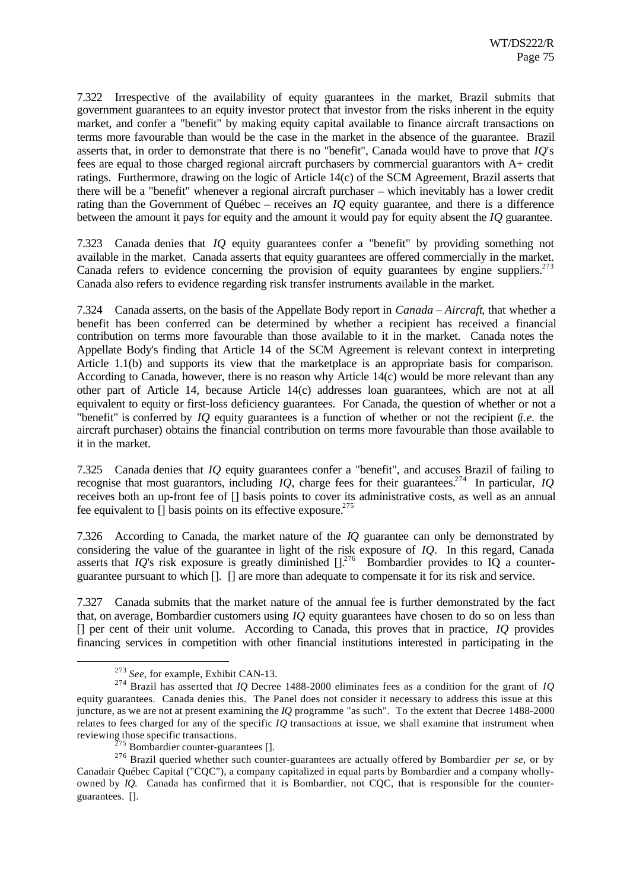7.322 Irrespective of the availability of equity guarantees in the market, Brazil submits that government guarantees to an equity investor protect that investor from the risks inherent in the equity market, and confer a "benefit" by making equity capital available to finance aircraft transactions on terms more favourable than would be the case in the market in the absence of the guarantee. Brazil asserts that, in order to demonstrate that there is no "benefit", Canada would have to prove that *IQ*'s fees are equal to those charged regional aircraft purchasers by commercial guarantors with A+ credit ratings. Furthermore, drawing on the logic of Article 14(c) of the SCM Agreement, Brazil asserts that there will be a "benefit" whenever a regional aircraft purchaser – which inevitably has a lower credit rating than the Government of Québec – receives an *IQ* equity guarantee, and there is a difference between the amount it pays for equity and the amount it would pay for equity absent the *IQ* guarantee.

7.323 Canada denies that *IQ* equity guarantees confer a "benefit" by providing something not available in the market. Canada asserts that equity guarantees are offered commercially in the market. Canada refers to evidence concerning the provision of equity guarantees by engine suppliers.[273] Canada also refers to evidence regarding risk transfer instruments available in the market.

7.324 Canada asserts, on the basis of the Appellate Body report in *Canada – Aircraft*, that whether a benefit has been conferred can be determined by whether a recipient has received a financial contribution on terms more favourable than those available to it in the market. Canada notes the Appellate Body's finding that Article 14 of the SCM Agreement is relevant context in interpreting Article 1.1(b) and supports its view that the marketplace is an appropriate basis for comparison. According to Canada, however, there is no reason why Article 14(c) would be more relevant than any other part of Article 14, because Article 14(c) addresses loan guarantees, which are not at all equivalent to equity or first-loss deficiency guarantees. For Canada, the question of whether or not a "benefit" is conferred by *IQ* equity guarantees is a function of whether or not the recipient (*i.e.* the aircraft purchaser) obtains the financial contribution on terms more favourable than those available to it in the market.

7.325 Canada denies that *IQ* equity guarantees confer a "benefit", and accuses Brazil of failing to recognise that most guarantors, including *IQ*, charge fees for their guarantees.[274] In particular, *IQ* receives both an up-front fee of [] basis points to cover its administrative costs, as well as an annual fee equivalent to [] basis points on its effective exposure.[275]

7.326 According to Canada, the market nature of the *IQ* guarantee can only be demonstrated by considering the value of the guarantee in light of the risk exposure of *IQ*. In this regard, Canada asserts that *IQ*'s risk exposure is greatly diminished [].[276] Bombardier provides to IQ a counter-guarantee pursuant to which []. [] are more than adequate to compensate it for its risk and service.

7.327 Canada submits that the market nature of the annual fee is further demonstrated by the fact that, on average, Bombardier customers using *IQ* equity guarantees have chosen to do so on less than [] per cent of their unit volume. According to Canada, this proves that in practice, *IQ* provides financing services in competition with other financial institutions interested in participating in the

---

[273] *See*, for example, Exhibit CAN-13.

[274] Brazil has asserted that *IQ* Decree 1488-2000 eliminates fees as a condition for the grant of *IQ* equity guarantees. Canada denies this. The Panel does not consider it necessary to address this issue at this juncture, as we are not at present examining the *IQ* programme "as such". To the extent that Decree 1488-2000 relates to fees charged for any of the specific *IQ* transactions at issue, we shall examine that instrument when reviewing those specific transactions.

[275] Bombardier counter-guarantees [].

[276] Brazil queried whether such counter-guarantees are actually offered by Bombardier *per se*, or by Canadair Québec Capital ("CQC"), a company capitalized in equal parts by Bombardier and a company wholly-owned by *IQ*. Canada has confirmed that it is Bombardier, not CQC, that is responsible for the counter-guarantees. [].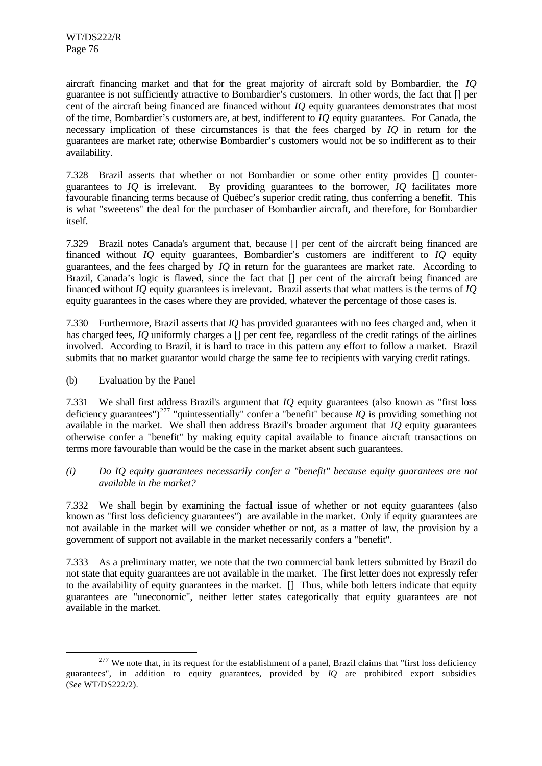aircraft financing market and that for the great majority of aircraft sold by Bombardier, the *IQ* guarantee is not sufficiently attractive to Bombardier's customers. In other words, the fact that [] per cent of the aircraft being financed are financed without *IQ* equity guarantees demonstrates that most of the time, Bombardier's customers are, at best, indifferent to *IQ* equity guarantees. For Canada, the necessary implication of these circumstances is that the fees charged by *IQ* in return for the guarantees are market rate; otherwise Bombardier's customers would not be so indifferent as to their availability.

7.328 Brazil asserts that whether or not Bombardier or some other entity provides [] counter-guarantees to *IQ* is irrelevant. By providing guarantees to the borrower, *IQ* facilitates more favourable financing terms because of Québec's superior credit rating, thus conferring a benefit. This is what "sweetens" the deal for the purchaser of Bombardier aircraft, and therefore, for Bombardier itself.

7.329 Brazil notes Canada's argument that, because [] per cent of the aircraft being financed are financed without *IQ* equity guarantees, Bombardier's customers are indifferent to *IQ* equity guarantees, and the fees charged by *IQ* in return for the guarantees are market rate. According to Brazil, Canada's logic is flawed, since the fact that [] per cent of the aircraft being financed are financed without *IQ* equity guarantees is irrelevant. Brazil asserts that what matters is the terms of *IQ* equity guarantees in the cases where they are provided, whatever the percentage of those cases is.

7.330 Furthermore, Brazil asserts that *IQ* has provided guarantees with no fees charged and, when it has charged fees, *IQ* uniformly charges a [] per cent fee, regardless of the credit ratings of the airlines involved. According to Brazil, it is hard to trace in this pattern any effort to follow a market. Brazil submits that no market guarantor would charge the same fee to recipients with varying credit ratings.

(b) Evaluation by the Panel

7.331 We shall first address Brazil's argument that *IQ* equity guarantees (also known as "first loss deficiency guarantees")[277] "quintessentially" confer a "benefit" because *IQ* is providing something not available in the market. We shall then address Brazil's broader argument that *IQ* equity guarantees otherwise confer a "benefit" by making equity capital available to finance aircraft transactions on terms more favourable than would be the case in the market absent such guarantees.

*(i) Do IQ equity guarantees necessarily confer a "benefit" because equity guarantees are not available in the market?*

7.332 We shall begin by examining the factual issue of whether or not equity guarantees (also known as "first loss deficiency guarantees") are available in the market. Only if equity guarantees are not available in the market will we consider whether or not, as a matter of law, the provision by a government of support not available in the market necessarily confers a "benefit".

7.333 As a preliminary matter, we note that the two commercial bank letters submitted by Brazil do not state that equity guarantees are not available in the market. The first letter does not expressly refer to the availability of equity guarantees in the market. [] Thus, while both letters indicate that equity guarantees are "uneconomic", neither letter states categorically that equity guarantees are not available in the market.

---

[277] We note that, in its request for the establishment of a panel, Brazil claims that "first loss deficiency guarantees", in addition to equity guarantees, provided by *IQ* are prohibited export subsidies (*See* WT/DS222/2).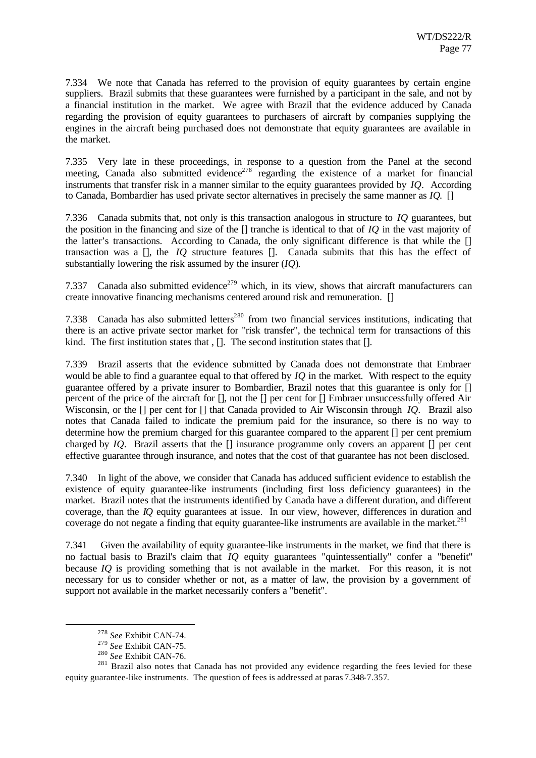7.334 We note that Canada has referred to the provision of equity guarantees by certain engine suppliers. Brazil submits that these guarantees were furnished by a participant in the sale, and not by a financial institution in the market. We agree with Brazil that the evidence adduced by Canada regarding the provision of equity guarantees to purchasers of aircraft by companies supplying the engines in the aircraft being purchased does not demonstrate that equity guarantees are available in the market.

7.335 Very late in these proceedings, in response to a question from the Panel at the second meeting, Canada also submitted evidence[278] regarding the existence of a market for financial instruments that transfer risk in a manner similar to the equity guarantees provided by *IQ*. According to Canada, Bombardier has used private sector alternatives in precisely the same manner as *IQ*. []

7.336 Canada submits that, not only is this transaction analogous in structure to *IQ* guarantees, but the position in the financing and size of the [] tranche is identical to that of *IQ* in the vast majority of the latter's transactions. According to Canada, the only significant difference is that while the [] transaction was a [], the *IQ* structure features []. Canada submits that this has the effect of substantially lowering the risk assumed by the insurer (*IQ*).

7.337 Canada also submitted evidence[279] which, in its view, shows that aircraft manufacturers can create innovative financing mechanisms centered around risk and remuneration. []

7.338 Canada has also submitted letters[280] from two financial services institutions, indicating that there is an active private sector market for "risk transfer", the technical term for transactions of this kind. The first institution states that , []. The second institution states that [].

7.339 Brazil asserts that the evidence submitted by Canada does not demonstrate that Embraer would be able to find a guarantee equal to that offered by *IQ* in the market. With respect to the equity guarantee offered by a private insurer to Bombardier, Brazil notes that this guarantee is only for [] percent of the price of the aircraft for [], not the [] per cent for [] Embraer unsuccessfully offered Air Wisconsin, or the [] per cent for [] that Canada provided to Air Wisconsin through *IQ*. Brazil also notes that Canada failed to indicate the premium paid for the insurance, so there is no way to determine how the premium charged for this guarantee compared to the apparent [] per cent premium charged by *IQ*. Brazil asserts that the [] insurance programme only covers an apparent [] per cent effective guarantee through insurance, and notes that the cost of that guarantee has not been disclosed.

7.340 In light of the above, we consider that Canada has adduced sufficient evidence to establish the existence of equity guarantee-like instruments (including first loss deficiency guarantees) in the market. Brazil notes that the instruments identified by Canada have a different duration, and different coverage, than the *IQ* equity guarantees at issue. In our view, however, differences in duration and coverage do not negate a finding that equity guarantee-like instruments are available in the market.[281]

7.341 Given the availability of equity guarantee-like instruments in the market, we find that there is no factual basis to Brazil's claim that *IQ* equity guarantees "quintessentially" confer a "benefit" because *IQ* is providing something that is not available in the market. For this reason, it is not necessary for us to consider whether or not, as a matter of law, the provision by a government of support not available in the market necessarily confers a "benefit".

[278] *See* Exhibit CAN-74.

[279] *See* Exhibit CAN-75.

[280] *See* Exhibit CAN-76.

[281] Brazil also notes that Canada has not provided any evidence regarding the fees levied for these equity guarantee-like instruments. The question of fees is addressed at paras 7.348-7.357.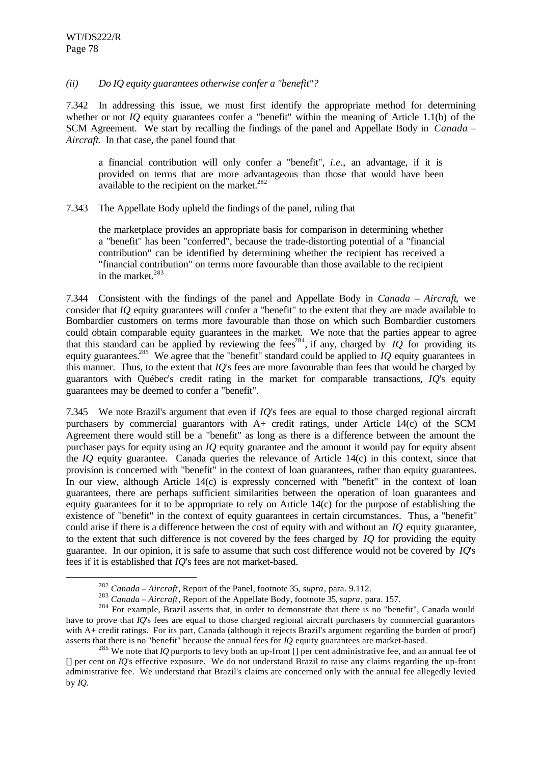*(ii) Do IQ equity guarantees otherwise confer a "benefit"?*

7.342 In addressing this issue, we must first identify the appropriate method for determining whether or not *IQ* equity guarantees confer a "benefit" within the meaning of Article 1.1(b) of the SCM Agreement. We start by recalling the findings of the panel and Appellate Body in *Canada – Aircraft*. In that case, the panel found that

> a financial contribution will only confer a "benefit", *i.e.*, an advantage, if it is provided on terms that are more advantageous than those that would have been available to the recipient on the market.[282]

7.343 The Appellate Body upheld the findings of the panel, ruling that

> the marketplace provides an appropriate basis for comparison in determining whether a "benefit" has been "conferred", because the trade-distorting potential of a "financial contribution" can be identified by determining whether the recipient has received a "financial contribution" on terms more favourable than those available to the recipient in the market.[283]

7.344 Consistent with the findings of the panel and Appellate Body in *Canada – Aircraft*, we consider that *IQ* equity guarantees will confer a "benefit" to the extent that they are made available to Bombardier customers on terms more favourable than those on which such Bombardier customers could obtain comparable equity guarantees in the market. We note that the parties appear to agree that this standard can be applied by reviewing the fees[284], if any, charged by *IQ* for providing its equity guarantees.[285] We agree that the "benefit" standard could be applied to *IQ* equity guarantees in this manner. Thus, to the extent that *IQ*'s fees are more favourable than fees that would be charged by guarantors with Québec's credit rating in the market for comparable transactions, *IQ*'s equity guarantees may be deemed to confer a "benefit".

7.345 We note Brazil's argument that even if *IQ*'s fees are equal to those charged regional aircraft purchasers by commercial guarantors with A+ credit ratings, under Article 14(c) of the SCM Agreement there would still be a "benefit" as long as there is a difference between the amount the purchaser pays for equity using an *IQ* equity guarantee and the amount it would pay for equity absent the *IQ* equity guarantee. Canada queries the relevance of Article 14(c) in this context, since that provision is concerned with "benefit" in the context of loan guarantees, rather than equity guarantees. In our view, although Article 14(c) is expressly concerned with "benefit" in the context of loan guarantees, there are perhaps sufficient similarities between the operation of loan guarantees and equity guarantees for it to be appropriate to rely on Article 14(c) for the purpose of establishing the existence of "benefit" in the context of equity guarantees in certain circumstances. Thus, a "benefit" could arise if there is a difference between the cost of equity with and without an *IQ* equity guarantee, to the extent that such difference is not covered by the fees charged by *IQ* for providing the equity guarantee. In our opinion, it is safe to assume that such cost difference would not be covered by *IQ*'s fees if it is established that *IQ*'s fees are not market-based.

---

[282] *Canada – Aircraft*, Report of the Panel, footnote 35, *supra*, para. 9.112.

[283] *Canada – Aircraft*, Report of the Appellate Body, footnote 35, *supra*, para. 157.

[284] For example, Brazil asserts that, in order to demonstrate that there is no "benefit", Canada would have to prove that *IQ*'s fees are equal to those charged regional aircraft purchasers by commercial guarantors with A+ credit ratings. For its part, Canada (although it rejects Brazil's argument regarding the burden of proof) asserts that there is no "benefit" because the annual fees for *IQ* equity guarantees are market-based.

[285] We note that *IQ* purports to levy both an up-front [] per cent administrative fee, and an annual fee of [] per cent on *IQ*'s effective exposure. We do not understand Brazil to raise any claims regarding the up-front administrative fee. We understand that Brazil's claims are concerned only with the annual fee allegedly levied by *IQ*.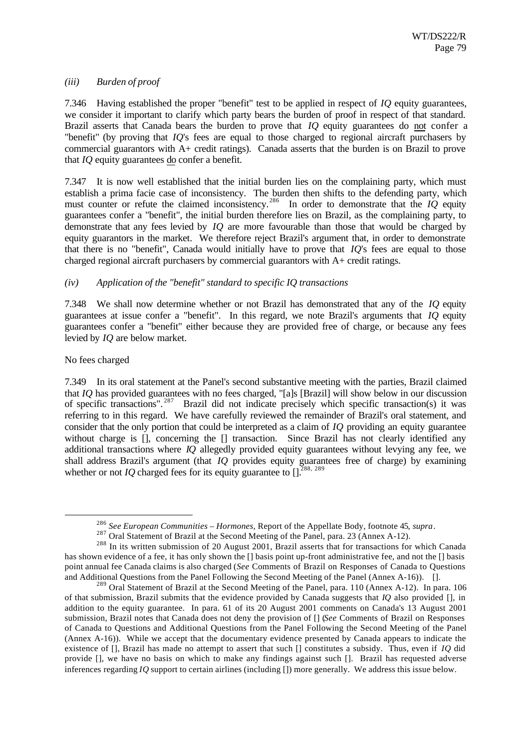*(iii) Burden of proof*

7.346 Having established the proper "benefit" test to be applied in respect of *IQ* equity guarantees, we consider it important to clarify which party bears the burden of proof in respect of that standard. Brazil asserts that Canada bears the burden to prove that *IQ* equity guarantees do not confer a "benefit" (by proving that *IQ*'s fees are equal to those charged to regional aircraft purchasers by commercial guarantors with A+ credit ratings). Canada asserts that the burden is on Brazil to prove that *IQ* equity guarantees do confer a benefit.

7.347 It is now well established that the initial burden lies on the complaining party, which must establish a prima facie case of inconsistency. The burden then shifts to the defending party, which must counter or refute the claimed inconsistency.[286] In order to demonstrate that the *IQ* equity guarantees confer a "benefit", the initial burden therefore lies on Brazil, as the complaining party, to demonstrate that any fees levied by *IQ* are more favourable than those that would be charged by equity guarantors in the market. We therefore reject Brazil's argument that, in order to demonstrate that there is no "benefit", Canada would initially have to prove that *IQ*'s fees are equal to those charged regional aircraft purchasers by commercial guarantors with A+ credit ratings.

*(iv) Application of the "benefit" standard to specific IQ transactions*

7.348 We shall now determine whether or not Brazil has demonstrated that any of the *IQ* equity guarantees at issue confer a "benefit". In this regard, we note Brazil's arguments that *IQ* equity guarantees confer a "benefit" either because they are provided free of charge, or because any fees levied by *IQ* are below market.

No fees charged

7.349 In its oral statement at the Panel's second substantive meeting with the parties, Brazil claimed that *IQ* has provided guarantees with no fees charged, "[a]s [Brazil] will show below in our discussion of specific transactions".[287] Brazil did not indicate precisely which specific transaction(s) it was referring to in this regard. We have carefully reviewed the remainder of Brazil's oral statement, and consider that the only portion that could be interpreted as a claim of *IQ* providing an equity guarantee without charge is [], concerning the [] transaction. Since Brazil has not clearly identified any additional transactions where *IQ* allegedly provided equity guarantees without levying any fee, we shall address Brazil's argument (that *IQ* provides equity guarantees free of charge) by examining whether or not *IQ* charged fees for its equity guarantee to [].[288, 289]

---

[286] *See European Communities – Hormones*, Report of the Appellate Body, footnote 45, *supra*.

[287] Oral Statement of Brazil at the Second Meeting of the Panel, para. 23 (Annex A-12).

[288] In its written submission of 20 August 2001, Brazil asserts that for transactions for which Canada has shown evidence of a fee, it has only shown the [] basis point up-front administrative fee, and not the [] basis point annual fee Canada claims is also charged (*See* Comments of Brazil on Responses of Canada to Questions and Additional Questions from the Panel Following the Second Meeting of the Panel (Annex A-16)). [].

[289] Oral Statement of Brazil at the Second Meeting of the Panel, para. 110 (Annex A-12). In para. 106 of that submission, Brazil submits that the evidence provided by Canada suggests that *IQ* also provided [], in addition to the equity guarantee. In para. 61 of its 20 August 2001 comments on Canada's 13 August 2001 submission, Brazil notes that Canada does not deny the provision of [] (*See* Comments of Brazil on Responses of Canada to Questions and Additional Questions from the Panel Following the Second Meeting of the Panel (Annex A-16)). While we accept that the documentary evidence presented by Canada appears to indicate the existence of [], Brazil has made no attempt to assert that such [] constitutes a subsidy. Thus, even if *IQ* did provide [], we have no basis on which to make any findings against such []. Brazil has requested adverse inferences regarding *IQ* support to certain airlines (including []) more generally. We address this issue below.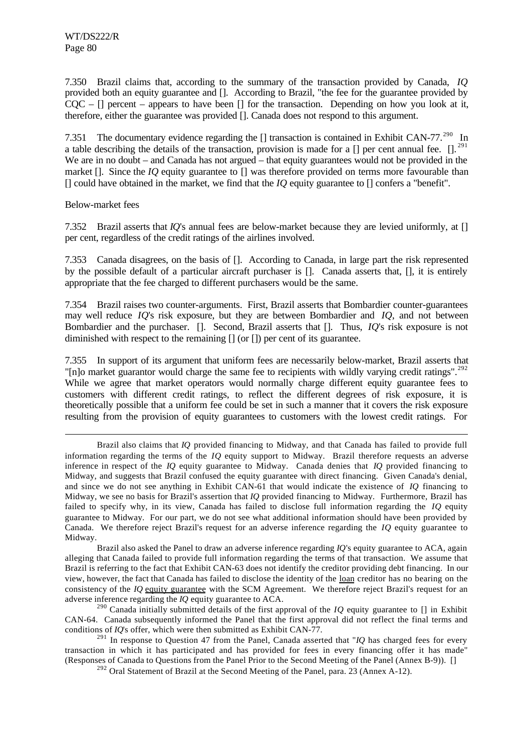7.350 Brazil claims that, according to the summary of the transaction provided by Canada, *IQ* provided both an equity guarantee and []. According to Brazil, "the fee for the guarantee provided by CQC – [] percent – appears to have been [] for the transaction. Depending on how you look at it, therefore, either the guarantee was provided []. Canada does not respond to this argument.

7.351 The documentary evidence regarding the [] transaction is contained in Exhibit CAN-77.[290] In a table describing the details of the transaction, provision is made for a [] per cent annual fee. [].[291] We are in no doubt – and Canada has not argued – that equity guarantees would not be provided in the market []. Since the *IQ* equity guarantee to [] was therefore provided on terms more favourable than [] could have obtained in the market, we find that the *IQ* equity guarantee to [] confers a "benefit".

Below-market fees

7.352 Brazil asserts that *IQ*'s annual fees are below-market because they are levied uniformly, at [] per cent, regardless of the credit ratings of the airlines involved.

7.353 Canada disagrees, on the basis of []. According to Canada, in large part the risk represented by the possible default of a particular aircraft purchaser is []. Canada asserts that, [], it is entirely appropriate that the fee charged to different purchasers would be the same.

7.354 Brazil raises two counter-arguments. First, Brazil asserts that Bombardier counter-guarantees may well reduce *IQ*'s risk exposure, but they are between Bombardier and *IQ*, and not between Bombardier and the purchaser. []. Second, Brazil asserts that []. Thus, *IQ*'s risk exposure is not diminished with respect to the remaining [] (or []) per cent of its guarantee.

7.355 In support of its argument that uniform fees are necessarily below-market, Brazil asserts that "[n]o market guarantor would charge the same fee to recipients with wildly varying credit ratings".[292] While we agree that market operators would normally charge different equity guarantee fees to customers with different credit ratings, to reflect the different degrees of risk exposure, it is theoretically possible that a uniform fee could be set in such a manner that it covers the risk exposure resulting from the provision of equity guarantees to customers with the lowest credit ratings. For

---

Brazil also claims that *IQ* provided financing to Midway, and that Canada has failed to provide full information regarding the terms of the *IQ* equity support to Midway. Brazil therefore requests an adverse inference in respect of the *IQ* equity guarantee to Midway. Canada denies that *IQ* provided financing to Midway, and suggests that Brazil confused the equity guarantee with direct financing. Given Canada's denial, and since we do not see anything in Exhibit CAN-61 that would indicate the existence of *IQ* financing to Midway, we see no basis for Brazil's assertion that *IQ* provided financing to Midway. Furthermore, Brazil has failed to specify why, in its view, Canada has failed to disclose full information regarding the *IQ* equity guarantee to Midway. For our part, we do not see what additional information should have been provided by Canada. We therefore reject Brazil's request for an adverse inference regarding the *IQ* equity guarantee to Midway.

Brazil also asked the Panel to draw an adverse inference regarding *IQ*'s equity guarantee to ACA, again alleging that Canada failed to provide full information regarding the terms of that transaction. We assume that Brazil is referring to the fact that Exhibit CAN-63 does not identify the creditor providing debt financing. In our view, however, the fact that Canada has failed to disclose the identity of the loan creditor has no bearing on the consistency of the *IQ* equity guarantee with the SCM Agreement. We therefore reject Brazil's request for an adverse inference regarding the *IQ* equity guarantee to ACA.

[290] Canada initially submitted details of the first approval of the *IQ* equity guarantee to [] in Exhibit CAN-64. Canada subsequently informed the Panel that the first approval did not reflect the final terms and conditions of *IQ*'s offer, which were then submitted as Exhibit CAN-77.

[291] In response to Question 47 from the Panel, Canada asserted that "*IQ* has charged fees for every transaction in which it has participated and has provided for fees in every financing offer it has made" (Responses of Canada to Questions from the Panel Prior to the Second Meeting of the Panel (Annex B-9)). []

[292] Oral Statement of Brazil at the Second Meeting of the Panel, para. 23 (Annex A-12).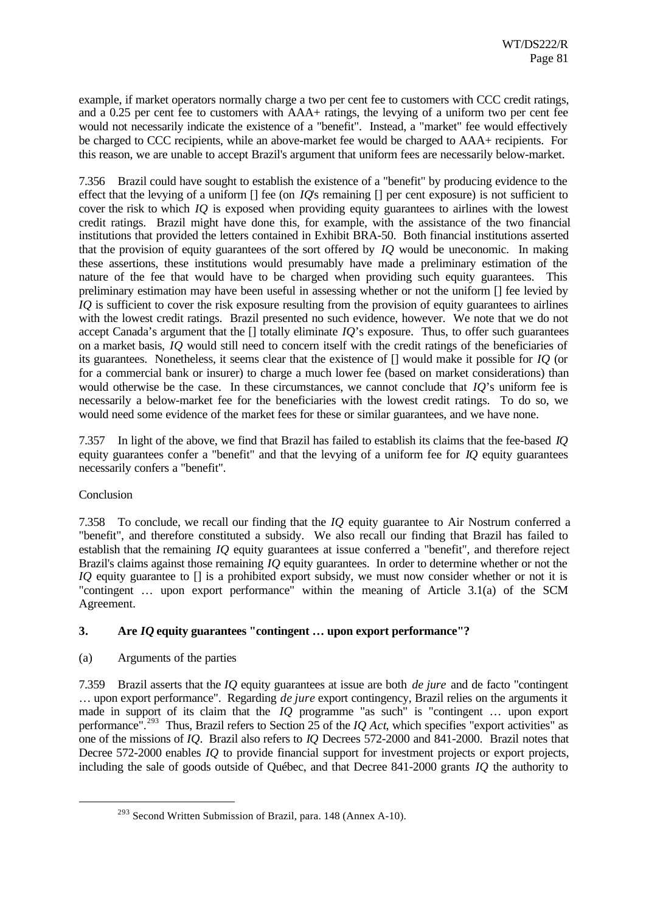example, if market operators normally charge a two per cent fee to customers with CCC credit ratings, and a 0.25 per cent fee to customers with AAA+ ratings, the levying of a uniform two per cent fee would not necessarily indicate the existence of a "benefit". Instead, a "market" fee would effectively be charged to CCC recipients, while an above-market fee would be charged to AAA+ recipients. For this reason, we are unable to accept Brazil's argument that uniform fees are necessarily below-market.

7.356 Brazil could have sought to establish the existence of a "benefit" by producing evidence to the effect that the levying of a uniform [] fee (on *IQ*'s remaining [] per cent exposure) is not sufficient to cover the risk to which *IQ* is exposed when providing equity guarantees to airlines with the lowest credit ratings. Brazil might have done this, for example, with the assistance of the two financial institutions that provided the letters contained in Exhibit BRA-50. Both financial institutions asserted that the provision of equity guarantees of the sort offered by *IQ* would be uneconomic. In making these assertions, these institutions would presumably have made a preliminary estimation of the nature of the fee that would have to be charged when providing such equity guarantees. This preliminary estimation may have been useful in assessing whether or not the uniform [] fee levied by *IQ* is sufficient to cover the risk exposure resulting from the provision of equity guarantees to airlines with the lowest credit ratings. Brazil presented no such evidence, however. We note that we do not accept Canada's argument that the [] totally eliminate *IQ*'s exposure. Thus, to offer such guarantees on a market basis, *IQ* would still need to concern itself with the credit ratings of the beneficiaries of its guarantees. Nonetheless, it seems clear that the existence of [] would make it possible for *IQ* (or for a commercial bank or insurer) to charge a much lower fee (based on market considerations) than would otherwise be the case. In these circumstances, we cannot conclude that *IQ*'s uniform fee is necessarily a below-market fee for the beneficiaries with the lowest credit ratings. To do so, we would need some evidence of the market fees for these or similar guarantees, and we have none.

7.357 In light of the above, we find that Brazil has failed to establish its claims that the fee-based *IQ* equity guarantees confer a "benefit" and that the levying of a uniform fee for *IQ* equity guarantees necessarily confers a "benefit".

Conclusion

7.358 To conclude, we recall our finding that the *IQ* equity guarantee to Air Nostrum conferred a "benefit", and therefore constituted a subsidy. We also recall our finding that Brazil has failed to establish that the remaining *IQ* equity guarantees at issue conferred a "benefit", and therefore reject Brazil's claims against those remaining *IQ* equity guarantees. In order to determine whether or not the *IQ* equity guarantee to [] is a prohibited export subsidy, we must now consider whether or not it is "contingent … upon export performance" within the meaning of Article 3.1(a) of the SCM Agreement.

### 3. Are *IQ* equity guarantees "contingent … upon export performance"?

(a) Arguments of the parties

7.359 Brazil asserts that the *IQ* equity guarantees at issue are both *de jure* and de facto "contingent … upon export performance". Regarding *de jure* export contingency, Brazil relies on the arguments it made in support of its claim that the *IQ* programme "as such" is "contingent … upon export performance".[293] Thus, Brazil refers to Section 25 of the *IQ Act*, which specifies "export activities" as one of the missions of *IQ*. Brazil also refers to *IQ* Decrees 572-2000 and 841-2000. Brazil notes that Decree 572-2000 enables *IQ* to provide financial support for investment projects or export projects, including the sale of goods outside of Québec, and that Decree 841-2000 grants *IQ* the authority to

[293] Second Written Submission of Brazil, para. 148 (Annex A-10).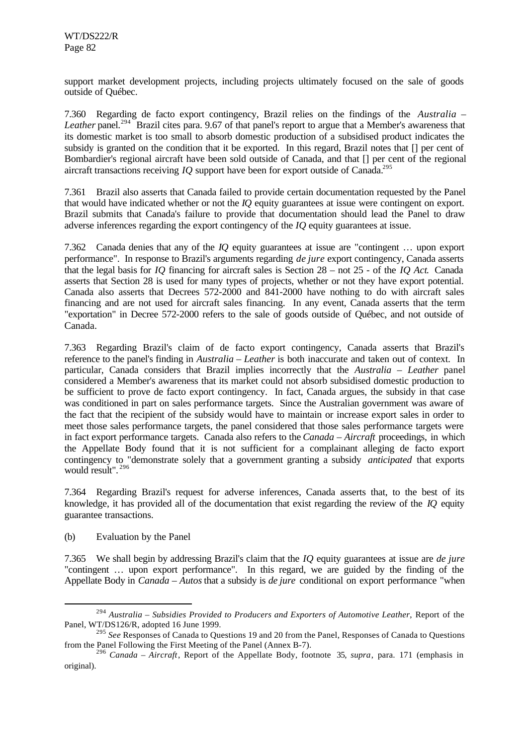support market development projects, including projects ultimately focused on the sale of goods outside of Québec.

7.360 Regarding de facto export contingency, Brazil relies on the findings of the *Australia – Leather* panel.[294] Brazil cites para. 9.67 of that panel's report to argue that a Member's awareness that its domestic market is too small to absorb domestic production of a subsidised product indicates the subsidy is granted on the condition that it be exported. In this regard, Brazil notes that [] per cent of Bombardier's regional aircraft have been sold outside of Canada, and that [] per cent of the regional aircraft transactions receiving *IQ* support have been for export outside of Canada.[295]

7.361 Brazil also asserts that Canada failed to provide certain documentation requested by the Panel that would have indicated whether or not the *IQ* equity guarantees at issue were contingent on export. Brazil submits that Canada's failure to provide that documentation should lead the Panel to draw adverse inferences regarding the export contingency of the *IQ* equity guarantees at issue.

7.362 Canada denies that any of the *IQ* equity guarantees at issue are "contingent … upon export performance". In response to Brazil's arguments regarding *de jure* export contingency, Canada asserts that the legal basis for *IQ* financing for aircraft sales is Section 28 – not 25 - of the *IQ Act*. Canada asserts that Section 28 is used for many types of projects, whether or not they have export potential. Canada also asserts that Decrees 572-2000 and 841-2000 have nothing to do with aircraft sales financing and are not used for aircraft sales financing. In any event, Canada asserts that the term "exportation" in Decree 572-2000 refers to the sale of goods outside of Québec, and not outside of Canada.

7.363 Regarding Brazil's claim of de facto export contingency, Canada asserts that Brazil's reference to the panel's finding in *Australia – Leather* is both inaccurate and taken out of context. In particular, Canada considers that Brazil implies incorrectly that the *Australia – Leather* panel considered a Member's awareness that its market could not absorb subsidised domestic production to be sufficient to prove de facto export contingency. In fact, Canada argues, the subsidy in that case was conditioned in part on sales performance targets. Since the Australian government was aware of the fact that the recipient of the subsidy would have to maintain or increase export sales in order to meet those sales performance targets, the panel considered that those sales performance targets were in fact export performance targets. Canada also refers to the *Canada – Aircraft* proceedings, in which the Appellate Body found that it is not sufficient for a complainant alleging de facto export contingency to "demonstrate solely that a government granting a subsidy *anticipated* that exports would result".[296]

7.364 Regarding Brazil's request for adverse inferences, Canada asserts that, to the best of its knowledge, it has provided all of the documentation that exist regarding the review of the *IQ* equity guarantee transactions.

(b) Evaluation by the Panel

7.365 We shall begin by addressing Brazil's claim that the *IQ* equity guarantees at issue are *de jure* "contingent … upon export performance". In this regard, we are guided by the finding of the Appellate Body in *Canada – Autos* that a subsidy is *de jure* conditional on export performance "when

---

[294] *Australia – Subsidies Provided to Producers and Exporters of Automotive Leather*, Report of the Panel, WT/DS126/R, adopted 16 June 1999.

[295] *See* Responses of Canada to Questions 19 and 20 from the Panel, Responses of Canada to Questions from the Panel Following the First Meeting of the Panel (Annex B-7).

[296] *Canada – Aircraft*, Report of the Appellate Body, footnote 35, *supra*, para. 171 (emphasis in original).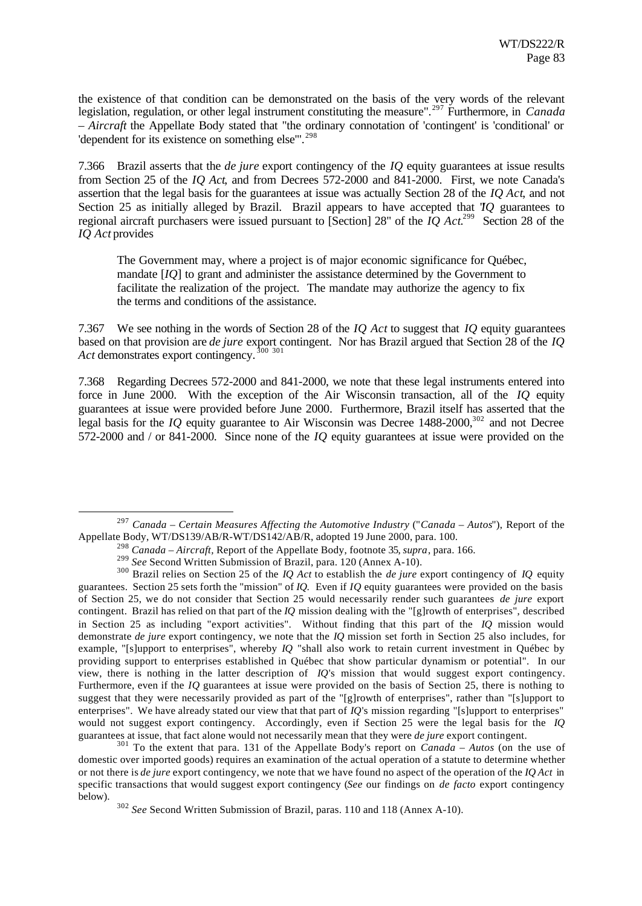the existence of that condition can be demonstrated on the basis of the very words of the relevant legislation, regulation, or other legal instrument constituting the measure".[297] Furthermore, in *Canada – Aircraft* the Appellate Body stated that "the ordinary connotation of 'contingent' is 'conditional' or 'dependent for its existence on something else'".[298]

7.366 Brazil asserts that the *de jure* export contingency of the *IQ* equity guarantees at issue results from Section 25 of the *IQ Act*, and from Decrees 572-2000 and 841-2000. First, we note Canada's assertion that the legal basis for the guarantees at issue was actually Section 28 of the *IQ Act*, and not Section 25 as initially alleged by Brazil. Brazil appears to have accepted that "*IQ* guarantees to regional aircraft purchasers were issued pursuant to [Section] 28" of the *IQ Act*.[299] Section 28 of the *IQ Act* provides

> The Government may, where a project is of major economic significance for Québec, mandate [*IQ*] to grant and administer the assistance determined by the Government to facilitate the realization of the project. The mandate may authorize the agency to fix the terms and conditions of the assistance.

7.367 We see nothing in the words of Section 28 of the *IQ Act* to suggest that *IQ* equity guarantees based on that provision are *de jure* export contingent. Nor has Brazil argued that Section 28 of the *IQ Act* demonstrates export contingency.[300] [301]

7.368 Regarding Decrees 572-2000 and 841-2000, we note that these legal instruments entered into force in June 2000. With the exception of the Air Wisconsin transaction, all of the *IQ* equity guarantees at issue were provided before June 2000. Furthermore, Brazil itself has asserted that the legal basis for the *IQ* equity guarantee to Air Wisconsin was Decree 1488-2000,[302] and not Decree 572-2000 and / or 841-2000. Since none of the *IQ* equity guarantees at issue were provided on the

---

[297] *Canada – Certain Measures Affecting the Automotive Industry* ("*Canada – Autos*"), Report of the Appellate Body, WT/DS139/AB/R-WT/DS142/AB/R, adopted 19 June 2000, para. 100.

[298] *Canada – Aircraft,* Report of the Appellate Body, footnote 35, *supra*, para. 166.

[299] *See* Second Written Submission of Brazil, para. 120 (Annex A-10).

[300] Brazil relies on Section 25 of the *IQ Act* to establish the *de jure* export contingency of *IQ* equity guarantees. Section 25 sets forth the "mission" of *IQ*. Even if *IQ* equity guarantees were provided on the basis of Section 25, we do not consider that Section 25 would necessarily render such guarantees *de jure* export contingent. Brazil has relied on that part of the *IQ* mission dealing with the "[g]rowth of enterprises", described in Section 25 as including "export activities". Without finding that this part of the *IQ* mission would demonstrate *de jure* export contingency, we note that the *IQ* mission set forth in Section 25 also includes, for example, "[s]upport to enterprises", whereby *IQ* "shall also work to retain current investment in Québec by providing support to enterprises established in Québec that show particular dynamism or potential". In our view, there is nothing in the latter description of *IQ*'s mission that would suggest export contingency. Furthermore, even if the *IQ* guarantees at issue were provided on the basis of Section 25, there is nothing to suggest that they were necessarily provided as part of the "[g]rowth of enterprises", rather than "[s]upport to enterprises". We have already stated our view that that part of *IQ*'s mission regarding "[s]upport to enterprises" would not suggest export contingency. Accordingly, even if Section 25 were the legal basis for the *IQ* guarantees at issue, that fact alone would not necessarily mean that they were *de jure* export contingent.

[301] To the extent that para. 131 of the Appellate Body's report on *Canada – Autos* (on the use of domestic over imported goods) requires an examination of the actual operation of a statute to determine whether or not there is *de jure* export contingency, we note that we have found no aspect of the operation of the *IQ Act* in specific transactions that would suggest export contingency (*See* our findings on *de facto* export contingency below).

[302] *See* Second Written Submission of Brazil, paras. 110 and 118 (Annex A-10).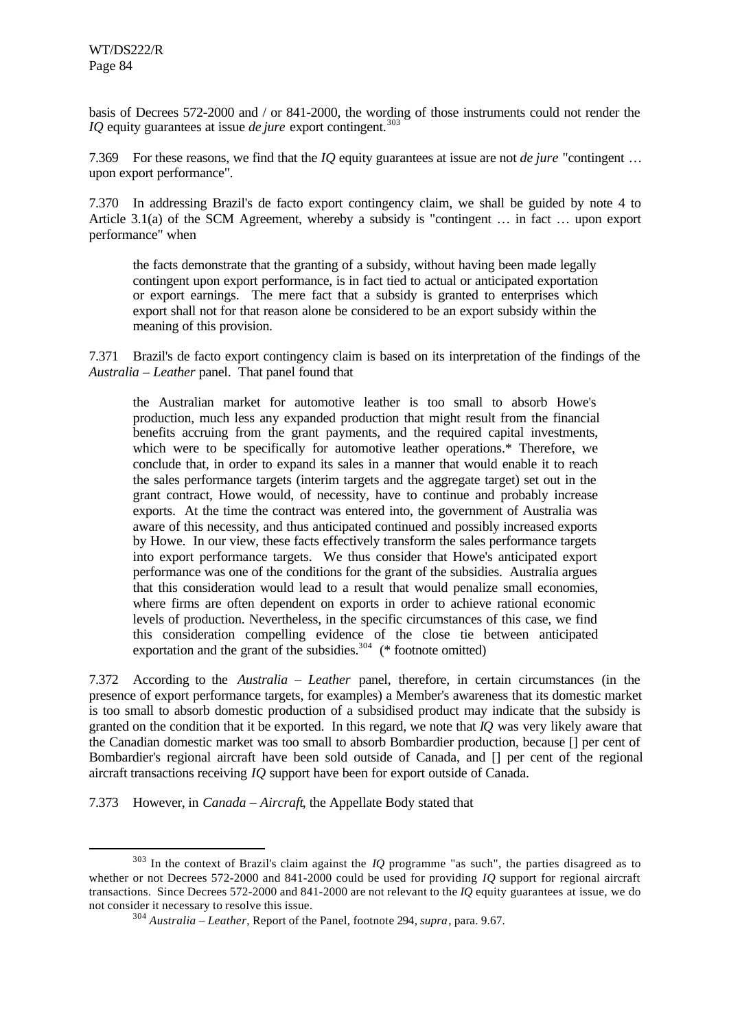basis of Decrees 572-2000 and / or 841-2000, the wording of those instruments could not render the *IQ* equity guarantees at issue *de jure* export contingent.[303]

7.369 For these reasons, we find that the *IQ* equity guarantees at issue are not *de jure* "contingent … upon export performance".

7.370 In addressing Brazil's de facto export contingency claim, we shall be guided by note 4 to Article 3.1(a) of the SCM Agreement, whereby a subsidy is "contingent … in fact … upon export performance" when

> the facts demonstrate that the granting of a subsidy, without having been made legally contingent upon export performance, is in fact tied to actual or anticipated exportation or export earnings. The mere fact that a subsidy is granted to enterprises which export shall not for that reason alone be considered to be an export subsidy within the meaning of this provision.

7.371 Brazil's de facto export contingency claim is based on its interpretation of the findings of the *Australia – Leather* panel. That panel found that

> the Australian market for automotive leather is too small to absorb Howe's production, much less any expanded production that might result from the financial benefits accruing from the grant payments, and the required capital investments, which were to be specifically for automotive leather operations.* Therefore, we conclude that, in order to expand its sales in a manner that would enable it to reach the sales performance targets (interim targets and the aggregate target) set out in the grant contract, Howe would, of necessity, have to continue and probably increase exports. At the time the contract was entered into, the government of Australia was aware of this necessity, and thus anticipated continued and possibly increased exports by Howe. In our view, these facts effectively transform the sales performance targets into export performance targets. We thus consider that Howe's anticipated export performance was one of the conditions for the grant of the subsidies. Australia argues that this consideration would lead to a result that would penalize small economies, where firms are often dependent on exports in order to achieve rational economic levels of production. Nevertheless, in the specific circumstances of this case, we find this consideration compelling evidence of the close tie between anticipated exportation and the grant of the subsidies.[304] (* footnote omitted)

7.372 According to the *Australia – Leather* panel, therefore, in certain circumstances (in the presence of export performance targets, for examples) a Member's awareness that its domestic market is too small to absorb domestic production of a subsidised product may indicate that the subsidy is granted on the condition that it be exported. In this regard, we note that *IQ* was very likely aware that the Canadian domestic market was too small to absorb Bombardier production, because [] per cent of Bombardier's regional aircraft have been sold outside of Canada, and [] per cent of the regional aircraft transactions receiving *IQ* support have been for export outside of Canada.

7.373 However, in *Canada – Aircraft*, the Appellate Body stated that

---

[303] In the context of Brazil's claim against the *IQ* programme "as such", the parties disagreed as to whether or not Decrees 572-2000 and 841-2000 could be used for providing *IQ* support for regional aircraft transactions. Since Decrees 572-2000 and 841-2000 are not relevant to the *IQ* equity guarantees at issue, we do not consider it necessary to resolve this issue.

[304] *Australia – Leather*, Report of the Panel, footnote 294, *supra*, para. 9.67.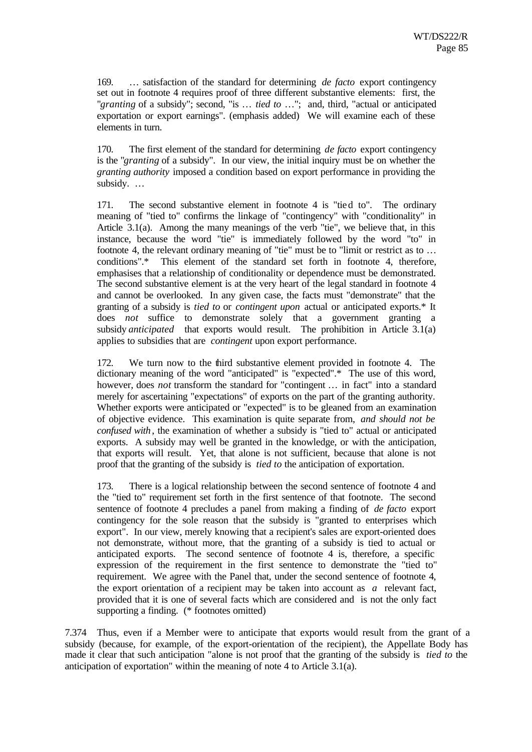> 169. … satisfaction of the standard for determining *de facto* export contingency set out in footnote 4 requires proof of three different substantive elements: first, the "*granting* of a subsidy"; second, "is … *tied to* …"; and, third, "actual or anticipated exportation or export earnings". (emphasis added) We will examine each of these elements in turn.
>
> 170. The first element of the standard for determining *de facto* export contingency is the "*granting* of a subsidy". In our view, the initial inquiry must be on whether the *granting authority* imposed a condition based on export performance in providing the subsidy. …
>
> 171. The second substantive element in footnote 4 is "tied to". The ordinary meaning of "tied to" confirms the linkage of "contingency" with "conditionality" in Article 3.1(a). Among the many meanings of the verb "tie", we believe that, in this instance, because the word "tie" is immediately followed by the word "to" in footnote 4, the relevant ordinary meaning of "tie" must be to "limit or restrict as to … conditions".* This element of the standard set forth in footnote 4, therefore, emphasises that a relationship of conditionality or dependence must be demonstrated. The second substantive element is at the very heart of the legal standard in footnote 4 and cannot be overlooked. In any given case, the facts must "demonstrate" that the granting of a subsidy is *tied to* or *contingent upon* actual or anticipated exports.* It does *not* suffice to demonstrate solely that a government granting a subsidy *anticipated* that exports would result. The prohibition in Article 3.1(a) applies to subsidies that are *contingent* upon export performance.
>
> 172. We turn now to the third substantive element provided in footnote 4. The dictionary meaning of the word "anticipated" is "expected".* The use of this word, however, does *not* transform the standard for "contingent … in fact" into a standard merely for ascertaining "expectations" of exports on the part of the granting authority. Whether exports were anticipated or "expected" is to be gleaned from an examination of objective evidence. This examination is quite separate from, *and should not be confused with*, the examination of whether a subsidy is "tied to" actual or anticipated exports. A subsidy may well be granted in the knowledge, or with the anticipation, that exports will result. Yet, that alone is not sufficient, because that alone is not proof that the granting of the subsidy is *tied to* the anticipation of exportation.
>
> 173. There is a logical relationship between the second sentence of footnote 4 and the "tied to" requirement set forth in the first sentence of that footnote. The second sentence of footnote 4 precludes a panel from making a finding of *de facto* export contingency for the sole reason that the subsidy is "granted to enterprises which export". In our view, merely knowing that a recipient's sales are export-oriented does not demonstrate, without more, that the granting of a subsidy is tied to actual or anticipated exports. The second sentence of footnote 4 is, therefore, a specific expression of the requirement in the first sentence to demonstrate the "tied to" requirement. We agree with the Panel that, under the second sentence of footnote 4, the export orientation of a recipient may be taken into account as *a* relevant fact, provided that it is one of several facts which are considered and is not the only fact supporting a finding. (* footnotes omitted)

7.374 Thus, even if a Member were to anticipate that exports would result from the grant of a subsidy (because, for example, of the export-orientation of the recipient), the Appellate Body has made it clear that such anticipation "alone is not proof that the granting of the subsidy is *tied to* the anticipation of exportation" within the meaning of note 4 to Article 3.1(a).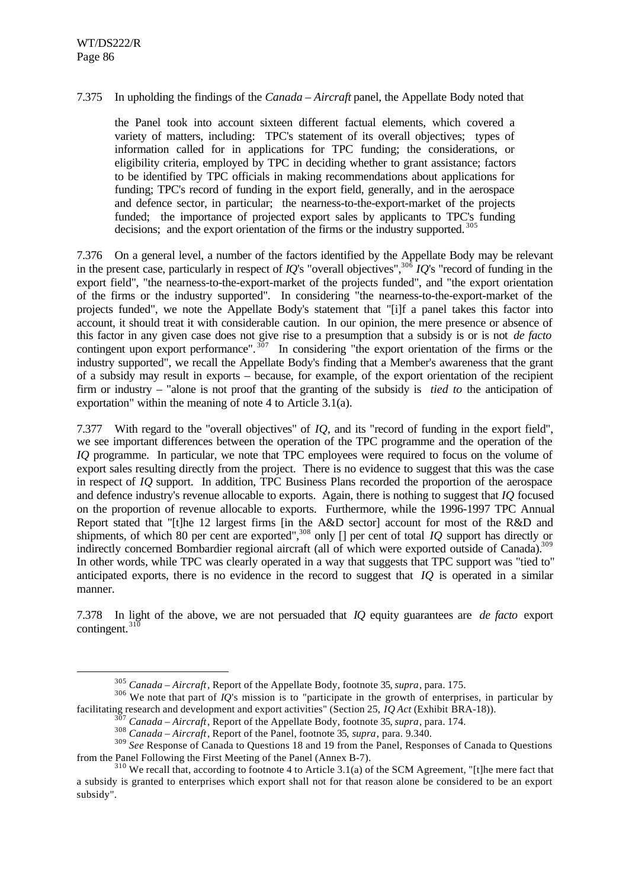7.375 In upholding the findings of the *Canada – Aircraft* panel, the Appellate Body noted that

> the Panel took into account sixteen different factual elements, which covered a variety of matters, including: TPC's statement of its overall objectives; types of information called for in applications for TPC funding; the considerations, or eligibility criteria, employed by TPC in deciding whether to grant assistance; factors to be identified by TPC officials in making recommendations about applications for funding; TPC's record of funding in the export field, generally, and in the aerospace and defence sector, in particular; the nearness-to-the-export-market of the projects funded; the importance of projected export sales by applicants to TPC's funding decisions; and the export orientation of the firms or the industry supported.[305]

7.376 On a general level, a number of the factors identified by the Appellate Body may be relevant in the present case, particularly in respect of *IQ*'s "overall objectives",[306] *IQ*'s "record of funding in the export field", "the nearness-to-the-export-market of the projects funded", and "the export orientation of the firms or the industry supported". In considering "the nearness-to-the-export-market of the projects funded", we note the Appellate Body's statement that "[i]f a panel takes this factor into account, it should treat it with considerable caution. In our opinion, the mere presence or absence of this factor in any given case does not give rise to a presumption that a subsidy is or is not *de facto* contingent upon export performance".[307] In considering "the export orientation of the firms or the industry supported", we recall the Appellate Body's finding that a Member's awareness that the grant of a subsidy may result in exports – because, for example, of the export orientation of the recipient firm or industry – "alone is not proof that the granting of the subsidy is *tied to* the anticipation of exportation" within the meaning of note 4 to Article 3.1(a).

7.377 With regard to the "overall objectives" of *IQ*, and its "record of funding in the export field", we see important differences between the operation of the TPC programme and the operation of the *IQ* programme. In particular, we note that TPC employees were required to focus on the volume of export sales resulting directly from the project. There is no evidence to suggest that this was the case in respect of *IQ* support. In addition, TPC Business Plans recorded the proportion of the aerospace and defence industry's revenue allocable to exports. Again, there is nothing to suggest that *IQ* focused on the proportion of revenue allocable to exports. Furthermore, while the 1996-1997 TPC Annual Report stated that "[t]he 12 largest firms [in the A&D sector] account for most of the R&D and shipments, of which 80 per cent are exported",[308] only [] per cent of total *IQ* support has directly or indirectly concerned Bombardier regional aircraft (all of which were exported outside of Canada).[309] In other words, while TPC was clearly operated in a way that suggests that TPC support was "tied to" anticipated exports, there is no evidence in the record to suggest that *IQ* is operated in a similar manner.

7.378 In light of the above, we are not persuaded that *IQ* equity guarantees are *de facto* export contingent.[310]

---

[305] *Canada – Aircraft*, Report of the Appellate Body, footnote 35, *supra*, para. 175.

[306] We note that part of *IQ*'s mission is to "participate in the growth of enterprises, in particular by facilitating research and development and export activities" (Section 25, *IQ Act* (Exhibit BRA-18)).

[307] *Canada – Aircraft*, Report of the Appellate Body, footnote 35, *supra*, para. 174.

[308] *Canada – Aircraft*, Report of the Panel, footnote 35, *supra*, para. 9.340.

[309] *See* Response of Canada to Questions 18 and 19 from the Panel, Responses of Canada to Questions from the Panel Following the First Meeting of the Panel (Annex B-7).

[310] We recall that, according to footnote 4 to Article 3.1(a) of the SCM Agreement, "[t]he mere fact that a subsidy is granted to enterprises which export shall not for that reason alone be considered to be an export subsidy".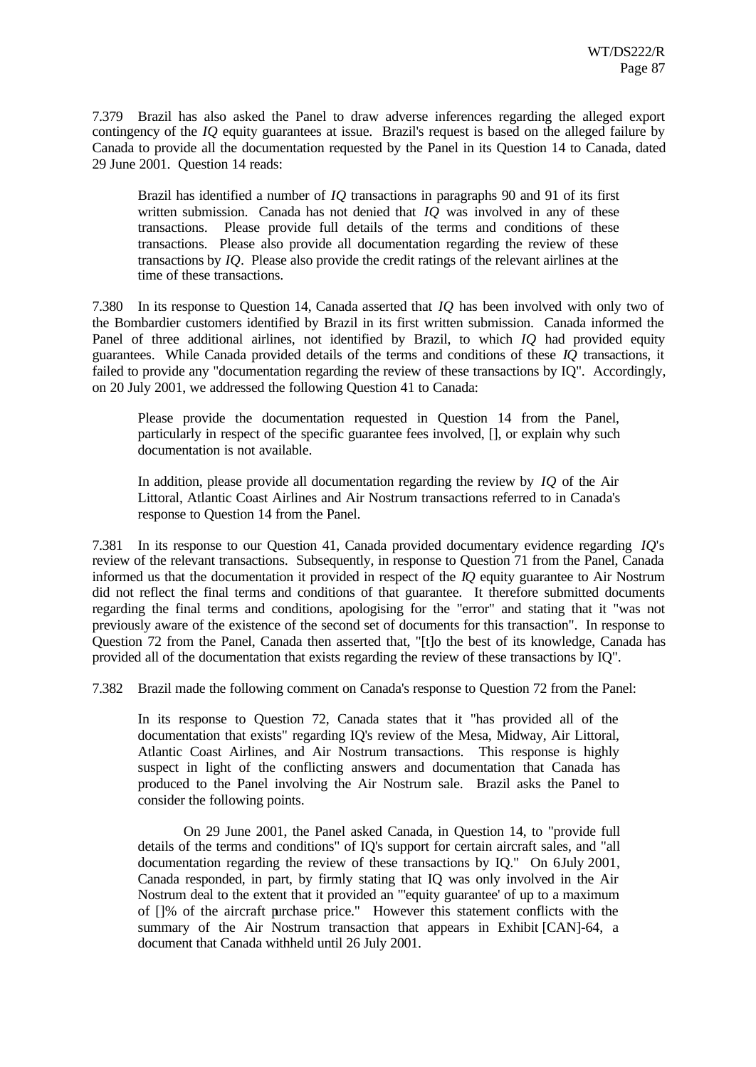7.379 Brazil has also asked the Panel to draw adverse inferences regarding the alleged export contingency of the *IQ* equity guarantees at issue. Brazil's request is based on the alleged failure by Canada to provide all the documentation requested by the Panel in its Question 14 to Canada, dated 29 June 2001. Question 14 reads:

> Brazil has identified a number of *IQ* transactions in paragraphs 90 and 91 of its first written submission. Canada has not denied that *IQ* was involved in any of these transactions. Please provide full details of the terms and conditions of these transactions. Please also provide all documentation regarding the review of these transactions by *IQ*. Please also provide the credit ratings of the relevant airlines at the time of these transactions.

7.380 In its response to Question 14, Canada asserted that *IQ* has been involved with only two of the Bombardier customers identified by Brazil in its first written submission. Canada informed the Panel of three additional airlines, not identified by Brazil, to which *IQ* had provided equity guarantees. While Canada provided details of the terms and conditions of these *IQ* transactions, it failed to provide any "documentation regarding the review of these transactions by IQ". Accordingly, on 20 July 2001, we addressed the following Question 41 to Canada:

> Please provide the documentation requested in Question 14 from the Panel, particularly in respect of the specific guarantee fees involved, [], or explain why such documentation is not available.
>
> In addition, please provide all documentation regarding the review by *IQ* of the Air Littoral, Atlantic Coast Airlines and Air Nostrum transactions referred to in Canada's response to Question 14 from the Panel.

7.381 In its response to our Question 41, Canada provided documentary evidence regarding *IQ*'s review of the relevant transactions. Subsequently, in response to Question 71 from the Panel, Canada informed us that the documentation it provided in respect of the *IQ* equity guarantee to Air Nostrum did not reflect the final terms and conditions of that guarantee. It therefore submitted documents regarding the final terms and conditions, apologising for the "error" and stating that it "was not previously aware of the existence of the second set of documents for this transaction". In response to Question 72 from the Panel, Canada then asserted that, "[t]o the best of its knowledge, Canada has provided all of the documentation that exists regarding the review of these transactions by IQ".

7.382 Brazil made the following comment on Canada's response to Question 72 from the Panel:

> In its response to Question 72, Canada states that it "has provided all of the documentation that exists" regarding IQ's review of the Mesa, Midway, Air Littoral, Atlantic Coast Airlines, and Air Nostrum transactions. This response is highly suspect in light of the conflicting answers and documentation that Canada has produced to the Panel involving the Air Nostrum sale. Brazil asks the Panel to consider the following points.
>
> On 29 June 2001, the Panel asked Canada, in Question 14, to "provide full details of the terms and conditions" of IQ's support for certain aircraft sales, and "all documentation regarding the review of these transactions by IQ." On 6 July 2001, Canada responded, in part, by firmly stating that IQ was only involved in the Air Nostrum deal to the extent that it provided an "'equity guarantee' of up to a maximum of []% of the aircraft purchase price." However this statement conflicts with the summary of the Air Nostrum transaction that appears in Exhibit [CAN]-64, a document that Canada withheld until 26 July 2001.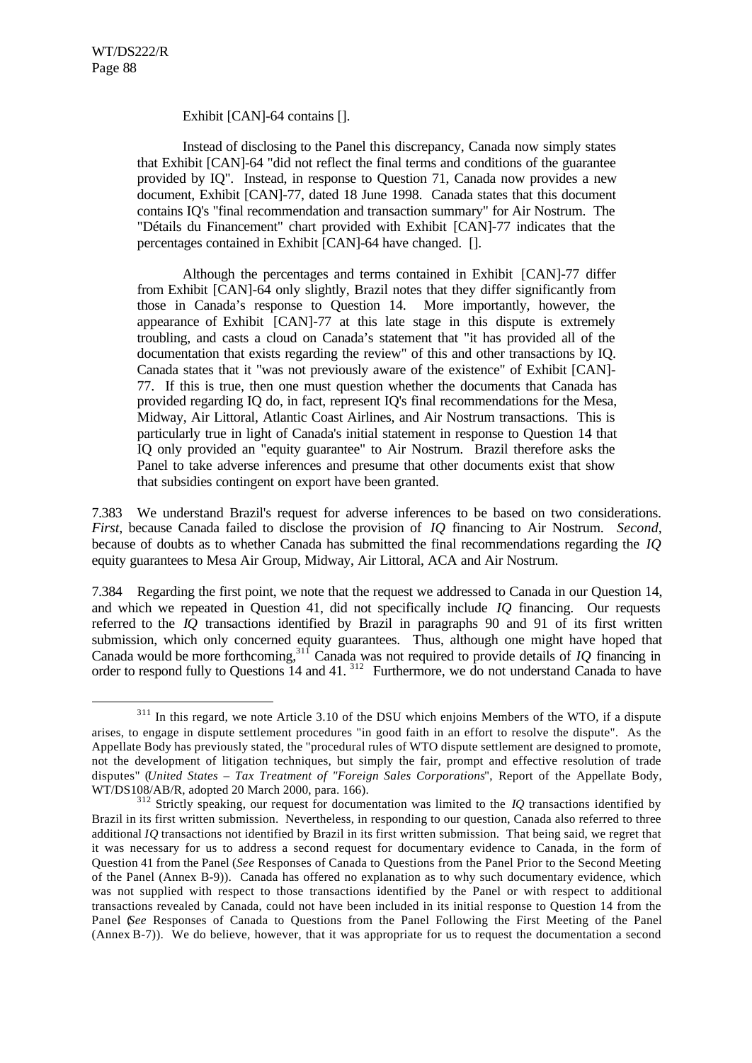Exhibit [CAN]-64 contains [].

Instead of disclosing to the Panel this discrepancy, Canada now simply states that Exhibit [CAN]-64 "did not reflect the final terms and conditions of the guarantee provided by IQ". Instead, in response to Question 71, Canada now provides a new document, Exhibit [CAN]-77, dated 18 June 1998. Canada states that this document contains IQ's "final recommendation and transaction summary" for Air Nostrum. The "Détails du Financement" chart provided with Exhibit [CAN]-77 indicates that the percentages contained in Exhibit [CAN]-64 have changed. [].

Although the percentages and terms contained in Exhibit [CAN]-77 differ from Exhibit [CAN]-64 only slightly, Brazil notes that they differ significantly from those in Canada's response to Question 14. More importantly, however, the appearance of Exhibit [CAN]-77 at this late stage in this dispute is extremely troubling, and casts a cloud on Canada's statement that "it has provided all of the documentation that exists regarding the review" of this and other transactions by IQ. Canada states that it "was not previously aware of the existence" of Exhibit [CAN]-77. If this is true, then one must question whether the documents that Canada has provided regarding IQ do, in fact, represent IQ's final recommendations for the Mesa, Midway, Air Littoral, Atlantic Coast Airlines, and Air Nostrum transactions. This is particularly true in light of Canada's initial statement in response to Question 14 that IQ only provided an "equity guarantee" to Air Nostrum. Brazil therefore asks the Panel to take adverse inferences and presume that other documents exist that show that subsidies contingent on export have been granted.

7.383 We understand Brazil's request for adverse inferences to be based on two considerations. *First*, because Canada failed to disclose the provision of *IQ* financing to Air Nostrum. *Second*, because of doubts as to whether Canada has submitted the final recommendations regarding the *IQ* equity guarantees to Mesa Air Group, Midway, Air Littoral, ACA and Air Nostrum.

7.384 Regarding the first point, we note that the request we addressed to Canada in our Question 14, and which we repeated in Question 41, did not specifically include *IQ* financing. Our requests referred to the *IQ* transactions identified by Brazil in paragraphs 90 and 91 of its first written submission, which only concerned equity guarantees. Thus, although one might have hoped that Canada would be more forthcoming,[311] Canada was not required to provide details of *IQ* financing in order to respond fully to Questions 14 and 41.[312] Furthermore, we do not understand Canada to have

---

[311] In this regard, we note Article 3.10 of the DSU which enjoins Members of the WTO, if a dispute arises, to engage in dispute settlement procedures "in good faith in an effort to resolve the dispute". As the Appellate Body has previously stated, the "procedural rules of WTO dispute settlement are designed to promote, not the development of litigation techniques, but simply the fair, prompt and effective resolution of trade disputes" (*United States – Tax Treatment of "Foreign Sales Corporations*", Report of the Appellate Body, WT/DS108/AB/R, adopted 20 March 2000, para. 166).

[312] Strictly speaking, our request for documentation was limited to the *IQ* transactions identified by Brazil in its first written submission. Nevertheless, in responding to our question, Canada also referred to three additional *IQ* transactions not identified by Brazil in its first written submission. That being said, we regret that it was necessary for us to address a second request for documentary evidence to Canada, in the form of Question 41 from the Panel (*See* Responses of Canada to Questions from the Panel Prior to the Second Meeting of the Panel (Annex B-9)). Canada has offered no explanation as to why such documentary evidence, which was not supplied with respect to those transactions identified by the Panel or with respect to additional transactions revealed by Canada, could not have been included in its initial response to Question 14 from the Panel (*See* Responses of Canada to Questions from the Panel Following the First Meeting of the Panel (Annex B-7)). We do believe, however, that it was appropriate for us to request the documentation a second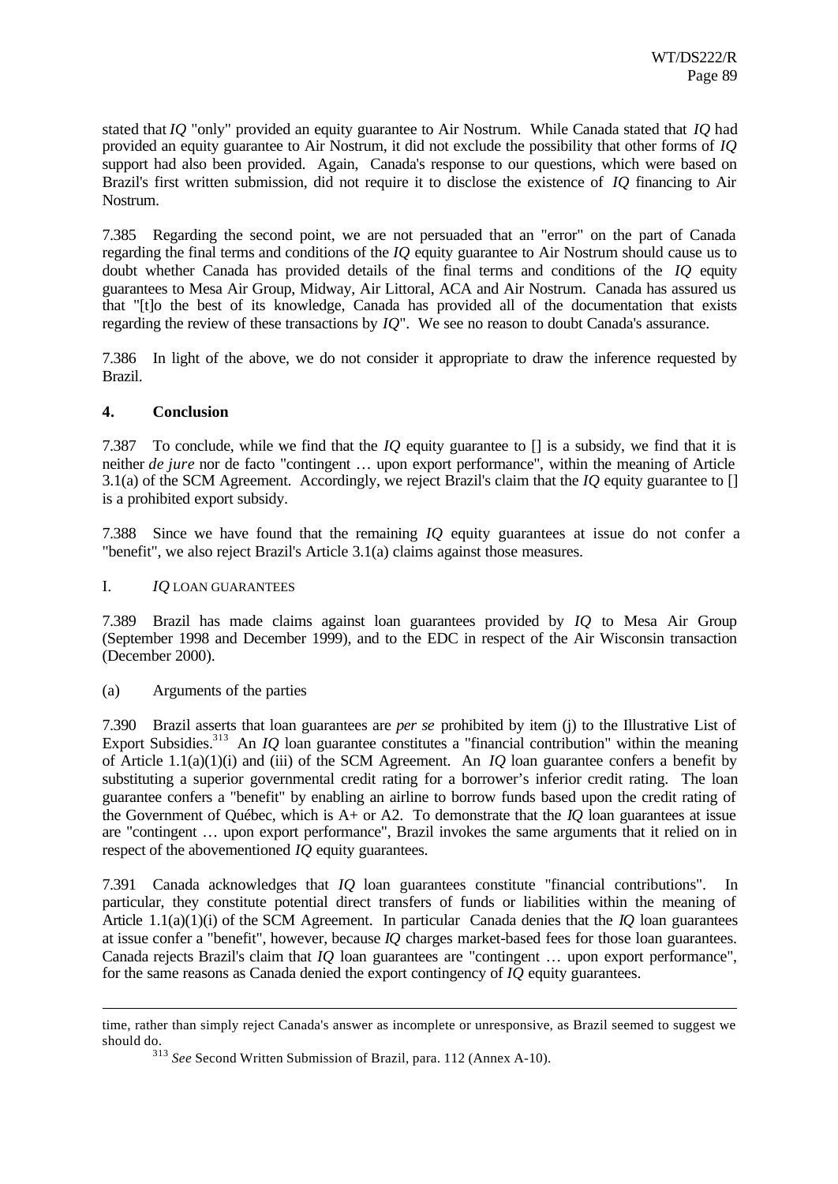stated that *IQ* "only" provided an equity guarantee to Air Nostrum. While Canada stated that *IQ* had provided an equity guarantee to Air Nostrum, it did not exclude the possibility that other forms of *IQ* support had also been provided. Again, Canada's response to our questions, which were based on Brazil's first written submission, did not require it to disclose the existence of *IQ* financing to Air Nostrum.

7.385 Regarding the second point, we are not persuaded that an "error" on the part of Canada regarding the final terms and conditions of the *IQ* equity guarantee to Air Nostrum should cause us to doubt whether Canada has provided details of the final terms and conditions of the *IQ* equity guarantees to Mesa Air Group, Midway, Air Littoral, ACA and Air Nostrum. Canada has assured us that "[t]o the best of its knowledge, Canada has provided all of the documentation that exists regarding the review of these transactions by *IQ*". We see no reason to doubt Canada's assurance.

7.386 In light of the above, we do not consider it appropriate to draw the inference requested by Brazil.

#### 4. Conclusion

7.387 To conclude, while we find that the *IQ* equity guarantee to [] is a subsidy, we find that it is neither *de jure* nor de facto "contingent … upon export performance", within the meaning of Article 3.1(a) of the SCM Agreement. Accordingly, we reject Brazil's claim that the *IQ* equity guarantee to [] is a prohibited export subsidy.

7.388 Since we have found that the remaining *IQ* equity guarantees at issue do not confer a "benefit", we also reject Brazil's Article 3.1(a) claims against those measures.

### I. *IQ* LOAN GUARANTEES

7.389 Brazil has made claims against loan guarantees provided by *IQ* to Mesa Air Group (September 1998 and December 1999), and to the EDC in respect of the Air Wisconsin transaction (December 2000).

(a) Arguments of the parties

7.390 Brazil asserts that loan guarantees are *per se* prohibited by item (j) to the Illustrative List of Export Subsidies.[313] An *IQ* loan guarantee constitutes a "financial contribution" within the meaning of Article 1.1(a)(1)(i) and (iii) of the SCM Agreement. An *IQ* loan guarantee confers a benefit by substituting a superior governmental credit rating for a borrower's inferior credit rating. The loan guarantee confers a "benefit" by enabling an airline to borrow funds based upon the credit rating of the Government of Québec, which is A+ or A2. To demonstrate that the *IQ* loan guarantees at issue are "contingent … upon export performance", Brazil invokes the same arguments that it relied on in respect of the abovementioned *IQ* equity guarantees.

7.391 Canada acknowledges that *IQ* loan guarantees constitute "financial contributions". In particular, they constitute potential direct transfers of funds or liabilities within the meaning of Article 1.1(a)(1)(i) of the SCM Agreement. In particular Canada denies that the *IQ* loan guarantees at issue confer a "benefit", however, because *IQ* charges market-based fees for those loan guarantees. Canada rejects Brazil's claim that *IQ* loan guarantees are "contingent … upon export performance", for the same reasons as Canada denied the export contingency of *IQ* equity guarantees.

---

time, rather than simply reject Canada's answer as incomplete or unresponsive, as Brazil seemed to suggest we should do.

[313] *See* Second Written Submission of Brazil, para. 112 (Annex A-10).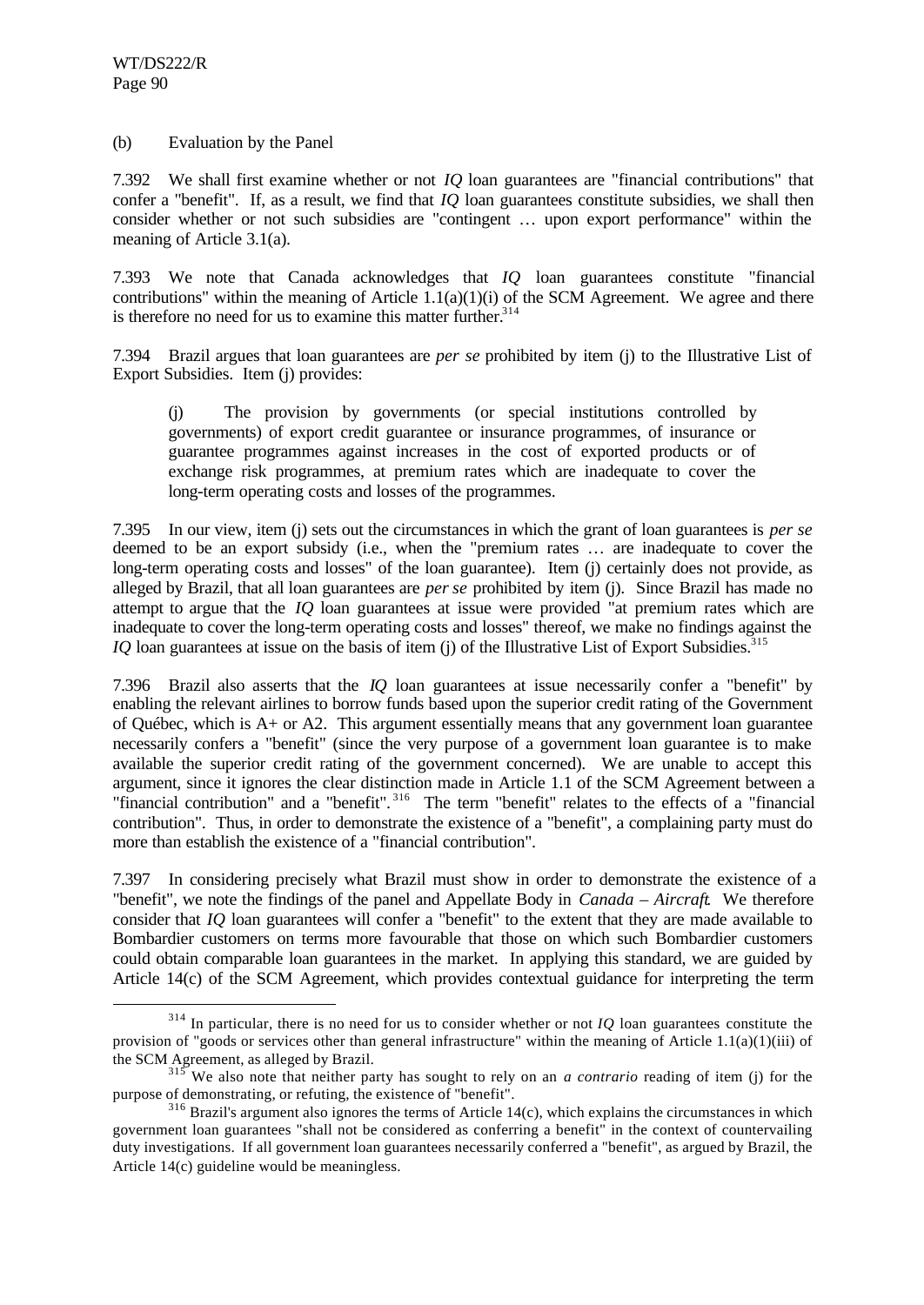(b) Evaluation by the Panel

7.392 We shall first examine whether or not *IQ* loan guarantees are "financial contributions" that confer a "benefit". If, as a result, we find that *IQ* loan guarantees constitute subsidies, we shall then consider whether or not such subsidies are "contingent … upon export performance" within the meaning of Article 3.1(a).

7.393 We note that Canada acknowledges that *IQ* loan guarantees constitute "financial contributions" within the meaning of Article 1.1(a)(1)(i) of the SCM Agreement. We agree and there is therefore no need for us to examine this matter further.[314]

7.394 Brazil argues that loan guarantees are *per se* prohibited by item (j) to the Illustrative List of Export Subsidies. Item (j) provides:

> (j) The provision by governments (or special institutions controlled by governments) of export credit guarantee or insurance programmes, of insurance or guarantee programmes against increases in the cost of exported products or of exchange risk programmes, at premium rates which are inadequate to cover the long-term operating costs and losses of the programmes.

7.395 In our view, item (j) sets out the circumstances in which the grant of loan guarantees is *per se* deemed to be an export subsidy (i.e., when the "premium rates … are inadequate to cover the long-term operating costs and losses" of the loan guarantee). Item (j) certainly does not provide, as alleged by Brazil, that all loan guarantees are *per se* prohibited by item (j). Since Brazil has made no attempt to argue that the *IQ* loan guarantees at issue were provided "at premium rates which are inadequate to cover the long-term operating costs and losses" thereof, we make no findings against the *IQ* loan guarantees at issue on the basis of item (j) of the Illustrative List of Export Subsidies.[315]

7.396 Brazil also asserts that the *IQ* loan guarantees at issue necessarily confer a "benefit" by enabling the relevant airlines to borrow funds based upon the superior credit rating of the Government of Québec, which is A+ or A2. This argument essentially means that any government loan guarantee necessarily confers a "benefit" (since the very purpose of a government loan guarantee is to make available the superior credit rating of the government concerned). We are unable to accept this argument, since it ignores the clear distinction made in Article 1.1 of the SCM Agreement between a "financial contribution" and a "benefit".[316] The term "benefit" relates to the effects of a "financial contribution". Thus, in order to demonstrate the existence of a "benefit", a complaining party must do more than establish the existence of a "financial contribution".

7.397 In considering precisely what Brazil must show in order to demonstrate the existence of a "benefit", we note the findings of the panel and Appellate Body in *Canada – Aircraft*. We therefore consider that *IQ* loan guarantees will confer a "benefit" to the extent that they are made available to Bombardier customers on terms more favourable that those on which such Bombardier customers could obtain comparable loan guarantees in the market. In applying this standard, we are guided by Article 14(c) of the SCM Agreement, which provides contextual guidance for interpreting the term

---

[314] In particular, there is no need for us to consider whether or not *IQ* loan guarantees constitute the provision of "goods or services other than general infrastructure" within the meaning of Article 1.1(a)(1)(iii) of the SCM Agreement, as alleged by Brazil.

[315] We also note that neither party has sought to rely on an *a contrario* reading of item (j) for the purpose of demonstrating, or refuting, the existence of "benefit".

[316] Brazil's argument also ignores the terms of Article 14(c), which explains the circumstances in which government loan guarantees "shall not be considered as conferring a benefit" in the context of countervailing duty investigations. If all government loan guarantees necessarily conferred a "benefit", as argued by Brazil, the Article 14(c) guideline would be meaningless.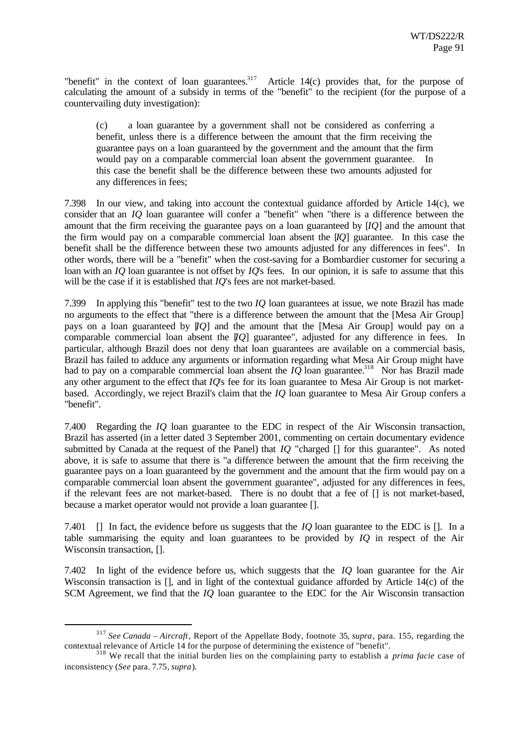"benefit" in the context of loan guarantees.[317] Article 14(c) provides that, for the purpose of calculating the amount of a subsidy in terms of the "benefit" to the recipient (for the purpose of a countervailing duty investigation):

> (c) a loan guarantee by a government shall not be considered as conferring a benefit, unless there is a difference between the amount that the firm receiving the guarantee pays on a loan guaranteed by the government and the amount that the firm would pay on a comparable commercial loan absent the government guarantee. In this case the benefit shall be the difference between these two amounts adjusted for any differences in fees;

7.398 In our view, and taking into account the contextual guidance afforded by Article 14(c), we consider that an *IQ* loan guarantee will confer a "benefit" when "there is a difference between the amount that the firm receiving the guarantee pays on a loan guaranteed by [*IQ*] and the amount that the firm would pay on a comparable commercial loan absent the [*IQ*] guarantee. In this case the benefit shall be the difference between these two amounts adjusted for any differences in fees". In other words, there will be a "benefit" when the cost-saving for a Bombardier customer for securing a loan with an *IQ* loan guarantee is not offset by *IQ*'s fees. In our opinion, it is safe to assume that this will be the case if it is established that *IQ*'s fees are not market-based.

7.399 In applying this "benefit" test to the two *IQ* loan guarantees at issue, we note Brazil has made no arguments to the effect that "there is a difference between the amount that the [Mesa Air Group] pays on a loan guaranteed by [*IQ*] and the amount that the [Mesa Air Group] would pay on a comparable commercial loan absent the [*IQ*] guarantee", adjusted for any difference in fees. In particular, although Brazil does not deny that loan guarantees are available on a commercial basis, Brazil has failed to adduce any arguments or information regarding what Mesa Air Group might have had to pay on a comparable commercial loan absent the *IQ* loan guarantee.[318] Nor has Brazil made any other argument to the effect that *IQ*'s fee for its loan guarantee to Mesa Air Group is not market-based. Accordingly, we reject Brazil's claim that the *IQ* loan guarantee to Mesa Air Group confers a "benefit".

7.400 Regarding the *IQ* loan guarantee to the EDC in respect of the Air Wisconsin transaction, Brazil has asserted (in a letter dated 3 September 2001, commenting on certain documentary evidence submitted by Canada at the request of the Panel) that *IQ* "charged [] for this guarantee". As noted above, it is safe to assume that there is "a difference between the amount that the firm receiving the guarantee pays on a loan guaranteed by the government and the amount that the firm would pay on a comparable commercial loan absent the government guarantee", adjusted for any differences in fees, if the relevant fees are not market-based. There is no doubt that a fee of [] is not market-based, because a market operator would not provide a loan guarantee [].

7.401 [] In fact, the evidence before us suggests that the *IQ* loan guarantee to the EDC is []. In a table summarising the equity and loan guarantees to be provided by *IQ* in respect of the Air Wisconsin transaction, [].

7.402 In light of the evidence before us, which suggests that the *IQ* loan guarantee for the Air Wisconsin transaction is [], and in light of the contextual guidance afforded by Article 14(c) of the SCM Agreement, we find that the *IQ* loan guarantee to the EDC for the Air Wisconsin transaction

---

[317] *See Canada – Aircraft*, Report of the Appellate Body, footnote 35, *supra*, para. 155, regarding the contextual relevance of Article 14 for the purpose of determining the existence of "benefit".

[318] We recall that the initial burden lies on the complaining party to establish a *prima facie* case of inconsistency (*See* para. 7.75, *supra*).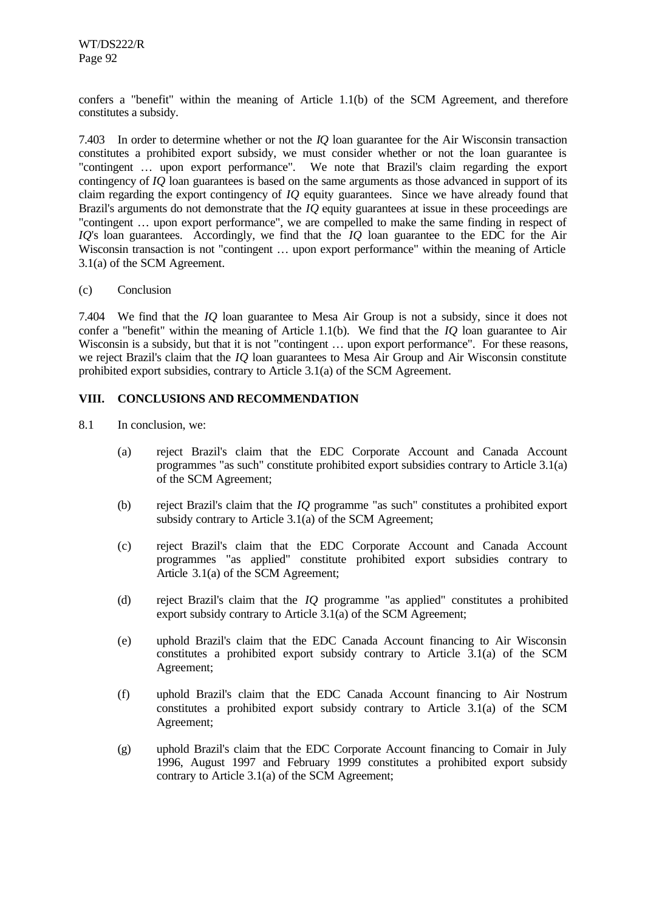confers a "benefit" within the meaning of Article 1.1(b) of the SCM Agreement, and therefore constitutes a subsidy.

7.403 In order to determine whether or not the *IQ* loan guarantee for the Air Wisconsin transaction constitutes a prohibited export subsidy, we must consider whether or not the loan guarantee is "contingent … upon export performance". We note that Brazil's claim regarding the export contingency of *IQ* loan guarantees is based on the same arguments as those advanced in support of its claim regarding the export contingency of *IQ* equity guarantees. Since we have already found that Brazil's arguments do not demonstrate that the *IQ* equity guarantees at issue in these proceedings are "contingent … upon export performance", we are compelled to make the same finding in respect of *IQ*'s loan guarantees. Accordingly, we find that the *IQ* loan guarantee to the EDC for the Air Wisconsin transaction is not "contingent … upon export performance" within the meaning of Article 3.1(a) of the SCM Agreement.

(c) Conclusion

7.404 We find that the *IQ* loan guarantee to Mesa Air Group is not a subsidy, since it does not confer a "benefit" within the meaning of Article 1.1(b). We find that the *IQ* loan guarantee to Air Wisconsin is a subsidy, but that it is not "contingent … upon export performance". For these reasons, we reject Brazil's claim that the *IQ* loan guarantees to Mesa Air Group and Air Wisconsin constitute prohibited export subsidies, contrary to Article 3.1(a) of the SCM Agreement.

## VIII. CONCLUSIONS AND RECOMMENDATION

8.1 In conclusion, we:

(a) reject Brazil's claim that the EDC Corporate Account and Canada Account programmes "as such" constitute prohibited export subsidies contrary to Article 3.1(a) of the SCM Agreement;

(b) reject Brazil's claim that the *IQ* programme "as such" constitutes a prohibited export subsidy contrary to Article 3.1(a) of the SCM Agreement;

(c) reject Brazil's claim that the EDC Corporate Account and Canada Account programmes "as applied" constitute prohibited export subsidies contrary to Article 3.1(a) of the SCM Agreement;

(d) reject Brazil's claim that the *IQ* programme "as applied" constitutes a prohibited export subsidy contrary to Article 3.1(a) of the SCM Agreement;

(e) uphold Brazil's claim that the EDC Canada Account financing to Air Wisconsin constitutes a prohibited export subsidy contrary to Article 3.1(a) of the SCM Agreement;

(f) uphold Brazil's claim that the EDC Canada Account financing to Air Nostrum constitutes a prohibited export subsidy contrary to Article 3.1(a) of the SCM Agreement;

(g) uphold Brazil's claim that the EDC Corporate Account financing to Comair in July 1996, August 1997 and February 1999 constitutes a prohibited export subsidy contrary to Article 3.1(a) of the SCM Agreement;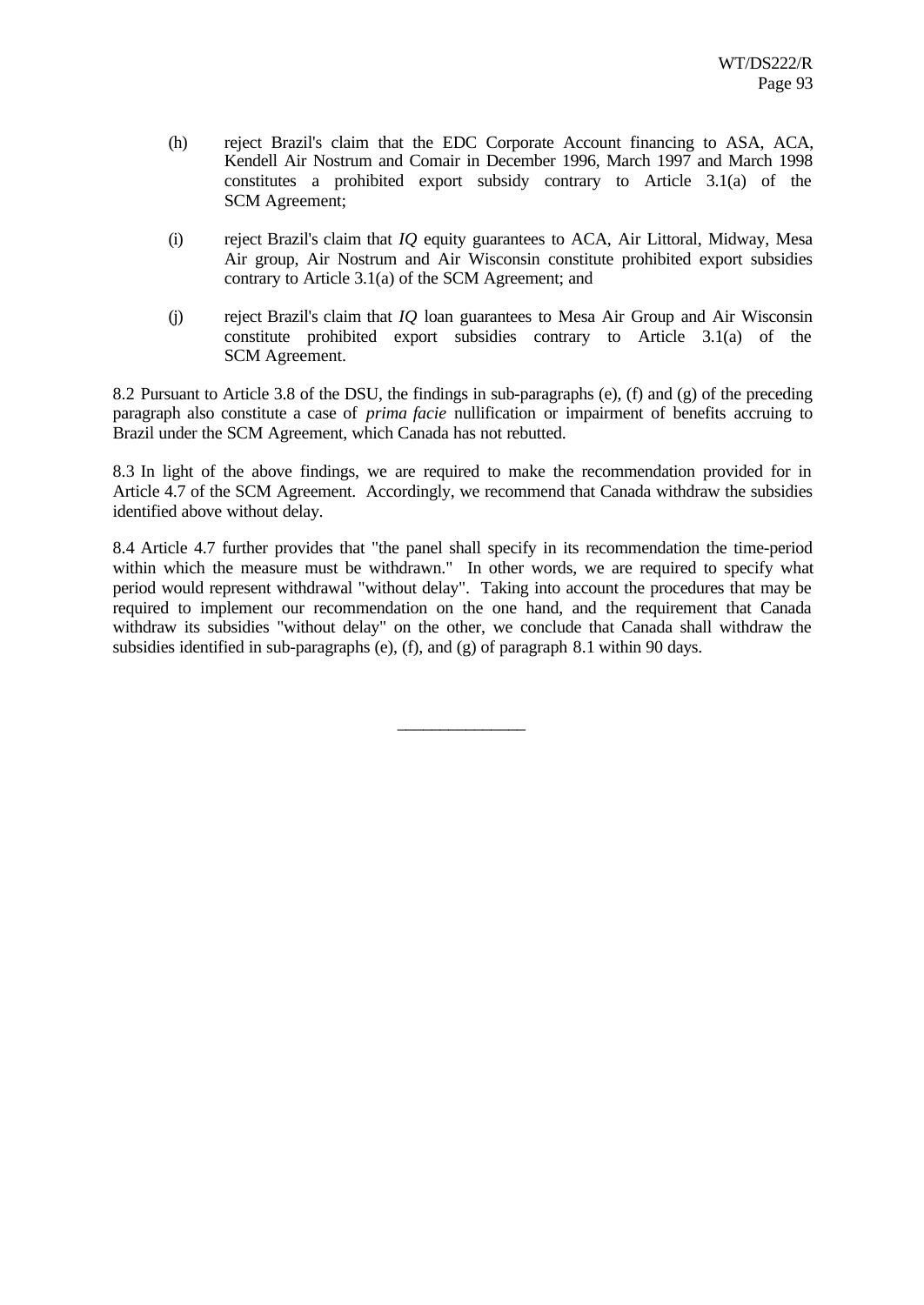(h) reject Brazil's claim that the EDC Corporate Account financing to ASA, ACA, Kendell Air Nostrum and Comair in December 1996, March 1997 and March 1998 constitutes a prohibited export subsidy contrary to Article 3.1(a) of the SCM Agreement;

(i) reject Brazil's claim that *IQ* equity guarantees to ACA, Air Littoral, Midway, Mesa Air group, Air Nostrum and Air Wisconsin constitute prohibited export subsidies contrary to Article 3.1(a) of the SCM Agreement; and

(j) reject Brazil's claim that *IQ* loan guarantees to Mesa Air Group and Air Wisconsin constitute prohibited export subsidies contrary to Article 3.1(a) of the SCM Agreement.

8.2 Pursuant to Article 3.8 of the DSU, the findings in sub-paragraphs (e), (f) and (g) of the preceding paragraph also constitute a case of *prima facie* nullification or impairment of benefits accruing to Brazil under the SCM Agreement, which Canada has not rebutted.

8.3 In light of the above findings, we are required to make the recommendation provided for in Article 4.7 of the SCM Agreement. Accordingly, we recommend that Canada withdraw the subsidies identified above without delay.

8.4 Article 4.7 further provides that "the panel shall specify in its recommendation the time-period within which the measure must be withdrawn." In other words, we are required to specify what period would represent withdrawal "without delay". Taking into account the procedures that may be required to implement our recommendation on the one hand, and the requirement that Canada withdraw its subsidies "without delay" on the other, we conclude that Canada shall withdraw the subsidies identified in sub-paragraphs (e), (f), and (g) of paragraph 8.1 within 90 days.

__________